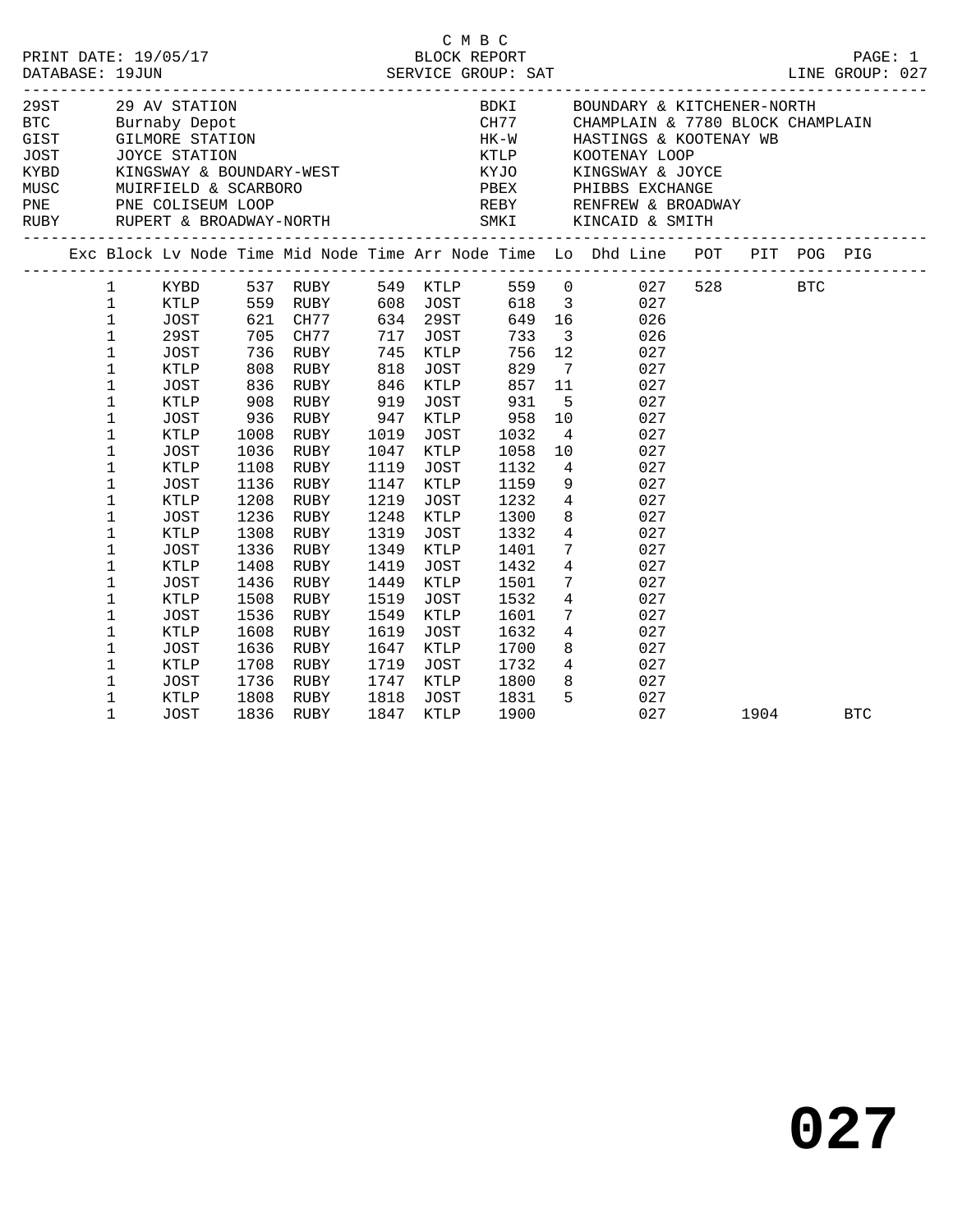C M B C

PRINT DATE: 19/05/17 BLOCK REPORT PAGE: 1
DATABASE: 19JUN SERVICE GROUP: SAT LINE GROUP: 027

| Code | Location | Code | Location |
|---|---|---|---|
| 29ST | 29 AV STATION | BDKI | BOUNDARY & KITCHENER-NORTH |
| BTC | Burnaby Depot | CH77 | CHAMPLAIN & 7780 BLOCK CHAMPLAIN |
| GIST | GILMORE STATION | HK-W | HASTINGS & KOOTENAY WB |
| JOST | JOYCE STATION | KTLP | KOOTENAY LOOP |
| KYBD | KINGSWAY & BOUNDARY-WEST | KYJO | KINGSWAY & JOYCE |
| MUSC | MUIRFIELD & SCARBORO | PBEX | PHIBBS EXCHANGE |
| PNE | PNE COLISEUM LOOP | REBY | RENFREW & BROADWAY |
| RUBY | RUPERT & BROADWAY-NORTH | SMKI | KINCAID & SMITH |

| Exc | Block | Lv Node | Time | Mid Node | Time | Arr Node | Time | Lo | Dhd Line | POT | PIT | POG | PIG |
|---|---|---|---|---|---|---|---|---|---|---|---|---|---|
| | 1 | KYBD | 537 | RUBY | 549 | KTLP | 559 | 0 | 027 | 528 | | BTC | |
| | 1 | KTLP | 559 | RUBY | 608 | JOST | 618 | 3 | 027 | | | | |
| | 1 | JOST | 621 | CH77 | 634 | 29ST | 649 | 16 | 026 | | | | |
| | 1 | 29ST | 705 | CH77 | 717 | JOST | 733 | 3 | 026 | | | | |
| | 1 | JOST | 736 | RUBY | 745 | KTLP | 756 | 12 | 027 | | | | |
| | 1 | KTLP | 808 | RUBY | 818 | JOST | 829 | 7 | 027 | | | | |
| | 1 | JOST | 836 | RUBY | 846 | KTLP | 857 | 11 | 027 | | | | |
| | 1 | KTLP | 908 | RUBY | 919 | JOST | 931 | 5 | 027 | | | | |
| | 1 | JOST | 936 | RUBY | 947 | KTLP | 958 | 10 | 027 | | | | |
| | 1 | KTLP | 1008 | RUBY | 1019 | JOST | 1032 | 4 | 027 | | | | |
| | 1 | JOST | 1036 | RUBY | 1047 | KTLP | 1058 | 10 | 027 | | | | |
| | 1 | KTLP | 1108 | RUBY | 1119 | JOST | 1132 | 4 | 027 | | | | |
| | 1 | JOST | 1136 | RUBY | 1147 | KTLP | 1159 | 9 | 027 | | | | |
| | 1 | KTLP | 1208 | RUBY | 1219 | JOST | 1232 | 4 | 027 | | | | |
| | 1 | JOST | 1236 | RUBY | 1248 | KTLP | 1300 | 8 | 027 | | | | |
| | 1 | KTLP | 1308 | RUBY | 1319 | JOST | 1332 | 4 | 027 | | | | |
| | 1 | JOST | 1336 | RUBY | 1349 | KTLP | 1401 | 7 | 027 | | | | |
| | 1 | KTLP | 1408 | RUBY | 1419 | JOST | 1432 | 4 | 027 | | | | |
| | 1 | JOST | 1436 | RUBY | 1449 | KTLP | 1501 | 7 | 027 | | | | |
| | 1 | KTLP | 1508 | RUBY | 1519 | JOST | 1532 | 4 | 027 | | | | |
| | 1 | JOST | 1536 | RUBY | 1549 | KTLP | 1601 | 7 | 027 | | | | |
| | 1 | KTLP | 1608 | RUBY | 1619 | JOST | 1632 | 4 | 027 | | | | |
| | 1 | JOST | 1636 | RUBY | 1647 | KTLP | 1700 | 8 | 027 | | | | |
| | 1 | KTLP | 1708 | RUBY | 1719 | JOST | 1732 | 4 | 027 | | | | |
| | 1 | JOST | 1736 | RUBY | 1747 | KTLP | 1800 | 8 | 027 | | | | |
| | 1 | KTLP | 1808 | RUBY | 1818 | JOST | 1831 | 5 | 027 | | | | |
| | 1 | JOST | 1836 | RUBY | 1847 | KTLP | 1900 | | 027 | | 1904 | | BTC |

**027**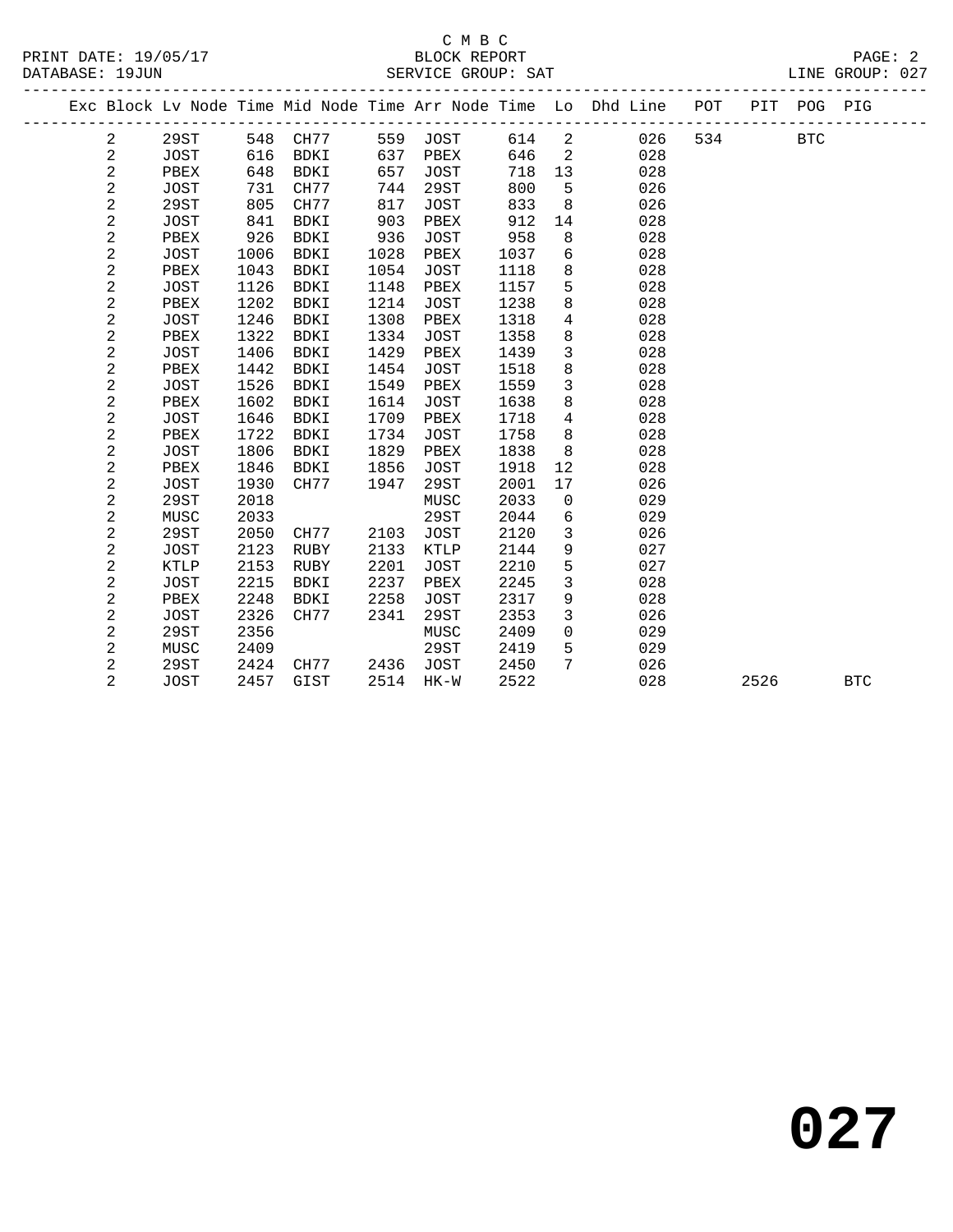C M B C

BLOCK REPORT

SERVICE GROUP: SAT

LINE GROUP: 027

PRINT DATE: 19/05/17

DATABASE: 19JUN

| Exc | Block | Lv Node | Time | Mid Node | Time | Arr Node | Time | Lo | Dhd Line | POT | PIT | POG | PIG |
|---|---|---|---|---|---|---|---|---|---|---|---|---|---|
| | 2 | 29ST | 548 | CH77 | 559 | JOST | 614 | 2 | 026 | 534 | | BTC | |
| | 2 | JOST | 616 | BDKI | 637 | PBEX | 646 | 2 | 028 | | | | |
| | 2 | PBEX | 648 | BDKI | 657 | JOST | 718 | 13 | 028 | | | | |
| | 2 | JOST | 731 | CH77 | 744 | 29ST | 800 | 5 | 026 | | | | |
| | 2 | 29ST | 805 | CH77 | 817 | JOST | 833 | 8 | 026 | | | | |
| | 2 | JOST | 841 | BDKI | 903 | PBEX | 912 | 14 | 028 | | | | |
| | 2 | PBEX | 926 | BDKI | 936 | JOST | 958 | 8 | 028 | | | | |
| | 2 | JOST | 1006 | BDKI | 1028 | PBEX | 1037 | 6 | 028 | | | | |
| | 2 | PBEX | 1043 | BDKI | 1054 | JOST | 1118 | 8 | 028 | | | | |
| | 2 | JOST | 1126 | BDKI | 1148 | PBEX | 1157 | 5 | 028 | | | | |
| | 2 | PBEX | 1202 | BDKI | 1214 | JOST | 1238 | 8 | 028 | | | | |
| | 2 | JOST | 1246 | BDKI | 1308 | PBEX | 1318 | 4 | 028 | | | | |
| | 2 | PBEX | 1322 | BDKI | 1334 | JOST | 1358 | 8 | 028 | | | | |
| | 2 | JOST | 1406 | BDKI | 1429 | PBEX | 1439 | 3 | 028 | | | | |
| | 2 | PBEX | 1442 | BDKI | 1454 | JOST | 1518 | 8 | 028 | | | | |
| | 2 | JOST | 1526 | BDKI | 1549 | PBEX | 1559 | 3 | 028 | | | | |
| | 2 | PBEX | 1602 | BDKI | 1614 | JOST | 1638 | 8 | 028 | | | | |
| | 2 | JOST | 1646 | BDKI | 1709 | PBEX | 1718 | 4 | 028 | | | | |
| | 2 | PBEX | 1722 | BDKI | 1734 | JOST | 1758 | 8 | 028 | | | | |
| | 2 | JOST | 1806 | BDKI | 1829 | PBEX | 1838 | 8 | 028 | | | | |
| | 2 | PBEX | 1846 | BDKI | 1856 | JOST | 1918 | 12 | 028 | | | | |
| | 2 | JOST | 1930 | CH77 | 1947 | 29ST | 2001 | 17 | 026 | | | | |
| | 2 | 29ST | 2018 | | | MUSC | 2033 | 0 | 029 | | | | |
| | 2 | MUSC | 2033 | | | 29ST | 2044 | 6 | 029 | | | | |
| | 2 | 29ST | 2050 | CH77 | 2103 | JOST | 2120 | 3 | 026 | | | | |
| | 2 | JOST | 2123 | RUBY | 2133 | KTLP | 2144 | 9 | 027 | | | | |
| | 2 | KTLP | 2153 | RUBY | 2201 | JOST | 2210 | 5 | 027 | | | | |
| | 2 | JOST | 2215 | BDKI | 2237 | PBEX | 2245 | 3 | 028 | | | | |
| | 2 | PBEX | 2248 | BDKI | 2258 | JOST | 2317 | 9 | 028 | | | | |
| | 2 | JOST | 2326 | CH77 | 2341 | 29ST | 2353 | 3 | 026 | | | | |
| | 2 | 29ST | 2356 | | | MUSC | 2409 | 0 | 029 | | | | |
| | 2 | MUSC | 2409 | | | 29ST | 2419 | 5 | 029 | | | | |
| | 2 | 29ST | 2424 | CH77 | 2436 | JOST | 2450 | 7 | 026 | | | | |
| | 2 | JOST | 2457 | GIST | 2514 | HK-W | 2522 | | 028 | | 2526 | | BTC |

# 027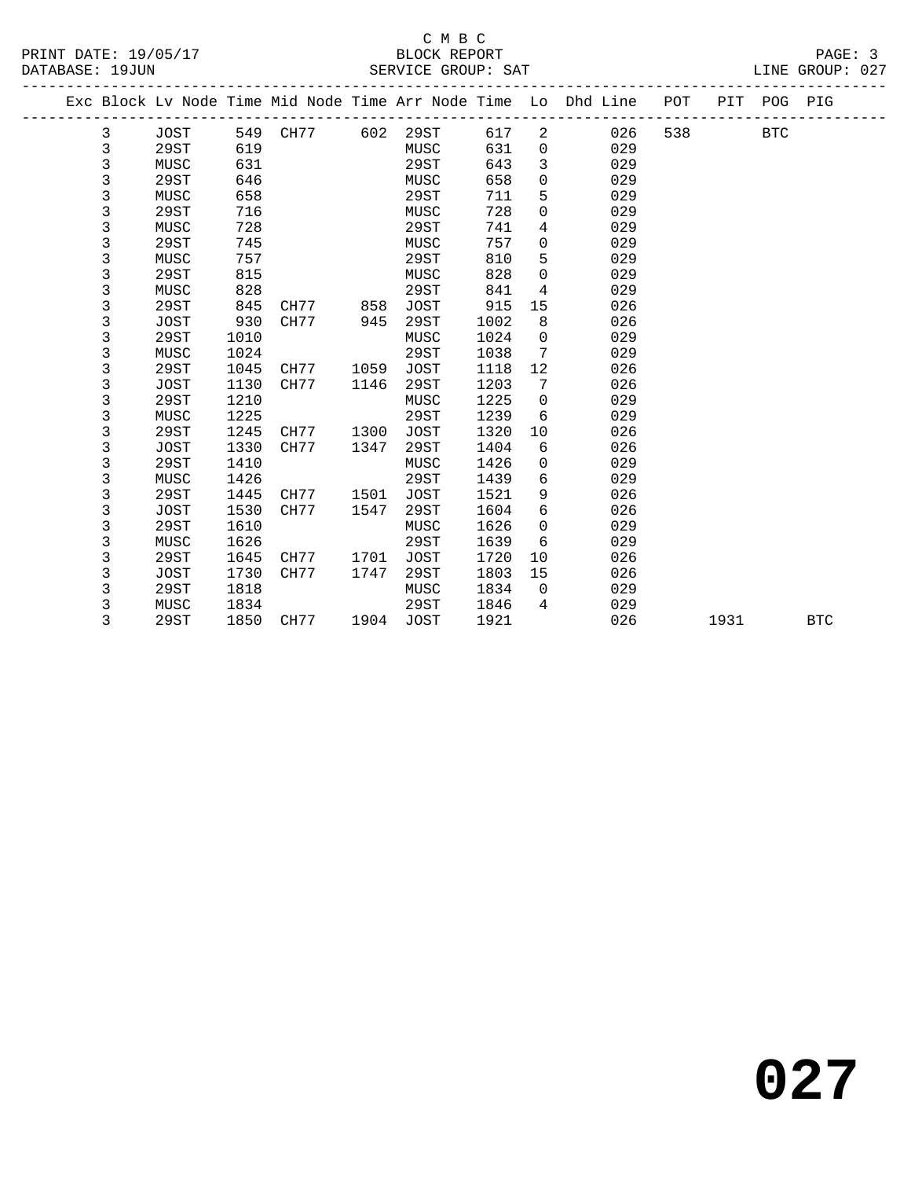C M B C

BLOCK REPORT

SERVICE GROUP: SAT

LINE GROUP: 027

| Exc | Block | Lv Node | Time | Mid Node | Time | Arr Node | Time | Lo | Dhd Line | POT | PIT | POG | PIG |
|---|---|---|---|---|---|---|---|---|---|---|---|---|---|
| | 3 | JOST | 549 | CH77 | 602 | 29ST | 617 | 2 | 026 | 538 | | BTC | |
| | 3 | 29ST | 619 | | | MUSC | 631 | 0 | 029 | | | | |
| | 3 | MUSC | 631 | | | 29ST | 643 | 3 | 029 | | | | |
| | 3 | 29ST | 646 | | | MUSC | 658 | 0 | 029 | | | | |
| | 3 | MUSC | 658 | | | 29ST | 711 | 5 | 029 | | | | |
| | 3 | 29ST | 716 | | | MUSC | 728 | 0 | 029 | | | | |
| | 3 | MUSC | 728 | | | 29ST | 741 | 4 | 029 | | | | |
| | 3 | 29ST | 745 | | | MUSC | 757 | 0 | 029 | | | | |
| | 3 | MUSC | 757 | | | 29ST | 810 | 5 | 029 | | | | |
| | 3 | 29ST | 815 | | | MUSC | 828 | 0 | 029 | | | | |
| | 3 | MUSC | 828 | | | 29ST | 841 | 4 | 029 | | | | |
| | 3 | 29ST | 845 | CH77 | 858 | JOST | 915 | 15 | 026 | | | | |
| | 3 | JOST | 930 | CH77 | 945 | 29ST | 1002 | 8 | 026 | | | | |
| | 3 | 29ST | 1010 | | | MUSC | 1024 | 0 | 029 | | | | |
| | 3 | MUSC | 1024 | | | 29ST | 1038 | 7 | 029 | | | | |
| | 3 | 29ST | 1045 | CH77 | 1059 | JOST | 1118 | 12 | 026 | | | | |
| | 3 | JOST | 1130 | CH77 | 1146 | 29ST | 1203 | 7 | 026 | | | | |
| | 3 | 29ST | 1210 | | | MUSC | 1225 | 0 | 029 | | | | |
| | 3 | MUSC | 1225 | | | 29ST | 1239 | 6 | 029 | | | | |
| | 3 | 29ST | 1245 | CH77 | 1300 | JOST | 1320 | 10 | 026 | | | | |
| | 3 | JOST | 1330 | CH77 | 1347 | 29ST | 1404 | 6 | 026 | | | | |
| | 3 | 29ST | 1410 | | | MUSC | 1426 | 0 | 029 | | | | |
| | 3 | MUSC | 1426 | | | 29ST | 1439 | 6 | 029 | | | | |
| | 3 | 29ST | 1445 | CH77 | 1501 | JOST | 1521 | 9 | 026 | | | | |
| | 3 | JOST | 1530 | CH77 | 1547 | 29ST | 1604 | 6 | 026 | | | | |
| | 3 | 29ST | 1610 | | | MUSC | 1626 | 0 | 029 | | | | |
| | 3 | MUSC | 1626 | | | 29ST | 1639 | 6 | 029 | | | | |
| | 3 | 29ST | 1645 | CH77 | 1701 | JOST | 1720 | 10 | 026 | | | | |
| | 3 | JOST | 1730 | CH77 | 1747 | 29ST | 1803 | 15 | 026 | | | | |
| | 3 | 29ST | 1818 | | | MUSC | 1834 | 0 | 029 | | | | |
| | 3 | MUSC | 1834 | | | 29ST | 1846 | 4 | 029 | | | | |
| | 3 | 29ST | 1850 | CH77 | 1904 | JOST | 1921 | | 026 | | 1931 | | BTC |

# 027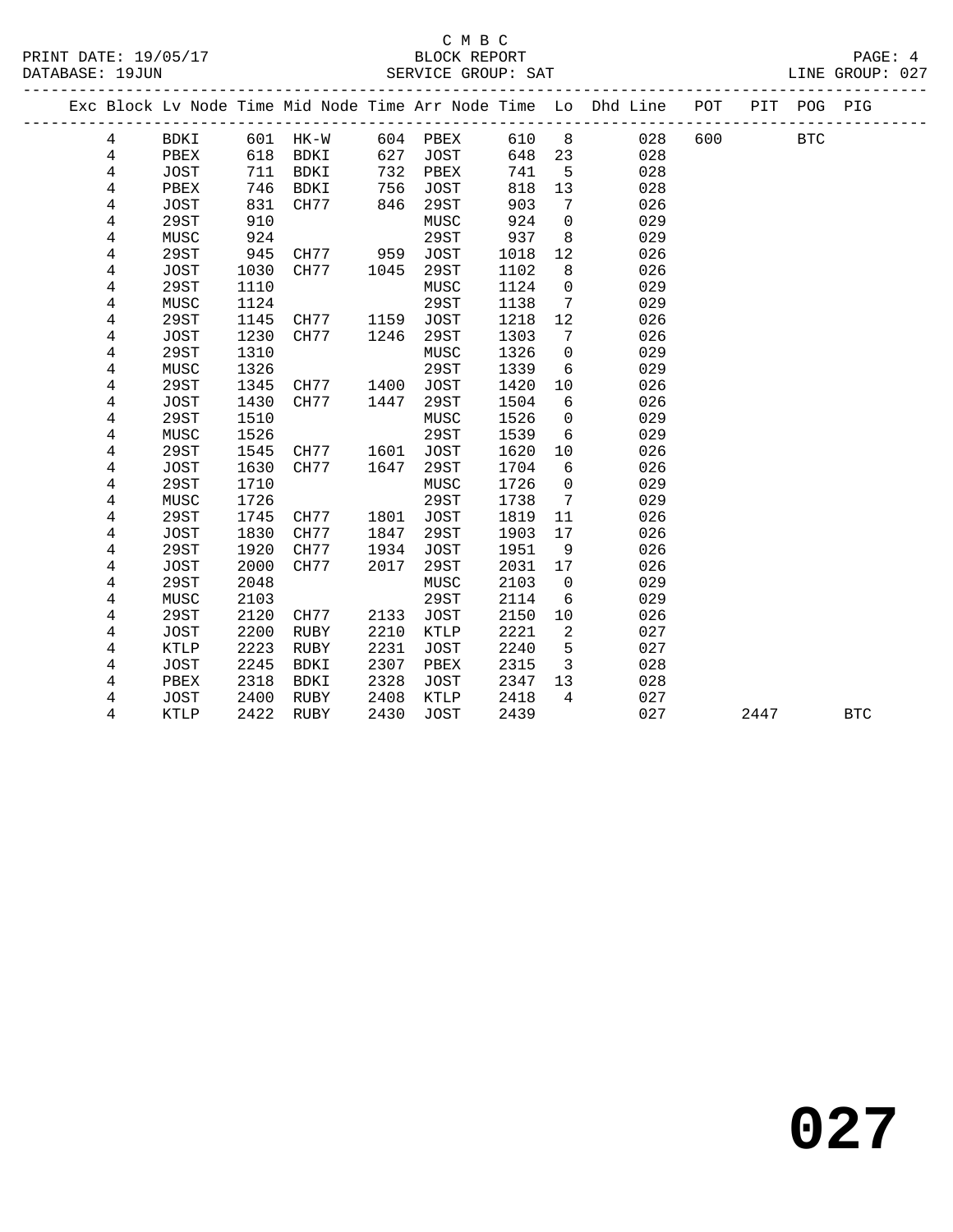C M B C
BLOCK REPORT
SERVICE GROUP: SAT

PRINT DATE: 19/05/17
DATABASE: 19JUN
LINE GROUP: 027

| Exc | Block | Lv Node | Time | Mid Node | Time | Arr Node | Time | Lo | Dhd Line | POT | PIT | POG | PIG |
|---|---|---|---|---|---|---|---|---|---|---|---|---|---|
| | 4 | BDKI | 601 | HK-W | 604 | PBEX | 610 | 8 | 028 | 600 | | BTC | |
| | 4 | PBEX | 618 | BDKI | 627 | JOST | 648 | 23 | 028 | | | | |
| | 4 | JOST | 711 | BDKI | 732 | PBEX | 741 | 5 | 028 | | | | |
| | 4 | PBEX | 746 | BDKI | 756 | JOST | 818 | 13 | 028 | | | | |
| | 4 | JOST | 831 | CH77 | 846 | 29ST | 903 | 7 | 026 | | | | |
| | 4 | 29ST | 910 | | | MUSC | 924 | 0 | 029 | | | | |
| | 4 | MUSC | 924 | | | 29ST | 937 | 8 | 029 | | | | |
| | 4 | 29ST | 945 | CH77 | 959 | JOST | 1018 | 12 | 026 | | | | |
| | 4 | JOST | 1030 | CH77 | 1045 | 29ST | 1102 | 8 | 026 | | | | |
| | 4 | 29ST | 1110 | | | MUSC | 1124 | 0 | 029 | | | | |
| | 4 | MUSC | 1124 | | | 29ST | 1138 | 7 | 029 | | | | |
| | 4 | 29ST | 1145 | CH77 | 1159 | JOST | 1218 | 12 | 026 | | | | |
| | 4 | JOST | 1230 | CH77 | 1246 | 29ST | 1303 | 7 | 026 | | | | |
| | 4 | 29ST | 1310 | | | MUSC | 1326 | 0 | 029 | | | | |
| | 4 | MUSC | 1326 | | | 29ST | 1339 | 6 | 029 | | | | |
| | 4 | 29ST | 1345 | CH77 | 1400 | JOST | 1420 | 10 | 026 | | | | |
| | 4 | JOST | 1430 | CH77 | 1447 | 29ST | 1504 | 6 | 026 | | | | |
| | 4 | 29ST | 1510 | | | MUSC | 1526 | 0 | 029 | | | | |
| | 4 | MUSC | 1526 | | | 29ST | 1539 | 6 | 029 | | | | |
| | 4 | 29ST | 1545 | CH77 | 1601 | JOST | 1620 | 10 | 026 | | | | |
| | 4 | JOST | 1630 | CH77 | 1647 | 29ST | 1704 | 6 | 026 | | | | |
| | 4 | 29ST | 1710 | | | MUSC | 1726 | 0 | 029 | | | | |
| | 4 | MUSC | 1726 | | | 29ST | 1738 | 7 | 029 | | | | |
| | 4 | 29ST | 1745 | CH77 | 1801 | JOST | 1819 | 11 | 026 | | | | |
| | 4 | JOST | 1830 | CH77 | 1847 | 29ST | 1903 | 17 | 026 | | | | |
| | 4 | 29ST | 1920 | CH77 | 1934 | JOST | 1951 | 9 | 026 | | | | |
| | 4 | JOST | 2000 | CH77 | 2017 | 29ST | 2031 | 17 | 026 | | | | |
| | 4 | 29ST | 2048 | | | MUSC | 2103 | 0 | 029 | | | | |
| | 4 | MUSC | 2103 | | | 29ST | 2114 | 6 | 029 | | | | |
| | 4 | 29ST | 2120 | CH77 | 2133 | JOST | 2150 | 10 | 026 | | | | |
| | 4 | JOST | 2200 | RUBY | 2210 | KTLP | 2221 | 2 | 027 | | | | |
| | 4 | KTLP | 2223 | RUBY | 2231 | JOST | 2240 | 5 | 027 | | | | |
| | 4 | JOST | 2245 | BDKI | 2307 | PBEX | 2315 | 3 | 028 | | | | |
| | 4 | PBEX | 2318 | BDKI | 2328 | JOST | 2347 | 13 | 028 | | | | |
| | 4 | JOST | 2400 | RUBY | 2408 | KTLP | 2418 | 4 | 027 | | | | |
| | 4 | KTLP | 2422 | RUBY | 2430 | JOST | 2439 | | 027 | | 2447 | | BTC |

# 027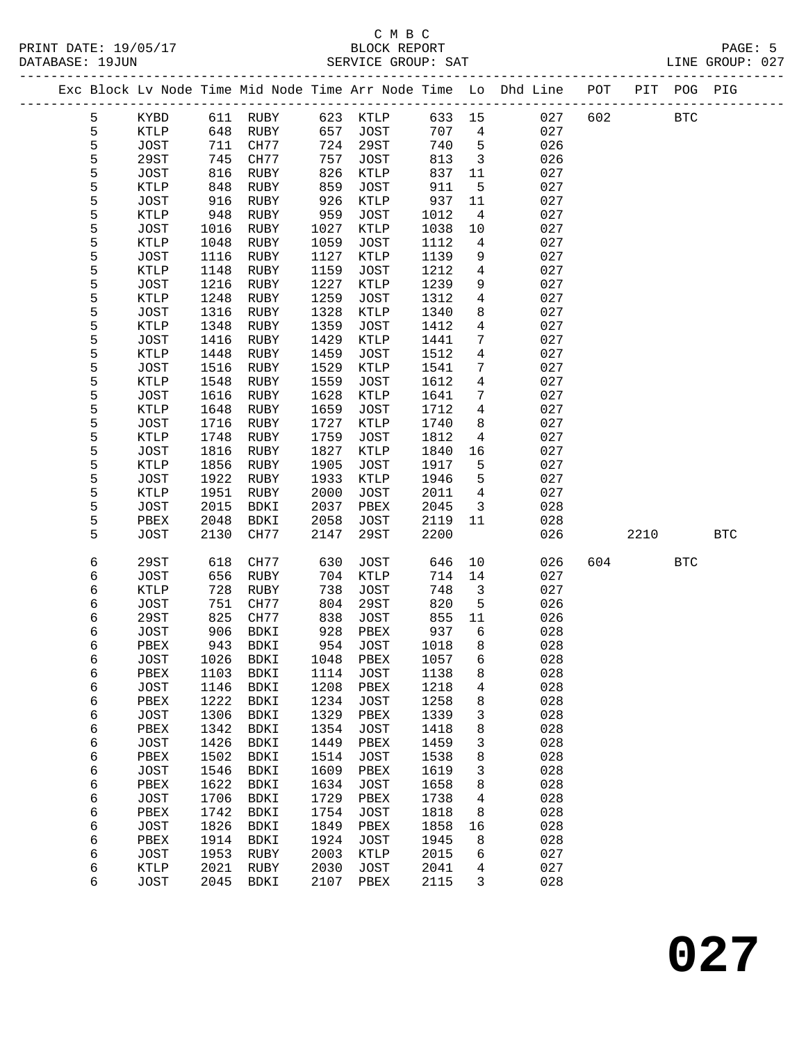C M B C

PRINT DATE: 19/05/17 BLOCK REPORT
DATABASE: 19JUN SERVICE GROUP: SAT LINE GROUP: 027

| Exc | Block | Lv | Node | Time | Mid Node | Time | Arr Node | Time | Lo | Dhd Line | POT | PIT | POG | PIG |
|---|---|---|---|---|---|---|---|---|---|---|---|---|---|---|
| | 5 | | KYBD | 611 | RUBY | 623 | KTLP | 633 | 15 | 027 | 602 | | BTC | |
| | 5 | | KTLP | 648 | RUBY | 657 | JOST | 707 | 4 | 027 | | | | |
| | 5 | | JOST | 711 | CH77 | 724 | 29ST | 740 | 5 | 026 | | | | |
| | 5 | | 29ST | 745 | CH77 | 757 | JOST | 813 | 3 | 026 | | | | |
| | 5 | | JOST | 816 | RUBY | 826 | KTLP | 837 | 11 | 027 | | | | |
| | 5 | | KTLP | 848 | RUBY | 859 | JOST | 911 | 5 | 027 | | | | |
| | 5 | | JOST | 916 | RUBY | 926 | KTLP | 937 | 11 | 027 | | | | |
| | 5 | | KTLP | 948 | RUBY | 959 | JOST | 1012 | 4 | 027 | | | | |
| | 5 | | JOST | 1016 | RUBY | 1027 | KTLP | 1038 | 10 | 027 | | | | |
| | 5 | | KTLP | 1048 | RUBY | 1059 | JOST | 1112 | 4 | 027 | | | | |
| | 5 | | JOST | 1116 | RUBY | 1127 | KTLP | 1139 | 9 | 027 | | | | |
| | 5 | | KTLP | 1148 | RUBY | 1159 | JOST | 1212 | 4 | 027 | | | | |
| | 5 | | JOST | 1216 | RUBY | 1227 | KTLP | 1239 | 9 | 027 | | | | |
| | 5 | | KTLP | 1248 | RUBY | 1259 | JOST | 1312 | 4 | 027 | | | | |
| | 5 | | JOST | 1316 | RUBY | 1328 | KTLP | 1340 | 8 | 027 | | | | |
| | 5 | | KTLP | 1348 | RUBY | 1359 | JOST | 1412 | 4 | 027 | | | | |
| | 5 | | JOST | 1416 | RUBY | 1429 | KTLP | 1441 | 7 | 027 | | | | |
| | 5 | | KTLP | 1448 | RUBY | 1459 | JOST | 1512 | 4 | 027 | | | | |
| | 5 | | JOST | 1516 | RUBY | 1529 | KTLP | 1541 | 7 | 027 | | | | |
| | 5 | | KTLP | 1548 | RUBY | 1559 | JOST | 1612 | 4 | 027 | | | | |
| | 5 | | JOST | 1616 | RUBY | 1628 | KTLP | 1641 | 7 | 027 | | | | |
| | 5 | | KTLP | 1648 | RUBY | 1659 | JOST | 1712 | 4 | 027 | | | | |
| | 5 | | JOST | 1716 | RUBY | 1727 | KTLP | 1740 | 8 | 027 | | | | |
| | 5 | | KTLP | 1748 | RUBY | 1759 | JOST | 1812 | 4 | 027 | | | | |
| | 5 | | JOST | 1816 | RUBY | 1827 | KTLP | 1840 | 16 | 027 | | | | |
| | 5 | | KTLP | 1856 | RUBY | 1905 | JOST | 1917 | 5 | 027 | | | | |
| | 5 | | JOST | 1922 | RUBY | 1933 | KTLP | 1946 | 5 | 027 | | | | |
| | 5 | | KTLP | 1951 | RUBY | 2000 | JOST | 2011 | 4 | 027 | | | | |
| | 5 | | JOST | 2015 | BDKI | 2037 | PBEX | 2045 | 3 | 028 | | | | |
| | 5 | | PBEX | 2048 | BDKI | 2058 | JOST | 2119 | 11 | 028 | | | | |
| | 5 | | JOST | 2130 | CH77 | 2147 | 29ST | 2200 | | 026 | | 2210 | | BTC |
| | 6 | | 29ST | 618 | CH77 | 630 | JOST | 646 | 10 | 026 | 604 | | BTC | |
| | 6 | | JOST | 656 | RUBY | 704 | KTLP | 714 | 14 | 027 | | | | |
| | 6 | | KTLP | 728 | RUBY | 738 | JOST | 748 | 3 | 027 | | | | |
| | 6 | | JOST | 751 | CH77 | 804 | 29ST | 820 | 5 | 026 | | | | |
| | 6 | | 29ST | 825 | CH77 | 838 | JOST | 855 | 11 | 026 | | | | |
| | 6 | | JOST | 906 | BDKI | 928 | PBEX | 937 | 6 | 028 | | | | |
| | 6 | | PBEX | 943 | BDKI | 954 | JOST | 1018 | 8 | 028 | | | | |
| | 6 | | JOST | 1026 | BDKI | 1048 | PBEX | 1057 | 6 | 028 | | | | |
| | 6 | | PBEX | 1103 | BDKI | 1114 | JOST | 1138 | 8 | 028 | | | | |
| | 6 | | JOST | 1146 | BDKI | 1208 | PBEX | 1218 | 4 | 028 | | | | |
| | 6 | | PBEX | 1222 | BDKI | 1234 | JOST | 1258 | 8 | 028 | | | | |
| | 6 | | JOST | 1306 | BDKI | 1329 | PBEX | 1339 | 3 | 028 | | | | |
| | 6 | | PBEX | 1342 | BDKI | 1354 | JOST | 1418 | 8 | 028 | | | | |
| | 6 | | JOST | 1426 | BDKI | 1449 | PBEX | 1459 | 3 | 028 | | | | |
| | 6 | | PBEX | 1502 | BDKI | 1514 | JOST | 1538 | 8 | 028 | | | | |
| | 6 | | JOST | 1546 | BDKI | 1609 | PBEX | 1619 | 3 | 028 | | | | |
| | 6 | | PBEX | 1622 | BDKI | 1634 | JOST | 1658 | 8 | 028 | | | | |
| | 6 | | JOST | 1706 | BDKI | 1729 | PBEX | 1738 | 4 | 028 | | | | |
| | 6 | | PBEX | 1742 | BDKI | 1754 | JOST | 1818 | 8 | 028 | | | | |
| | 6 | | JOST | 1826 | BDKI | 1849 | PBEX | 1858 | 16 | 028 | | | | |
| | 6 | | PBEX | 1914 | BDKI | 1924 | JOST | 1945 | 8 | 028 | | | | |
| | 6 | | JOST | 1953 | RUBY | 2003 | KTLP | 2015 | 6 | 027 | | | | |
| | 6 | | KTLP | 2021 | RUBY | 2030 | JOST | 2041 | 4 | 027 | | | | |
| | 6 | | JOST | 2045 | BDKI | 2107 | PBEX | 2115 | 3 | 028 | | | | |

# 027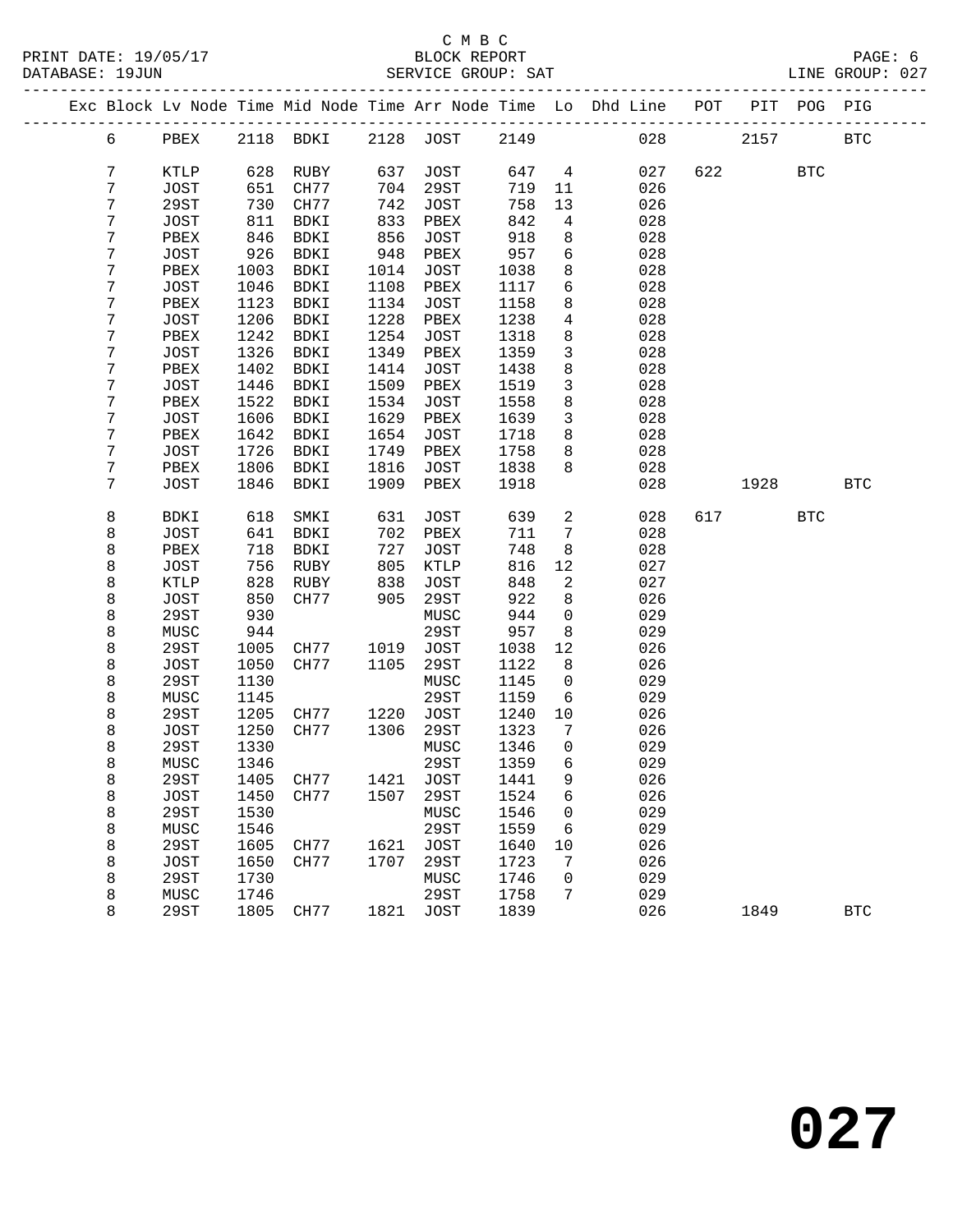C M B C
BLOCK REPORT
SERVICE GROUP: SAT

PRINT DATE: 19/05/17
DATABASE: 19JUN
LINE GROUP: 027

| Exc | Block | Lv Node | Time | Mid Node | Time | Arr Node | Time | Lo | Dhd Line | POT | PIT | POG | PIG |
|---|---|---|---|---|---|---|---|---|---|---|---|---|---|
| | 6 | PBEX | 2118 | BDKI | 2128 | JOST | 2149 | | 028 | | 2157 | | BTC |
| | 7 | KTLP | 628 | RUBY | 637 | JOST | 647 | 4 | 027 | 622 | | BTC | |
| | 7 | JOST | 651 | CH77 | 704 | 29ST | 719 | 11 | 026 | | | | |
| | 7 | 29ST | 730 | CH77 | 742 | JOST | 758 | 13 | 026 | | | | |
| | 7 | JOST | 811 | BDKI | 833 | PBEX | 842 | 4 | 028 | | | | |
| | 7 | PBEX | 846 | BDKI | 856 | JOST | 918 | 8 | 028 | | | | |
| | 7 | JOST | 926 | BDKI | 948 | PBEX | 957 | 6 | 028 | | | | |
| | 7 | PBEX | 1003 | BDKI | 1014 | JOST | 1038 | 8 | 028 | | | | |
| | 7 | JOST | 1046 | BDKI | 1108 | PBEX | 1117 | 6 | 028 | | | | |
| | 7 | PBEX | 1123 | BDKI | 1134 | JOST | 1158 | 8 | 028 | | | | |
| | 7 | JOST | 1206 | BDKI | 1228 | PBEX | 1238 | 4 | 028 | | | | |
| | 7 | PBEX | 1242 | BDKI | 1254 | JOST | 1318 | 8 | 028 | | | | |
| | 7 | JOST | 1326 | BDKI | 1349 | PBEX | 1359 | 3 | 028 | | | | |
| | 7 | PBEX | 1402 | BDKI | 1414 | JOST | 1438 | 8 | 028 | | | | |
| | 7 | JOST | 1446 | BDKI | 1509 | PBEX | 1519 | 3 | 028 | | | | |
| | 7 | PBEX | 1522 | BDKI | 1534 | JOST | 1558 | 8 | 028 | | | | |
| | 7 | JOST | 1606 | BDKI | 1629 | PBEX | 1639 | 3 | 028 | | | | |
| | 7 | PBEX | 1642 | BDKI | 1654 | JOST | 1718 | 8 | 028 | | | | |
| | 7 | JOST | 1726 | BDKI | 1749 | PBEX | 1758 | 8 | 028 | | | | |
| | 7 | PBEX | 1806 | BDKI | 1816 | JOST | 1838 | 8 | 028 | | | | |
| | 7 | JOST | 1846 | BDKI | 1909 | PBEX | 1918 | | 028 | | 1928 | | BTC |
| | 8 | BDKI | 618 | SMKI | 631 | JOST | 639 | 2 | 028 | 617 | | BTC | |
| | 8 | JOST | 641 | BDKI | 702 | PBEX | 711 | 7 | 028 | | | | |
| | 8 | PBEX | 718 | BDKI | 727 | JOST | 748 | 8 | 028 | | | | |
| | 8 | JOST | 756 | RUBY | 805 | KTLP | 816 | 12 | 027 | | | | |
| | 8 | KTLP | 828 | RUBY | 838 | JOST | 848 | 2 | 027 | | | | |
| | 8 | JOST | 850 | CH77 | 905 | 29ST | 922 | 8 | 026 | | | | |
| | 8 | 29ST | 930 | | | MUSC | 944 | 0 | 029 | | | | |
| | 8 | MUSC | 944 | | | 29ST | 957 | 8 | 029 | | | | |
| | 8 | 29ST | 1005 | CH77 | 1019 | JOST | 1038 | 12 | 026 | | | | |
| | 8 | JOST | 1050 | CH77 | 1105 | 29ST | 1122 | 8 | 026 | | | | |
| | 8 | 29ST | 1130 | | | MUSC | 1145 | 0 | 029 | | | | |
| | 8 | MUSC | 1145 | | | 29ST | 1159 | 6 | 029 | | | | |
| | 8 | 29ST | 1205 | CH77 | 1220 | JOST | 1240 | 10 | 026 | | | | |
| | 8 | JOST | 1250 | CH77 | 1306 | 29ST | 1323 | 7 | 026 | | | | |
| | 8 | 29ST | 1330 | | | MUSC | 1346 | 0 | 029 | | | | |
| | 8 | MUSC | 1346 | | | 29ST | 1359 | 6 | 029 | | | | |
| | 8 | 29ST | 1405 | CH77 | 1421 | JOST | 1441 | 9 | 026 | | | | |
| | 8 | JOST | 1450 | CH77 | 1507 | 29ST | 1524 | 6 | 026 | | | | |
| | 8 | 29ST | 1530 | | | MUSC | 1546 | 0 | 029 | | | | |
| | 8 | MUSC | 1546 | | | 29ST | 1559 | 6 | 029 | | | | |
| | 8 | 29ST | 1605 | CH77 | 1621 | JOST | 1640 | 10 | 026 | | | | |
| | 8 | JOST | 1650 | CH77 | 1707 | 29ST | 1723 | 7 | 026 | | | | |
| | 8 | 29ST | 1730 | | | MUSC | 1746 | 0 | 029 | | | | |
| | 8 | MUSC | 1746 | | | 29ST | 1758 | 7 | 029 | | | | |
| | 8 | 29ST | 1805 | CH77 | 1821 | JOST | 1839 | | 026 | | 1849 | | BTC |

# 027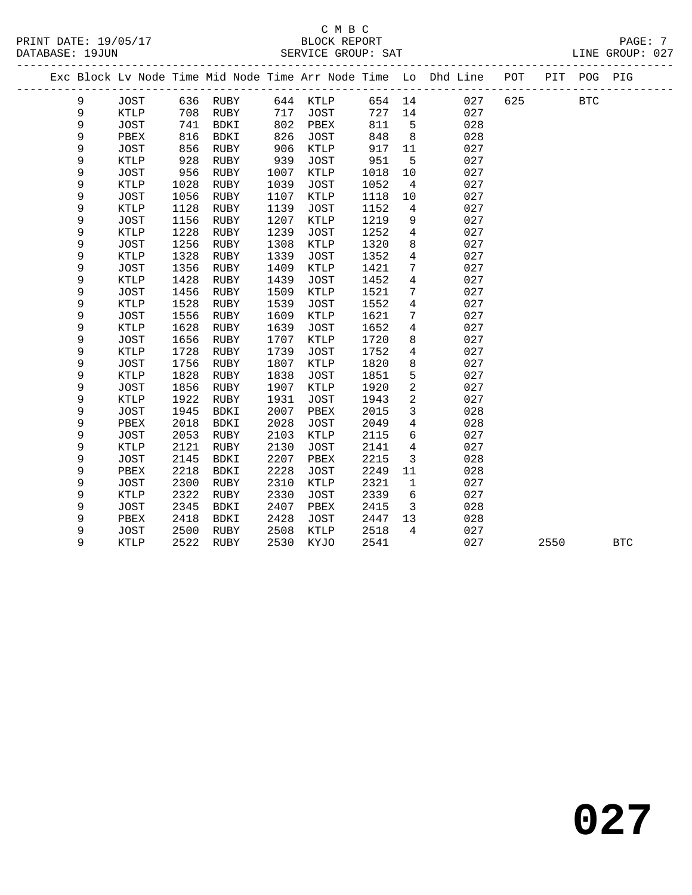C M B C

BLOCK REPORT

SERVICE GROUP: SAT

PRINT DATE: 19/05/17
DATABASE: 19JUN

LINE GROUP: 027

| Exc | Block | Lv | Node | Time | Mid Node | Time | Arr Node | Time | Lo | Dhd Line | POT | PIT | POG | PIG |
|---|---|---|---|---|---|---|---|---|---|---|---|---|---|---|
| | 9 | | JOST | 636 | RUBY | 644 | KTLP | 654 | 14 | 027 | 625 | | BTC | |
| | 9 | | KTLP | 708 | RUBY | 717 | JOST | 727 | 14 | 027 | | | | |
| | 9 | | JOST | 741 | BDKI | 802 | PBEX | 811 | 5 | 028 | | | | |
| | 9 | | PBEX | 816 | BDKI | 826 | JOST | 848 | 8 | 028 | | | | |
| | 9 | | JOST | 856 | RUBY | 906 | KTLP | 917 | 11 | 027 | | | | |
| | 9 | | KTLP | 928 | RUBY | 939 | JOST | 951 | 5 | 027 | | | | |
| | 9 | | JOST | 956 | RUBY | 1007 | KTLP | 1018 | 10 | 027 | | | | |
| | 9 | | KTLP | 1028 | RUBY | 1039 | JOST | 1052 | 4 | 027 | | | | |
| | 9 | | JOST | 1056 | RUBY | 1107 | KTLP | 1118 | 10 | 027 | | | | |
| | 9 | | KTLP | 1128 | RUBY | 1139 | JOST | 1152 | 4 | 027 | | | | |
| | 9 | | JOST | 1156 | RUBY | 1207 | KTLP | 1219 | 9 | 027 | | | | |
| | 9 | | KTLP | 1228 | RUBY | 1239 | JOST | 1252 | 4 | 027 | | | | |
| | 9 | | JOST | 1256 | RUBY | 1308 | KTLP | 1320 | 8 | 027 | | | | |
| | 9 | | KTLP | 1328 | RUBY | 1339 | JOST | 1352 | 4 | 027 | | | | |
| | 9 | | JOST | 1356 | RUBY | 1409 | KTLP | 1421 | 7 | 027 | | | | |
| | 9 | | KTLP | 1428 | RUBY | 1439 | JOST | 1452 | 4 | 027 | | | | |
| | 9 | | JOST | 1456 | RUBY | 1509 | KTLP | 1521 | 7 | 027 | | | | |
| | 9 | | KTLP | 1528 | RUBY | 1539 | JOST | 1552 | 4 | 027 | | | | |
| | 9 | | JOST | 1556 | RUBY | 1609 | KTLP | 1621 | 7 | 027 | | | | |
| | 9 | | KTLP | 1628 | RUBY | 1639 | JOST | 1652 | 4 | 027 | | | | |
| | 9 | | JOST | 1656 | RUBY | 1707 | KTLP | 1720 | 8 | 027 | | | | |
| | 9 | | KTLP | 1728 | RUBY | 1739 | JOST | 1752 | 4 | 027 | | | | |
| | 9 | | JOST | 1756 | RUBY | 1807 | KTLP | 1820 | 8 | 027 | | | | |
| | 9 | | KTLP | 1828 | RUBY | 1838 | JOST | 1851 | 5 | 027 | | | | |
| | 9 | | JOST | 1856 | RUBY | 1907 | KTLP | 1920 | 2 | 027 | | | | |
| | 9 | | KTLP | 1922 | RUBY | 1931 | JOST | 1943 | 2 | 027 | | | | |
| | 9 | | JOST | 1945 | BDKI | 2007 | PBEX | 2015 | 3 | 028 | | | | |
| | 9 | | PBEX | 2018 | BDKI | 2028 | JOST | 2049 | 4 | 028 | | | | |
| | 9 | | JOST | 2053 | RUBY | 2103 | KTLP | 2115 | 6 | 027 | | | | |
| | 9 | | KTLP | 2121 | RUBY | 2130 | JOST | 2141 | 4 | 027 | | | | |
| | 9 | | JOST | 2145 | BDKI | 2207 | PBEX | 2215 | 3 | 028 | | | | |
| | 9 | | PBEX | 2218 | BDKI | 2228 | JOST | 2249 | 11 | 028 | | | | |
| | 9 | | JOST | 2300 | RUBY | 2310 | KTLP | 2321 | 1 | 027 | | | | |
| | 9 | | KTLP | 2322 | RUBY | 2330 | JOST | 2339 | 6 | 027 | | | | |
| | 9 | | JOST | 2345 | BDKI | 2407 | PBEX | 2415 | 3 | 028 | | | | |
| | 9 | | PBEX | 2418 | BDKI | 2428 | JOST | 2447 | 13 | 028 | | | | |
| | 9 | | JOST | 2500 | RUBY | 2508 | KTLP | 2518 | 4 | 027 | | | | |
| | 9 | | KTLP | 2522 | RUBY | 2530 | KYJO | 2541 | | 027 | | 2550 | | BTC |

**027**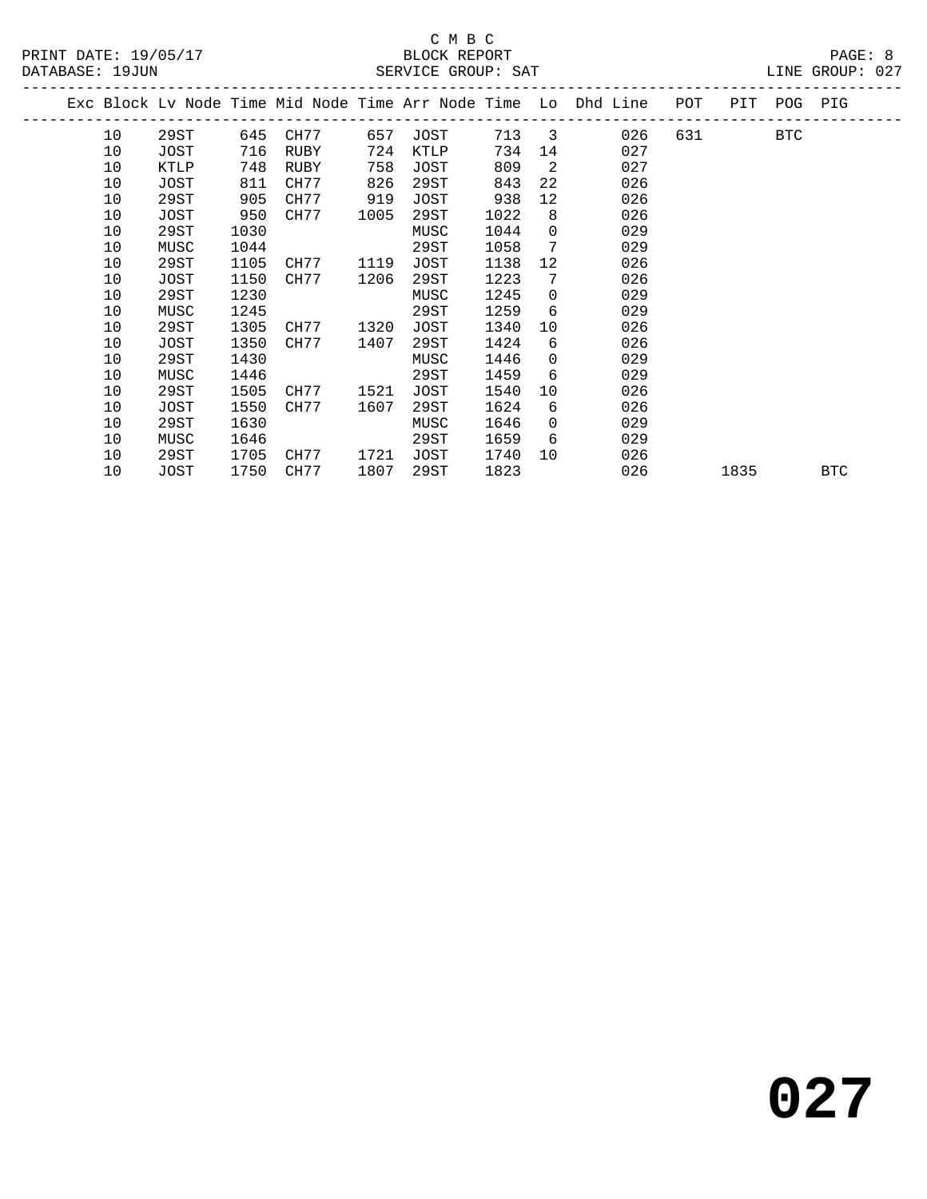C M B C

PRINT DATE: 19/05/17 BLOCK REPORT

DATABASE: 19JUN SERVICE GROUP: SAT LINE GROUP: 027

| Exc | Block | Lv Node | Time | Mid Node | Time | Arr Node | Time | Lo | Dhd Line | POT | PIT | POG | PIG |
|---|---|---|---|---|---|---|---|---|---|---|---|---|---|
| | 10 | 29ST | 645 | CH77 | 657 | JOST | 713 | 3 | 026 | 631 | | BTC | |
| | 10 | JOST | 716 | RUBY | 724 | KTLP | 734 | 14 | 027 | | | | |
| | 10 | KTLP | 748 | RUBY | 758 | JOST | 809 | 2 | 027 | | | | |
| | 10 | JOST | 811 | CH77 | 826 | 29ST | 843 | 22 | 026 | | | | |
| | 10 | 29ST | 905 | CH77 | 919 | JOST | 938 | 12 | 026 | | | | |
| | 10 | JOST | 950 | CH77 | 1005 | 29ST | 1022 | 8 | 026 | | | | |
| | 10 | 29ST | 1030 | | | MUSC | 1044 | 0 | 029 | | | | |
| | 10 | MUSC | 1044 | | | 29ST | 1058 | 7 | 029 | | | | |
| | 10 | 29ST | 1105 | CH77 | 1119 | JOST | 1138 | 12 | 026 | | | | |
| | 10 | JOST | 1150 | CH77 | 1206 | 29ST | 1223 | 7 | 026 | | | | |
| | 10 | 29ST | 1230 | | | MUSC | 1245 | 0 | 029 | | | | |
| | 10 | MUSC | 1245 | | | 29ST | 1259 | 6 | 029 | | | | |
| | 10 | 29ST | 1305 | CH77 | 1320 | JOST | 1340 | 10 | 026 | | | | |
| | 10 | JOST | 1350 | CH77 | 1407 | 29ST | 1424 | 6 | 026 | | | | |
| | 10 | 29ST | 1430 | | | MUSC | 1446 | 0 | 029 | | | | |
| | 10 | MUSC | 1446 | | | 29ST | 1459 | 6 | 029 | | | | |
| | 10 | 29ST | 1505 | CH77 | 1521 | JOST | 1540 | 10 | 026 | | | | |
| | 10 | JOST | 1550 | CH77 | 1607 | 29ST | 1624 | 6 | 026 | | | | |
| | 10 | 29ST | 1630 | | | MUSC | 1646 | 0 | 029 | | | | |
| | 10 | MUSC | 1646 | | | 29ST | 1659 | 6 | 029 | | | | |
| | 10 | 29ST | 1705 | CH77 | 1721 | JOST | 1740 | 10 | 026 | | | | |
| | 10 | JOST | 1750 | CH77 | 1807 | 29ST | 1823 | | 026 | | 1835 | | BTC |

**027**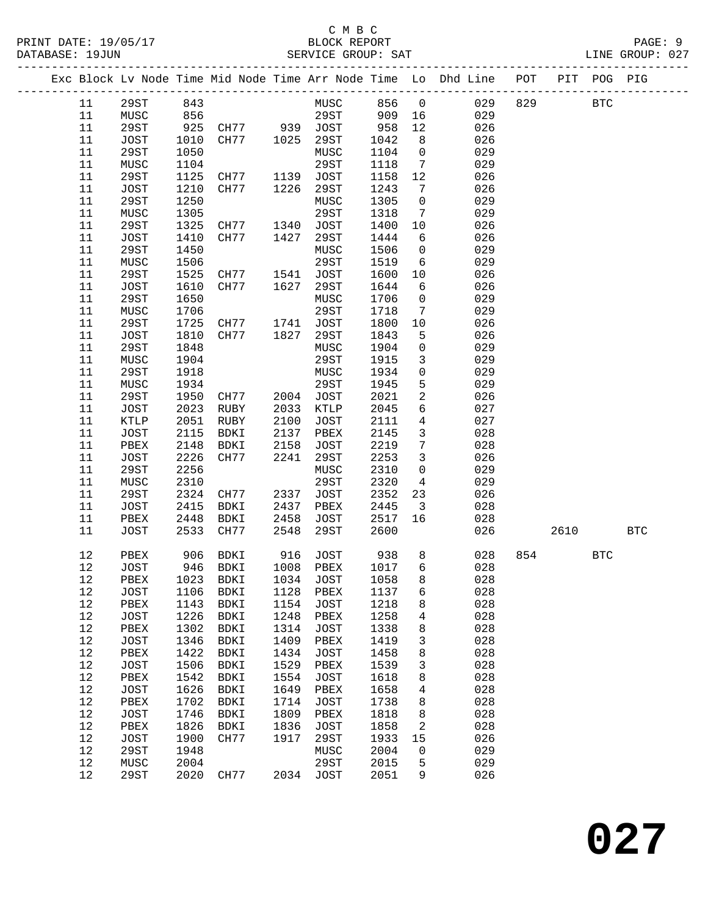C M B C

PRINT DATE: 19/05/17 BLOCK REPORT

DATABASE: 19JUN SERVICE GROUP: SAT LINE GROUP: 027

| Exc | Block | Lv Node | Time | Mid Node | Time | Arr Node | Time | Lo | Dhd Line | POT | PIT | POG | PIG |
|---|---|---|---|---|---|---|---|---|---|---|---|---|---|
| | 11 | 29ST | 843 | | | MUSC | 856 | 0 | 029 | 829 | | BTC | |
| | 11 | MUSC | 856 | | | 29ST | 909 | 16 | 029 | | | | |
| | 11 | 29ST | 925 | CH77 | 939 | JOST | 958 | 12 | 026 | | | | |
| | 11 | JOST | 1010 | CH77 | 1025 | 29ST | 1042 | 8 | 026 | | | | |
| | 11 | 29ST | 1050 | | | MUSC | 1104 | 0 | 029 | | | | |
| | 11 | MUSC | 1104 | | | 29ST | 1118 | 7 | 029 | | | | |
| | 11 | 29ST | 1125 | CH77 | 1139 | JOST | 1158 | 12 | 026 | | | | |
| | 11 | JOST | 1210 | CH77 | 1226 | 29ST | 1243 | 7 | 026 | | | | |
| | 11 | 29ST | 1250 | | | MUSC | 1305 | 0 | 029 | | | | |
| | 11 | MUSC | 1305 | | | 29ST | 1318 | 7 | 029 | | | | |
| | 11 | 29ST | 1325 | CH77 | 1340 | JOST | 1400 | 10 | 026 | | | | |
| | 11 | JOST | 1410 | CH77 | 1427 | 29ST | 1444 | 6 | 026 | | | | |
| | 11 | 29ST | 1450 | | | MUSC | 1506 | 0 | 029 | | | | |
| | 11 | MUSC | 1506 | | | 29ST | 1519 | 6 | 029 | | | | |
| | 11 | 29ST | 1525 | CH77 | 1541 | JOST | 1600 | 10 | 026 | | | | |
| | 11 | JOST | 1610 | CH77 | 1627 | 29ST | 1644 | 6 | 026 | | | | |
| | 11 | 29ST | 1650 | | | MUSC | 1706 | 0 | 029 | | | | |
| | 11 | MUSC | 1706 | | | 29ST | 1718 | 7 | 029 | | | | |
| | 11 | 29ST | 1725 | CH77 | 1741 | JOST | 1800 | 10 | 026 | | | | |
| | 11 | JOST | 1810 | CH77 | 1827 | 29ST | 1843 | 5 | 026 | | | | |
| | 11 | 29ST | 1848 | | | MUSC | 1904 | 0 | 029 | | | | |
| | 11 | MUSC | 1904 | | | 29ST | 1915 | 3 | 029 | | | | |
| | 11 | 29ST | 1918 | | | MUSC | 1934 | 0 | 029 | | | | |
| | 11 | MUSC | 1934 | | | 29ST | 1945 | 5 | 029 | | | | |
| | 11 | 29ST | 1950 | CH77 | 2004 | JOST | 2021 | 2 | 026 | | | | |
| | 11 | JOST | 2023 | RUBY | 2033 | KTLP | 2045 | 6 | 027 | | | | |
| | 11 | KTLP | 2051 | RUBY | 2100 | JOST | 2111 | 4 | 027 | | | | |
| | 11 | JOST | 2115 | BDKI | 2137 | PBEX | 2145 | 3 | 028 | | | | |
| | 11 | PBEX | 2148 | BDKI | 2158 | JOST | 2219 | 7 | 028 | | | | |
| | 11 | JOST | 2226 | CH77 | 2241 | 29ST | 2253 | 3 | 026 | | | | |
| | 11 | 29ST | 2256 | | | MUSC | 2310 | 0 | 029 | | | | |
| | 11 | MUSC | 2310 | | | 29ST | 2320 | 4 | 029 | | | | |
| | 11 | 29ST | 2324 | CH77 | 2337 | JOST | 2352 | 23 | 026 | | | | |
| | 11 | JOST | 2415 | BDKI | 2437 | PBEX | 2445 | 3 | 028 | | | | |
| | 11 | PBEX | 2448 | BDKI | 2458 | JOST | 2517 | 16 | 028 | | | | |
| | 11 | JOST | 2533 | CH77 | 2548 | 29ST | 2600 | | 026 | | 2610 | | BTC |
| | 12 | PBEX | 906 | BDKI | 916 | JOST | 938 | 8 | 028 | 854 | | BTC | |
| | 12 | JOST | 946 | BDKI | 1008 | PBEX | 1017 | 6 | 028 | | | | |
| | 12 | PBEX | 1023 | BDKI | 1034 | JOST | 1058 | 8 | 028 | | | | |
| | 12 | JOST | 1106 | BDKI | 1128 | PBEX | 1137 | 6 | 028 | | | | |
| | 12 | PBEX | 1143 | BDKI | 1154 | JOST | 1218 | 8 | 028 | | | | |
| | 12 | JOST | 1226 | BDKI | 1248 | PBEX | 1258 | 4 | 028 | | | | |
| | 12 | PBEX | 1302 | BDKI | 1314 | JOST | 1338 | 8 | 028 | | | | |
| | 12 | JOST | 1346 | BDKI | 1409 | PBEX | 1419 | 3 | 028 | | | | |
| | 12 | PBEX | 1422 | BDKI | 1434 | JOST | 1458 | 8 | 028 | | | | |
| | 12 | JOST | 1506 | BDKI | 1529 | PBEX | 1539 | 3 | 028 | | | | |
| | 12 | PBEX | 1542 | BDKI | 1554 | JOST | 1618 | 8 | 028 | | | | |
| | 12 | JOST | 1626 | BDKI | 1649 | PBEX | 1658 | 4 | 028 | | | | |
| | 12 | PBEX | 1702 | BDKI | 1714 | JOST | 1738 | 8 | 028 | | | | |
| | 12 | JOST | 1746 | BDKI | 1809 | PBEX | 1818 | 8 | 028 | | | | |
| | 12 | PBEX | 1826 | BDKI | 1836 | JOST | 1858 | 2 | 028 | | | | |
| | 12 | JOST | 1900 | CH77 | 1917 | 29ST | 1933 | 15 | 026 | | | | |
| | 12 | 29ST | 1948 | | | MUSC | 2004 | 0 | 029 | | | | |
| | 12 | MUSC | 2004 | | | 29ST | 2015 | 5 | 029 | | | | |
| | 12 | 29ST | 2020 | CH77 | 2034 | JOST | 2051 | 9 | 026 | | | | |

027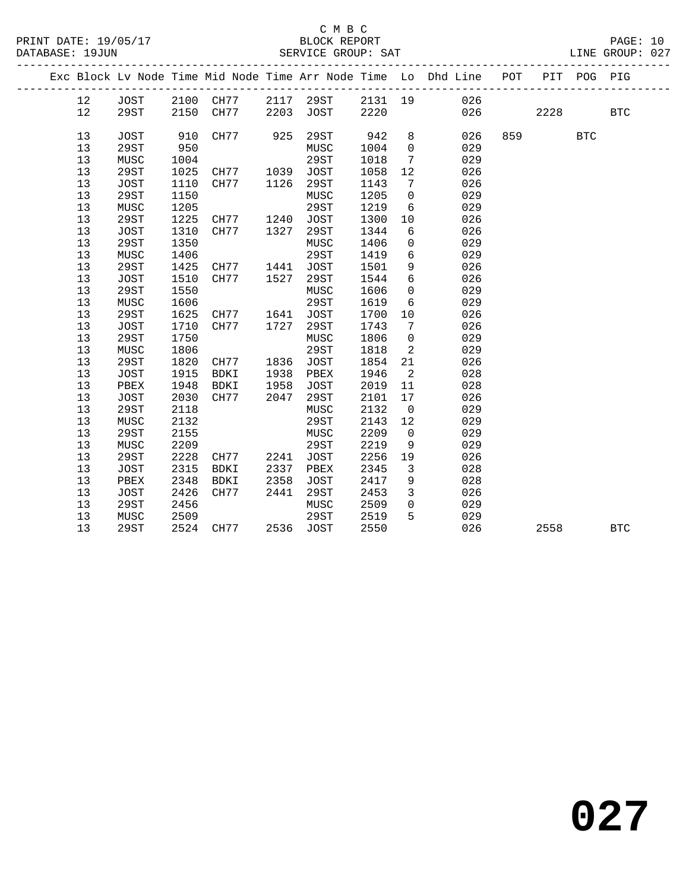C M B C
PRINT DATE: 19/05/17 BLOCK REPORT
DATABASE: 19JUN SERVICE GROUP: SAT LINE GROUP: 027

| Exc | Block | Lv Node | Time | Mid Node | Time | Arr Node | Time | Lo | Dhd Line | POT | PIT | POG | PIG |
|---|---|---|---|---|---|---|---|---|---|---|---|---|---|
| | 12 | JOST | 2100 | CH77 | 2117 | 29ST | 2131 | 19 | 026 | | | | |
| | 12 | 29ST | 2150 | CH77 | 2203 | JOST | 2220 | | 026 | | 2228 | | BTC |
| | 13 | JOST | 910 | CH77 | 925 | 29ST | 942 | 8 | 026 | 859 | | BTC | |
| | 13 | 29ST | 950 | | | MUSC | 1004 | 0 | 029 | | | | |
| | 13 | MUSC | 1004 | | | 29ST | 1018 | 7 | 029 | | | | |
| | 13 | 29ST | 1025 | CH77 | 1039 | JOST | 1058 | 12 | 026 | | | | |
| | 13 | JOST | 1110 | CH77 | 1126 | 29ST | 1143 | 7 | 026 | | | | |
| | 13 | 29ST | 1150 | | | MUSC | 1205 | 0 | 029 | | | | |
| | 13 | MUSC | 1205 | | | 29ST | 1219 | 6 | 029 | | | | |
| | 13 | 29ST | 1225 | CH77 | 1240 | JOST | 1300 | 10 | 026 | | | | |
| | 13 | JOST | 1310 | CH77 | 1327 | 29ST | 1344 | 6 | 026 | | | | |
| | 13 | 29ST | 1350 | | | MUSC | 1406 | 0 | 029 | | | | |
| | 13 | MUSC | 1406 | | | 29ST | 1419 | 6 | 029 | | | | |
| | 13 | 29ST | 1425 | CH77 | 1441 | JOST | 1501 | 9 | 026 | | | | |
| | 13 | JOST | 1510 | CH77 | 1527 | 29ST | 1544 | 6 | 026 | | | | |
| | 13 | 29ST | 1550 | | | MUSC | 1606 | 0 | 029 | | | | |
| | 13 | MUSC | 1606 | | | 29ST | 1619 | 6 | 029 | | | | |
| | 13 | 29ST | 1625 | CH77 | 1641 | JOST | 1700 | 10 | 026 | | | | |
| | 13 | JOST | 1710 | CH77 | 1727 | 29ST | 1743 | 7 | 026 | | | | |
| | 13 | 29ST | 1750 | | | MUSC | 1806 | 0 | 029 | | | | |
| | 13 | MUSC | 1806 | | | 29ST | 1818 | 2 | 029 | | | | |
| | 13 | 29ST | 1820 | CH77 | 1836 | JOST | 1854 | 21 | 026 | | | | |
| | 13 | JOST | 1915 | BDKI | 1938 | PBEX | 1946 | 2 | 028 | | | | |
| | 13 | PBEX | 1948 | BDKI | 1958 | JOST | 2019 | 11 | 028 | | | | |
| | 13 | JOST | 2030 | CH77 | 2047 | 29ST | 2101 | 17 | 026 | | | | |
| | 13 | 29ST | 2118 | | | MUSC | 2132 | 0 | 029 | | | | |
| | 13 | MUSC | 2132 | | | 29ST | 2143 | 12 | 029 | | | | |
| | 13 | 29ST | 2155 | | | MUSC | 2209 | 0 | 029 | | | | |
| | 13 | MUSC | 2209 | | | 29ST | 2219 | 9 | 029 | | | | |
| | 13 | 29ST | 2228 | CH77 | 2241 | JOST | 2256 | 19 | 026 | | | | |
| | 13 | JOST | 2315 | BDKI | 2337 | PBEX | 2345 | 3 | 028 | | | | |
| | 13 | PBEX | 2348 | BDKI | 2358 | JOST | 2417 | 9 | 028 | | | | |
| | 13 | JOST | 2426 | CH77 | 2441 | 29ST | 2453 | 3 | 026 | | | | |
| | 13 | 29ST | 2456 | | | MUSC | 2509 | 0 | 029 | | | | |
| | 13 | MUSC | 2509 | | | 29ST | 2519 | 5 | 029 | | | | |
| | 13 | 29ST | 2524 | CH77 | 2536 | JOST | 2550 | | 026 | | 2558 | | BTC |

# 027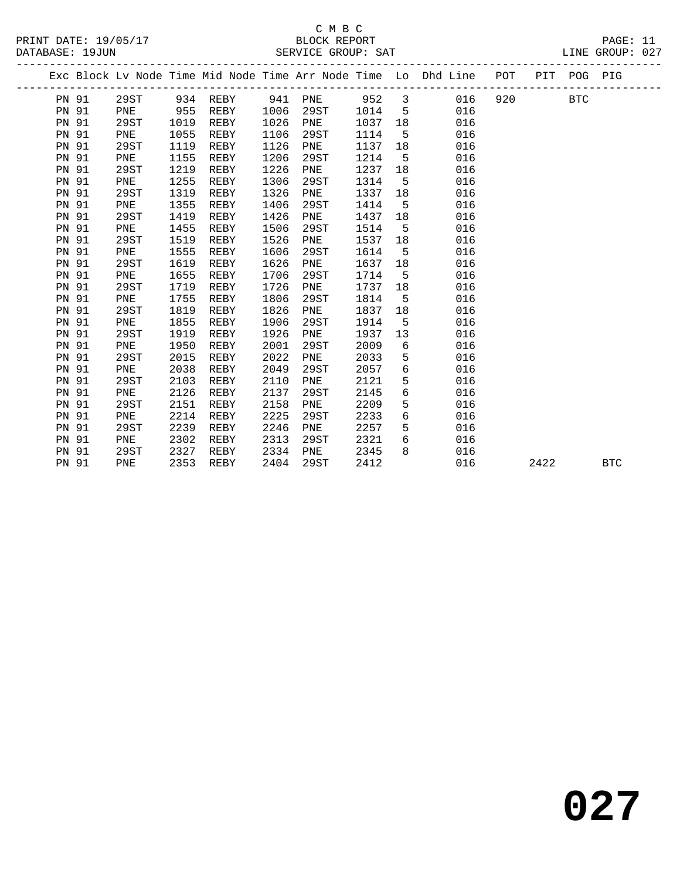C M B C
BLOCK REPORT
SERVICE GROUP: SAT

PRINT DATE: 19/05/17
DATABASE: 19JUN
LINE GROUP: 027

| Exc | Block | Lv | Node | Time | Mid Node | Time | Arr Node | Time | Lo | Dhd Line | POT | PIT | POG | PIG |
|---|---|---|---|---|---|---|---|---|---|---|---|---|---|---|
| | PN 91 | | 29ST | 934 | REBY | 941 | PNE | 952 | 3 | 016 | 920 | | BTC | |
| | PN 91 | | PNE | 955 | REBY | 1006 | 29ST | 1014 | 5 | 016 | | | | |
| | PN 91 | | 29ST | 1019 | REBY | 1026 | PNE | 1037 | 18 | 016 | | | | |
| | PN 91 | | PNE | 1055 | REBY | 1106 | 29ST | 1114 | 5 | 016 | | | | |
| | PN 91 | | 29ST | 1119 | REBY | 1126 | PNE | 1137 | 18 | 016 | | | | |
| | PN 91 | | PNE | 1155 | REBY | 1206 | 29ST | 1214 | 5 | 016 | | | | |
| | PN 91 | | 29ST | 1219 | REBY | 1226 | PNE | 1237 | 18 | 016 | | | | |
| | PN 91 | | PNE | 1255 | REBY | 1306 | 29ST | 1314 | 5 | 016 | | | | |
| | PN 91 | | 29ST | 1319 | REBY | 1326 | PNE | 1337 | 18 | 016 | | | | |
| | PN 91 | | PNE | 1355 | REBY | 1406 | 29ST | 1414 | 5 | 016 | | | | |
| | PN 91 | | 29ST | 1419 | REBY | 1426 | PNE | 1437 | 18 | 016 | | | | |
| | PN 91 | | PNE | 1455 | REBY | 1506 | 29ST | 1514 | 5 | 016 | | | | |
| | PN 91 | | 29ST | 1519 | REBY | 1526 | PNE | 1537 | 18 | 016 | | | | |
| | PN 91 | | PNE | 1555 | REBY | 1606 | 29ST | 1614 | 5 | 016 | | | | |
| | PN 91 | | 29ST | 1619 | REBY | 1626 | PNE | 1637 | 18 | 016 | | | | |
| | PN 91 | | PNE | 1655 | REBY | 1706 | 29ST | 1714 | 5 | 016 | | | | |
| | PN 91 | | 29ST | 1719 | REBY | 1726 | PNE | 1737 | 18 | 016 | | | | |
| | PN 91 | | PNE | 1755 | REBY | 1806 | 29ST | 1814 | 5 | 016 | | | | |
| | PN 91 | | 29ST | 1819 | REBY | 1826 | PNE | 1837 | 18 | 016 | | | | |
| | PN 91 | | PNE | 1855 | REBY | 1906 | 29ST | 1914 | 5 | 016 | | | | |
| | PN 91 | | 29ST | 1919 | REBY | 1926 | PNE | 1937 | 13 | 016 | | | | |
| | PN 91 | | PNE | 1950 | REBY | 2001 | 29ST | 2009 | 6 | 016 | | | | |
| | PN 91 | | 29ST | 2015 | REBY | 2022 | PNE | 2033 | 5 | 016 | | | | |
| | PN 91 | | PNE | 2038 | REBY | 2049 | 29ST | 2057 | 6 | 016 | | | | |
| | PN 91 | | 29ST | 2103 | REBY | 2110 | PNE | 2121 | 5 | 016 | | | | |
| | PN 91 | | PNE | 2126 | REBY | 2137 | 29ST | 2145 | 6 | 016 | | | | |
| | PN 91 | | 29ST | 2151 | REBY | 2158 | PNE | 2209 | 5 | 016 | | | | |
| | PN 91 | | PNE | 2214 | REBY | 2225 | 29ST | 2233 | 6 | 016 | | | | |
| | PN 91 | | 29ST | 2239 | REBY | 2246 | PNE | 2257 | 5 | 016 | | | | |
| | PN 91 | | PNE | 2302 | REBY | 2313 | 29ST | 2321 | 6 | 016 | | | | |
| | PN 91 | | 29ST | 2327 | REBY | 2334 | PNE | 2345 | 8 | 016 | | | | |
| | PN 91 | | PNE | 2353 | REBY | 2404 | 29ST | 2412 | | 016 | | 2422 | | BTC |

# 027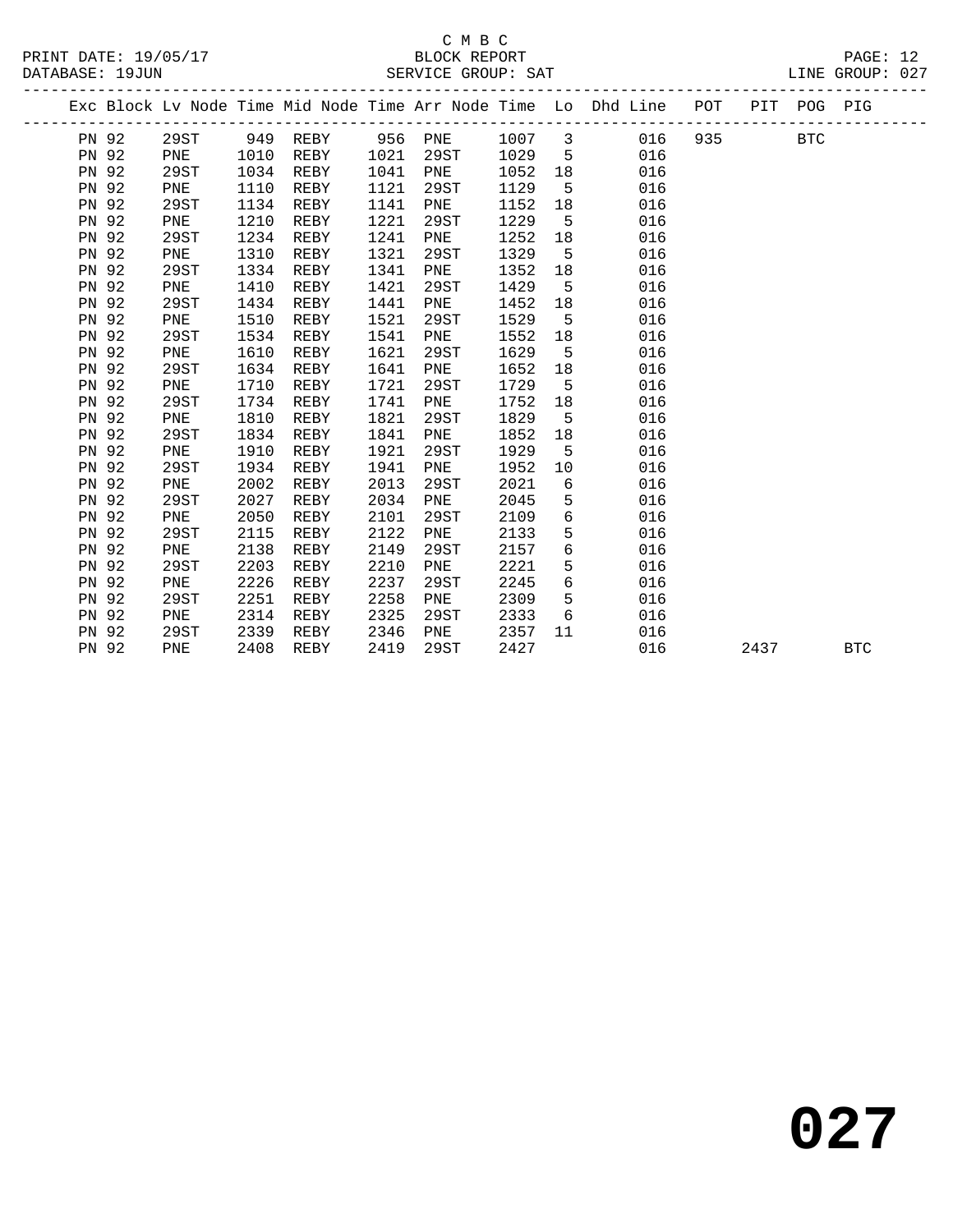C M B C
BLOCK REPORT
SERVICE GROUP: SAT

PRINT DATE: 19/05/17
DATABASE: 19JUN
LINE GROUP: 027

| Exc | Block | Lv | Node | Time | Mid Node | Time | Arr Node | Time | Lo | Dhd Line | POT | PIT | POG | PIG |
|---|---|---|---|---|---|---|---|---|---|---|---|---|---|---|
| PN | 92 | | 29ST | 949 | REBY | 956 | PNE | 1007 | 3 | 016 | 935 | | BTC | |
| PN | 92 | | PNE | 1010 | REBY | 1021 | 29ST | 1029 | 5 | 016 | | | | |
| PN | 92 | | 29ST | 1034 | REBY | 1041 | PNE | 1052 | 18 | 016 | | | | |
| PN | 92 | | PNE | 1110 | REBY | 1121 | 29ST | 1129 | 5 | 016 | | | | |
| PN | 92 | | 29ST | 1134 | REBY | 1141 | PNE | 1152 | 18 | 016 | | | | |
| PN | 92 | | PNE | 1210 | REBY | 1221 | 29ST | 1229 | 5 | 016 | | | | |
| PN | 92 | | 29ST | 1234 | REBY | 1241 | PNE | 1252 | 18 | 016 | | | | |
| PN | 92 | | PNE | 1310 | REBY | 1321 | 29ST | 1329 | 5 | 016 | | | | |
| PN | 92 | | 29ST | 1334 | REBY | 1341 | PNE | 1352 | 18 | 016 | | | | |
| PN | 92 | | PNE | 1410 | REBY | 1421 | 29ST | 1429 | 5 | 016 | | | | |
| PN | 92 | | 29ST | 1434 | REBY | 1441 | PNE | 1452 | 18 | 016 | | | | |
| PN | 92 | | PNE | 1510 | REBY | 1521 | 29ST | 1529 | 5 | 016 | | | | |
| PN | 92 | | 29ST | 1534 | REBY | 1541 | PNE | 1552 | 18 | 016 | | | | |
| PN | 92 | | PNE | 1610 | REBY | 1621 | 29ST | 1629 | 5 | 016 | | | | |
| PN | 92 | | 29ST | 1634 | REBY | 1641 | PNE | 1652 | 18 | 016 | | | | |
| PN | 92 | | PNE | 1710 | REBY | 1721 | 29ST | 1729 | 5 | 016 | | | | |
| PN | 92 | | 29ST | 1734 | REBY | 1741 | PNE | 1752 | 18 | 016 | | | | |
| PN | 92 | | PNE | 1810 | REBY | 1821 | 29ST | 1829 | 5 | 016 | | | | |
| PN | 92 | | 29ST | 1834 | REBY | 1841 | PNE | 1852 | 18 | 016 | | | | |
| PN | 92 | | PNE | 1910 | REBY | 1921 | 29ST | 1929 | 5 | 016 | | | | |
| PN | 92 | | 29ST | 1934 | REBY | 1941 | PNE | 1952 | 10 | 016 | | | | |
| PN | 92 | | PNE | 2002 | REBY | 2013 | 29ST | 2021 | 6 | 016 | | | | |
| PN | 92 | | 29ST | 2027 | REBY | 2034 | PNE | 2045 | 5 | 016 | | | | |
| PN | 92 | | PNE | 2050 | REBY | 2101 | 29ST | 2109 | 6 | 016 | | | | |
| PN | 92 | | 29ST | 2115 | REBY | 2122 | PNE | 2133 | 5 | 016 | | | | |
| PN | 92 | | PNE | 2138 | REBY | 2149 | 29ST | 2157 | 6 | 016 | | | | |
| PN | 92 | | 29ST | 2203 | REBY | 2210 | PNE | 2221 | 5 | 016 | | | | |
| PN | 92 | | PNE | 2226 | REBY | 2237 | 29ST | 2245 | 6 | 016 | | | | |
| PN | 92 | | 29ST | 2251 | REBY | 2258 | PNE | 2309 | 5 | 016 | | | | |
| PN | 92 | | PNE | 2314 | REBY | 2325 | 29ST | 2333 | 6 | 016 | | | | |
| PN | 92 | | 29ST | 2339 | REBY | 2346 | PNE | 2357 | 11 | 016 | | | | |
| PN | 92 | | PNE | 2408 | REBY | 2419 | 29ST | 2427 | | 016 | | 2437 | | BTC |

**027**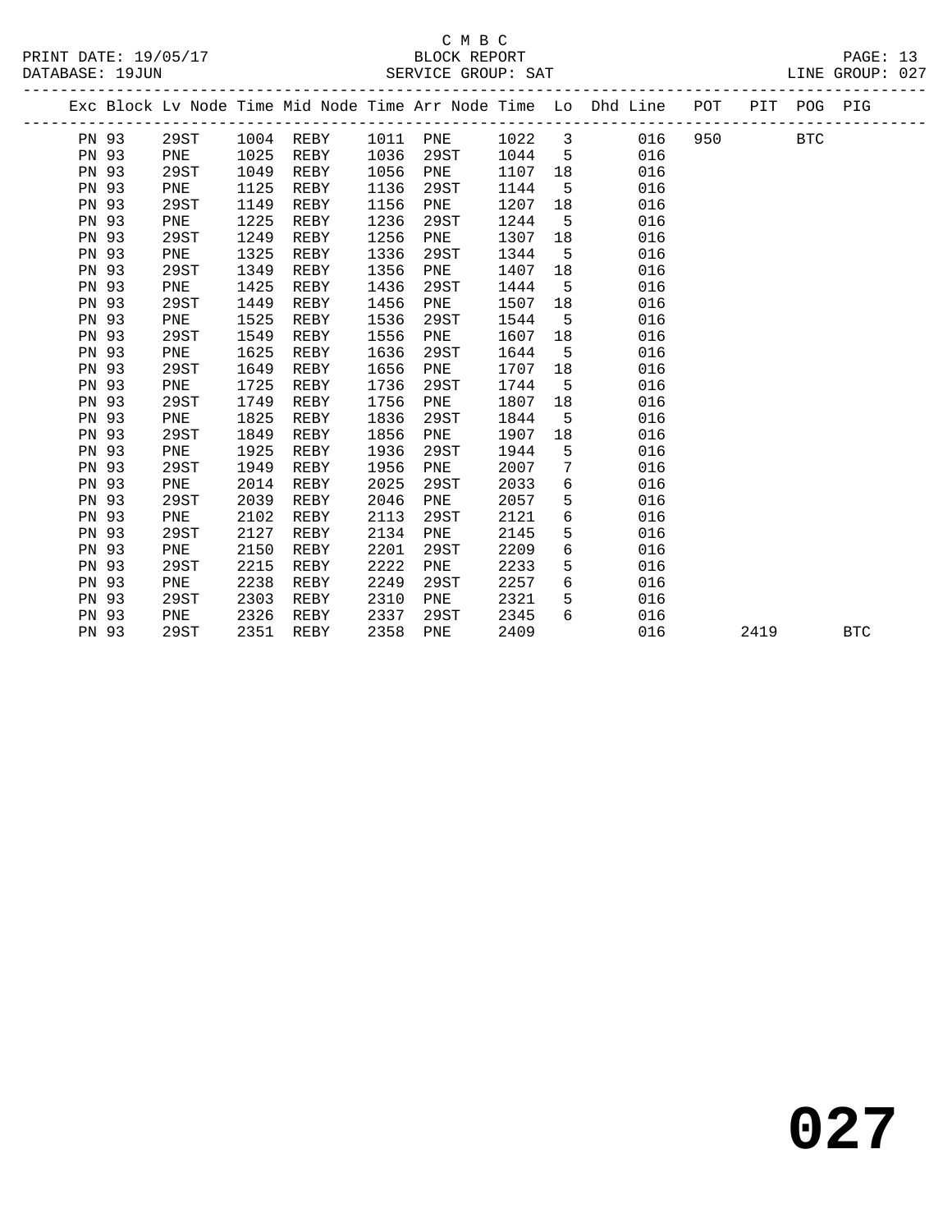C M B C
PRINT DATE: 19/05/17 BLOCK REPORT
DATABASE: 19JUN SERVICE GROUP: SAT LINE GROUP: 027

| Exc | Block | Lv | Node | Time | Mid Node | Time | Arr Node | Time | Lo | Dhd Line | POT | PIT | POG | PIG |
|---|---|---|---|---|---|---|---|---|---|---|---|---|---|---|
| | PN 93 | | 29ST | 1004 | REBY | 1011 | PNE | 1022 | 3 | 016 | 950 | | BTC | |
| | PN 93 | | PNE | 1025 | REBY | 1036 | 29ST | 1044 | 5 | 016 | | | | |
| | PN 93 | | 29ST | 1049 | REBY | 1056 | PNE | 1107 | 18 | 016 | | | | |
| | PN 93 | | PNE | 1125 | REBY | 1136 | 29ST | 1144 | 5 | 016 | | | | |
| | PN 93 | | 29ST | 1149 | REBY | 1156 | PNE | 1207 | 18 | 016 | | | | |
| | PN 93 | | PNE | 1225 | REBY | 1236 | 29ST | 1244 | 5 | 016 | | | | |
| | PN 93 | | 29ST | 1249 | REBY | 1256 | PNE | 1307 | 18 | 016 | | | | |
| | PN 93 | | PNE | 1325 | REBY | 1336 | 29ST | 1344 | 5 | 016 | | | | |
| | PN 93 | | 29ST | 1349 | REBY | 1356 | PNE | 1407 | 18 | 016 | | | | |
| | PN 93 | | PNE | 1425 | REBY | 1436 | 29ST | 1444 | 5 | 016 | | | | |
| | PN 93 | | 29ST | 1449 | REBY | 1456 | PNE | 1507 | 18 | 016 | | | | |
| | PN 93 | | PNE | 1525 | REBY | 1536 | 29ST | 1544 | 5 | 016 | | | | |
| | PN 93 | | 29ST | 1549 | REBY | 1556 | PNE | 1607 | 18 | 016 | | | | |
| | PN 93 | | PNE | 1625 | REBY | 1636 | 29ST | 1644 | 5 | 016 | | | | |
| | PN 93 | | 29ST | 1649 | REBY | 1656 | PNE | 1707 | 18 | 016 | | | | |
| | PN 93 | | PNE | 1725 | REBY | 1736 | 29ST | 1744 | 5 | 016 | | | | |
| | PN 93 | | 29ST | 1749 | REBY | 1756 | PNE | 1807 | 18 | 016 | | | | |
| | PN 93 | | PNE | 1825 | REBY | 1836 | 29ST | 1844 | 5 | 016 | | | | |
| | PN 93 | | 29ST | 1849 | REBY | 1856 | PNE | 1907 | 18 | 016 | | | | |
| | PN 93 | | PNE | 1925 | REBY | 1936 | 29ST | 1944 | 5 | 016 | | | | |
| | PN 93 | | 29ST | 1949 | REBY | 1956 | PNE | 2007 | 7 | 016 | | | | |
| | PN 93 | | PNE | 2014 | REBY | 2025 | 29ST | 2033 | 6 | 016 | | | | |
| | PN 93 | | 29ST | 2039 | REBY | 2046 | PNE | 2057 | 5 | 016 | | | | |
| | PN 93 | | PNE | 2102 | REBY | 2113 | 29ST | 2121 | 6 | 016 | | | | |
| | PN 93 | | 29ST | 2127 | REBY | 2134 | PNE | 2145 | 5 | 016 | | | | |
| | PN 93 | | PNE | 2150 | REBY | 2201 | 29ST | 2209 | 6 | 016 | | | | |
| | PN 93 | | 29ST | 2215 | REBY | 2222 | PNE | 2233 | 5 | 016 | | | | |
| | PN 93 | | PNE | 2238 | REBY | 2249 | 29ST | 2257 | 6 | 016 | | | | |
| | PN 93 | | 29ST | 2303 | REBY | 2310 | PNE | 2321 | 5 | 016 | | | | |
| | PN 93 | | PNE | 2326 | REBY | 2337 | 29ST | 2345 | 6 | 016 | | | | |
| | PN 93 | | 29ST | 2351 | REBY | 2358 | PNE | 2409 | | 016 | | 2419 | | BTC |

**027**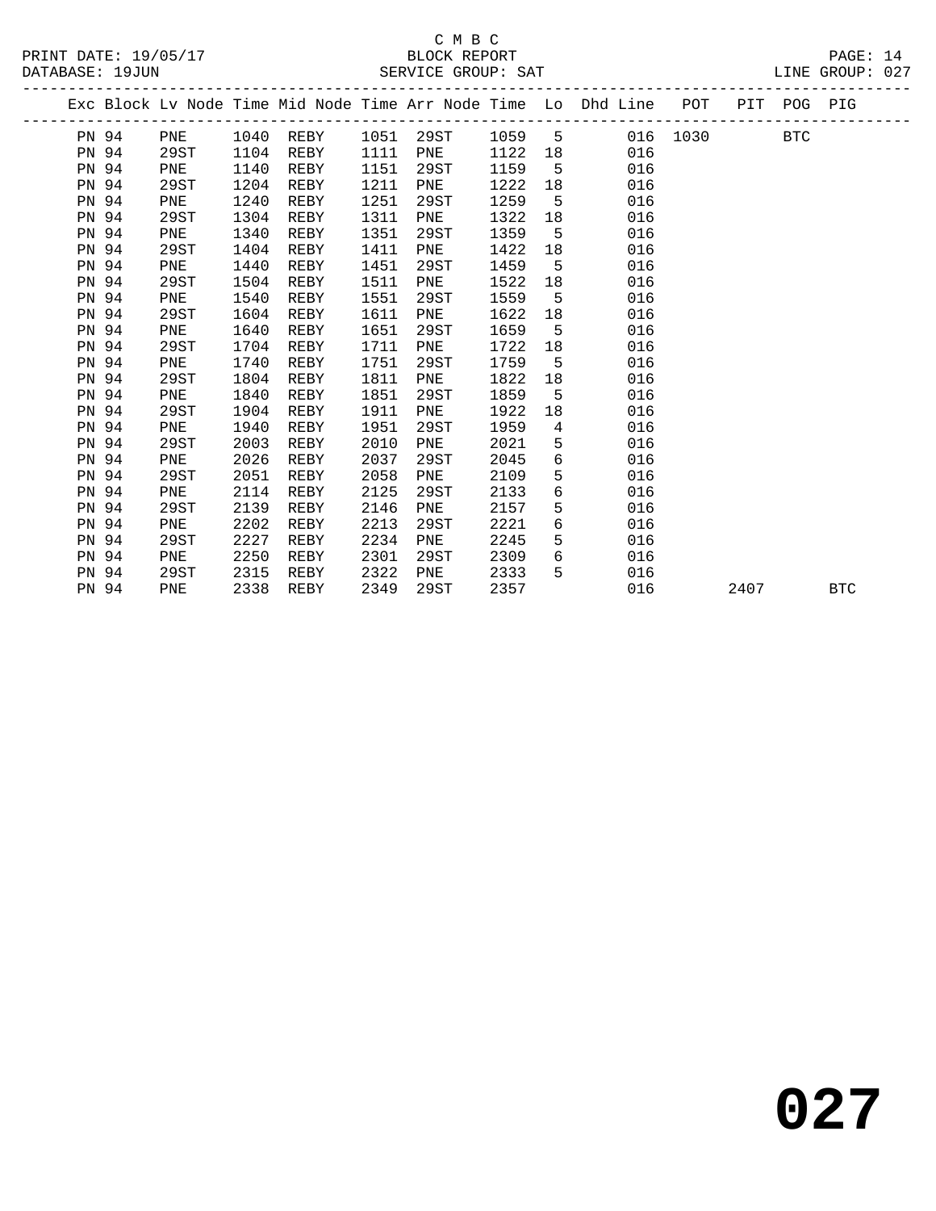C M B C

BLOCK REPORT

SERVICE GROUP: SAT

PRINT DATE: 19/05/17

DATABASE: 19JUN

LINE GROUP: 027

| Exc | Block | Lv | Node | Time | Mid Node | Time | Arr Node | Time | Lo | Dhd Line | POT | PIT | POG | PIG |
|---|---|---|---|---|---|---|---|---|---|---|---|---|---|---|
| | PN 94 | | PNE | 1040 | REBY | 1051 | 29ST | 1059 | 5 | 016 | 1030 | | BTC | |
| | PN 94 | | 29ST | 1104 | REBY | 1111 | PNE | 1122 | 18 | 016 | | | | |
| | PN 94 | | PNE | 1140 | REBY | 1151 | 29ST | 1159 | 5 | 016 | | | | |
| | PN 94 | | 29ST | 1204 | REBY | 1211 | PNE | 1222 | 18 | 016 | | | | |
| | PN 94 | | PNE | 1240 | REBY | 1251 | 29ST | 1259 | 5 | 016 | | | | |
| | PN 94 | | 29ST | 1304 | REBY | 1311 | PNE | 1322 | 18 | 016 | | | | |
| | PN 94 | | PNE | 1340 | REBY | 1351 | 29ST | 1359 | 5 | 016 | | | | |
| | PN 94 | | 29ST | 1404 | REBY | 1411 | PNE | 1422 | 18 | 016 | | | | |
| | PN 94 | | PNE | 1440 | REBY | 1451 | 29ST | 1459 | 5 | 016 | | | | |
| | PN 94 | | 29ST | 1504 | REBY | 1511 | PNE | 1522 | 18 | 016 | | | | |
| | PN 94 | | PNE | 1540 | REBY | 1551 | 29ST | 1559 | 5 | 016 | | | | |
| | PN 94 | | 29ST | 1604 | REBY | 1611 | PNE | 1622 | 18 | 016 | | | | |
| | PN 94 | | PNE | 1640 | REBY | 1651 | 29ST | 1659 | 5 | 016 | | | | |
| | PN 94 | | 29ST | 1704 | REBY | 1711 | PNE | 1722 | 18 | 016 | | | | |
| | PN 94 | | PNE | 1740 | REBY | 1751 | 29ST | 1759 | 5 | 016 | | | | |
| | PN 94 | | 29ST | 1804 | REBY | 1811 | PNE | 1822 | 18 | 016 | | | | |
| | PN 94 | | PNE | 1840 | REBY | 1851 | 29ST | 1859 | 5 | 016 | | | | |
| | PN 94 | | 29ST | 1904 | REBY | 1911 | PNE | 1922 | 18 | 016 | | | | |
| | PN 94 | | PNE | 1940 | REBY | 1951 | 29ST | 1959 | 4 | 016 | | | | |
| | PN 94 | | 29ST | 2003 | REBY | 2010 | PNE | 2021 | 5 | 016 | | | | |
| | PN 94 | | PNE | 2026 | REBY | 2037 | 29ST | 2045 | 6 | 016 | | | | |
| | PN 94 | | 29ST | 2051 | REBY | 2058 | PNE | 2109 | 5 | 016 | | | | |
| | PN 94 | | PNE | 2114 | REBY | 2125 | 29ST | 2133 | 6 | 016 | | | | |
| | PN 94 | | 29ST | 2139 | REBY | 2146 | PNE | 2157 | 5 | 016 | | | | |
| | PN 94 | | PNE | 2202 | REBY | 2213 | 29ST | 2221 | 6 | 016 | | | | |
| | PN 94 | | 29ST | 2227 | REBY | 2234 | PNE | 2245 | 5 | 016 | | | | |
| | PN 94 | | PNE | 2250 | REBY | 2301 | 29ST | 2309 | 6 | 016 | | | | |
| | PN 94 | | 29ST | 2315 | REBY | 2322 | PNE | 2333 | 5 | 016 | | | | |
| | PN 94 | | PNE | 2338 | REBY | 2349 | 29ST | 2357 | | 016 | | 2407 | | BTC |

# 027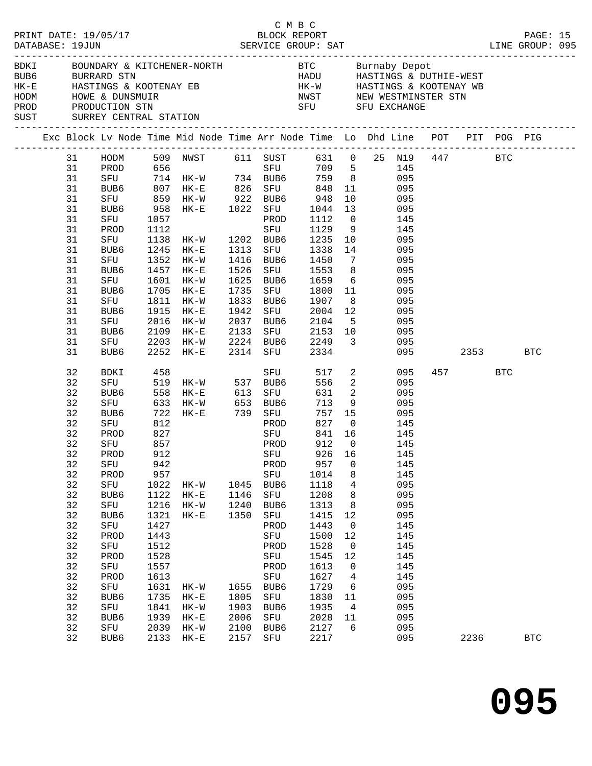C M B C

PRINT DATE: 19/05/17 BLOCK REPORT
DATABASE: 19JUN SERVICE GROUP: SAT LINE GROUP: 095

| Code | Location | Code | Location |
|---|---|---|---|
| BDKI | BOUNDARY & KITCHENER-NORTH | BTC | Burnaby Depot |
| BUB6 | BURRARD STN | HADU | HASTINGS & DUTHIE-WEST |
| HK-E | HASTINGS & KOOTENAY EB | HK-W | HASTINGS & KOOTENAY WB |
| HODM | HOWE & DUNSMUIR | NWST | NEW WESTMINSTER STN |
| PROD | PRODUCTION STN | SFU | SFU EXCHANGE |
| SUST | SURREY CENTRAL STATION | | |

| Exc | Block | Lv Node | Time | Mid Node | Time | Arr Node | Time | Lo | Dhd | Line | POT | PIT | POG | PIG |
|---|---|---|---|---|---|---|---|---|---|---|---|---|---|---|
| | 31 | HODM | 509 | NWST | 611 | SUST | 631 | 0 | 25 | N19 | 447 | | BTC | |
| | 31 | PROD | 656 | | | SFU | 709 | 5 | | 145 | | | | |
| | 31 | SFU | 714 | HK-W | 734 | BUB6 | 759 | 8 | | 095 | | | | |
| | 31 | BUB6 | 807 | HK-E | 826 | SFU | 848 | 11 | | 095 | | | | |
| | 31 | SFU | 859 | HK-W | 922 | BUB6 | 948 | 10 | | 095 | | | | |
| | 31 | BUB6 | 958 | HK-E | 1022 | SFU | 1044 | 13 | | 095 | | | | |
| | 31 | SFU | 1057 | | | PROD | 1112 | 0 | | 145 | | | | |
| | 31 | PROD | 1112 | | | SFU | 1129 | 9 | | 145 | | | | |
| | 31 | SFU | 1138 | HK-W | 1202 | BUB6 | 1235 | 10 | | 095 | | | | |
| | 31 | BUB6 | 1245 | HK-E | 1313 | SFU | 1338 | 14 | | 095 | | | | |
| | 31 | SFU | 1352 | HK-W | 1416 | BUB6 | 1450 | 7 | | 095 | | | | |
| | 31 | BUB6 | 1457 | HK-E | 1526 | SFU | 1553 | 8 | | 095 | | | | |
| | 31 | SFU | 1601 | HK-W | 1625 | BUB6 | 1659 | 6 | | 095 | | | | |
| | 31 | BUB6 | 1705 | HK-E | 1735 | SFU | 1800 | 11 | | 095 | | | | |
| | 31 | SFU | 1811 | HK-W | 1833 | BUB6 | 1907 | 8 | | 095 | | | | |
| | 31 | BUB6 | 1915 | HK-E | 1942 | SFU | 2004 | 12 | | 095 | | | | |
| | 31 | SFU | 2016 | HK-W | 2037 | BUB6 | 2104 | 5 | | 095 | | | | |
| | 31 | BUB6 | 2109 | HK-E | 2133 | SFU | 2153 | 10 | | 095 | | | | |
| | 31 | SFU | 2203 | HK-W | 2224 | BUB6 | 2249 | 3 | | 095 | | | | |
| | 31 | BUB6 | 2252 | HK-E | 2314 | SFU | 2334 | | | 095 | | 2353 | | BTC |
| | 32 | BDKI | 458 | | | SFU | 517 | 2 | | 095 | 457 | | BTC | |
| | 32 | SFU | 519 | HK-W | 537 | BUB6 | 556 | 2 | | 095 | | | | |
| | 32 | BUB6 | 558 | HK-E | 613 | SFU | 631 | 2 | | 095 | | | | |
| | 32 | SFU | 633 | HK-W | 653 | BUB6 | 713 | 9 | | 095 | | | | |
| | 32 | BUB6 | 722 | HK-E | 739 | SFU | 757 | 15 | | 095 | | | | |
| | 32 | SFU | 812 | | | PROD | 827 | 0 | | 145 | | | | |
| | 32 | PROD | 827 | | | SFU | 841 | 16 | | 145 | | | | |
| | 32 | SFU | 857 | | | PROD | 912 | 0 | | 145 | | | | |
| | 32 | PROD | 912 | | | SFU | 926 | 16 | | 145 | | | | |
| | 32 | SFU | 942 | | | PROD | 957 | 0 | | 145 | | | | |
| | 32 | PROD | 957 | | | SFU | 1014 | 8 | | 145 | | | | |
| | 32 | SFU | 1022 | HK-W | 1045 | BUB6 | 1118 | 4 | | 095 | | | | |
| | 32 | BUB6 | 1122 | HK-E | 1146 | SFU | 1208 | 8 | | 095 | | | | |
| | 32 | SFU | 1216 | HK-W | 1240 | BUB6 | 1313 | 8 | | 095 | | | | |
| | 32 | BUB6 | 1321 | HK-E | 1350 | SFU | 1415 | 12 | | 095 | | | | |
| | 32 | SFU | 1427 | | | PROD | 1443 | 0 | | 145 | | | | |
| | 32 | PROD | 1443 | | | SFU | 1500 | 12 | | 145 | | | | |
| | 32 | SFU | 1512 | | | PROD | 1528 | 0 | | 145 | | | | |
| | 32 | PROD | 1528 | | | SFU | 1545 | 12 | | 145 | | | | |
| | 32 | SFU | 1557 | | | PROD | 1613 | 0 | | 145 | | | | |
| | 32 | PROD | 1613 | | | SFU | 1627 | 4 | | 145 | | | | |
| | 32 | SFU | 1631 | HK-W | 1655 | BUB6 | 1729 | 6 | | 095 | | | | |
| | 32 | BUB6 | 1735 | HK-E | 1805 | SFU | 1830 | 11 | | 095 | | | | |
| | 32 | SFU | 1841 | HK-W | 1903 | BUB6 | 1935 | 4 | | 095 | | | | |
| | 32 | BUB6 | 1939 | HK-E | 2006 | SFU | 2028 | 11 | | 095 | | | | |
| | 32 | SFU | 2039 | HK-W | 2100 | BUB6 | 2127 | 6 | | 095 | | | | |
| | 32 | BUB6 | 2133 | HK-E | 2157 | SFU | 2217 | | | 095 | | 2236 | | BTC |

# 095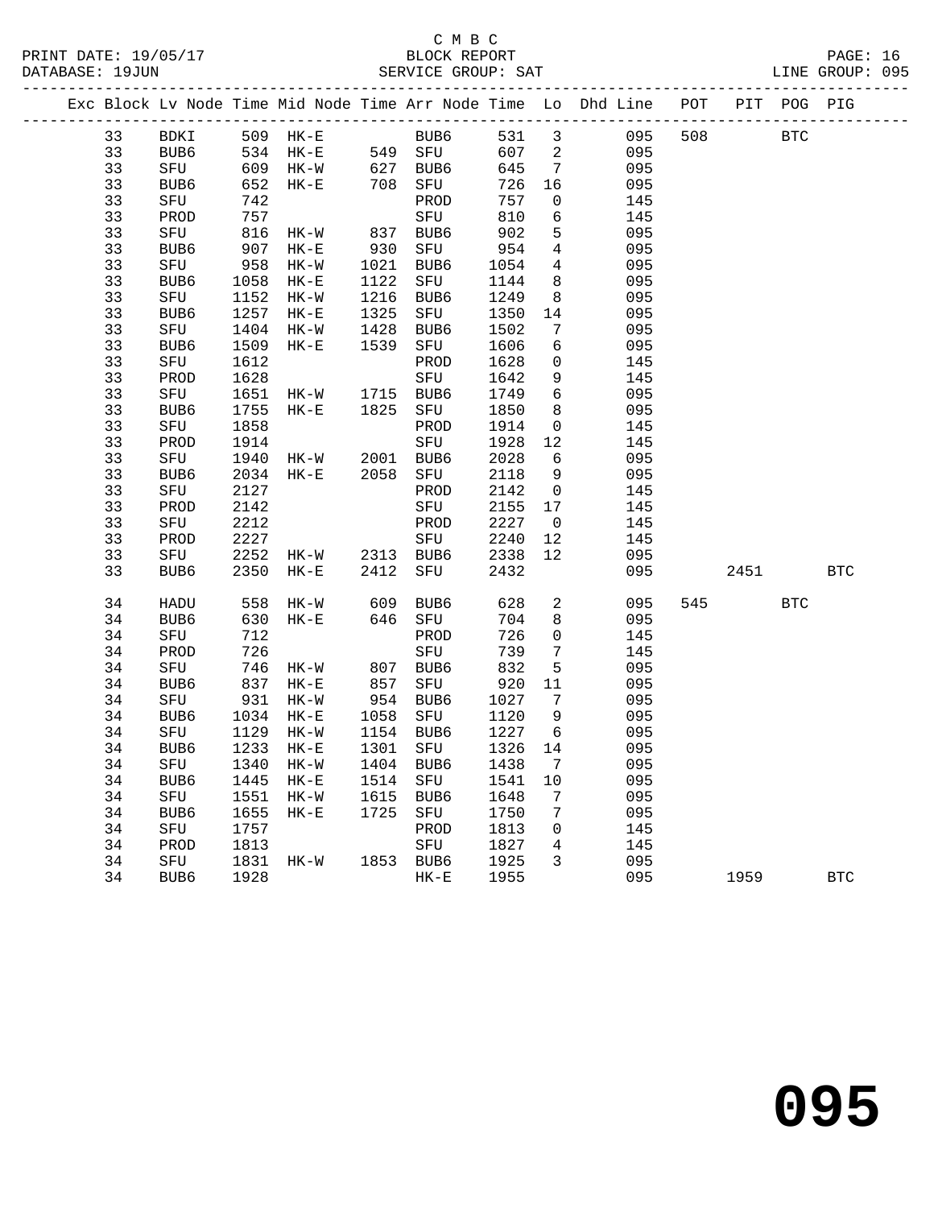C M B C
PRINT DATE: 19/05/17 BLOCK REPORT
DATABASE: 19JUN SERVICE GROUP: SAT LINE GROUP: 095

| Exc | Block | Lv | Node | Time | Mid Node | Time | Arr Node | Time | Lo | Dhd Line | POT | PIT | POG | PIG |
|---|---|---|---|---|---|---|---|---|---|---|---|---|---|---|
| | 33 | | BDKI | 509 | HK-E | | BUB6 | 531 | 3 | 095 | 508 | | BTC | |
| | 33 | | BUB6 | 534 | HK-E | 549 | SFU | 607 | 2 | 095 | | | | |
| | 33 | | SFU | 609 | HK-W | 627 | BUB6 | 645 | 7 | 095 | | | | |
| | 33 | | BUB6 | 652 | HK-E | 708 | SFU | 726 | 16 | 095 | | | | |
| | 33 | | SFU | 742 | | | PROD | 757 | 0 | 145 | | | | |
| | 33 | | PROD | 757 | | | SFU | 810 | 6 | 145 | | | | |
| | 33 | | SFU | 816 | HK-W | 837 | BUB6 | 902 | 5 | 095 | | | | |
| | 33 | | BUB6 | 907 | HK-E | 930 | SFU | 954 | 4 | 095 | | | | |
| | 33 | | SFU | 958 | HK-W | 1021 | BUB6 | 1054 | 4 | 095 | | | | |
| | 33 | | BUB6 | 1058 | HK-E | 1122 | SFU | 1144 | 8 | 095 | | | | |
| | 33 | | SFU | 1152 | HK-W | 1216 | BUB6 | 1249 | 8 | 095 | | | | |
| | 33 | | BUB6 | 1257 | HK-E | 1325 | SFU | 1350 | 14 | 095 | | | | |
| | 33 | | SFU | 1404 | HK-W | 1428 | BUB6 | 1502 | 7 | 095 | | | | |
| | 33 | | BUB6 | 1509 | HK-E | 1539 | SFU | 1606 | 6 | 095 | | | | |
| | 33 | | SFU | 1612 | | | PROD | 1628 | 0 | 145 | | | | |
| | 33 | | PROD | 1628 | | | SFU | 1642 | 9 | 145 | | | | |
| | 33 | | SFU | 1651 | HK-W | 1715 | BUB6 | 1749 | 6 | 095 | | | | |
| | 33 | | BUB6 | 1755 | HK-E | 1825 | SFU | 1850 | 8 | 095 | | | | |
| | 33 | | SFU | 1858 | | | PROD | 1914 | 0 | 145 | | | | |
| | 33 | | PROD | 1914 | | | SFU | 1928 | 12 | 145 | | | | |
| | 33 | | SFU | 1940 | HK-W | 2001 | BUB6 | 2028 | 6 | 095 | | | | |
| | 33 | | BUB6 | 2034 | HK-E | 2058 | SFU | 2118 | 9 | 095 | | | | |
| | 33 | | SFU | 2127 | | | PROD | 2142 | 0 | 145 | | | | |
| | 33 | | PROD | 2142 | | | SFU | 2155 | 17 | 145 | | | | |
| | 33 | | SFU | 2212 | | | PROD | 2227 | 0 | 145 | | | | |
| | 33 | | PROD | 2227 | | | SFU | 2240 | 12 | 145 | | | | |
| | 33 | | SFU | 2252 | HK-W | 2313 | BUB6 | 2338 | 12 | 095 | | | | |
| | 33 | | BUB6 | 2350 | HK-E | 2412 | SFU | 2432 | | 095 | | 2451 | | BTC |
| | 34 | | HADU | 558 | HK-W | 609 | BUB6 | 628 | 2 | 095 | 545 | | BTC | |
| | 34 | | BUB6 | 630 | HK-E | 646 | SFU | 704 | 8 | 095 | | | | |
| | 34 | | SFU | 712 | | | PROD | 726 | 0 | 145 | | | | |
| | 34 | | PROD | 726 | | | SFU | 739 | 7 | 145 | | | | |
| | 34 | | SFU | 746 | HK-W | 807 | BUB6 | 832 | 5 | 095 | | | | |
| | 34 | | BUB6 | 837 | HK-E | 857 | SFU | 920 | 11 | 095 | | | | |
| | 34 | | SFU | 931 | HK-W | 954 | BUB6 | 1027 | 7 | 095 | | | | |
| | 34 | | BUB6 | 1034 | HK-E | 1058 | SFU | 1120 | 9 | 095 | | | | |
| | 34 | | SFU | 1129 | HK-W | 1154 | BUB6 | 1227 | 6 | 095 | | | | |
| | 34 | | BUB6 | 1233 | HK-E | 1301 | SFU | 1326 | 14 | 095 | | | | |
| | 34 | | SFU | 1340 | HK-W | 1404 | BUB6 | 1438 | 7 | 095 | | | | |
| | 34 | | BUB6 | 1445 | HK-E | 1514 | SFU | 1541 | 10 | 095 | | | | |
| | 34 | | SFU | 1551 | HK-W | 1615 | BUB6 | 1648 | 7 | 095 | | | | |
| | 34 | | BUB6 | 1655 | HK-E | 1725 | SFU | 1750 | 7 | 095 | | | | |
| | 34 | | SFU | 1757 | | | PROD | 1813 | 0 | 145 | | | | |
| | 34 | | PROD | 1813 | | | SFU | 1827 | 4 | 145 | | | | |
| | 34 | | SFU | 1831 | HK-W | 1853 | BUB6 | 1925 | 3 | 095 | | | | |
| | 34 | | BUB6 | 1928 | | | HK-E | 1955 | | 095 | | 1959 | | BTC |

**095**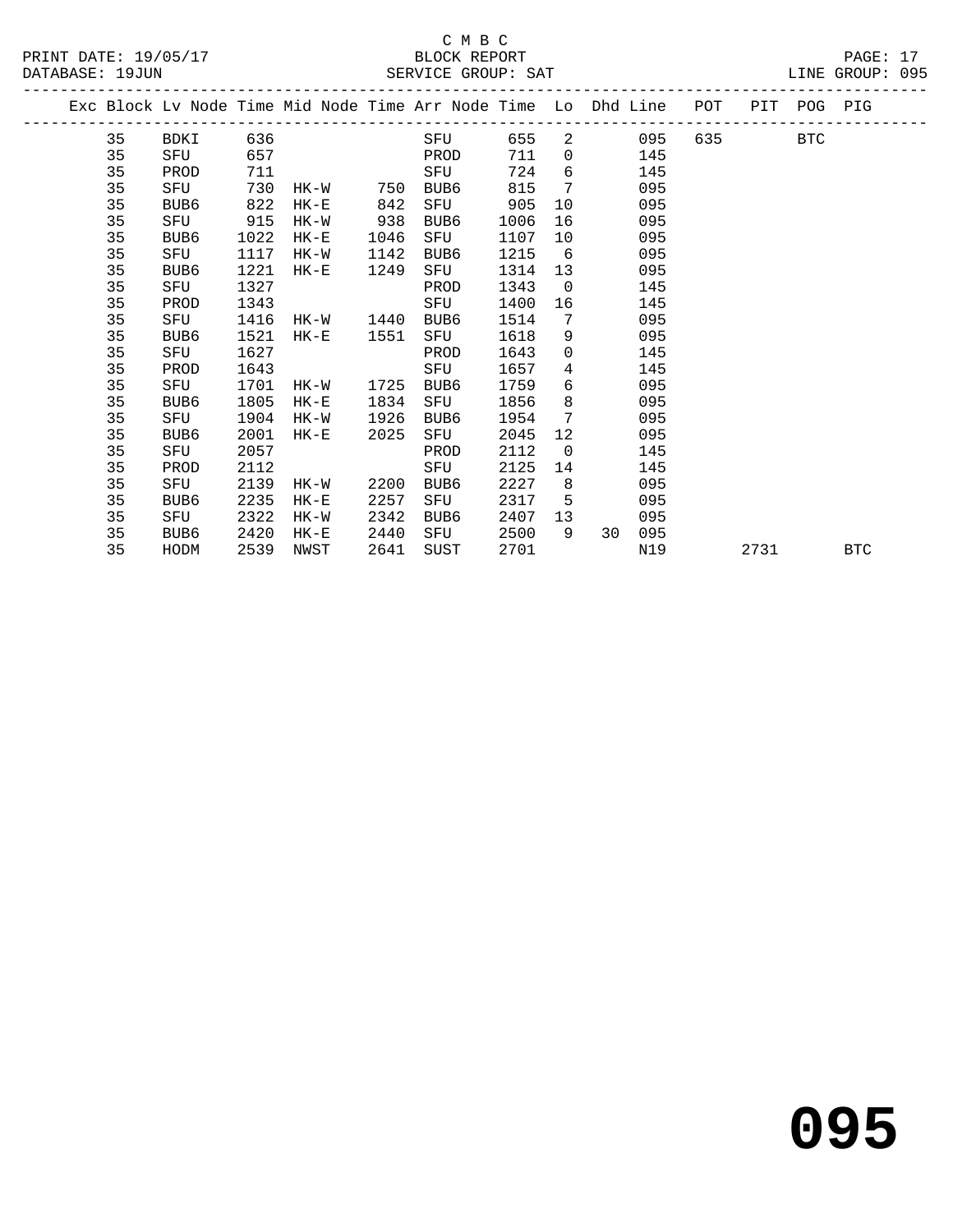C M B C

BLOCK REPORT

SERVICE GROUP: SAT

LINE GROUP: 095

| Exc | Block | Lv Node | Time | Mid Node | Time | Arr Node | Time | Lo | Dhd | Line | POT | PIT | POG | PIG |
|---|---|---|---|---|---|---|---|---|---|---|---|---|---|---|
| | 35 | BDKI | 636 | | | SFU | 655 | 2 | | 095 | 635 | | BTC | |
| | 35 | SFU | 657 | | | PROD | 711 | 0 | | 145 | | | | |
| | 35 | PROD | 711 | | | SFU | 724 | 6 | | 145 | | | | |
| | 35 | SFU | 730 | HK-W | 750 | BUB6 | 815 | 7 | | 095 | | | | |
| | 35 | BUB6 | 822 | HK-E | 842 | SFU | 905 | 10 | | 095 | | | | |
| | 35 | SFU | 915 | HK-W | 938 | BUB6 | 1006 | 16 | | 095 | | | | |
| | 35 | BUB6 | 1022 | HK-E | 1046 | SFU | 1107 | 10 | | 095 | | | | |
| | 35 | SFU | 1117 | HK-W | 1142 | BUB6 | 1215 | 6 | | 095 | | | | |
| | 35 | BUB6 | 1221 | HK-E | 1249 | SFU | 1314 | 13 | | 095 | | | | |
| | 35 | SFU | 1327 | | | PROD | 1343 | 0 | | 145 | | | | |
| | 35 | PROD | 1343 | | | SFU | 1400 | 16 | | 145 | | | | |
| | 35 | SFU | 1416 | HK-W | 1440 | BUB6 | 1514 | 7 | | 095 | | | | |
| | 35 | BUB6 | 1521 | HK-E | 1551 | SFU | 1618 | 9 | | 095 | | | | |
| | 35 | SFU | 1627 | | | PROD | 1643 | 0 | | 145 | | | | |
| | 35 | PROD | 1643 | | | SFU | 1657 | 4 | | 145 | | | | |
| | 35 | SFU | 1701 | HK-W | 1725 | BUB6 | 1759 | 6 | | 095 | | | | |
| | 35 | BUB6 | 1805 | HK-E | 1834 | SFU | 1856 | 8 | | 095 | | | | |
| | 35 | SFU | 1904 | HK-W | 1926 | BUB6 | 1954 | 7 | | 095 | | | | |
| | 35 | BUB6 | 2001 | HK-E | 2025 | SFU | 2045 | 12 | | 095 | | | | |
| | 35 | SFU | 2057 | | | PROD | 2112 | 0 | | 145 | | | | |
| | 35 | PROD | 2112 | | | SFU | 2125 | 14 | | 145 | | | | |
| | 35 | SFU | 2139 | HK-W | 2200 | BUB6 | 2227 | 8 | | 095 | | | | |
| | 35 | BUB6 | 2235 | HK-E | 2257 | SFU | 2317 | 5 | | 095 | | | | |
| | 35 | SFU | 2322 | HK-W | 2342 | BUB6 | 2407 | 13 | | 095 | | | | |
| | 35 | BUB6 | 2420 | HK-E | 2440 | SFU | 2500 | 9 | 30 | 095 | | | | |
| | 35 | HODM | 2539 | NWST | 2641 | SUST | 2701 | | | N19 | | 2731 | | BTC |

# 095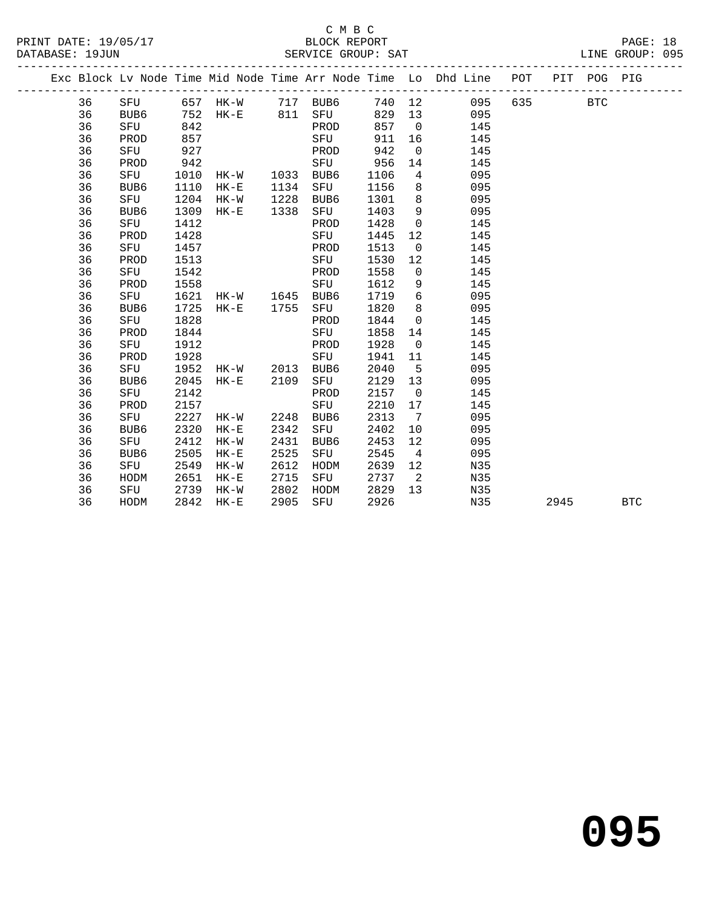C M B C

PRINT DATE: 19/05/17 BLOCK REPORT
DATABASE: 19JUN SERVICE GROUP: SAT LINE GROUP: 095

| Exc | Block | Lv | Node | Time | Mid Node | Time | Arr Node | Time | Lo | Dhd Line | POT | PIT | POG | PIG |
|---|---|---|---|---|---|---|---|---|---|---|---|---|---|---|
| | 36 | | SFU | 657 | HK-W | 717 | BUB6 | 740 | 12 | 095 | 635 | | BTC | |
| | 36 | | BUB6 | 752 | HK-E | 811 | SFU | 829 | 13 | 095 | | | | |
| | 36 | | SFU | 842 | | | PROD | 857 | 0 | 145 | | | | |
| | 36 | | PROD | 857 | | | SFU | 911 | 16 | 145 | | | | |
| | 36 | | SFU | 927 | | | PROD | 942 | 0 | 145 | | | | |
| | 36 | | PROD | 942 | | | SFU | 956 | 14 | 145 | | | | |
| | 36 | | SFU | 1010 | HK-W | 1033 | BUB6 | 1106 | 4 | 095 | | | | |
| | 36 | | BUB6 | 1110 | HK-E | 1134 | SFU | 1156 | 8 | 095 | | | | |
| | 36 | | SFU | 1204 | HK-W | 1228 | BUB6 | 1301 | 8 | 095 | | | | |
| | 36 | | BUB6 | 1309 | HK-E | 1338 | SFU | 1403 | 9 | 095 | | | | |
| | 36 | | SFU | 1412 | | | PROD | 1428 | 0 | 145 | | | | |
| | 36 | | PROD | 1428 | | | SFU | 1445 | 12 | 145 | | | | |
| | 36 | | SFU | 1457 | | | PROD | 1513 | 0 | 145 | | | | |
| | 36 | | PROD | 1513 | | | SFU | 1530 | 12 | 145 | | | | |
| | 36 | | SFU | 1542 | | | PROD | 1558 | 0 | 145 | | | | |
| | 36 | | PROD | 1558 | | | SFU | 1612 | 9 | 145 | | | | |
| | 36 | | SFU | 1621 | HK-W | 1645 | BUB6 | 1719 | 6 | 095 | | | | |
| | 36 | | BUB6 | 1725 | HK-E | 1755 | SFU | 1820 | 8 | 095 | | | | |
| | 36 | | SFU | 1828 | | | PROD | 1844 | 0 | 145 | | | | |
| | 36 | | PROD | 1844 | | | SFU | 1858 | 14 | 145 | | | | |
| | 36 | | SFU | 1912 | | | PROD | 1928 | 0 | 145 | | | | |
| | 36 | | PROD | 1928 | | | SFU | 1941 | 11 | 145 | | | | |
| | 36 | | SFU | 1952 | HK-W | 2013 | BUB6 | 2040 | 5 | 095 | | | | |
| | 36 | | BUB6 | 2045 | HK-E | 2109 | SFU | 2129 | 13 | 095 | | | | |
| | 36 | | SFU | 2142 | | | PROD | 2157 | 0 | 145 | | | | |
| | 36 | | PROD | 2157 | | | SFU | 2210 | 17 | 145 | | | | |
| | 36 | | SFU | 2227 | HK-W | 2248 | BUB6 | 2313 | 7 | 095 | | | | |
| | 36 | | BUB6 | 2320 | HK-E | 2342 | SFU | 2402 | 10 | 095 | | | | |
| | 36 | | SFU | 2412 | HK-W | 2431 | BUB6 | 2453 | 12 | 095 | | | | |
| | 36 | | BUB6 | 2505 | HK-E | 2525 | SFU | 2545 | 4 | 095 | | | | |
| | 36 | | SFU | 2549 | HK-W | 2612 | HODM | 2639 | 12 | N35 | | | | |
| | 36 | | HODM | 2651 | HK-E | 2715 | SFU | 2737 | 2 | N35 | | | | |
| | 36 | | SFU | 2739 | HK-W | 2802 | HODM | 2829 | 13 | N35 | | | | |
| | 36 | | HODM | 2842 | HK-E | 2905 | SFU | 2926 | | N35 | | 2945 | | BTC |

095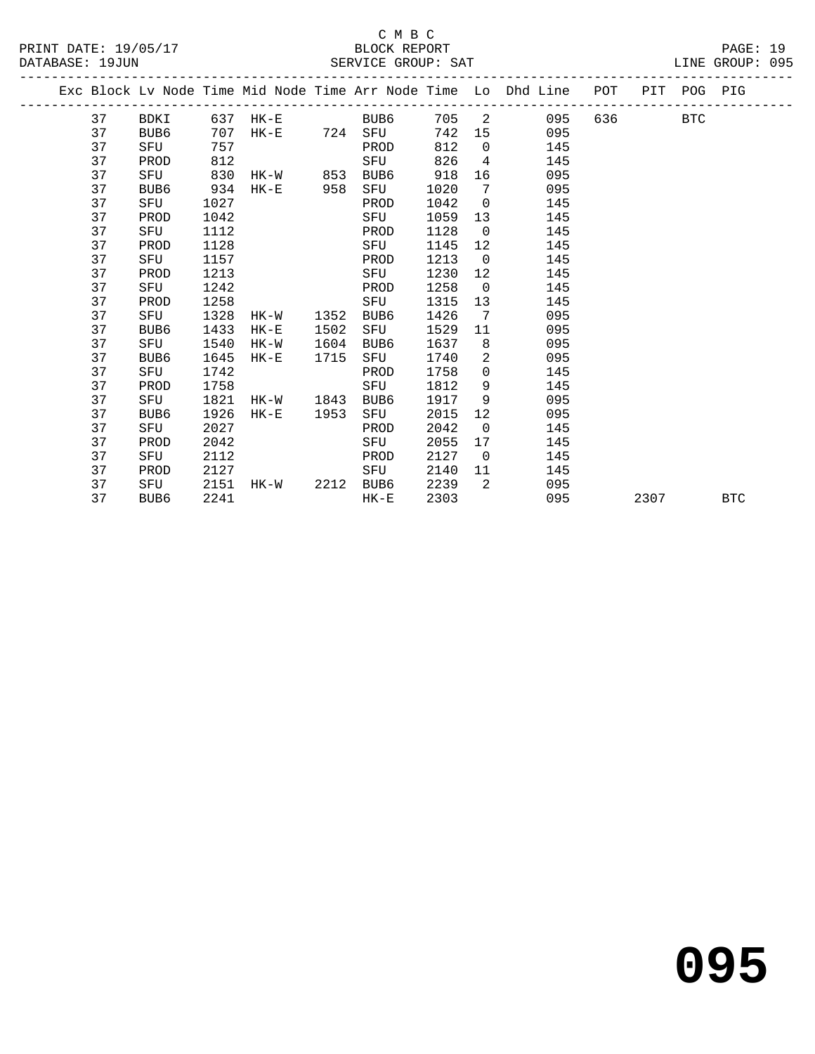C M B C

BLOCK REPORT

SERVICE GROUP: SAT

LINE GROUP: 095

| Exc | Block | Lv Node | Time | Mid Node | Time | Arr Node | Time | Lo | Dhd Line | POT | PIT | POG | PIG |
|---|---|---|---|---|---|---|---|---|---|---|---|---|---|
| | 37 | BDKI | 637 | HK-E | | BUB6 | 705 | 2 | 095 | 636 | | BTC | |
| | 37 | BUB6 | 707 | HK-E | 724 | SFU | 742 | 15 | 095 | | | | |
| | 37 | SFU | 757 | | | PROD | 812 | 0 | 145 | | | | |
| | 37 | PROD | 812 | | | SFU | 826 | 4 | 145 | | | | |
| | 37 | SFU | 830 | HK-W | 853 | BUB6 | 918 | 16 | 095 | | | | |
| | 37 | BUB6 | 934 | HK-E | 958 | SFU | 1020 | 7 | 095 | | | | |
| | 37 | SFU | 1027 | | | PROD | 1042 | 0 | 145 | | | | |
| | 37 | PROD | 1042 | | | SFU | 1059 | 13 | 145 | | | | |
| | 37 | SFU | 1112 | | | PROD | 1128 | 0 | 145 | | | | |
| | 37 | PROD | 1128 | | | SFU | 1145 | 12 | 145 | | | | |
| | 37 | SFU | 1157 | | | PROD | 1213 | 0 | 145 | | | | |
| | 37 | PROD | 1213 | | | SFU | 1230 | 12 | 145 | | | | |
| | 37 | SFU | 1242 | | | PROD | 1258 | 0 | 145 | | | | |
| | 37 | PROD | 1258 | | | SFU | 1315 | 13 | 145 | | | | |
| | 37 | SFU | 1328 | HK-W | 1352 | BUB6 | 1426 | 7 | 095 | | | | |
| | 37 | BUB6 | 1433 | HK-E | 1502 | SFU | 1529 | 11 | 095 | | | | |
| | 37 | SFU | 1540 | HK-W | 1604 | BUB6 | 1637 | 8 | 095 | | | | |
| | 37 | BUB6 | 1645 | HK-E | 1715 | SFU | 1740 | 2 | 095 | | | | |
| | 37 | SFU | 1742 | | | PROD | 1758 | 0 | 145 | | | | |
| | 37 | PROD | 1758 | | | SFU | 1812 | 9 | 145 | | | | |
| | 37 | SFU | 1821 | HK-W | 1843 | BUB6 | 1917 | 9 | 095 | | | | |
| | 37 | BUB6 | 1926 | HK-E | 1953 | SFU | 2015 | 12 | 095 | | | | |
| | 37 | SFU | 2027 | | | PROD | 2042 | 0 | 145 | | | | |
| | 37 | PROD | 2042 | | | SFU | 2055 | 17 | 145 | | | | |
| | 37 | SFU | 2112 | | | PROD | 2127 | 0 | 145 | | | | |
| | 37 | PROD | 2127 | | | SFU | 2140 | 11 | 145 | | | | |
| | 37 | SFU | 2151 | HK-W | 2212 | BUB6 | 2239 | 2 | 095 | | | | |
| | 37 | BUB6 | 2241 | | | HK-E | 2303 | | 095 | | 2307 | | BTC |

# 095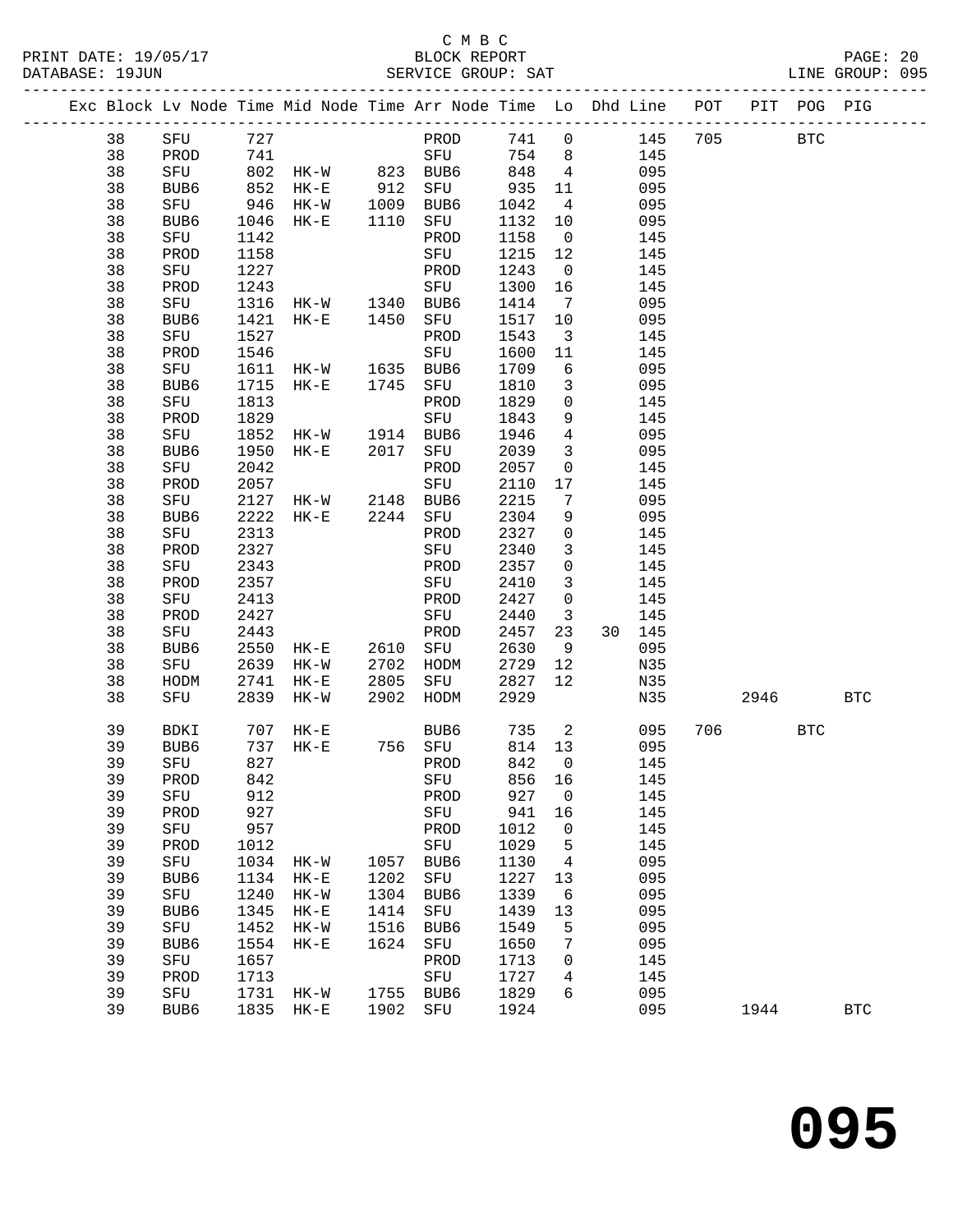C M B C

BLOCK REPORT

SERVICE GROUP: SAT

LINE GROUP: 095

| Exc | Block | Lv | Node | Time | Mid Node | Time | Arr Node | Time | Lo | Dhd | Line | POT | PIT | POG | PIG |
|---|---|---|---|---|---|---|---|---|---|---|---|---|---|---|---|
| | 38 | | SFU | 727 | | | PROD | 741 | 0 | | 145 | 705 | | BTC | |
| | 38 | | PROD | 741 | | | SFU | 754 | 8 | | 145 | | | | |
| | 38 | | SFU | 802 | HK-W | 823 | BUB6 | 848 | 4 | | 095 | | | | |
| | 38 | | BUB6 | 852 | HK-E | 912 | SFU | 935 | 11 | | 095 | | | | |
| | 38 | | SFU | 946 | HK-W | 1009 | BUB6 | 1042 | 4 | | 095 | | | | |
| | 38 | | BUB6 | 1046 | HK-E | 1110 | SFU | 1132 | 10 | | 095 | | | | |
| | 38 | | SFU | 1142 | | | PROD | 1158 | 0 | | 145 | | | | |
| | 38 | | PROD | 1158 | | | SFU | 1215 | 12 | | 145 | | | | |
| | 38 | | SFU | 1227 | | | PROD | 1243 | 0 | | 145 | | | | |
| | 38 | | PROD | 1243 | | | SFU | 1300 | 16 | | 145 | | | | |
| | 38 | | SFU | 1316 | HK-W | 1340 | BUB6 | 1414 | 7 | | 095 | | | | |
| | 38 | | BUB6 | 1421 | HK-E | 1450 | SFU | 1517 | 10 | | 095 | | | | |
| | 38 | | SFU | 1527 | | | PROD | 1543 | 3 | | 145 | | | | |
| | 38 | | PROD | 1546 | | | SFU | 1600 | 11 | | 145 | | | | |
| | 38 | | SFU | 1611 | HK-W | 1635 | BUB6 | 1709 | 6 | | 095 | | | | |
| | 38 | | BUB6 | 1715 | HK-E | 1745 | SFU | 1810 | 3 | | 095 | | | | |
| | 38 | | SFU | 1813 | | | PROD | 1829 | 0 | | 145 | | | | |
| | 38 | | PROD | 1829 | | | SFU | 1843 | 9 | | 145 | | | | |
| | 38 | | SFU | 1852 | HK-W | 1914 | BUB6 | 1946 | 4 | | 095 | | | | |
| | 38 | | BUB6 | 1950 | HK-E | 2017 | SFU | 2039 | 3 | | 095 | | | | |
| | 38 | | SFU | 2042 | | | PROD | 2057 | 0 | | 145 | | | | |
| | 38 | | PROD | 2057 | | | SFU | 2110 | 17 | | 145 | | | | |
| | 38 | | SFU | 2127 | HK-W | 2148 | BUB6 | 2215 | 7 | | 095 | | | | |
| | 38 | | BUB6 | 2222 | HK-E | 2244 | SFU | 2304 | 9 | | 095 | | | | |
| | 38 | | SFU | 2313 | | | PROD | 2327 | 0 | | 145 | | | | |
| | 38 | | PROD | 2327 | | | SFU | 2340 | 3 | | 145 | | | | |
| | 38 | | SFU | 2343 | | | PROD | 2357 | 0 | | 145 | | | | |
| | 38 | | PROD | 2357 | | | SFU | 2410 | 3 | | 145 | | | | |
| | 38 | | SFU | 2413 | | | PROD | 2427 | 0 | | 145 | | | | |
| | 38 | | PROD | 2427 | | | SFU | 2440 | 3 | | 145 | | | | |
| | 38 | | SFU | 2443 | | | PROD | 2457 | 23 | 30 | 145 | | | | |
| | 38 | | BUB6 | 2550 | HK-E | 2610 | SFU | 2630 | 9 | | 095 | | | | |
| | 38 | | SFU | 2639 | HK-W | 2702 | HODM | 2729 | 12 | | N35 | | | | |
| | 38 | | HODM | 2741 | HK-E | 2805 | SFU | 2827 | 12 | | N35 | | | | |
| | 38 | | SFU | 2839 | HK-W | 2902 | HODM | 2929 | | | N35 | | 2946 | | BTC |
| | 39 | | BDKI | 707 | HK-E | | BUB6 | 735 | 2 | | 095 | 706 | | BTC | |
| | 39 | | BUB6 | 737 | HK-E | 756 | SFU | 814 | 13 | | 095 | | | | |
| | 39 | | SFU | 827 | | | PROD | 842 | 0 | | 145 | | | | |
| | 39 | | PROD | 842 | | | SFU | 856 | 16 | | 145 | | | | |
| | 39 | | SFU | 912 | | | PROD | 927 | 0 | | 145 | | | | |
| | 39 | | PROD | 927 | | | SFU | 941 | 16 | | 145 | | | | |
| | 39 | | SFU | 957 | | | PROD | 1012 | 0 | | 145 | | | | |
| | 39 | | PROD | 1012 | | | SFU | 1029 | 5 | | 145 | | | | |
| | 39 | | SFU | 1034 | HK-W | 1057 | BUB6 | 1130 | 4 | | 095 | | | | |
| | 39 | | BUB6 | 1134 | HK-E | 1202 | SFU | 1227 | 13 | | 095 | | | | |
| | 39 | | SFU | 1240 | HK-W | 1304 | BUB6 | 1339 | 6 | | 095 | | | | |
| | 39 | | BUB6 | 1345 | HK-E | 1414 | SFU | 1439 | 13 | | 095 | | | | |
| | 39 | | SFU | 1452 | HK-W | 1516 | BUB6 | 1549 | 5 | | 095 | | | | |
| | 39 | | BUB6 | 1554 | HK-E | 1624 | SFU | 1650 | 7 | | 095 | | | | |
| | 39 | | SFU | 1657 | | | PROD | 1713 | 0 | | 145 | | | | |
| | 39 | | PROD | 1713 | | | SFU | 1727 | 4 | | 145 | | | | |
| | 39 | | SFU | 1731 | HK-W | 1755 | BUB6 | 1829 | 6 | | 095 | | | | |
| | 39 | | BUB6 | 1835 | HK-E | 1902 | SFU | 1924 | | | 095 | | 1944 | | BTC |

# 095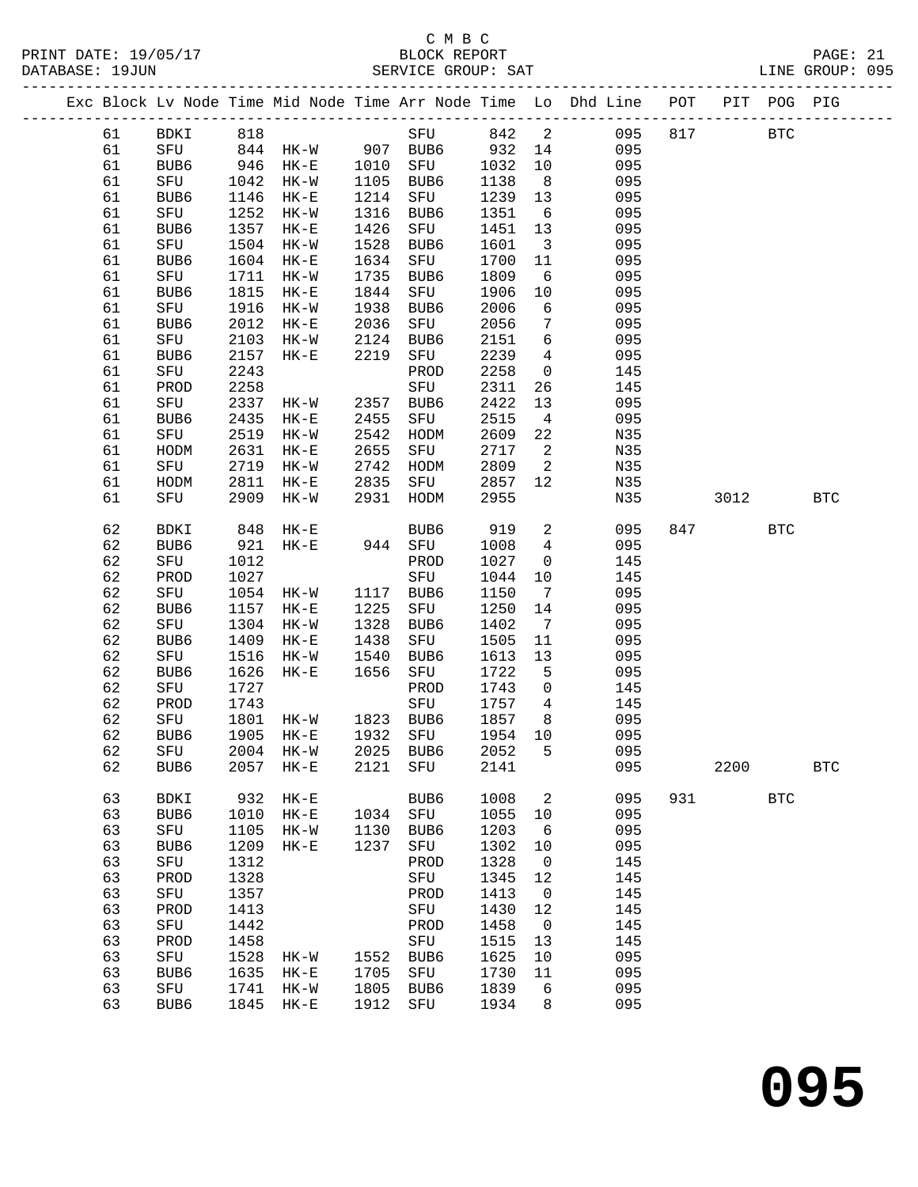C M B C

BLOCK REPORT

SERVICE GROUP: SAT

| Exc | Block | Lv | Node | Time | Mid Node | Time | Arr Node | Time | Lo | Dhd Line | POT | PIT | POG | PIG |
|---|---|---|---|---|---|---|---|---|---|---|---|---|---|---|
| | 61 | | BDKI | 818 | | | SFU | 842 | 2 | 095 | 817 | | BTC | |
| | 61 | | SFU | 844 | HK-W | 907 | BUB6 | 932 | 14 | 095 | | | | |
| | 61 | | BUB6 | 946 | HK-E | 1010 | SFU | 1032 | 10 | 095 | | | | |
| | 61 | | SFU | 1042 | HK-W | 1105 | BUB6 | 1138 | 8 | 095 | | | | |
| | 61 | | BUB6 | 1146 | HK-E | 1214 | SFU | 1239 | 13 | 095 | | | | |
| | 61 | | SFU | 1252 | HK-W | 1316 | BUB6 | 1351 | 6 | 095 | | | | |
| | 61 | | BUB6 | 1357 | HK-E | 1426 | SFU | 1451 | 13 | 095 | | | | |
| | 61 | | SFU | 1504 | HK-W | 1528 | BUB6 | 1601 | 3 | 095 | | | | |
| | 61 | | BUB6 | 1604 | HK-E | 1634 | SFU | 1700 | 11 | 095 | | | | |
| | 61 | | SFU | 1711 | HK-W | 1735 | BUB6 | 1809 | 6 | 095 | | | | |
| | 61 | | BUB6 | 1815 | HK-E | 1844 | SFU | 1906 | 10 | 095 | | | | |
| | 61 | | SFU | 1916 | HK-W | 1938 | BUB6 | 2006 | 6 | 095 | | | | |
| | 61 | | BUB6 | 2012 | HK-E | 2036 | SFU | 2056 | 7 | 095 | | | | |
| | 61 | | SFU | 2103 | HK-W | 2124 | BUB6 | 2151 | 6 | 095 | | | | |
| | 61 | | BUB6 | 2157 | HK-E | 2219 | SFU | 2239 | 4 | 095 | | | | |
| | 61 | | SFU | 2243 | | | PROD | 2258 | 0 | 145 | | | | |
| | 61 | | PROD | 2258 | | | SFU | 2311 | 26 | 145 | | | | |
| | 61 | | SFU | 2337 | HK-W | 2357 | BUB6 | 2422 | 13 | 095 | | | | |
| | 61 | | BUB6 | 2435 | HK-E | 2455 | SFU | 2515 | 4 | 095 | | | | |
| | 61 | | SFU | 2519 | HK-W | 2542 | HODM | 2609 | 22 | N35 | | | | |
| | 61 | | HODM | 2631 | HK-E | 2655 | SFU | 2717 | 2 | N35 | | | | |
| | 61 | | SFU | 2719 | HK-W | 2742 | HODM | 2809 | 2 | N35 | | | | |
| | 61 | | HODM | 2811 | HK-E | 2835 | SFU | 2857 | 12 | N35 | | | | |
| | 61 | | SFU | 2909 | HK-W | 2931 | HODM | 2955 | | N35 | | 3012 | | BTC |
| | 62 | | BDKI | 848 | HK-E | | BUB6 | 919 | 2 | 095 | 847 | | BTC | |
| | 62 | | BUB6 | 921 | HK-E | 944 | SFU | 1008 | 4 | 095 | | | | |
| | 62 | | SFU | 1012 | | | PROD | 1027 | 0 | 145 | | | | |
| | 62 | | PROD | 1027 | | | SFU | 1044 | 10 | 145 | | | | |
| | 62 | | SFU | 1054 | HK-W | 1117 | BUB6 | 1150 | 7 | 095 | | | | |
| | 62 | | BUB6 | 1157 | HK-E | 1225 | SFU | 1250 | 14 | 095 | | | | |
| | 62 | | SFU | 1304 | HK-W | 1328 | BUB6 | 1402 | 7 | 095 | | | | |
| | 62 | | BUB6 | 1409 | HK-E | 1438 | SFU | 1505 | 11 | 095 | | | | |
| | 62 | | SFU | 1516 | HK-W | 1540 | BUB6 | 1613 | 13 | 095 | | | | |
| | 62 | | BUB6 | 1626 | HK-E | 1656 | SFU | 1722 | 5 | 095 | | | | |
| | 62 | | SFU | 1727 | | | PROD | 1743 | 0 | 145 | | | | |
| | 62 | | PROD | 1743 | | | SFU | 1757 | 4 | 145 | | | | |
| | 62 | | SFU | 1801 | HK-W | 1823 | BUB6 | 1857 | 8 | 095 | | | | |
| | 62 | | BUB6 | 1905 | HK-E | 1932 | SFU | 1954 | 10 | 095 | | | | |
| | 62 | | SFU | 2004 | HK-W | 2025 | BUB6 | 2052 | 5 | 095 | | | | |
| | 62 | | BUB6 | 2057 | HK-E | 2121 | SFU | 2141 | | 095 | | 2200 | | BTC |
| | 63 | | BDKI | 932 | HK-E | | BUB6 | 1008 | 2 | 095 | 931 | | BTC | |
| | 63 | | BUB6 | 1010 | HK-E | 1034 | SFU | 1055 | 10 | 095 | | | | |
| | 63 | | SFU | 1105 | HK-W | 1130 | BUB6 | 1203 | 6 | 095 | | | | |
| | 63 | | BUB6 | 1209 | HK-E | 1237 | SFU | 1302 | 10 | 095 | | | | |
| | 63 | | SFU | 1312 | | | PROD | 1328 | 0 | 145 | | | | |
| | 63 | | PROD | 1328 | | | SFU | 1345 | 12 | 145 | | | | |
| | 63 | | SFU | 1357 | | | PROD | 1413 | 0 | 145 | | | | |
| | 63 | | PROD | 1413 | | | SFU | 1430 | 12 | 145 | | | | |
| | 63 | | SFU | 1442 | | | PROD | 1458 | 0 | 145 | | | | |
| | 63 | | PROD | 1458 | | | SFU | 1515 | 13 | 145 | | | | |
| | 63 | | SFU | 1528 | HK-W | 1552 | BUB6 | 1625 | 10 | 095 | | | | |
| | 63 | | BUB6 | 1635 | HK-E | 1705 | SFU | 1730 | 11 | 095 | | | | |
| | 63 | | SFU | 1741 | HK-W | 1805 | BUB6 | 1839 | 6 | 095 | | | | |
| | 63 | | BUB6 | 1845 | HK-E | 1912 | SFU | 1934 | 8 | 095 | | | | |

**095**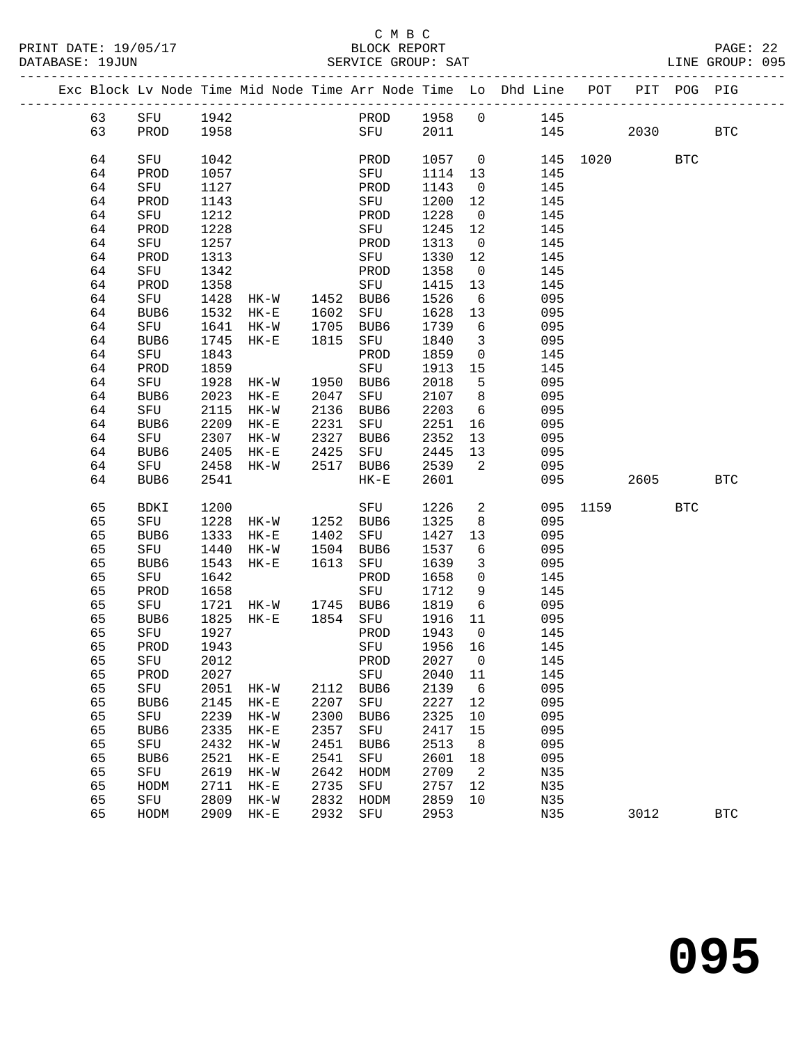C M B C

BLOCK REPORT

SERVICE GROUP: SAT

LINE GROUP: 095

| Exc | Block | Lv Node | Time | Mid Node | Time | Arr Node | Time | Lo | Dhd Line | POT | PIT | POG | PIG |
|---|---|---|---|---|---|---|---|---|---|---|---|---|---|
| | 63 | SFU | 1942 | | | PROD | 1958 | 0 | 145 | | | | |
| | 63 | PROD | 1958 | | | SFU | 2011 | | 145 | | 2030 | | BTC |
| | 64 | SFU | 1042 | | | PROD | 1057 | 0 | 145 | 1020 | | BTC | |
| | 64 | PROD | 1057 | | | SFU | 1114 | 13 | 145 | | | | |
| | 64 | SFU | 1127 | | | PROD | 1143 | 0 | 145 | | | | |
| | 64 | PROD | 1143 | | | SFU | 1200 | 12 | 145 | | | | |
| | 64 | SFU | 1212 | | | PROD | 1228 | 0 | 145 | | | | |
| | 64 | PROD | 1228 | | | SFU | 1245 | 12 | 145 | | | | |
| | 64 | SFU | 1257 | | | PROD | 1313 | 0 | 145 | | | | |
| | 64 | PROD | 1313 | | | SFU | 1330 | 12 | 145 | | | | |
| | 64 | SFU | 1342 | | | PROD | 1358 | 0 | 145 | | | | |
| | 64 | PROD | 1358 | | | SFU | 1415 | 13 | 145 | | | | |
| | 64 | SFU | 1428 | HK-W | 1452 | BUB6 | 1526 | 6 | 095 | | | | |
| | 64 | BUB6 | 1532 | HK-E | 1602 | SFU | 1628 | 13 | 095 | | | | |
| | 64 | SFU | 1641 | HK-W | 1705 | BUB6 | 1739 | 6 | 095 | | | | |
| | 64 | BUB6 | 1745 | HK-E | 1815 | SFU | 1840 | 3 | 095 | | | | |
| | 64 | SFU | 1843 | | | PROD | 1859 | 0 | 145 | | | | |
| | 64 | PROD | 1859 | | | SFU | 1913 | 15 | 145 | | | | |
| | 64 | SFU | 1928 | HK-W | 1950 | BUB6 | 2018 | 5 | 095 | | | | |
| | 64 | BUB6 | 2023 | HK-E | 2047 | SFU | 2107 | 8 | 095 | | | | |
| | 64 | SFU | 2115 | HK-W | 2136 | BUB6 | 2203 | 6 | 095 | | | | |
| | 64 | BUB6 | 2209 | HK-E | 2231 | SFU | 2251 | 16 | 095 | | | | |
| | 64 | SFU | 2307 | HK-W | 2327 | BUB6 | 2352 | 13 | 095 | | | | |
| | 64 | BUB6 | 2405 | HK-E | 2425 | SFU | 2445 | 13 | 095 | | | | |
| | 64 | SFU | 2458 | HK-W | 2517 | BUB6 | 2539 | 2 | 095 | | | | |
| | 64 | BUB6 | 2541 | | | HK-E | 2601 | | 095 | | 2605 | | BTC |
| | 65 | BDKI | 1200 | | | SFU | 1226 | 2 | 095 | 1159 | | BTC | |
| | 65 | SFU | 1228 | HK-W | 1252 | BUB6 | 1325 | 8 | 095 | | | | |
| | 65 | BUB6 | 1333 | HK-E | 1402 | SFU | 1427 | 13 | 095 | | | | |
| | 65 | SFU | 1440 | HK-W | 1504 | BUB6 | 1537 | 6 | 095 | | | | |
| | 65 | BUB6 | 1543 | HK-E | 1613 | SFU | 1639 | 3 | 095 | | | | |
| | 65 | SFU | 1642 | | | PROD | 1658 | 0 | 145 | | | | |
| | 65 | PROD | 1658 | | | SFU | 1712 | 9 | 145 | | | | |
| | 65 | SFU | 1721 | HK-W | 1745 | BUB6 | 1819 | 6 | 095 | | | | |
| | 65 | BUB6 | 1825 | HK-E | 1854 | SFU | 1916 | 11 | 095 | | | | |
| | 65 | SFU | 1927 | | | PROD | 1943 | 0 | 145 | | | | |
| | 65 | PROD | 1943 | | | SFU | 1956 | 16 | 145 | | | | |
| | 65 | SFU | 2012 | | | PROD | 2027 | 0 | 145 | | | | |
| | 65 | PROD | 2027 | | | SFU | 2040 | 11 | 145 | | | | |
| | 65 | SFU | 2051 | HK-W | 2112 | BUB6 | 2139 | 6 | 095 | | | | |
| | 65 | BUB6 | 2145 | HK-E | 2207 | SFU | 2227 | 12 | 095 | | | | |
| | 65 | SFU | 2239 | HK-W | 2300 | BUB6 | 2325 | 10 | 095 | | | | |
| | 65 | BUB6 | 2335 | HK-E | 2357 | SFU | 2417 | 15 | 095 | | | | |
| | 65 | SFU | 2432 | HK-W | 2451 | BUB6 | 2513 | 8 | 095 | | | | |
| | 65 | BUB6 | 2521 | HK-E | 2541 | SFU | 2601 | 18 | 095 | | | | |
| | 65 | SFU | 2619 | HK-W | 2642 | HODM | 2709 | 2 | N35 | | | | |
| | 65 | HODM | 2711 | HK-E | 2735 | SFU | 2757 | 12 | N35 | | | | |
| | 65 | SFU | 2809 | HK-W | 2832 | HODM | 2859 | 10 | N35 | | | | |
| | 65 | HODM | 2909 | HK-E | 2932 | SFU | 2953 | | N35 | | 3012 | | BTC |

# 095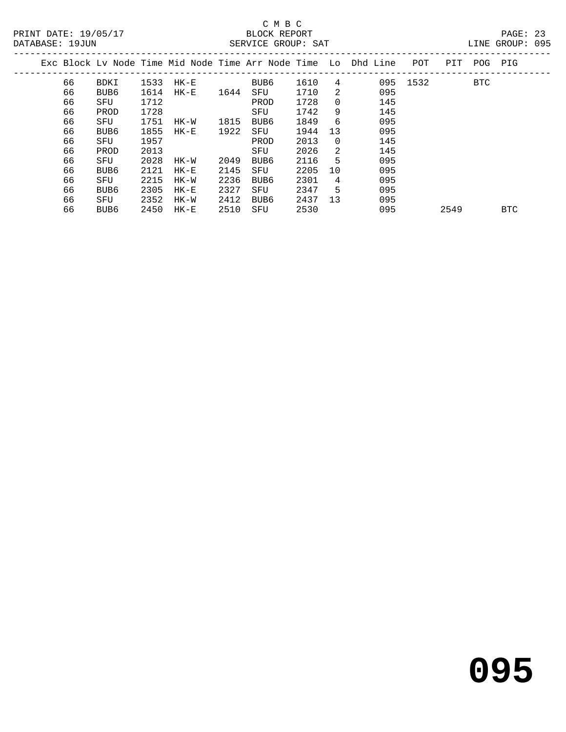C M B C

BLOCK REPORT

SERVICE GROUP: SAT

LINE GROUP: 095

| Exc | Block | Lv Node | Time | Mid Node | Time | Arr Node | Time | Lo | Dhd Line | POT | PIT | POG | PIG |
|---|---|---|---|---|---|---|---|---|---|---|---|---|---|
| | 66 | BDKI | 1533 | HK-E | | BUB6 | 1610 | 4 | 095 | 1532 | | BTC | |
| | 66 | BUB6 | 1614 | HK-E | 1644 | SFU | 1710 | 2 | 095 | | | | |
| | 66 | SFU | 1712 | | | PROD | 1728 | 0 | 145 | | | | |
| | 66 | PROD | 1728 | | | SFU | 1742 | 9 | 145 | | | | |
| | 66 | SFU | 1751 | HK-W | 1815 | BUB6 | 1849 | 6 | 095 | | | | |
| | 66 | BUB6 | 1855 | HK-E | 1922 | SFU | 1944 | 13 | 095 | | | | |
| | 66 | SFU | 1957 | | | PROD | 2013 | 0 | 145 | | | | |
| | 66 | PROD | 2013 | | | SFU | 2026 | 2 | 145 | | | | |
| | 66 | SFU | 2028 | HK-W | 2049 | BUB6 | 2116 | 5 | 095 | | | | |
| | 66 | BUB6 | 2121 | HK-E | 2145 | SFU | 2205 | 10 | 095 | | | | |
| | 66 | SFU | 2215 | HK-W | 2236 | BUB6 | 2301 | 4 | 095 | | | | |
| | 66 | BUB6 | 2305 | HK-E | 2327 | SFU | 2347 | 5 | 095 | | | | |
| | 66 | SFU | 2352 | HK-W | 2412 | BUB6 | 2437 | 13 | 095 | | | | |
| | 66 | BUB6 | 2450 | HK-E | 2510 | SFU | 2530 | | 095 | | 2549 | | BTC |

# 095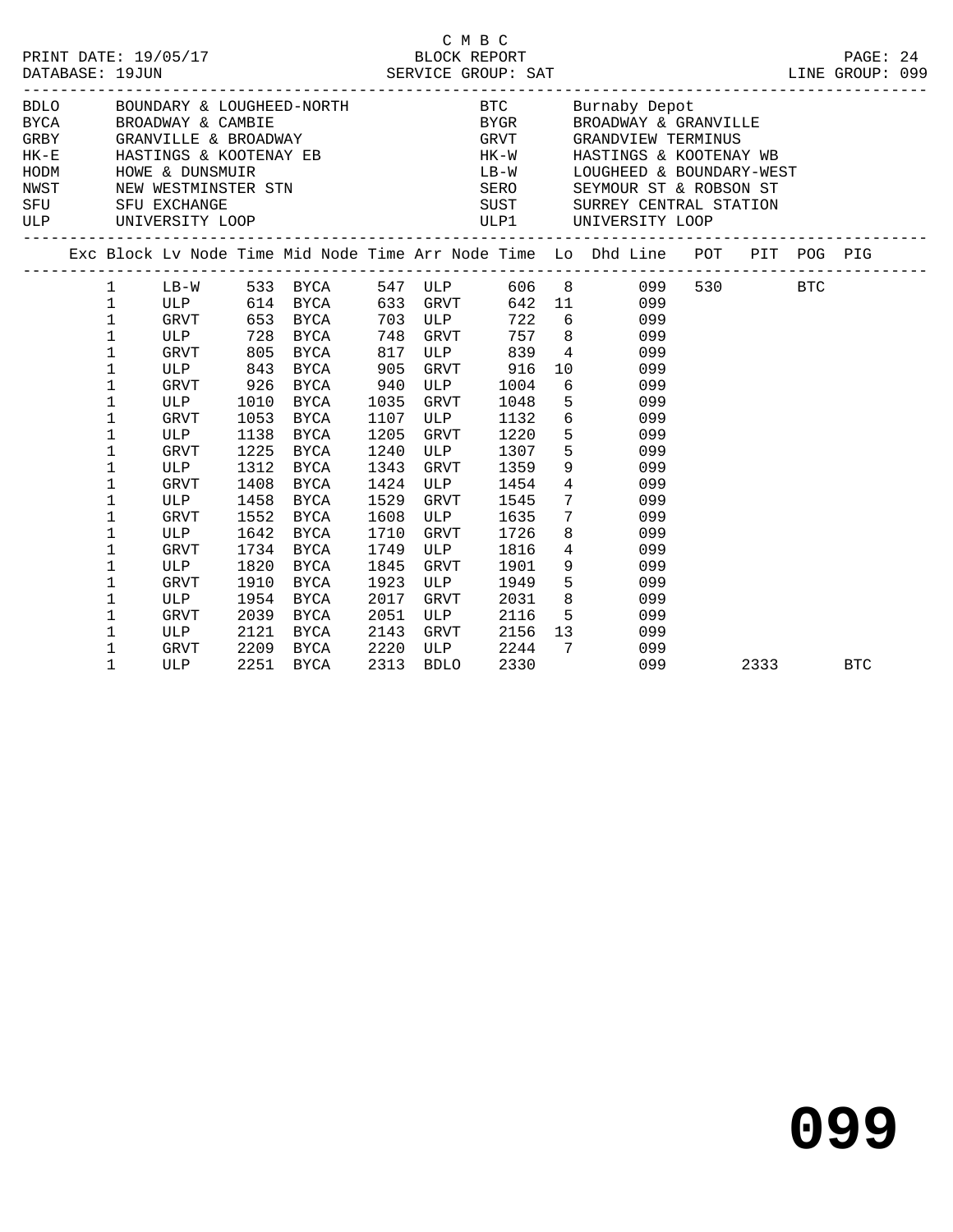C M B C

PRINT DATE: 19/05/17 BLOCK REPORT
DATABASE: 19JUN SERVICE GROUP: SAT LINE GROUP: 099

| Code | Description | Code | Description |
|---|---|---|---|
| BDLO | BOUNDARY & LOUGHEED-NORTH | BTC | Burnaby Depot |
| BYCA | BROADWAY & CAMBIE | BYGR | BROADWAY & GRANVILLE |
| GRBY | GRANVILLE & BROADWAY | GRVT | GRANDVIEW TERMINUS |
| HK-E | HASTINGS & KOOTENAY EB | HK-W | HASTINGS & KOOTENAY WB |
| HODM | HOWE & DUNSMUIR | LB-W | LOUGHEED & BOUNDARY-WEST |
| NWST | NEW WESTMINSTER STN | SERO | SEYMOUR ST & ROBSON ST |
| SFU | SFU EXCHANGE | SUST | SURREY CENTRAL STATION |
| ULP | UNIVERSITY LOOP | ULP1 | UNIVERSITY LOOP |

| Exc | Block | Lv Node | Time | Mid Node | Time | Arr Node | Time | Lo | Dhd Line | POT | PIT | POG | PIG |
|---|---|---|---|---|---|---|---|---|---|---|---|---|---|
| | 1 | LB-W | 533 | BYCA | 547 | ULP | 606 | 8 | 099 | 530 | | BTC | |
| | 1 | ULP | 614 | BYCA | 633 | GRVT | 642 | 11 | 099 | | | | |
| | 1 | GRVT | 653 | BYCA | 703 | ULP | 722 | 6 | 099 | | | | |
| | 1 | ULP | 728 | BYCA | 748 | GRVT | 757 | 8 | 099 | | | | |
| | 1 | GRVT | 805 | BYCA | 817 | ULP | 839 | 4 | 099 | | | | |
| | 1 | ULP | 843 | BYCA | 905 | GRVT | 916 | 10 | 099 | | | | |
| | 1 | GRVT | 926 | BYCA | 940 | ULP | 1004 | 6 | 099 | | | | |
| | 1 | ULP | 1010 | BYCA | 1035 | GRVT | 1048 | 5 | 099 | | | | |
| | 1 | GRVT | 1053 | BYCA | 1107 | ULP | 1132 | 6 | 099 | | | | |
| | 1 | ULP | 1138 | BYCA | 1205 | GRVT | 1220 | 5 | 099 | | | | |
| | 1 | GRVT | 1225 | BYCA | 1240 | ULP | 1307 | 5 | 099 | | | | |
| | 1 | ULP | 1312 | BYCA | 1343 | GRVT | 1359 | 9 | 099 | | | | |
| | 1 | GRVT | 1408 | BYCA | 1424 | ULP | 1454 | 4 | 099 | | | | |
| | 1 | ULP | 1458 | BYCA | 1529 | GRVT | 1545 | 7 | 099 | | | | |
| | 1 | GRVT | 1552 | BYCA | 1608 | ULP | 1635 | 7 | 099 | | | | |
| | 1 | ULP | 1642 | BYCA | 1710 | GRVT | 1726 | 8 | 099 | | | | |
| | 1 | GRVT | 1734 | BYCA | 1749 | ULP | 1816 | 4 | 099 | | | | |
| | 1 | ULP | 1820 | BYCA | 1845 | GRVT | 1901 | 9 | 099 | | | | |
| | 1 | GRVT | 1910 | BYCA | 1923 | ULP | 1949 | 5 | 099 | | | | |
| | 1 | ULP | 1954 | BYCA | 2017 | GRVT | 2031 | 8 | 099 | | | | |
| | 1 | GRVT | 2039 | BYCA | 2051 | ULP | 2116 | 5 | 099 | | | | |
| | 1 | ULP | 2121 | BYCA | 2143 | GRVT | 2156 | 13 | 099 | | | | |
| | 1 | GRVT | 2209 | BYCA | 2220 | ULP | 2244 | 7 | 099 | | | | |
| | 1 | ULP | 2251 | BYCA | 2313 | BDLO | 2330 | | 099 | | 2333 | | BTC |

# 099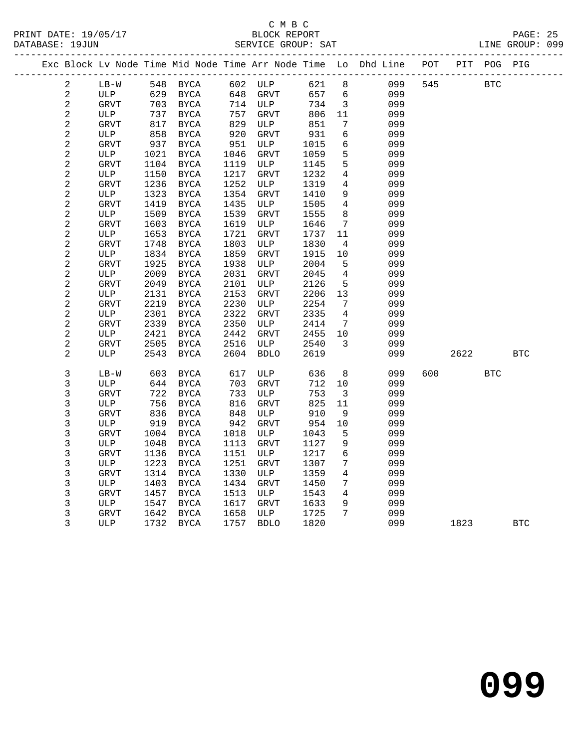C M B C
PRINT DATE: 19/05/17 BLOCK REPORT
DATABASE: 19JUN SERVICE GROUP: SAT LINE GROUP: 099

| Exc | Block | Lv | Node | Time | Mid Node | Time | Arr Node | Time | Lo | Dhd Line | POT | PIT | POG | PIG |
|---|---|---|---|---|---|---|---|---|---|---|---|---|---|---|
| | 2 | | LB-W | 548 | BYCA | 602 | ULP | 621 | 8 | 099 | 545 | | BTC | |
| | 2 | | ULP | 629 | BYCA | 648 | GRVT | 657 | 6 | 099 | | | | |
| | 2 | | GRVT | 703 | BYCA | 714 | ULP | 734 | 3 | 099 | | | | |
| | 2 | | ULP | 737 | BYCA | 757 | GRVT | 806 | 11 | 099 | | | | |
| | 2 | | GRVT | 817 | BYCA | 829 | ULP | 851 | 7 | 099 | | | | |
| | 2 | | ULP | 858 | BYCA | 920 | GRVT | 931 | 6 | 099 | | | | |
| | 2 | | GRVT | 937 | BYCA | 951 | ULP | 1015 | 6 | 099 | | | | |
| | 2 | | ULP | 1021 | BYCA | 1046 | GRVT | 1059 | 5 | 099 | | | | |
| | 2 | | GRVT | 1104 | BYCA | 1119 | ULP | 1145 | 5 | 099 | | | | |
| | 2 | | ULP | 1150 | BYCA | 1217 | GRVT | 1232 | 4 | 099 | | | | |
| | 2 | | GRVT | 1236 | BYCA | 1252 | ULP | 1319 | 4 | 099 | | | | |
| | 2 | | ULP | 1323 | BYCA | 1354 | GRVT | 1410 | 9 | 099 | | | | |
| | 2 | | GRVT | 1419 | BYCA | 1435 | ULP | 1505 | 4 | 099 | | | | |
| | 2 | | ULP | 1509 | BYCA | 1539 | GRVT | 1555 | 8 | 099 | | | | |
| | 2 | | GRVT | 1603 | BYCA | 1619 | ULP | 1646 | 7 | 099 | | | | |
| | 2 | | ULP | 1653 | BYCA | 1721 | GRVT | 1737 | 11 | 099 | | | | |
| | 2 | | GRVT | 1748 | BYCA | 1803 | ULP | 1830 | 4 | 099 | | | | |
| | 2 | | ULP | 1834 | BYCA | 1859 | GRVT | 1915 | 10 | 099 | | | | |
| | 2 | | GRVT | 1925 | BYCA | 1938 | ULP | 2004 | 5 | 099 | | | | |
| | 2 | | ULP | 2009 | BYCA | 2031 | GRVT | 2045 | 4 | 099 | | | | |
| | 2 | | GRVT | 2049 | BYCA | 2101 | ULP | 2126 | 5 | 099 | | | | |
| | 2 | | ULP | 2131 | BYCA | 2153 | GRVT | 2206 | 13 | 099 | | | | |
| | 2 | | GRVT | 2219 | BYCA | 2230 | ULP | 2254 | 7 | 099 | | | | |
| | 2 | | ULP | 2301 | BYCA | 2322 | GRVT | 2335 | 4 | 099 | | | | |
| | 2 | | GRVT | 2339 | BYCA | 2350 | ULP | 2414 | 7 | 099 | | | | |
| | 2 | | ULP | 2421 | BYCA | 2442 | GRVT | 2455 | 10 | 099 | | | | |
| | 2 | | GRVT | 2505 | BYCA | 2516 | ULP | 2540 | 3 | 099 | | | | |
| | 2 | | ULP | 2543 | BYCA | 2604 | BDLO | 2619 | | 099 | | 2622 | | BTC |
| | 3 | | LB-W | 603 | BYCA | 617 | ULP | 636 | 8 | 099 | 600 | | BTC | |
| | 3 | | ULP | 644 | BYCA | 703 | GRVT | 712 | 10 | 099 | | | | |
| | 3 | | GRVT | 722 | BYCA | 733 | ULP | 753 | 3 | 099 | | | | |
| | 3 | | ULP | 756 | BYCA | 816 | GRVT | 825 | 11 | 099 | | | | |
| | 3 | | GRVT | 836 | BYCA | 848 | ULP | 910 | 9 | 099 | | | | |
| | 3 | | ULP | 919 | BYCA | 942 | GRVT | 954 | 10 | 099 | | | | |
| | 3 | | GRVT | 1004 | BYCA | 1018 | ULP | 1043 | 5 | 099 | | | | |
| | 3 | | ULP | 1048 | BYCA | 1113 | GRVT | 1127 | 9 | 099 | | | | |
| | 3 | | GRVT | 1136 | BYCA | 1151 | ULP | 1217 | 6 | 099 | | | | |
| | 3 | | ULP | 1223 | BYCA | 1251 | GRVT | 1307 | 7 | 099 | | | | |
| | 3 | | GRVT | 1314 | BYCA | 1330 | ULP | 1359 | 4 | 099 | | | | |
| | 3 | | ULP | 1403 | BYCA | 1434 | GRVT | 1450 | 7 | 099 | | | | |
| | 3 | | GRVT | 1457 | BYCA | 1513 | ULP | 1543 | 4 | 099 | | | | |
| | 3 | | ULP | 1547 | BYCA | 1617 | GRVT | 1633 | 9 | 099 | | | | |
| | 3 | | GRVT | 1642 | BYCA | 1658 | ULP | 1725 | 7 | 099 | | | | |
| | 3 | | ULP | 1732 | BYCA | 1757 | BDLO | 1820 | | 099 | | 1823 | | BTC |

099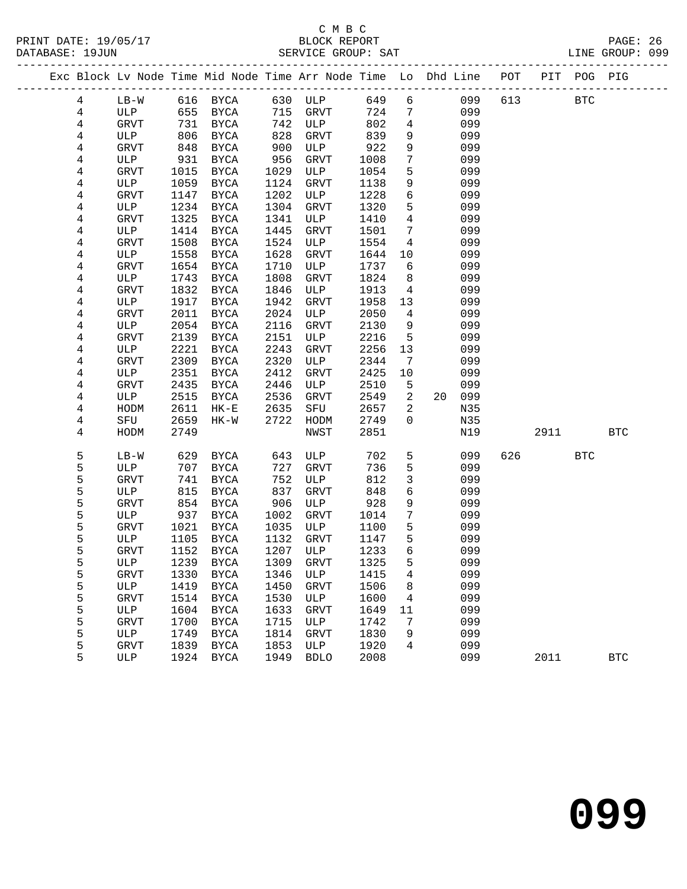C M B C
PRINT DATE: 19/05/17 BLOCK REPORT
DATABASE: 19JUN SERVICE GROUP: SAT LINE GROUP: 099

| Exc | Block | Lv Node | Time | Mid Node | Time | Arr Node | Time | Lo | Dhd | Line | POT | PIT | POG | PIG |
|---|---|---|---|---|---|---|---|---|---|---|---|---|---|---|
| | 4 | LB-W | 616 | BYCA | 630 | ULP | 649 | 6 | | 099 | 613 | | BTC | |
| | 4 | ULP | 655 | BYCA | 715 | GRVT | 724 | 7 | | 099 | | | | |
| | 4 | GRVT | 731 | BYCA | 742 | ULP | 802 | 4 | | 099 | | | | |
| | 4 | ULP | 806 | BYCA | 828 | GRVT | 839 | 9 | | 099 | | | | |
| | 4 | GRVT | 848 | BYCA | 900 | ULP | 922 | 9 | | 099 | | | | |
| | 4 | ULP | 931 | BYCA | 956 | GRVT | 1008 | 7 | | 099 | | | | |
| | 4 | GRVT | 1015 | BYCA | 1029 | ULP | 1054 | 5 | | 099 | | | | |
| | 4 | ULP | 1059 | BYCA | 1124 | GRVT | 1138 | 9 | | 099 | | | | |
| | 4 | GRVT | 1147 | BYCA | 1202 | ULP | 1228 | 6 | | 099 | | | | |
| | 4 | ULP | 1234 | BYCA | 1304 | GRVT | 1320 | 5 | | 099 | | | | |
| | 4 | GRVT | 1325 | BYCA | 1341 | ULP | 1410 | 4 | | 099 | | | | |
| | 4 | ULP | 1414 | BYCA | 1445 | GRVT | 1501 | 7 | | 099 | | | | |
| | 4 | GRVT | 1508 | BYCA | 1524 | ULP | 1554 | 4 | | 099 | | | | |
| | 4 | ULP | 1558 | BYCA | 1628 | GRVT | 1644 | 10 | | 099 | | | | |
| | 4 | GRVT | 1654 | BYCA | 1710 | ULP | 1737 | 6 | | 099 | | | | |
| | 4 | ULP | 1743 | BYCA | 1808 | GRVT | 1824 | 8 | | 099 | | | | |
| | 4 | GRVT | 1832 | BYCA | 1846 | ULP | 1913 | 4 | | 099 | | | | |
| | 4 | ULP | 1917 | BYCA | 1942 | GRVT | 1958 | 13 | | 099 | | | | |
| | 4 | GRVT | 2011 | BYCA | 2024 | ULP | 2050 | 4 | | 099 | | | | |
| | 4 | ULP | 2054 | BYCA | 2116 | GRVT | 2130 | 9 | | 099 | | | | |
| | 4 | GRVT | 2139 | BYCA | 2151 | ULP | 2216 | 5 | | 099 | | | | |
| | 4 | ULP | 2221 | BYCA | 2243 | GRVT | 2256 | 13 | | 099 | | | | |
| | 4 | GRVT | 2309 | BYCA | 2320 | ULP | 2344 | 7 | | 099 | | | | |
| | 4 | ULP | 2351 | BYCA | 2412 | GRVT | 2425 | 10 | | 099 | | | | |
| | 4 | GRVT | 2435 | BYCA | 2446 | ULP | 2510 | 5 | | 099 | | | | |
| | 4 | ULP | 2515 | BYCA | 2536 | GRVT | 2549 | 2 | 20 | 099 | | | | |
| | 4 | HODM | 2611 | HK-E | 2635 | SFU | 2657 | 2 | | N35 | | | | |
| | 4 | SFU | 2659 | HK-W | 2722 | HODM | 2749 | 0 | | N35 | | | | |
| | 4 | HODM | 2749 | | | NWST | 2851 | | | N19 | | 2911 | | BTC |
| | 5 | LB-W | 629 | BYCA | 643 | ULP | 702 | 5 | | 099 | 626 | | BTC | |
| | 5 | ULP | 707 | BYCA | 727 | GRVT | 736 | 5 | | 099 | | | | |
| | 5 | GRVT | 741 | BYCA | 752 | ULP | 812 | 3 | | 099 | | | | |
| | 5 | ULP | 815 | BYCA | 837 | GRVT | 848 | 6 | | 099 | | | | |
| | 5 | GRVT | 854 | BYCA | 906 | ULP | 928 | 9 | | 099 | | | | |
| | 5 | ULP | 937 | BYCA | 1002 | GRVT | 1014 | 7 | | 099 | | | | |
| | 5 | GRVT | 1021 | BYCA | 1035 | ULP | 1100 | 5 | | 099 | | | | |
| | 5 | ULP | 1105 | BYCA | 1132 | GRVT | 1147 | 5 | | 099 | | | | |
| | 5 | GRVT | 1152 | BYCA | 1207 | ULP | 1233 | 6 | | 099 | | | | |
| | 5 | ULP | 1239 | BYCA | 1309 | GRVT | 1325 | 5 | | 099 | | | | |
| | 5 | GRVT | 1330 | BYCA | 1346 | ULP | 1415 | 4 | | 099 | | | | |
| | 5 | ULP | 1419 | BYCA | 1450 | GRVT | 1506 | 8 | | 099 | | | | |
| | 5 | GRVT | 1514 | BYCA | 1530 | ULP | 1600 | 4 | | 099 | | | | |
| | 5 | ULP | 1604 | BYCA | 1633 | GRVT | 1649 | 11 | | 099 | | | | |
| | 5 | GRVT | 1700 | BYCA | 1715 | ULP | 1742 | 7 | | 099 | | | | |
| | 5 | ULP | 1749 | BYCA | 1814 | GRVT | 1830 | 9 | | 099 | | | | |
| | 5 | GRVT | 1839 | BYCA | 1853 | ULP | 1920 | 4 | | 099 | | | | |
| | 5 | ULP | 1924 | BYCA | 1949 | BDLO | 2008 | | | 099 | | 2011 | | BTC |

**099**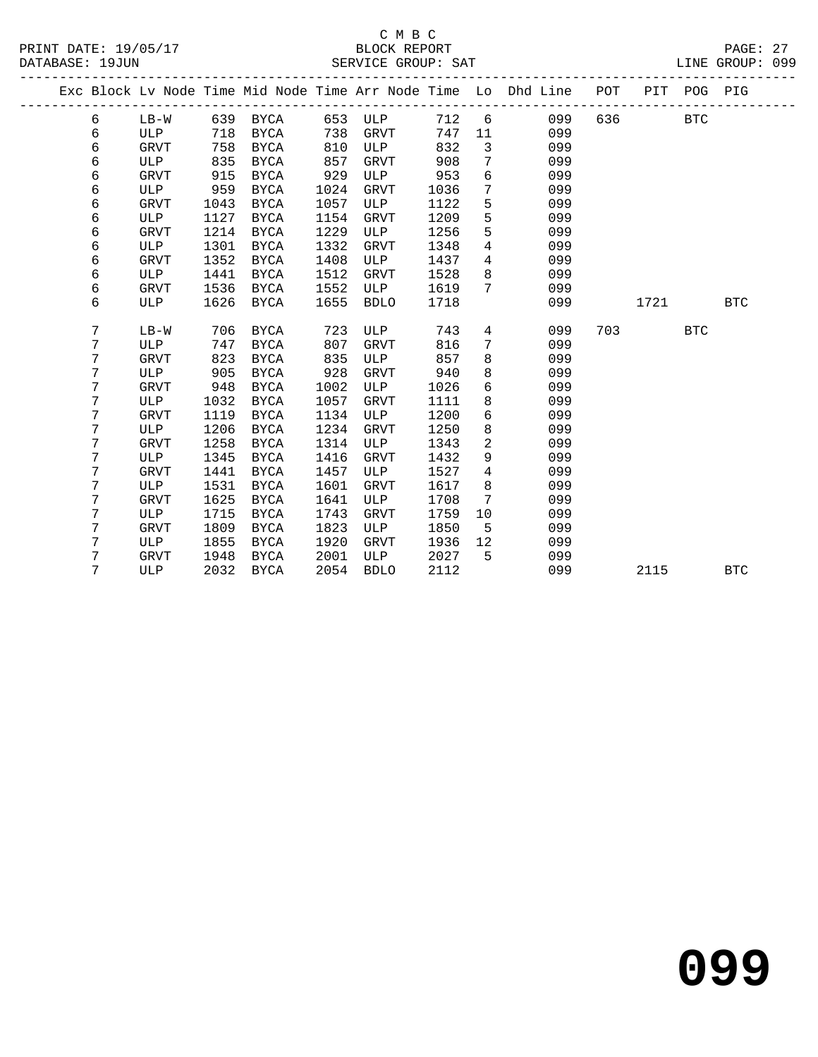C M B C

PRINT DATE: 19/05/17 BLOCK REPORT

DATABASE: 19JUN SERVICE GROUP: SAT LINE GROUP: 099

| Exc | Block | Lv Node | Time | Mid Node | Time | Arr Node | Time | Lo | Dhd Line | POT | PIT | POG | PIG |
|---|---|---|---|---|---|---|---|---|---|---|---|---|---|
| | 6 | LB-W | 639 | BYCA | 653 | ULP | 712 | 6 | 099 | 636 | | BTC | |
| | 6 | ULP | 718 | BYCA | 738 | GRVT | 747 | 11 | 099 | | | | |
| | 6 | GRVT | 758 | BYCA | 810 | ULP | 832 | 3 | 099 | | | | |
| | 6 | ULP | 835 | BYCA | 857 | GRVT | 908 | 7 | 099 | | | | |
| | 6 | GRVT | 915 | BYCA | 929 | ULP | 953 | 6 | 099 | | | | |
| | 6 | ULP | 959 | BYCA | 1024 | GRVT | 1036 | 7 | 099 | | | | |
| | 6 | GRVT | 1043 | BYCA | 1057 | ULP | 1122 | 5 | 099 | | | | |
| | 6 | ULP | 1127 | BYCA | 1154 | GRVT | 1209 | 5 | 099 | | | | |
| | 6 | GRVT | 1214 | BYCA | 1229 | ULP | 1256 | 5 | 099 | | | | |
| | 6 | ULP | 1301 | BYCA | 1332 | GRVT | 1348 | 4 | 099 | | | | |
| | 6 | GRVT | 1352 | BYCA | 1408 | ULP | 1437 | 4 | 099 | | | | |
| | 6 | ULP | 1441 | BYCA | 1512 | GRVT | 1528 | 8 | 099 | | | | |
| | 6 | GRVT | 1536 | BYCA | 1552 | ULP | 1619 | 7 | 099 | | | | |
| | 6 | ULP | 1626 | BYCA | 1655 | BDLO | 1718 | | 099 | | 1721 | | BTC |
| | 7 | LB-W | 706 | BYCA | 723 | ULP | 743 | 4 | 099 | 703 | | BTC | |
| | 7 | ULP | 747 | BYCA | 807 | GRVT | 816 | 7 | 099 | | | | |
| | 7 | GRVT | 823 | BYCA | 835 | ULP | 857 | 8 | 099 | | | | |
| | 7 | ULP | 905 | BYCA | 928 | GRVT | 940 | 8 | 099 | | | | |
| | 7 | GRVT | 948 | BYCA | 1002 | ULP | 1026 | 6 | 099 | | | | |
| | 7 | ULP | 1032 | BYCA | 1057 | GRVT | 1111 | 8 | 099 | | | | |
| | 7 | GRVT | 1119 | BYCA | 1134 | ULP | 1200 | 6 | 099 | | | | |
| | 7 | ULP | 1206 | BYCA | 1234 | GRVT | 1250 | 8 | 099 | | | | |
| | 7 | GRVT | 1258 | BYCA | 1314 | ULP | 1343 | 2 | 099 | | | | |
| | 7 | ULP | 1345 | BYCA | 1416 | GRVT | 1432 | 9 | 099 | | | | |
| | 7 | GRVT | 1441 | BYCA | 1457 | ULP | 1527 | 4 | 099 | | | | |
| | 7 | ULP | 1531 | BYCA | 1601 | GRVT | 1617 | 8 | 099 | | | | |
| | 7 | GRVT | 1625 | BYCA | 1641 | ULP | 1708 | 7 | 099 | | | | |
| | 7 | ULP | 1715 | BYCA | 1743 | GRVT | 1759 | 10 | 099 | | | | |
| | 7 | GRVT | 1809 | BYCA | 1823 | ULP | 1850 | 5 | 099 | | | | |
| | 7 | ULP | 1855 | BYCA | 1920 | GRVT | 1936 | 12 | 099 | | | | |
| | 7 | GRVT | 1948 | BYCA | 2001 | ULP | 2027 | 5 | 099 | | | | |
| | 7 | ULP | 2032 | BYCA | 2054 | BDLO | 2112 | | 099 | | 2115 | | BTC |

# 099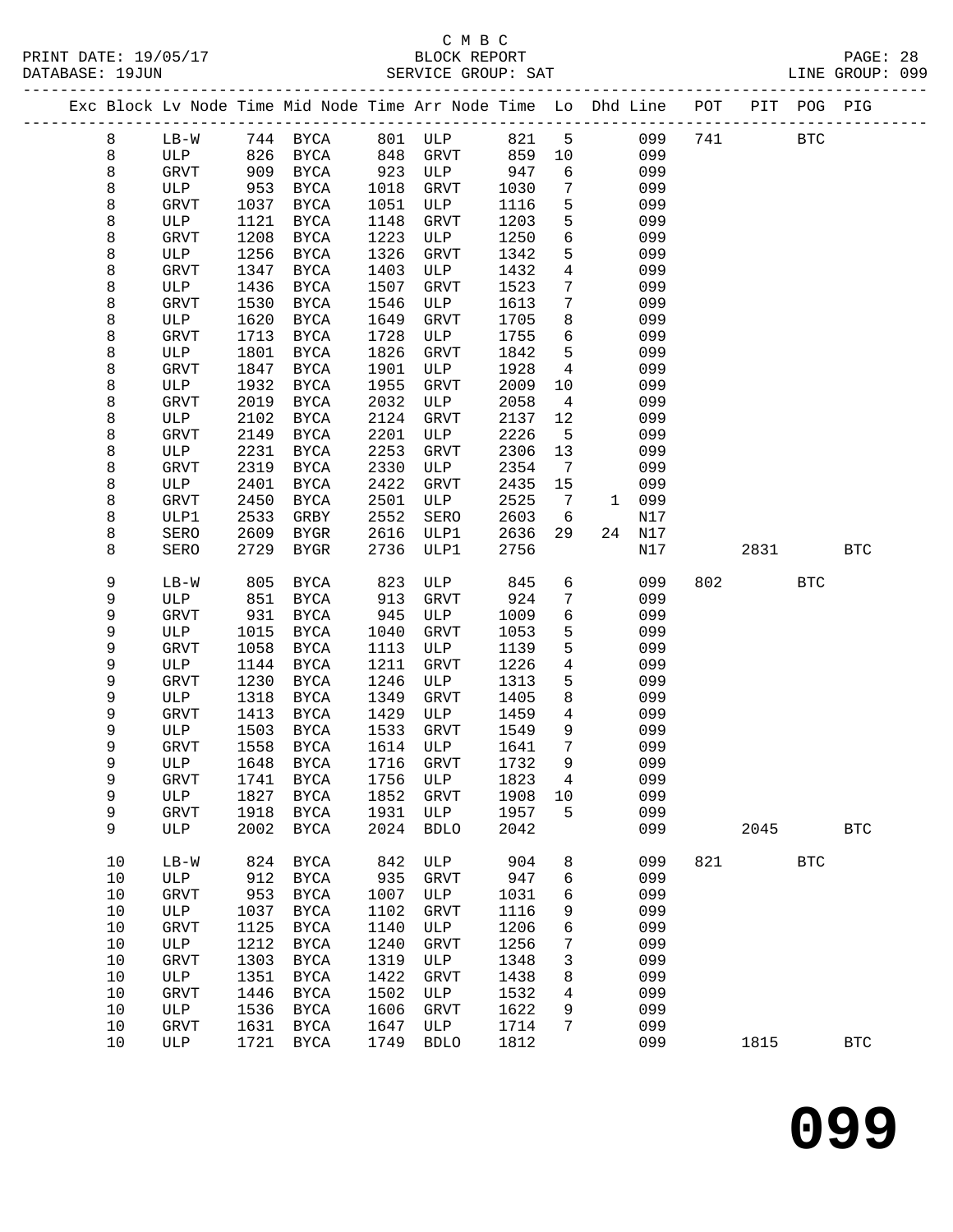C M B C

BLOCK REPORT

SERVICE GROUP: SAT

PRINT DATE: 19/05/17
DATABASE: 19JUN
LINE GROUP: 099

| Exc | Block | Lv | Node | Time | Mid Node | Time | Arr Node | Time | Lo | Dhd | Line | POT | PIT | POG | PIG |
|---|---|---|---|---|---|---|---|---|---|---|---|---|---|---|---|
| | 8 | | LB-W | 744 | BYCA | 801 | ULP | 821 | 5 | | 099 | 741 | | BTC | |
| | 8 | | ULP | 826 | BYCA | 848 | GRVT | 859 | 10 | | 099 | | | | |
| | 8 | | GRVT | 909 | BYCA | 923 | ULP | 947 | 6 | | 099 | | | | |
| | 8 | | ULP | 953 | BYCA | 1018 | GRVT | 1030 | 7 | | 099 | | | | |
| | 8 | | GRVT | 1037 | BYCA | 1051 | ULP | 1116 | 5 | | 099 | | | | |
| | 8 | | ULP | 1121 | BYCA | 1148 | GRVT | 1203 | 5 | | 099 | | | | |
| | 8 | | GRVT | 1208 | BYCA | 1223 | ULP | 1250 | 6 | | 099 | | | | |
| | 8 | | ULP | 1256 | BYCA | 1326 | GRVT | 1342 | 5 | | 099 | | | | |
| | 8 | | GRVT | 1347 | BYCA | 1403 | ULP | 1432 | 4 | | 099 | | | | |
| | 8 | | ULP | 1436 | BYCA | 1507 | GRVT | 1523 | 7 | | 099 | | | | |
| | 8 | | GRVT | 1530 | BYCA | 1546 | ULP | 1613 | 7 | | 099 | | | | |
| | 8 | | ULP | 1620 | BYCA | 1649 | GRVT | 1705 | 8 | | 099 | | | | |
| | 8 | | GRVT | 1713 | BYCA | 1728 | ULP | 1755 | 6 | | 099 | | | | |
| | 8 | | ULP | 1801 | BYCA | 1826 | GRVT | 1842 | 5 | | 099 | | | | |
| | 8 | | GRVT | 1847 | BYCA | 1901 | ULP | 1928 | 4 | | 099 | | | | |
| | 8 | | ULP | 1932 | BYCA | 1955 | GRVT | 2009 | 10 | | 099 | | | | |
| | 8 | | GRVT | 2019 | BYCA | 2032 | ULP | 2058 | 4 | | 099 | | | | |
| | 8 | | ULP | 2102 | BYCA | 2124 | GRVT | 2137 | 12 | | 099 | | | | |
| | 8 | | GRVT | 2149 | BYCA | 2201 | ULP | 2226 | 5 | | 099 | | | | |
| | 8 | | ULP | 2231 | BYCA | 2253 | GRVT | 2306 | 13 | | 099 | | | | |
| | 8 | | GRVT | 2319 | BYCA | 2330 | ULP | 2354 | 7 | | 099 | | | | |
| | 8 | | ULP | 2401 | BYCA | 2422 | GRVT | 2435 | 15 | | 099 | | | | |
| | 8 | | GRVT | 2450 | BYCA | 2501 | ULP | 2525 | 7 | 1 | 099 | | | | |
| | 8 | | ULP1 | 2533 | GRBY | 2552 | SERO | 2603 | 6 | | N17 | | | | |
| | 8 | | SERO | 2609 | BYGR | 2616 | ULP1 | 2636 | 29 | 24 | N17 | | | | |
| | 8 | | SERO | 2729 | BYGR | 2736 | ULP1 | 2756 | | | N17 | | 2831 | | BTC |
| | 9 | | LB-W | 805 | BYCA | 823 | ULP | 845 | 6 | | 099 | 802 | | BTC | |
| | 9 | | ULP | 851 | BYCA | 913 | GRVT | 924 | 7 | | 099 | | | | |
| | 9 | | GRVT | 931 | BYCA | 945 | ULP | 1009 | 6 | | 099 | | | | |
| | 9 | | ULP | 1015 | BYCA | 1040 | GRVT | 1053 | 5 | | 099 | | | | |
| | 9 | | GRVT | 1058 | BYCA | 1113 | ULP | 1139 | 5 | | 099 | | | | |
| | 9 | | ULP | 1144 | BYCA | 1211 | GRVT | 1226 | 4 | | 099 | | | | |
| | 9 | | GRVT | 1230 | BYCA | 1246 | ULP | 1313 | 5 | | 099 | | | | |
| | 9 | | ULP | 1318 | BYCA | 1349 | GRVT | 1405 | 8 | | 099 | | | | |
| | 9 | | GRVT | 1413 | BYCA | 1429 | ULP | 1459 | 4 | | 099 | | | | |
| | 9 | | ULP | 1503 | BYCA | 1533 | GRVT | 1549 | 9 | | 099 | | | | |
| | 9 | | GRVT | 1558 | BYCA | 1614 | ULP | 1641 | 7 | | 099 | | | | |
| | 9 | | ULP | 1648 | BYCA | 1716 | GRVT | 1732 | 9 | | 099 | | | | |
| | 9 | | GRVT | 1741 | BYCA | 1756 | ULP | 1823 | 4 | | 099 | | | | |
| | 9 | | ULP | 1827 | BYCA | 1852 | GRVT | 1908 | 10 | | 099 | | | | |
| | 9 | | GRVT | 1918 | BYCA | 1931 | ULP | 1957 | 5 | | 099 | | | | |
| | 9 | | ULP | 2002 | BYCA | 2024 | BDLO | 2042 | | | 099 | | 2045 | | BTC |
| | 10 | | LB-W | 824 | BYCA | 842 | ULP | 904 | 8 | | 099 | 821 | | BTC | |
| | 10 | | ULP | 912 | BYCA | 935 | GRVT | 947 | 6 | | 099 | | | | |
| | 10 | | GRVT | 953 | BYCA | 1007 | ULP | 1031 | 6 | | 099 | | | | |
| | 10 | | ULP | 1037 | BYCA | 1102 | GRVT | 1116 | 9 | | 099 | | | | |
| | 10 | | GRVT | 1125 | BYCA | 1140 | ULP | 1206 | 6 | | 099 | | | | |
| | 10 | | ULP | 1212 | BYCA | 1240 | GRVT | 1256 | 7 | | 099 | | | | |
| | 10 | | GRVT | 1303 | BYCA | 1319 | ULP | 1348 | 3 | | 099 | | | | |
| | 10 | | ULP | 1351 | BYCA | 1422 | GRVT | 1438 | 8 | | 099 | | | | |
| | 10 | | GRVT | 1446 | BYCA | 1502 | ULP | 1532 | 4 | | 099 | | | | |
| | 10 | | ULP | 1536 | BYCA | 1606 | GRVT | 1622 | 9 | | 099 | | | | |
| | 10 | | GRVT | 1631 | BYCA | 1647 | ULP | 1714 | 7 | | 099 | | | | |
| | 10 | | ULP | 1721 | BYCA | 1749 | BDLO | 1812 | | | 099 | | 1815 | | BTC |

# 099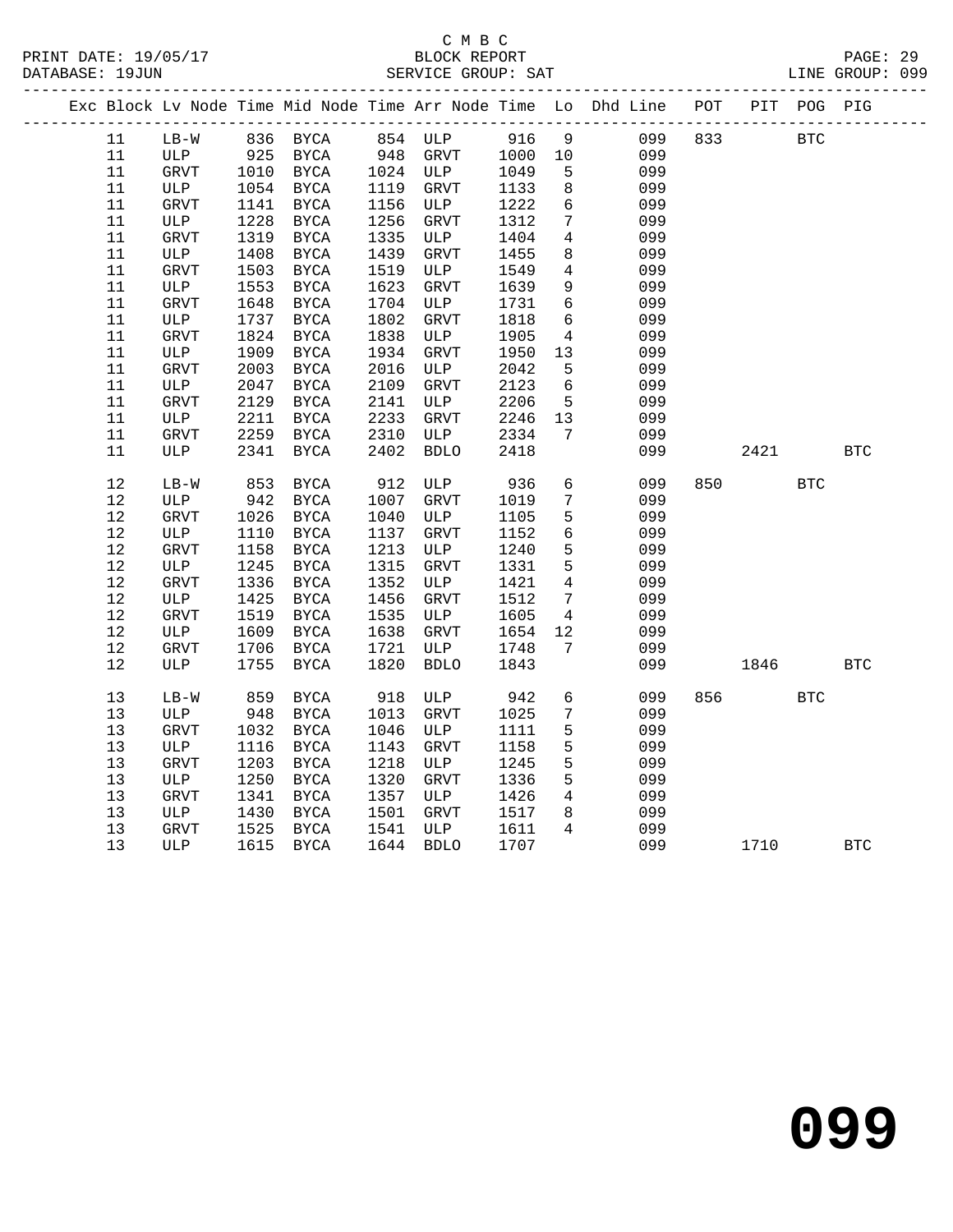C M B C

BLOCK REPORT

SERVICE GROUP: SAT

LINE GROUP: 099

| Exc | Block | Lv | Node | Time | Mid Node | Time | Arr Node | Time | Lo | Dhd Line | POT | PIT | POG | PIG |
|---|---|---|---|---|---|---|---|---|---|---|---|---|---|---|
| | 11 | | LB-W | 836 | BYCA | 854 | ULP | 916 | 9 | 099 | 833 | | BTC | |
| | 11 | | ULP | 925 | BYCA | 948 | GRVT | 1000 | 10 | 099 | | | | |
| | 11 | | GRVT | 1010 | BYCA | 1024 | ULP | 1049 | 5 | 099 | | | | |
| | 11 | | ULP | 1054 | BYCA | 1119 | GRVT | 1133 | 8 | 099 | | | | |
| | 11 | | GRVT | 1141 | BYCA | 1156 | ULP | 1222 | 6 | 099 | | | | |
| | 11 | | ULP | 1228 | BYCA | 1256 | GRVT | 1312 | 7 | 099 | | | | |
| | 11 | | GRVT | 1319 | BYCA | 1335 | ULP | 1404 | 4 | 099 | | | | |
| | 11 | | ULP | 1408 | BYCA | 1439 | GRVT | 1455 | 8 | 099 | | | | |
| | 11 | | GRVT | 1503 | BYCA | 1519 | ULP | 1549 | 4 | 099 | | | | |
| | 11 | | ULP | 1553 | BYCA | 1623 | GRVT | 1639 | 9 | 099 | | | | |
| | 11 | | GRVT | 1648 | BYCA | 1704 | ULP | 1731 | 6 | 099 | | | | |
| | 11 | | ULP | 1737 | BYCA | 1802 | GRVT | 1818 | 6 | 099 | | | | |
| | 11 | | GRVT | 1824 | BYCA | 1838 | ULP | 1905 | 4 | 099 | | | | |
| | 11 | | ULP | 1909 | BYCA | 1934 | GRVT | 1950 | 13 | 099 | | | | |
| | 11 | | GRVT | 2003 | BYCA | 2016 | ULP | 2042 | 5 | 099 | | | | |
| | 11 | | ULP | 2047 | BYCA | 2109 | GRVT | 2123 | 6 | 099 | | | | |
| | 11 | | GRVT | 2129 | BYCA | 2141 | ULP | 2206 | 5 | 099 | | | | |
| | 11 | | ULP | 2211 | BYCA | 2233 | GRVT | 2246 | 13 | 099 | | | | |
| | 11 | | GRVT | 2259 | BYCA | 2310 | ULP | 2334 | 7 | 099 | | | | |
| | 11 | | ULP | 2341 | BYCA | 2402 | BDLO | 2418 | | 099 | | 2421 | | BTC |
| | 12 | | LB-W | 853 | BYCA | 912 | ULP | 936 | 6 | 099 | 850 | | BTC | |
| | 12 | | ULP | 942 | BYCA | 1007 | GRVT | 1019 | 7 | 099 | | | | |
| | 12 | | GRVT | 1026 | BYCA | 1040 | ULP | 1105 | 5 | 099 | | | | |
| | 12 | | ULP | 1110 | BYCA | 1137 | GRVT | 1152 | 6 | 099 | | | | |
| | 12 | | GRVT | 1158 | BYCA | 1213 | ULP | 1240 | 5 | 099 | | | | |
| | 12 | | ULP | 1245 | BYCA | 1315 | GRVT | 1331 | 5 | 099 | | | | |
| | 12 | | GRVT | 1336 | BYCA | 1352 | ULP | 1421 | 4 | 099 | | | | |
| | 12 | | ULP | 1425 | BYCA | 1456 | GRVT | 1512 | 7 | 099 | | | | |
| | 12 | | GRVT | 1519 | BYCA | 1535 | ULP | 1605 | 4 | 099 | | | | |
| | 12 | | ULP | 1609 | BYCA | 1638 | GRVT | 1654 | 12 | 099 | | | | |
| | 12 | | GRVT | 1706 | BYCA | 1721 | ULP | 1748 | 7 | 099 | | | | |
| | 12 | | ULP | 1755 | BYCA | 1820 | BDLO | 1843 | | 099 | | 1846 | | BTC |
| | 13 | | LB-W | 859 | BYCA | 918 | ULP | 942 | 6 | 099 | 856 | | BTC | |
| | 13 | | ULP | 948 | BYCA | 1013 | GRVT | 1025 | 7 | 099 | | | | |
| | 13 | | GRVT | 1032 | BYCA | 1046 | ULP | 1111 | 5 | 099 | | | | |
| | 13 | | ULP | 1116 | BYCA | 1143 | GRVT | 1158 | 5 | 099 | | | | |
| | 13 | | GRVT | 1203 | BYCA | 1218 | ULP | 1245 | 5 | 099 | | | | |
| | 13 | | ULP | 1250 | BYCA | 1320 | GRVT | 1336 | 5 | 099 | | | | |
| | 13 | | GRVT | 1341 | BYCA | 1357 | ULP | 1426 | 4 | 099 | | | | |
| | 13 | | ULP | 1430 | BYCA | 1501 | GRVT | 1517 | 8 | 099 | | | | |
| | 13 | | GRVT | 1525 | BYCA | 1541 | ULP | 1611 | 4 | 099 | | | | |
| | 13 | | ULP | 1615 | BYCA | 1644 | BDLO | 1707 | | 099 | | 1710 | | BTC |

**099**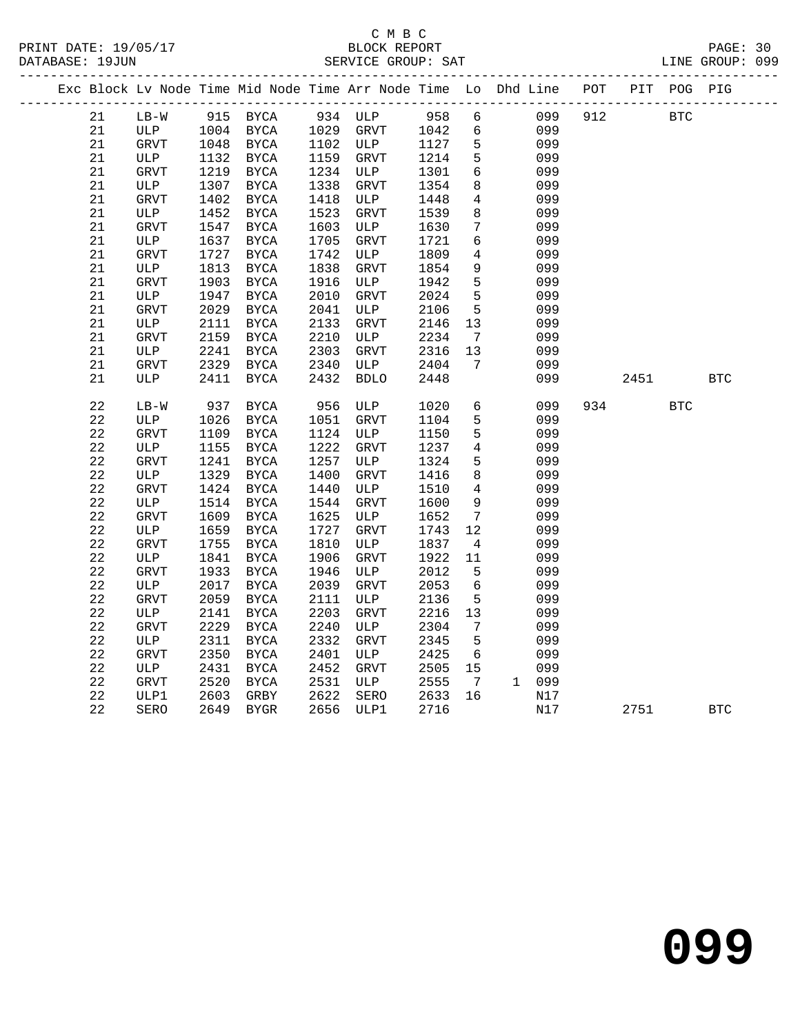C M B C
PRINT DATE: 19/05/17 BLOCK REPORT
DATABASE: 19JUN SERVICE GROUP: SAT LINE GROUP: 099

| Exc | Block | Lv | Node | Time | Mid Node | Time | Arr Node | Time | Lo | Dhd | Line | POT | PIT | POG | PIG |
|---|---|---|---|---|---|---|---|---|---|---|---|---|---|---|---|
| | 21 | | LB-W | 915 | BYCA | 934 | ULP | 958 | 6 | | 099 | 912 | | BTC | |
| | 21 | | ULP | 1004 | BYCA | 1029 | GRVT | 1042 | 6 | | 099 | | | | |
| | 21 | | GRVT | 1048 | BYCA | 1102 | ULP | 1127 | 5 | | 099 | | | | |
| | 21 | | ULP | 1132 | BYCA | 1159 | GRVT | 1214 | 5 | | 099 | | | | |
| | 21 | | GRVT | 1219 | BYCA | 1234 | ULP | 1301 | 6 | | 099 | | | | |
| | 21 | | ULP | 1307 | BYCA | 1338 | GRVT | 1354 | 8 | | 099 | | | | |
| | 21 | | GRVT | 1402 | BYCA | 1418 | ULP | 1448 | 4 | | 099 | | | | |
| | 21 | | ULP | 1452 | BYCA | 1523 | GRVT | 1539 | 8 | | 099 | | | | |
| | 21 | | GRVT | 1547 | BYCA | 1603 | ULP | 1630 | 7 | | 099 | | | | |
| | 21 | | ULP | 1637 | BYCA | 1705 | GRVT | 1721 | 6 | | 099 | | | | |
| | 21 | | GRVT | 1727 | BYCA | 1742 | ULP | 1809 | 4 | | 099 | | | | |
| | 21 | | ULP | 1813 | BYCA | 1838 | GRVT | 1854 | 9 | | 099 | | | | |
| | 21 | | GRVT | 1903 | BYCA | 1916 | ULP | 1942 | 5 | | 099 | | | | |
| | 21 | | ULP | 1947 | BYCA | 2010 | GRVT | 2024 | 5 | | 099 | | | | |
| | 21 | | GRVT | 2029 | BYCA | 2041 | ULP | 2106 | 5 | | 099 | | | | |
| | 21 | | ULP | 2111 | BYCA | 2133 | GRVT | 2146 | 13 | | 099 | | | | |
| | 21 | | GRVT | 2159 | BYCA | 2210 | ULP | 2234 | 7 | | 099 | | | | |
| | 21 | | ULP | 2241 | BYCA | 2303 | GRVT | 2316 | 13 | | 099 | | | | |
| | 21 | | GRVT | 2329 | BYCA | 2340 | ULP | 2404 | 7 | | 099 | | | | |
| | 21 | | ULP | 2411 | BYCA | 2432 | BDLO | 2448 | | | 099 | | 2451 | | BTC |
| | 22 | | LB-W | 937 | BYCA | 956 | ULP | 1020 | 6 | | 099 | 934 | | BTC | |
| | 22 | | ULP | 1026 | BYCA | 1051 | GRVT | 1104 | 5 | | 099 | | | | |
| | 22 | | GRVT | 1109 | BYCA | 1124 | ULP | 1150 | 5 | | 099 | | | | |
| | 22 | | ULP | 1155 | BYCA | 1222 | GRVT | 1237 | 4 | | 099 | | | | |
| | 22 | | GRVT | 1241 | BYCA | 1257 | ULP | 1324 | 5 | | 099 | | | | |
| | 22 | | ULP | 1329 | BYCA | 1400 | GRVT | 1416 | 8 | | 099 | | | | |
| | 22 | | GRVT | 1424 | BYCA | 1440 | ULP | 1510 | 4 | | 099 | | | | |
| | 22 | | ULP | 1514 | BYCA | 1544 | GRVT | 1600 | 9 | | 099 | | | | |
| | 22 | | GRVT | 1609 | BYCA | 1625 | ULP | 1652 | 7 | | 099 | | | | |
| | 22 | | ULP | 1659 | BYCA | 1727 | GRVT | 1743 | 12 | | 099 | | | | |
| | 22 | | GRVT | 1755 | BYCA | 1810 | ULP | 1837 | 4 | | 099 | | | | |
| | 22 | | ULP | 1841 | BYCA | 1906 | GRVT | 1922 | 11 | | 099 | | | | |
| | 22 | | GRVT | 1933 | BYCA | 1946 | ULP | 2012 | 5 | | 099 | | | | |
| | 22 | | ULP | 2017 | BYCA | 2039 | GRVT | 2053 | 6 | | 099 | | | | |
| | 22 | | GRVT | 2059 | BYCA | 2111 | ULP | 2136 | 5 | | 099 | | | | |
| | 22 | | ULP | 2141 | BYCA | 2203 | GRVT | 2216 | 13 | | 099 | | | | |
| | 22 | | GRVT | 2229 | BYCA | 2240 | ULP | 2304 | 7 | | 099 | | | | |
| | 22 | | ULP | 2311 | BYCA | 2332 | GRVT | 2345 | 5 | | 099 | | | | |
| | 22 | | GRVT | 2350 | BYCA | 2401 | ULP | 2425 | 6 | | 099 | | | | |
| | 22 | | ULP | 2431 | BYCA | 2452 | GRVT | 2505 | 15 | | 099 | | | | |
| | 22 | | GRVT | 2520 | BYCA | 2531 | ULP | 2555 | 7 | 1 | 099 | | | | |
| | 22 | | ULP1 | 2603 | GRBY | 2622 | SERO | 2633 | 16 | | N17 | | | | |
| | 22 | | SERO | 2649 | BYGR | 2656 | ULP1 | 2716 | | | N17 | | 2751 | | BTC |

099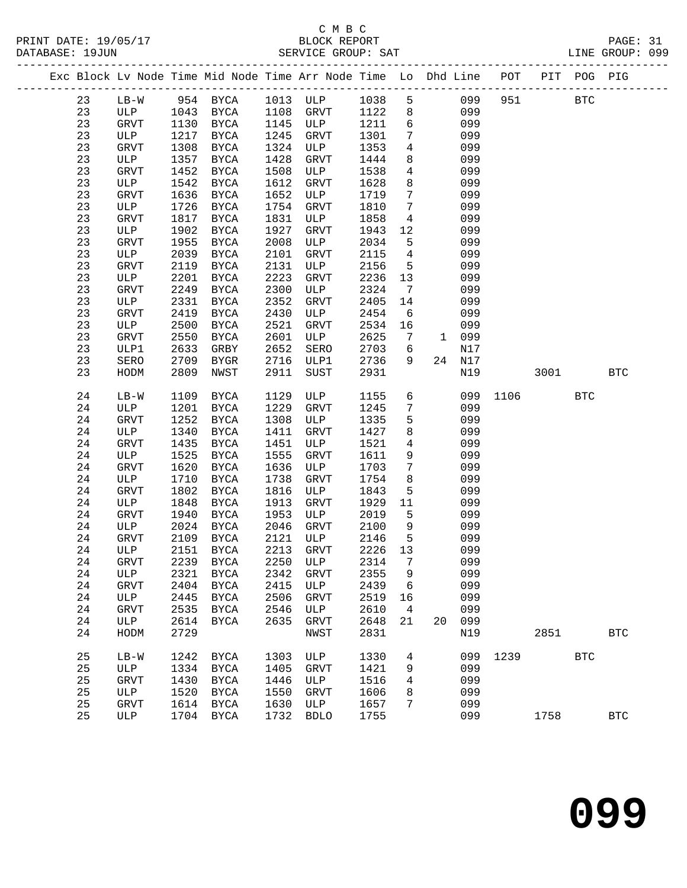C M B C
PRINT DATE: 19/05/17 BLOCK REPORT
DATABASE: 19JUN SERVICE GROUP: SAT LINE GROUP: 099

| Exc | Block | Lv | Node | Time | Mid Node | Time | Arr Node | Time | Lo | Dhd | Line | POT | PIT | POG | PIG |
|---|---|---|---|---|---|---|---|---|---|---|---|---|---|---|---|
| | 23 | | LB-W | 954 | BYCA | 1013 | ULP | 1038 | 5 | | 099 | 951 | | BTC | |
| | 23 | | ULP | 1043 | BYCA | 1108 | GRVT | 1122 | 8 | | 099 | | | | |
| | 23 | | GRVT | 1130 | BYCA | 1145 | ULP | 1211 | 6 | | 099 | | | | |
| | 23 | | ULP | 1217 | BYCA | 1245 | GRVT | 1301 | 7 | | 099 | | | | |
| | 23 | | GRVT | 1308 | BYCA | 1324 | ULP | 1353 | 4 | | 099 | | | | |
| | 23 | | ULP | 1357 | BYCA | 1428 | GRVT | 1444 | 8 | | 099 | | | | |
| | 23 | | GRVT | 1452 | BYCA | 1508 | ULP | 1538 | 4 | | 099 | | | | |
| | 23 | | ULP | 1542 | BYCA | 1612 | GRVT | 1628 | 8 | | 099 | | | | |
| | 23 | | GRVT | 1636 | BYCA | 1652 | ULP | 1719 | 7 | | 099 | | | | |
| | 23 | | ULP | 1726 | BYCA | 1754 | GRVT | 1810 | 7 | | 099 | | | | |
| | 23 | | GRVT | 1817 | BYCA | 1831 | ULP | 1858 | 4 | | 099 | | | | |
| | 23 | | ULP | 1902 | BYCA | 1927 | GRVT | 1943 | 12 | | 099 | | | | |
| | 23 | | GRVT | 1955 | BYCA | 2008 | ULP | 2034 | 5 | | 099 | | | | |
| | 23 | | ULP | 2039 | BYCA | 2101 | GRVT | 2115 | 4 | | 099 | | | | |
| | 23 | | GRVT | 2119 | BYCA | 2131 | ULP | 2156 | 5 | | 099 | | | | |
| | 23 | | ULP | 2201 | BYCA | 2223 | GRVT | 2236 | 13 | | 099 | | | | |
| | 23 | | GRVT | 2249 | BYCA | 2300 | ULP | 2324 | 7 | | 099 | | | | |
| | 23 | | ULP | 2331 | BYCA | 2352 | GRVT | 2405 | 14 | | 099 | | | | |
| | 23 | | GRVT | 2419 | BYCA | 2430 | ULP | 2454 | 6 | | 099 | | | | |
| | 23 | | ULP | 2500 | BYCA | 2521 | GRVT | 2534 | 16 | | 099 | | | | |
| | 23 | | GRVT | 2550 | BYCA | 2601 | ULP | 2625 | 7 | 1 | 099 | | | | |
| | 23 | | ULP1 | 2633 | GRBY | 2652 | SERO | 2703 | 6 | | N17 | | | | |
| | 23 | | SERO | 2709 | BYGR | 2716 | ULP1 | 2736 | 9 | 24 | N17 | | | | |
| | 23 | | HODM | 2809 | NWST | 2911 | SUST | 2931 | | | N19 | | 3001 | | BTC |
| | 24 | | LB-W | 1109 | BYCA | 1129 | ULP | 1155 | 6 | | 099 | 1106 | | BTC | |
| | 24 | | ULP | 1201 | BYCA | 1229 | GRVT | 1245 | 7 | | 099 | | | | |
| | 24 | | GRVT | 1252 | BYCA | 1308 | ULP | 1335 | 5 | | 099 | | | | |
| | 24 | | ULP | 1340 | BYCA | 1411 | GRVT | 1427 | 8 | | 099 | | | | |
| | 24 | | GRVT | 1435 | BYCA | 1451 | ULP | 1521 | 4 | | 099 | | | | |
| | 24 | | ULP | 1525 | BYCA | 1555 | GRVT | 1611 | 9 | | 099 | | | | |
| | 24 | | GRVT | 1620 | BYCA | 1636 | ULP | 1703 | 7 | | 099 | | | | |
| | 24 | | ULP | 1710 | BYCA | 1738 | GRVT | 1754 | 8 | | 099 | | | | |
| | 24 | | GRVT | 1802 | BYCA | 1816 | ULP | 1843 | 5 | | 099 | | | | |
| | 24 | | ULP | 1848 | BYCA | 1913 | GRVT | 1929 | 11 | | 099 | | | | |
| | 24 | | GRVT | 1940 | BYCA | 1953 | ULP | 2019 | 5 | | 099 | | | | |
| | 24 | | ULP | 2024 | BYCA | 2046 | GRVT | 2100 | 9 | | 099 | | | | |
| | 24 | | GRVT | 2109 | BYCA | 2121 | ULP | 2146 | 5 | | 099 | | | | |
| | 24 | | ULP | 2151 | BYCA | 2213 | GRVT | 2226 | 13 | | 099 | | | | |
| | 24 | | GRVT | 2239 | BYCA | 2250 | ULP | 2314 | 7 | | 099 | | | | |
| | 24 | | ULP | 2321 | BYCA | 2342 | GRVT | 2355 | 9 | | 099 | | | | |
| | 24 | | GRVT | 2404 | BYCA | 2415 | ULP | 2439 | 6 | | 099 | | | | |
| | 24 | | ULP | 2445 | BYCA | 2506 | GRVT | 2519 | 16 | | 099 | | | | |
| | 24 | | GRVT | 2535 | BYCA | 2546 | ULP | 2610 | 4 | | 099 | | | | |
| | 24 | | ULP | 2614 | BYCA | 2635 | GRVT | 2648 | 21 | 20 | 099 | | | | |
| | 24 | | HODM | 2729 | | | NWST | 2831 | | | N19 | | 2851 | | BTC |
| | 25 | | LB-W | 1242 | BYCA | 1303 | ULP | 1330 | 4 | | 099 | 1239 | | BTC | |
| | 25 | | ULP | 1334 | BYCA | 1405 | GRVT | 1421 | 9 | | 099 | | | | |
| | 25 | | GRVT | 1430 | BYCA | 1446 | ULP | 1516 | 4 | | 099 | | | | |
| | 25 | | ULP | 1520 | BYCA | 1550 | GRVT | 1606 | 8 | | 099 | | | | |
| | 25 | | GRVT | 1614 | BYCA | 1630 | ULP | 1657 | 7 | | 099 | | | | |
| | 25 | | ULP | 1704 | BYCA | 1732 | BDLO | 1755 | | | 099 | | 1758 | | BTC |

099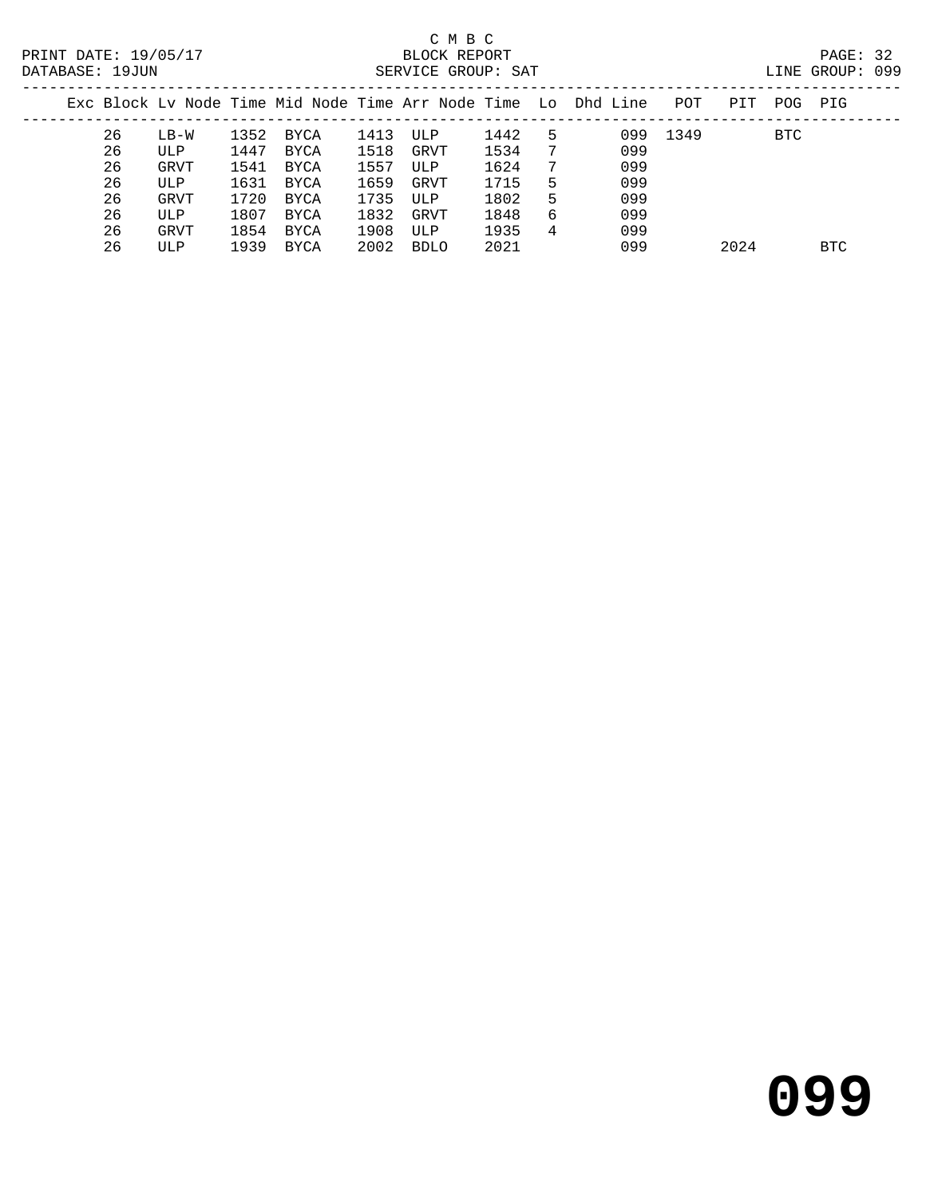C M B C

BLOCK REPORT

SERVICE GROUP: SAT

PRINT DATE: 19/05/17

DATABASE: 19JUN

LINE GROUP: 099

| Exc | Block | Lv Node | Time | Mid Node | Time | Arr Node | Time | Lo | Dhd | Line | POT | PIT | POG | PIG |
|---|---|---|---|---|---|---|---|---|---|---|---|---|---|---|
| | 26 | LB-W | 1352 | BYCA | 1413 | ULP | 1442 | 5 | | 099 | 1349 | | BTC | |
| | 26 | ULP | 1447 | BYCA | 1518 | GRVT | 1534 | 7 | | 099 | | | | |
| | 26 | GRVT | 1541 | BYCA | 1557 | ULP | 1624 | 7 | | 099 | | | | |
| | 26 | ULP | 1631 | BYCA | 1659 | GRVT | 1715 | 5 | | 099 | | | | |
| | 26 | GRVT | 1720 | BYCA | 1735 | ULP | 1802 | 5 | | 099 | | | | |
| | 26 | ULP | 1807 | BYCA | 1832 | GRVT | 1848 | 6 | | 099 | | | | |
| | 26 | GRVT | 1854 | BYCA | 1908 | ULP | 1935 | 4 | | 099 | | | | |
| | 26 | ULP | 1939 | BYCA | 2002 | BDLO | 2021 | | | 099 | | 2024 | | BTC |

**099**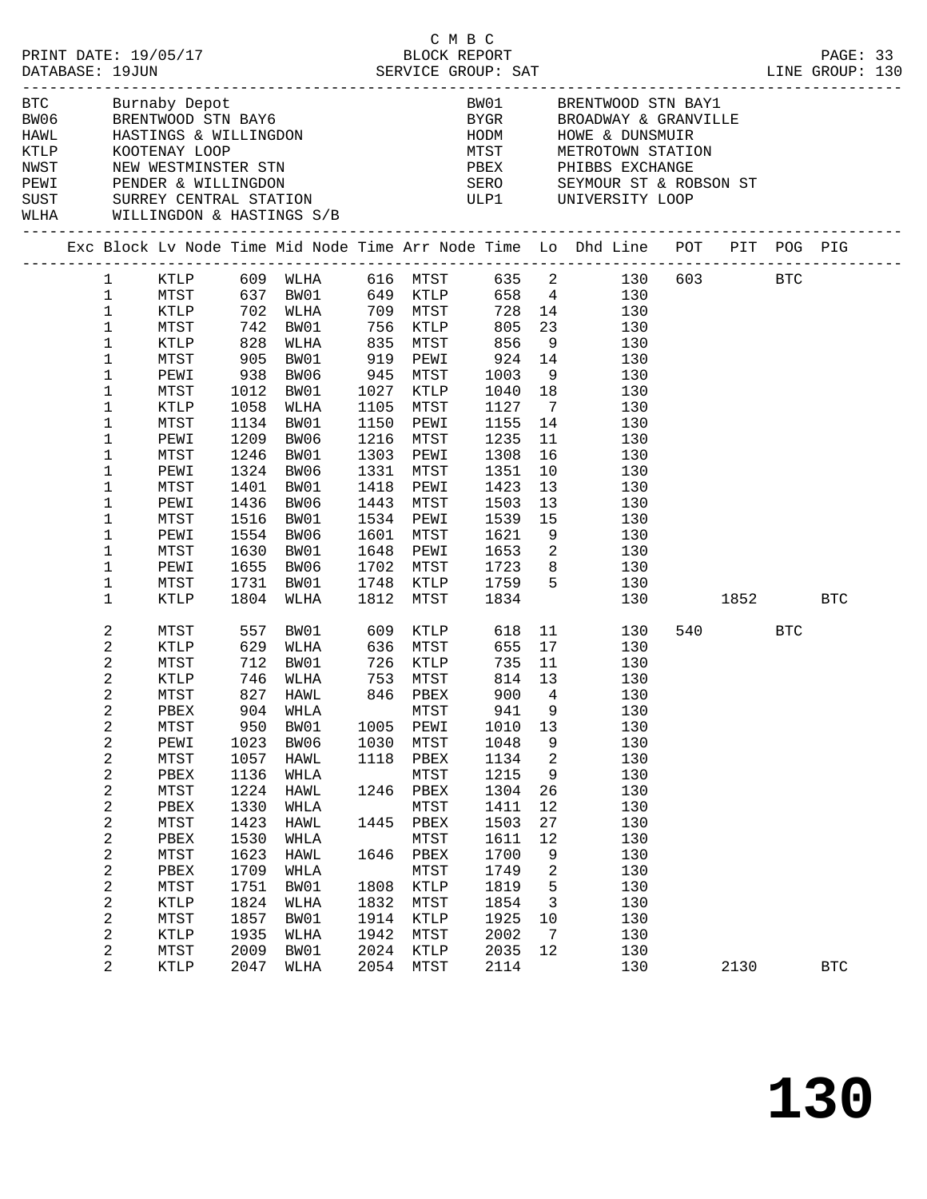C M B C

PRINT DATE: 19/05/17 BLOCK REPORT
DATABASE: 19JUN SERVICE GROUP: SAT LINE GROUP: 130

| Code | Name | Code | Name |
|---|---|---|---|
| BTC | Burnaby Depot | BW01 | BRENTWOOD STN BAY1 |
| BW06 | BRENTWOOD STN BAY6 | BYGR | BROADWAY & GRANVILLE |
| HAWL | HASTINGS & WILLINGDON | HODM | HOWE & DUNSMUIR |
| KTLP | KOOTENAY LOOP | MTST | METROTOWN STATION |
| NWST | NEW WESTMINSTER STN | PBEX | PHIBBS EXCHANGE |
| PEWI | PENDER & WILLINGDON | SERO | SEYMOUR ST & ROBSON ST |
| SUST | SURREY CENTRAL STATION | ULP1 | UNIVERSITY LOOP |
| WLHA | WILLINGDON & HASTINGS S/B | | |

| Exc | Block | Lv Node | Time | Mid Node | Time | Arr Node | Time | Lo | Dhd Line | POT | PIT | POG | PIG |
|---|---|---|---|---|---|---|---|---|---|---|---|---|---|
| | 1 | KTLP | 609 | WLHA | 616 | MTST | 635 | 2 | 130 | 603 | | BTC | |
| | 1 | MTST | 637 | BW01 | 649 | KTLP | 658 | 4 | 130 | | | | |
| | 1 | KTLP | 702 | WLHA | 709 | MTST | 728 | 14 | 130 | | | | |
| | 1 | MTST | 742 | BW01 | 756 | KTLP | 805 | 23 | 130 | | | | |
| | 1 | KTLP | 828 | WLHA | 835 | MTST | 856 | 9 | 130 | | | | |
| | 1 | MTST | 905 | BW01 | 919 | PEWI | 924 | 14 | 130 | | | | |
| | 1 | PEWI | 938 | BW06 | 945 | MTST | 1003 | 9 | 130 | | | | |
| | 1 | MTST | 1012 | BW01 | 1027 | KTLP | 1040 | 18 | 130 | | | | |
| | 1 | KTLP | 1058 | WLHA | 1105 | MTST | 1127 | 7 | 130 | | | | |
| | 1 | MTST | 1134 | BW01 | 1150 | PEWI | 1155 | 14 | 130 | | | | |
| | 1 | PEWI | 1209 | BW06 | 1216 | MTST | 1235 | 11 | 130 | | | | |
| | 1 | MTST | 1246 | BW01 | 1303 | PEWI | 1308 | 16 | 130 | | | | |
| | 1 | PEWI | 1324 | BW06 | 1331 | MTST | 1351 | 10 | 130 | | | | |
| | 1 | MTST | 1401 | BW01 | 1418 | PEWI | 1423 | 13 | 130 | | | | |
| | 1 | PEWI | 1436 | BW06 | 1443 | MTST | 1503 | 13 | 130 | | | | |
| | 1 | MTST | 1516 | BW01 | 1534 | PEWI | 1539 | 15 | 130 | | | | |
| | 1 | PEWI | 1554 | BW06 | 1601 | MTST | 1621 | 9 | 130 | | | | |
| | 1 | MTST | 1630 | BW01 | 1648 | PEWI | 1653 | 2 | 130 | | | | |
| | 1 | PEWI | 1655 | BW06 | 1702 | MTST | 1723 | 8 | 130 | | | | |
| | 1 | MTST | 1731 | BW01 | 1748 | KTLP | 1759 | 5 | 130 | | | | |
| | 1 | KTLP | 1804 | WLHA | 1812 | MTST | 1834 | | 130 | | 1852 | | BTC |
| | 2 | MTST | 557 | BW01 | 609 | KTLP | 618 | 11 | 130 | 540 | | BTC | |
| | 2 | KTLP | 629 | WLHA | 636 | MTST | 655 | 17 | 130 | | | | |
| | 2 | MTST | 712 | BW01 | 726 | KTLP | 735 | 11 | 130 | | | | |
| | 2 | KTLP | 746 | WLHA | 753 | MTST | 814 | 13 | 130 | | | | |
| | 2 | MTST | 827 | HAWL | 846 | PBEX | 900 | 4 | 130 | | | | |
| | 2 | PBEX | 904 | WHLA | | MTST | 941 | 9 | 130 | | | | |
| | 2 | MTST | 950 | BW01 | 1005 | PEWI | 1010 | 13 | 130 | | | | |
| | 2 | PEWI | 1023 | BW06 | 1030 | MTST | 1048 | 9 | 130 | | | | |
| | 2 | MTST | 1057 | HAWL | 1118 | PBEX | 1134 | 2 | 130 | | | | |
| | 2 | PBEX | 1136 | WHLA | | MTST | 1215 | 9 | 130 | | | | |
| | 2 | MTST | 1224 | HAWL | 1246 | PBEX | 1304 | 26 | 130 | | | | |
| | 2 | PBEX | 1330 | WHLA | | MTST | 1411 | 12 | 130 | | | | |
| | 2 | MTST | 1423 | HAWL | 1445 | PBEX | 1503 | 27 | 130 | | | | |
| | 2 | PBEX | 1530 | WHLA | | MTST | 1611 | 12 | 130 | | | | |
| | 2 | MTST | 1623 | HAWL | 1646 | PBEX | 1700 | 9 | 130 | | | | |
| | 2 | PBEX | 1709 | WHLA | | MTST | 1749 | 2 | 130 | | | | |
| | 2 | MTST | 1751 | BW01 | 1808 | KTLP | 1819 | 5 | 130 | | | | |
| | 2 | KTLP | 1824 | WLHA | 1832 | MTST | 1854 | 3 | 130 | | | | |
| | 2 | MTST | 1857 | BW01 | 1914 | KTLP | 1925 | 10 | 130 | | | | |
| | 2 | KTLP | 1935 | WLHA | 1942 | MTST | 2002 | 7 | 130 | | | | |
| | 2 | MTST | 2009 | BW01 | 2024 | KTLP | 2035 | 12 | 130 | | | | |
| | 2 | KTLP | 2047 | WLHA | 2054 | MTST | 2114 | | 130 | | 2130 | | BTC |

# 130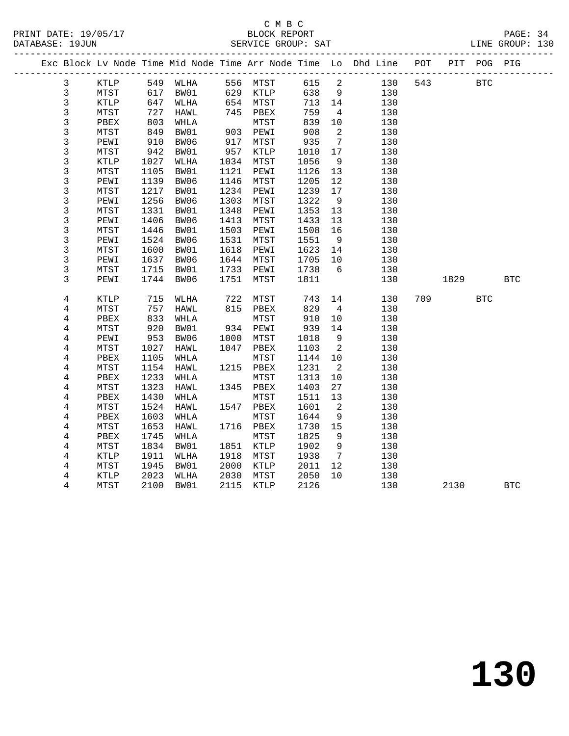C M B C

BLOCK REPORT

SERVICE GROUP: SAT

LINE GROUP: 130

| Exc | Block | Lv | Node | Time | Mid Node | Time | Arr Node | Time | Lo | Dhd Line | POT | PIT | POG | PIG |
|---|---|---|---|---|---|---|---|---|---|---|---|---|---|---|
| | 3 | | KTLP | 549 | WLHA | 556 | MTST | 615 | 2 | 130 | 543 | | BTC | |
| | 3 | | MTST | 617 | BW01 | 629 | KTLP | 638 | 9 | 130 | | | | |
| | 3 | | KTLP | 647 | WLHA | 654 | MTST | 713 | 14 | 130 | | | | |
| | 3 | | MTST | 727 | HAWL | 745 | PBEX | 759 | 4 | 130 | | | | |
| | 3 | | PBEX | 803 | WHLA | | MTST | 839 | 10 | 130 | | | | |
| | 3 | | MTST | 849 | BW01 | 903 | PEWI | 908 | 2 | 130 | | | | |
| | 3 | | PEWI | 910 | BW06 | 917 | MTST | 935 | 7 | 130 | | | | |
| | 3 | | MTST | 942 | BW01 | 957 | KTLP | 1010 | 17 | 130 | | | | |
| | 3 | | KTLP | 1027 | WLHA | 1034 | MTST | 1056 | 9 | 130 | | | | |
| | 3 | | MTST | 1105 | BW01 | 1121 | PEWI | 1126 | 13 | 130 | | | | |
| | 3 | | PEWI | 1139 | BW06 | 1146 | MTST | 1205 | 12 | 130 | | | | |
| | 3 | | MTST | 1217 | BW01 | 1234 | PEWI | 1239 | 17 | 130 | | | | |
| | 3 | | PEWI | 1256 | BW06 | 1303 | MTST | 1322 | 9 | 130 | | | | |
| | 3 | | MTST | 1331 | BW01 | 1348 | PEWI | 1353 | 13 | 130 | | | | |
| | 3 | | PEWI | 1406 | BW06 | 1413 | MTST | 1433 | 13 | 130 | | | | |
| | 3 | | MTST | 1446 | BW01 | 1503 | PEWI | 1508 | 16 | 130 | | | | |
| | 3 | | PEWI | 1524 | BW06 | 1531 | MTST | 1551 | 9 | 130 | | | | |
| | 3 | | MTST | 1600 | BW01 | 1618 | PEWI | 1623 | 14 | 130 | | | | |
| | 3 | | PEWI | 1637 | BW06 | 1644 | MTST | 1705 | 10 | 130 | | | | |
| | 3 | | MTST | 1715 | BW01 | 1733 | PEWI | 1738 | 6 | 130 | | | | |
| | 3 | | PEWI | 1744 | BW06 | 1751 | MTST | 1811 | | 130 | | 1829 | | BTC |
| | 4 | | KTLP | 715 | WLHA | 722 | MTST | 743 | 14 | 130 | 709 | | BTC | |
| | 4 | | MTST | 757 | HAWL | 815 | PBEX | 829 | 4 | 130 | | | | |
| | 4 | | PBEX | 833 | WHLA | | MTST | 910 | 10 | 130 | | | | |
| | 4 | | MTST | 920 | BW01 | 934 | PEWI | 939 | 14 | 130 | | | | |
| | 4 | | PEWI | 953 | BW06 | 1000 | MTST | 1018 | 9 | 130 | | | | |
| | 4 | | MTST | 1027 | HAWL | 1047 | PBEX | 1103 | 2 | 130 | | | | |
| | 4 | | PBEX | 1105 | WHLA | | MTST | 1144 | 10 | 130 | | | | |
| | 4 | | MTST | 1154 | HAWL | 1215 | PBEX | 1231 | 2 | 130 | | | | |
| | 4 | | PBEX | 1233 | WHLA | | MTST | 1313 | 10 | 130 | | | | |
| | 4 | | MTST | 1323 | HAWL | 1345 | PBEX | 1403 | 27 | 130 | | | | |
| | 4 | | PBEX | 1430 | WHLA | | MTST | 1511 | 13 | 130 | | | | |
| | 4 | | MTST | 1524 | HAWL | 1547 | PBEX | 1601 | 2 | 130 | | | | |
| | 4 | | PBEX | 1603 | WHLA | | MTST | 1644 | 9 | 130 | | | | |
| | 4 | | MTST | 1653 | HAWL | 1716 | PBEX | 1730 | 15 | 130 | | | | |
| | 4 | | PBEX | 1745 | WHLA | | MTST | 1825 | 9 | 130 | | | | |
| | 4 | | MTST | 1834 | BW01 | 1851 | KTLP | 1902 | 9 | 130 | | | | |
| | 4 | | KTLP | 1911 | WLHA | 1918 | MTST | 1938 | 7 | 130 | | | | |
| | 4 | | MTST | 1945 | BW01 | 2000 | KTLP | 2011 | 12 | 130 | | | | |
| | 4 | | KTLP | 2023 | WLHA | 2030 | MTST | 2050 | 10 | 130 | | | | |
| | 4 | | MTST | 2100 | BW01 | 2115 | KTLP | 2126 | | 130 | | 2130 | | BTC |

130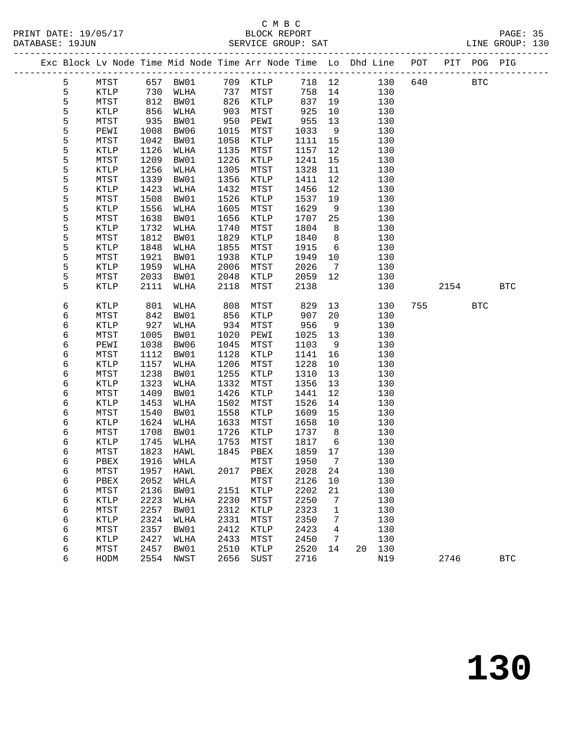C M B C
PRINT DATE: 19/05/17 BLOCK REPORT
DATABASE: 19JUN SERVICE GROUP: SAT LINE GROUP: 130

| Exc | Block | Lv | Node | Time | Mid Node | Time | Arr Node | Time | Lo | Dhd | Line | POT | PIT | POG | PIG |
|---|---|---|---|---|---|---|---|---|---|---|---|---|---|---|---|
| | 5 | | MTST | 657 | BW01 | 709 | KTLP | 718 | 12 | | 130 | 640 | | BTC | |
| | 5 | | KTLP | 730 | WLHA | 737 | MTST | 758 | 14 | | 130 | | | | |
| | 5 | | MTST | 812 | BW01 | 826 | KTLP | 837 | 19 | | 130 | | | | |
| | 5 | | KTLP | 856 | WLHA | 903 | MTST | 925 | 10 | | 130 | | | | |
| | 5 | | MTST | 935 | BW01 | 950 | PEWI | 955 | 13 | | 130 | | | | |
| | 5 | | PEWI | 1008 | BW06 | 1015 | MTST | 1033 | 9 | | 130 | | | | |
| | 5 | | MTST | 1042 | BW01 | 1058 | KTLP | 1111 | 15 | | 130 | | | | |
| | 5 | | KTLP | 1126 | WLHA | 1135 | MTST | 1157 | 12 | | 130 | | | | |
| | 5 | | MTST | 1209 | BW01 | 1226 | KTLP | 1241 | 15 | | 130 | | | | |
| | 5 | | KTLP | 1256 | WLHA | 1305 | MTST | 1328 | 11 | | 130 | | | | |
| | 5 | | MTST | 1339 | BW01 | 1356 | KTLP | 1411 | 12 | | 130 | | | | |
| | 5 | | KTLP | 1423 | WLHA | 1432 | MTST | 1456 | 12 | | 130 | | | | |
| | 5 | | MTST | 1508 | BW01 | 1526 | KTLP | 1537 | 19 | | 130 | | | | |
| | 5 | | KTLP | 1556 | WLHA | 1605 | MTST | 1629 | 9 | | 130 | | | | |
| | 5 | | MTST | 1638 | BW01 | 1656 | KTLP | 1707 | 25 | | 130 | | | | |
| | 5 | | KTLP | 1732 | WLHA | 1740 | MTST | 1804 | 8 | | 130 | | | | |
| | 5 | | MTST | 1812 | BW01 | 1829 | KTLP | 1840 | 8 | | 130 | | | | |
| | 5 | | KTLP | 1848 | WLHA | 1855 | MTST | 1915 | 6 | | 130 | | | | |
| | 5 | | MTST | 1921 | BW01 | 1938 | KTLP | 1949 | 10 | | 130 | | | | |
| | 5 | | KTLP | 1959 | WLHA | 2006 | MTST | 2026 | 7 | | 130 | | | | |
| | 5 | | MTST | 2033 | BW01 | 2048 | KTLP | 2059 | 12 | | 130 | | | | |
| | 5 | | KTLP | 2111 | WLHA | 2118 | MTST | 2138 | | | 130 | | 2154 | | BTC |
| | 6 | | KTLP | 801 | WLHA | 808 | MTST | 829 | 13 | | 130 | 755 | | BTC | |
| | 6 | | MTST | 842 | BW01 | 856 | KTLP | 907 | 20 | | 130 | | | | |
| | 6 | | KTLP | 927 | WLHA | 934 | MTST | 956 | 9 | | 130 | | | | |
| | 6 | | MTST | 1005 | BW01 | 1020 | PEWI | 1025 | 13 | | 130 | | | | |
| | 6 | | PEWI | 1038 | BW06 | 1045 | MTST | 1103 | 9 | | 130 | | | | |
| | 6 | | MTST | 1112 | BW01 | 1128 | KTLP | 1141 | 16 | | 130 | | | | |
| | 6 | | KTLP | 1157 | WLHA | 1206 | MTST | 1228 | 10 | | 130 | | | | |
| | 6 | | MTST | 1238 | BW01 | 1255 | KTLP | 1310 | 13 | | 130 | | | | |
| | 6 | | KTLP | 1323 | WLHA | 1332 | MTST | 1356 | 13 | | 130 | | | | |
| | 6 | | MTST | 1409 | BW01 | 1426 | KTLP | 1441 | 12 | | 130 | | | | |
| | 6 | | KTLP | 1453 | WLHA | 1502 | MTST | 1526 | 14 | | 130 | | | | |
| | 6 | | MTST | 1540 | BW01 | 1558 | KTLP | 1609 | 15 | | 130 | | | | |
| | 6 | | KTLP | 1624 | WLHA | 1633 | MTST | 1658 | 10 | | 130 | | | | |
| | 6 | | MTST | 1708 | BW01 | 1726 | KTLP | 1737 | 8 | | 130 | | | | |
| | 6 | | KTLP | 1745 | WLHA | 1753 | MTST | 1817 | 6 | | 130 | | | | |
| | 6 | | MTST | 1823 | HAWL | 1845 | PBEX | 1859 | 17 | | 130 | | | | |
| | 6 | | PBEX | 1916 | WHLA | | MTST | 1950 | 7 | | 130 | | | | |
| | 6 | | MTST | 1957 | HAWL | 2017 | PBEX | 2028 | 24 | | 130 | | | | |
| | 6 | | PBEX | 2052 | WHLA | | MTST | 2126 | 10 | | 130 | | | | |
| | 6 | | MTST | 2136 | BW01 | 2151 | KTLP | 2202 | 21 | | 130 | | | | |
| | 6 | | KTLP | 2223 | WLHA | 2230 | MTST | 2250 | 7 | | 130 | | | | |
| | 6 | | MTST | 2257 | BW01 | 2312 | KTLP | 2323 | 1 | | 130 | | | | |
| | 6 | | KTLP | 2324 | WLHA | 2331 | MTST | 2350 | 7 | | 130 | | | | |
| | 6 | | MTST | 2357 | BW01 | 2412 | KTLP | 2423 | 4 | | 130 | | | | |
| | 6 | | KTLP | 2427 | WLHA | 2433 | MTST | 2450 | 7 | | 130 | | | | |
| | 6 | | MTST | 2457 | BW01 | 2510 | KTLP | 2520 | 14 | 20 | 130 | | | | |
| | 6 | | HODM | 2554 | NWST | 2656 | SUST | 2716 | | | N19 | | 2746 | | BTC |

130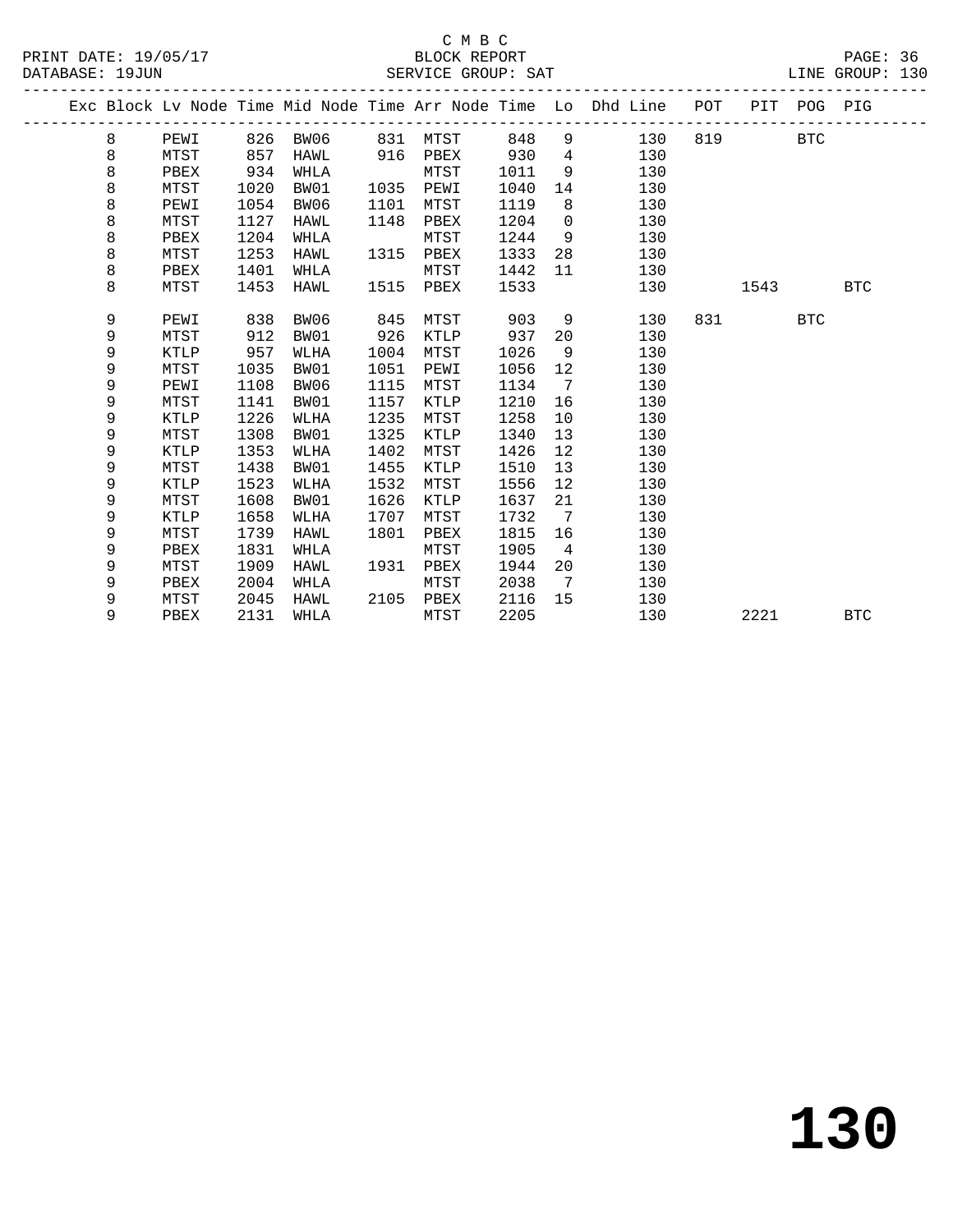C M B C
BLOCK REPORT
SERVICE GROUP: SAT

PRINT DATE: 19/05/17
DATABASE: 19JUN
LINE GROUP: 130

| Exc | Block | Lv | Node | Time | Mid Node | Time | Arr Node | Time | Lo | Dhd Line | POT | PIT | POG | PIG |
|---|---|---|---|---|---|---|---|---|---|---|---|---|---|---|
| | 8 | | PEWI | 826 | BW06 | 831 | MTST | 848 | 9 | 130 | 819 | | BTC | |
| | 8 | | MTST | 857 | HAWL | 916 | PBEX | 930 | 4 | 130 | | | | |
| | 8 | | PBEX | 934 | WHLA | | MTST | 1011 | 9 | 130 | | | | |
| | 8 | | MTST | 1020 | BW01 | 1035 | PEWI | 1040 | 14 | 130 | | | | |
| | 8 | | PEWI | 1054 | BW06 | 1101 | MTST | 1119 | 8 | 130 | | | | |
| | 8 | | MTST | 1127 | HAWL | 1148 | PBEX | 1204 | 0 | 130 | | | | |
| | 8 | | PBEX | 1204 | WHLA | | MTST | 1244 | 9 | 130 | | | | |
| | 8 | | MTST | 1253 | HAWL | 1315 | PBEX | 1333 | 28 | 130 | | | | |
| | 8 | | PBEX | 1401 | WHLA | | MTST | 1442 | 11 | 130 | | | | |
| | 8 | | MTST | 1453 | HAWL | 1515 | PBEX | 1533 | | 130 | | 1543 | | BTC |
| | 9 | | PEWI | 838 | BW06 | 845 | MTST | 903 | 9 | 130 | 831 | | BTC | |
| | 9 | | MTST | 912 | BW01 | 926 | KTLP | 937 | 20 | 130 | | | | |
| | 9 | | KTLP | 957 | WLHA | 1004 | MTST | 1026 | 9 | 130 | | | | |
| | 9 | | MTST | 1035 | BW01 | 1051 | PEWI | 1056 | 12 | 130 | | | | |
| | 9 | | PEWI | 1108 | BW06 | 1115 | MTST | 1134 | 7 | 130 | | | | |
| | 9 | | MTST | 1141 | BW01 | 1157 | KTLP | 1210 | 16 | 130 | | | | |
| | 9 | | KTLP | 1226 | WLHA | 1235 | MTST | 1258 | 10 | 130 | | | | |
| | 9 | | MTST | 1308 | BW01 | 1325 | KTLP | 1340 | 13 | 130 | | | | |
| | 9 | | KTLP | 1353 | WLHA | 1402 | MTST | 1426 | 12 | 130 | | | | |
| | 9 | | MTST | 1438 | BW01 | 1455 | KTLP | 1510 | 13 | 130 | | | | |
| | 9 | | KTLP | 1523 | WLHA | 1532 | MTST | 1556 | 12 | 130 | | | | |
| | 9 | | MTST | 1608 | BW01 | 1626 | KTLP | 1637 | 21 | 130 | | | | |
| | 9 | | KTLP | 1658 | WLHA | 1707 | MTST | 1732 | 7 | 130 | | | | |
| | 9 | | MTST | 1739 | HAWL | 1801 | PBEX | 1815 | 16 | 130 | | | | |
| | 9 | | PBEX | 1831 | WHLA | | MTST | 1905 | 4 | 130 | | | | |
| | 9 | | MTST | 1909 | HAWL | 1931 | PBEX | 1944 | 20 | 130 | | | | |
| | 9 | | PBEX | 2004 | WHLA | | MTST | 2038 | 7 | 130 | | | | |
| | 9 | | MTST | 2045 | HAWL | 2105 | PBEX | 2116 | 15 | 130 | | | | |
| | 9 | | PBEX | 2131 | WHLA | | MTST | 2205 | | 130 | | 2221 | | BTC |

# 130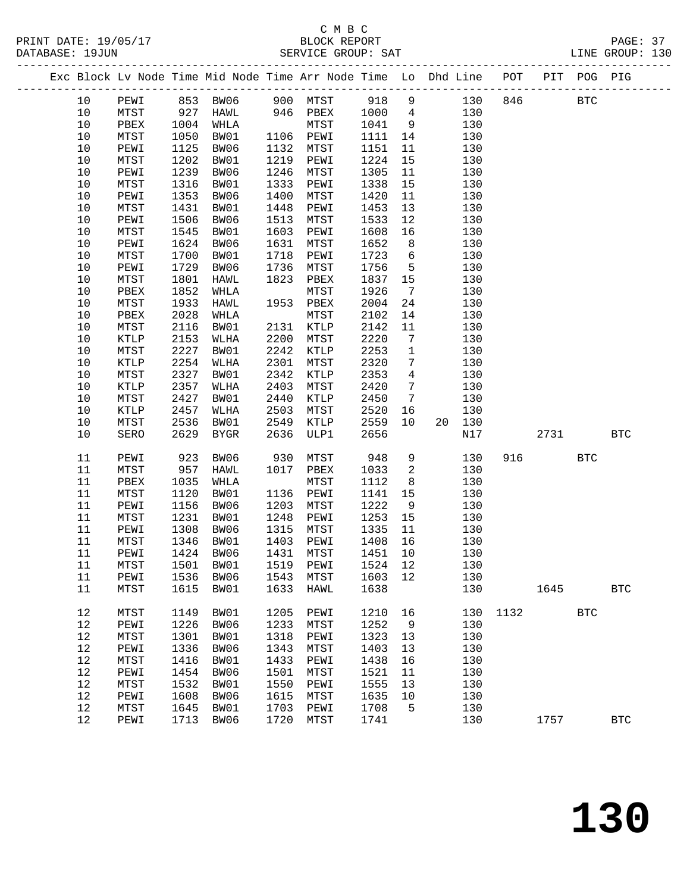C M B C
PRINT DATE: 19/05/17 BLOCK REPORT PAGE: 37
DATABASE: 19JUN SERVICE GROUP: SAT LINE GROUP: 130

| Exc | Block | Lv Node | Time | Mid Node | Time | Arr Node | Time | Lo | Dhd | Line | POT | PIT | POG | PIG |
|---|---|---|---|---|---|---|---|---|---|---|---|---|---|---|
| | 10 | PEWI | 853 | BW06 | 900 | MTST | 918 | 9 | | 130 | 846 | | BTC | |
| | 10 | MTST | 927 | HAWL | 946 | PBEX | 1000 | 4 | | 130 | | | | |
| | 10 | PBEX | 1004 | WHLA | | MTST | 1041 | 9 | | 130 | | | | |
| | 10 | MTST | 1050 | BW01 | 1106 | PEWI | 1111 | 14 | | 130 | | | | |
| | 10 | PEWI | 1125 | BW06 | 1132 | MTST | 1151 | 11 | | 130 | | | | |
| | 10 | MTST | 1202 | BW01 | 1219 | PEWI | 1224 | 15 | | 130 | | | | |
| | 10 | PEWI | 1239 | BW06 | 1246 | MTST | 1305 | 11 | | 130 | | | | |
| | 10 | MTST | 1316 | BW01 | 1333 | PEWI | 1338 | 15 | | 130 | | | | |
| | 10 | PEWI | 1353 | BW06 | 1400 | MTST | 1420 | 11 | | 130 | | | | |
| | 10 | MTST | 1431 | BW01 | 1448 | PEWI | 1453 | 13 | | 130 | | | | |
| | 10 | PEWI | 1506 | BW06 | 1513 | MTST | 1533 | 12 | | 130 | | | | |
| | 10 | MTST | 1545 | BW01 | 1603 | PEWI | 1608 | 16 | | 130 | | | | |
| | 10 | PEWI | 1624 | BW06 | 1631 | MTST | 1652 | 8 | | 130 | | | | |
| | 10 | MTST | 1700 | BW01 | 1718 | PEWI | 1723 | 6 | | 130 | | | | |
| | 10 | PEWI | 1729 | BW06 | 1736 | MTST | 1756 | 5 | | 130 | | | | |
| | 10 | MTST | 1801 | HAWL | 1823 | PBEX | 1837 | 15 | | 130 | | | | |
| | 10 | PBEX | 1852 | WHLA | | MTST | 1926 | 7 | | 130 | | | | |
| | 10 | MTST | 1933 | HAWL | 1953 | PBEX | 2004 | 24 | | 130 | | | | |
| | 10 | PBEX | 2028 | WHLA | | MTST | 2102 | 14 | | 130 | | | | |
| | 10 | MTST | 2116 | BW01 | 2131 | KTLP | 2142 | 11 | | 130 | | | | |
| | 10 | KTLP | 2153 | WLHA | 2200 | MTST | 2220 | 7 | | 130 | | | | |
| | 10 | MTST | 2227 | BW01 | 2242 | KTLP | 2253 | 1 | | 130 | | | | |
| | 10 | KTLP | 2254 | WLHA | 2301 | MTST | 2320 | 7 | | 130 | | | | |
| | 10 | MTST | 2327 | BW01 | 2342 | KTLP | 2353 | 4 | | 130 | | | | |
| | 10 | KTLP | 2357 | WLHA | 2403 | MTST | 2420 | 7 | | 130 | | | | |
| | 10 | MTST | 2427 | BW01 | 2440 | KTLP | 2450 | 7 | | 130 | | | | |
| | 10 | KTLP | 2457 | WLHA | 2503 | MTST | 2520 | 16 | | 130 | | | | |
| | 10 | MTST | 2536 | BW01 | 2549 | KTLP | 2559 | 10 | 20 | 130 | | | | |
| | 10 | SERO | 2629 | BYGR | 2636 | ULP1 | 2656 | | | N17 | | 2731 | | BTC |
| | 11 | PEWI | 923 | BW06 | 930 | MTST | 948 | 9 | | 130 | 916 | | BTC | |
| | 11 | MTST | 957 | HAWL | 1017 | PBEX | 1033 | 2 | | 130 | | | | |
| | 11 | PBEX | 1035 | WHLA | | MTST | 1112 | 8 | | 130 | | | | |
| | 11 | MTST | 1120 | BW01 | 1136 | PEWI | 1141 | 15 | | 130 | | | | |
| | 11 | PEWI | 1156 | BW06 | 1203 | MTST | 1222 | 9 | | 130 | | | | |
| | 11 | MTST | 1231 | BW01 | 1248 | PEWI | 1253 | 15 | | 130 | | | | |
| | 11 | PEWI | 1308 | BW06 | 1315 | MTST | 1335 | 11 | | 130 | | | | |
| | 11 | MTST | 1346 | BW01 | 1403 | PEWI | 1408 | 16 | | 130 | | | | |
| | 11 | PEWI | 1424 | BW06 | 1431 | MTST | 1451 | 10 | | 130 | | | | |
| | 11 | MTST | 1501 | BW01 | 1519 | PEWI | 1524 | 12 | | 130 | | | | |
| | 11 | PEWI | 1536 | BW06 | 1543 | MTST | 1603 | 12 | | 130 | | | | |
| | 11 | MTST | 1615 | BW01 | 1633 | HAWL | 1638 | | | 130 | | 1645 | | BTC |
| | 12 | MTST | 1149 | BW01 | 1205 | PEWI | 1210 | 16 | | 130 | 1132 | | BTC | |
| | 12 | PEWI | 1226 | BW06 | 1233 | MTST | 1252 | 9 | | 130 | | | | |
| | 12 | MTST | 1301 | BW01 | 1318 | PEWI | 1323 | 13 | | 130 | | | | |
| | 12 | PEWI | 1336 | BW06 | 1343 | MTST | 1403 | 13 | | 130 | | | | |
| | 12 | MTST | 1416 | BW01 | 1433 | PEWI | 1438 | 16 | | 130 | | | | |
| | 12 | PEWI | 1454 | BW06 | 1501 | MTST | 1521 | 11 | | 130 | | | | |
| | 12 | MTST | 1532 | BW01 | 1550 | PEWI | 1555 | 13 | | 130 | | | | |
| | 12 | PEWI | 1608 | BW06 | 1615 | MTST | 1635 | 10 | | 130 | | | | |
| | 12 | MTST | 1645 | BW01 | 1703 | PEWI | 1708 | 5 | | 130 | | | | |
| | 12 | PEWI | 1713 | BW06 | 1720 | MTST | 1741 | | | 130 | | 1757 | | BTC |

# 130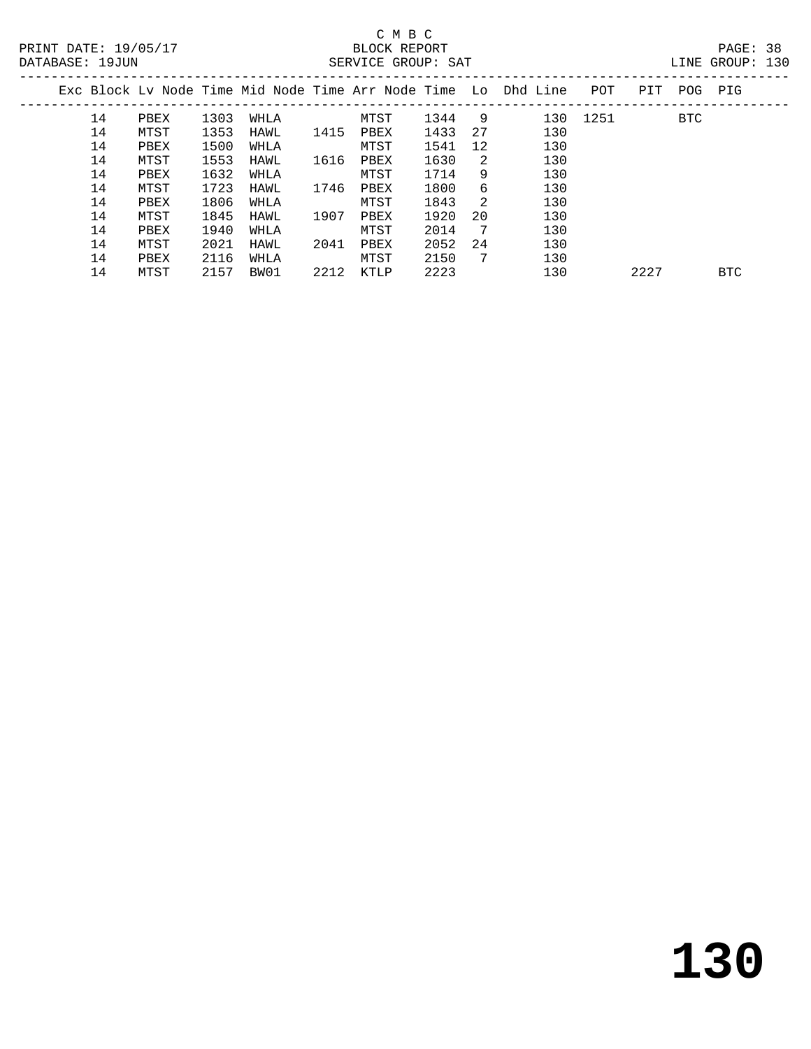C M B C
BLOCK REPORT
SERVICE GROUP: SAT

PRINT DATE: 19/05/17
DATABASE: 19JUN
LINE GROUP: 130

| Exc | Block | Lv | Node | Time | Mid Node | Time | Arr Node | Time | Lo | Dhd Line | POT | PIT | POG | PIG |
|---|---|---|---|---|---|---|---|---|---|---|---|---|---|---|
| | 14 | | PBEX | 1303 | WHLA | | MTST | 1344 | 9 | 130 | 1251 | | BTC | |
| | 14 | | MTST | 1353 | HAWL | 1415 | PBEX | 1433 | 27 | 130 | | | | |
| | 14 | | PBEX | 1500 | WHLA | | MTST | 1541 | 12 | 130 | | | | |
| | 14 | | MTST | 1553 | HAWL | 1616 | PBEX | 1630 | 2 | 130 | | | | |
| | 14 | | PBEX | 1632 | WHLA | | MTST | 1714 | 9 | 130 | | | | |
| | 14 | | MTST | 1723 | HAWL | 1746 | PBEX | 1800 | 6 | 130 | | | | |
| | 14 | | PBEX | 1806 | WHLA | | MTST | 1843 | 2 | 130 | | | | |
| | 14 | | MTST | 1845 | HAWL | 1907 | PBEX | 1920 | 20 | 130 | | | | |
| | 14 | | PBEX | 1940 | WHLA | | MTST | 2014 | 7 | 130 | | | | |
| | 14 | | MTST | 2021 | HAWL | 2041 | PBEX | 2052 | 24 | 130 | | | | |
| | 14 | | PBEX | 2116 | WHLA | | MTST | 2150 | 7 | 130 | | | | |
| | 14 | | MTST | 2157 | BW01 | 2212 | KTLP | 2223 | | 130 | | 2227 | | BTC |

# 130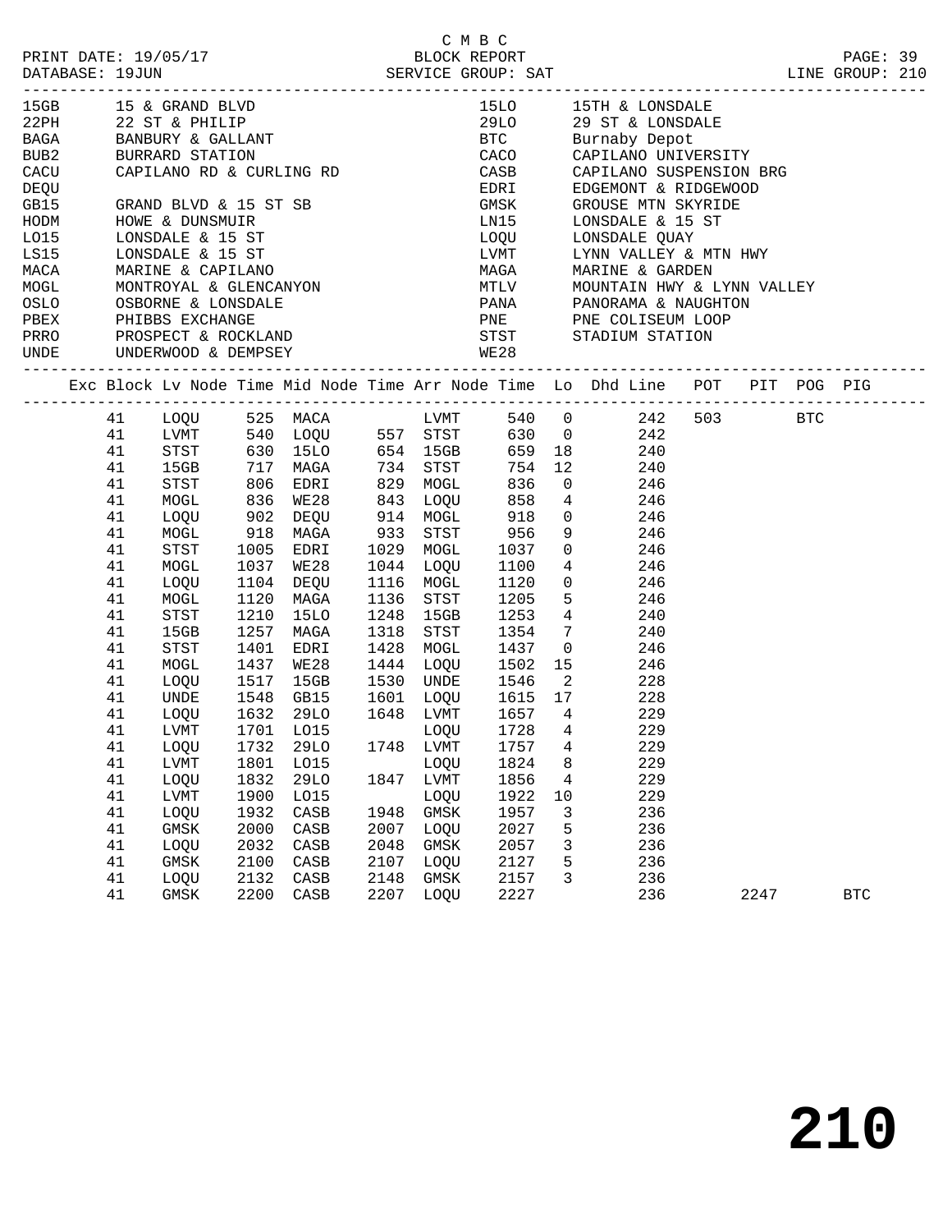C M B C

PRINT DATE: 19/05/17 BLOCK REPORT PAGE: 39
DATABASE: 19JUN SERVICE GROUP: SAT LINE GROUP: 210

| Code | Location | Code | Location |
|---|---|---|---|
| 15GB | 15 & GRAND BLVD | 15LO | 15TH & LONSDALE |
| 22PH | 22 ST & PHILIP | 29LO | 29 ST & LONSDALE |
| BAGA | BANBURY & GALLANT | BTC | Burnaby Depot |
| BUB2 | BURRARD STATION | CACO | CAPILANO UNIVERSITY |
| CACU | CAPILANO RD & CURLING RD | CASB | CAPILANO SUSPENSION BRG |
| DEQU | | EDRI | EDGEMONT & RIDGEWOOD |
| GB15 | GRAND BLVD & 15 ST SB | GMSK | GROUSE MTN SKYRIDE |
| HODM | HOWE & DUNSMUIR | LN15 | LONSDALE & 15 ST |
| LO15 | LONSDALE & 15 ST | LOQU | LONSDALE QUAY |
| LS15 | LONSDALE & 15 ST | LVMT | LYNN VALLEY & MTN HWY |
| MACA | MARINE & CAPILANO | MAGA | MARINE & GARDEN |
| MOGL | MONTROYAL & GLENCANYON | MTLV | MOUNTAIN HWY & LYNN VALLEY |
| OSLO | OSBORNE & LONSDALE | PANA | PANORAMA & NAUGHTON |
| PBEX | PHIBBS EXCHANGE | PNE | PNE COLISEUM LOOP |
| PRRO | PROSPECT & ROCKLAND | STST | STADIUM STATION |
| UNDE | UNDERWOOD & DEMPSEY | WE28 | |

| Exc | Block | Lv Node | Time | Mid Node | Time | Arr Node | Time | Lo | Dhd Line | POT | PIT | POG | PIG |
|---|---|---|---|---|---|---|---|---|---|---|---|---|---|
| | 41 | LOQU | 525 | MACA | | LVMT | 540 | 0 | 242 | 503 | | BTC | |
| | 41 | LVMT | 540 | LOQU | 557 | STST | 630 | 0 | 242 | | | | |
| | 41 | STST | 630 | 15LO | 654 | 15GB | 659 | 18 | 240 | | | | |
| | 41 | 15GB | 717 | MAGA | 734 | STST | 754 | 12 | 240 | | | | |
| | 41 | STST | 806 | EDRI | 829 | MOGL | 836 | 0 | 246 | | | | |
| | 41 | MOGL | 836 | WE28 | 843 | LOQU | 858 | 4 | 246 | | | | |
| | 41 | LOQU | 902 | DEQU | 914 | MOGL | 918 | 0 | 246 | | | | |
| | 41 | MOGL | 918 | MAGA | 933 | STST | 956 | 9 | 246 | | | | |
| | 41 | STST | 1005 | EDRI | 1029 | MOGL | 1037 | 0 | 246 | | | | |
| | 41 | MOGL | 1037 | WE28 | 1044 | LOQU | 1100 | 4 | 246 | | | | |
| | 41 | LOQU | 1104 | DEQU | 1116 | MOGL | 1120 | 0 | 246 | | | | |
| | 41 | MOGL | 1120 | MAGA | 1136 | STST | 1205 | 5 | 246 | | | | |
| | 41 | STST | 1210 | 15LO | 1248 | 15GB | 1253 | 4 | 240 | | | | |
| | 41 | 15GB | 1257 | MAGA | 1318 | STST | 1354 | 7 | 240 | | | | |
| | 41 | STST | 1401 | EDRI | 1428 | MOGL | 1437 | 0 | 246 | | | | |
| | 41 | MOGL | 1437 | WE28 | 1444 | LOQU | 1502 | 15 | 246 | | | | |
| | 41 | LOQU | 1517 | 15GB | 1530 | UNDE | 1546 | 2 | 228 | | | | |
| | 41 | UNDE | 1548 | GB15 | 1601 | LOQU | 1615 | 17 | 228 | | | | |
| | 41 | LOQU | 1632 | 29LO | 1648 | LVMT | 1657 | 4 | 229 | | | | |
| | 41 | LVMT | 1701 | LO15 | | LOQU | 1728 | 4 | 229 | | | | |
| | 41 | LOQU | 1732 | 29LO | 1748 | LVMT | 1757 | 4 | 229 | | | | |
| | 41 | LVMT | 1801 | LO15 | | LOQU | 1824 | 8 | 229 | | | | |
| | 41 | LOQU | 1832 | 29LO | 1847 | LVMT | 1856 | 4 | 229 | | | | |
| | 41 | LVMT | 1900 | LO15 | | LOQU | 1922 | 10 | 229 | | | | |
| | 41 | LOQU | 1932 | CASB | 1948 | GMSK | 1957 | 3 | 236 | | | | |
| | 41 | GMSK | 2000 | CASB | 2007 | LOQU | 2027 | 5 | 236 | | | | |
| | 41 | LOQU | 2032 | CASB | 2048 | GMSK | 2057 | 3 | 236 | | | | |
| | 41 | GMSK | 2100 | CASB | 2107 | LOQU | 2127 | 5 | 236 | | | | |
| | 41 | LOQU | 2132 | CASB | 2148 | GMSK | 2157 | 3 | 236 | | | | |
| | 41 | GMSK | 2200 | CASB | 2207 | LOQU | 2227 | | 236 | | 2247 | | BTC |

210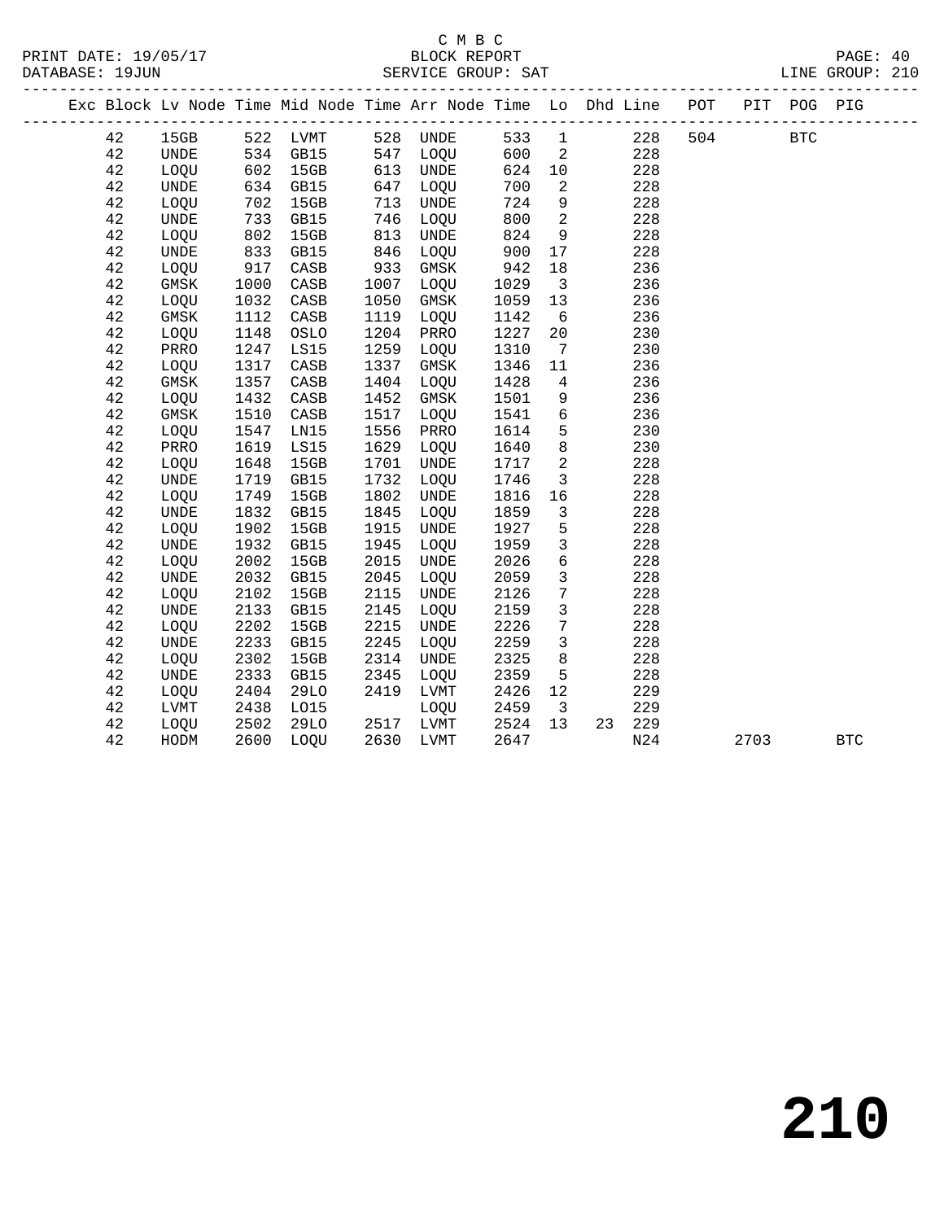C M B C
BLOCK REPORT
SERVICE GROUP: SAT

PRINT DATE: 19/05/17
DATABASE: 19JUN
LINE GROUP: 210

| Exc | Block | Lv Node | Time | Mid Node | Time | Arr Node | Time | Lo | Dhd | Line | POT | PIT | POG | PIG |
|---|---|---|---|---|---|---|---|---|---|---|---|---|---|---|
| | 42 | 15GB | 522 | LVMT | 528 | UNDE | 533 | 1 | | 228 | 504 | | BTC | |
| | 42 | UNDE | 534 | GB15 | 547 | LOQU | 600 | 2 | | 228 | | | | |
| | 42 | LOQU | 602 | 15GB | 613 | UNDE | 624 | 10 | | 228 | | | | |
| | 42 | UNDE | 634 | GB15 | 647 | LOQU | 700 | 2 | | 228 | | | | |
| | 42 | LOQU | 702 | 15GB | 713 | UNDE | 724 | 9 | | 228 | | | | |
| | 42 | UNDE | 733 | GB15 | 746 | LOQU | 800 | 2 | | 228 | | | | |
| | 42 | LOQU | 802 | 15GB | 813 | UNDE | 824 | 9 | | 228 | | | | |
| | 42 | UNDE | 833 | GB15 | 846 | LOQU | 900 | 17 | | 228 | | | | |
| | 42 | LOQU | 917 | CASB | 933 | GMSK | 942 | 18 | | 236 | | | | |
| | 42 | GMSK | 1000 | CASB | 1007 | LOQU | 1029 | 3 | | 236 | | | | |
| | 42 | LOQU | 1032 | CASB | 1050 | GMSK | 1059 | 13 | | 236 | | | | |
| | 42 | GMSK | 1112 | CASB | 1119 | LOQU | 1142 | 6 | | 236 | | | | |
| | 42 | LOQU | 1148 | OSLO | 1204 | PRRO | 1227 | 20 | | 230 | | | | |
| | 42 | PRRO | 1247 | LS15 | 1259 | LOQU | 1310 | 7 | | 230 | | | | |
| | 42 | LOQU | 1317 | CASB | 1337 | GMSK | 1346 | 11 | | 236 | | | | |
| | 42 | GMSK | 1357 | CASB | 1404 | LOQU | 1428 | 4 | | 236 | | | | |
| | 42 | LOQU | 1432 | CASB | 1452 | GMSK | 1501 | 9 | | 236 | | | | |
| | 42 | GMSK | 1510 | CASB | 1517 | LOQU | 1541 | 6 | | 236 | | | | |
| | 42 | LOQU | 1547 | LN15 | 1556 | PRRO | 1614 | 5 | | 230 | | | | |
| | 42 | PRRO | 1619 | LS15 | 1629 | LOQU | 1640 | 8 | | 230 | | | | |
| | 42 | LOQU | 1648 | 15GB | 1701 | UNDE | 1717 | 2 | | 228 | | | | |
| | 42 | UNDE | 1719 | GB15 | 1732 | LOQU | 1746 | 3 | | 228 | | | | |
| | 42 | LOQU | 1749 | 15GB | 1802 | UNDE | 1816 | 16 | | 228 | | | | |
| | 42 | UNDE | 1832 | GB15 | 1845 | LOQU | 1859 | 3 | | 228 | | | | |
| | 42 | LOQU | 1902 | 15GB | 1915 | UNDE | 1927 | 5 | | 228 | | | | |
| | 42 | UNDE | 1932 | GB15 | 1945 | LOQU | 1959 | 3 | | 228 | | | | |
| | 42 | LOQU | 2002 | 15GB | 2015 | UNDE | 2026 | 6 | | 228 | | | | |
| | 42 | UNDE | 2032 | GB15 | 2045 | LOQU | 2059 | 3 | | 228 | | | | |
| | 42 | LOQU | 2102 | 15GB | 2115 | UNDE | 2126 | 7 | | 228 | | | | |
| | 42 | UNDE | 2133 | GB15 | 2145 | LOQU | 2159 | 3 | | 228 | | | | |
| | 42 | LOQU | 2202 | 15GB | 2215 | UNDE | 2226 | 7 | | 228 | | | | |
| | 42 | UNDE | 2233 | GB15 | 2245 | LOQU | 2259 | 3 | | 228 | | | | |
| | 42 | LOQU | 2302 | 15GB | 2314 | UNDE | 2325 | 8 | | 228 | | | | |
| | 42 | UNDE | 2333 | GB15 | 2345 | LOQU | 2359 | 5 | | 228 | | | | |
| | 42 | LOQU | 2404 | 29LO | 2419 | LVMT | 2426 | 12 | | 229 | | | | |
| | 42 | LVMT | 2438 | LO15 | | LOQU | 2459 | 3 | | 229 | | | | |
| | 42 | LOQU | 2502 | 29LO | 2517 | LVMT | 2524 | 13 | 23 | 229 | | | | |
| | 42 | HODM | 2600 | LOQU | 2630 | LVMT | 2647 | | | N24 | | 2703 | | BTC |

210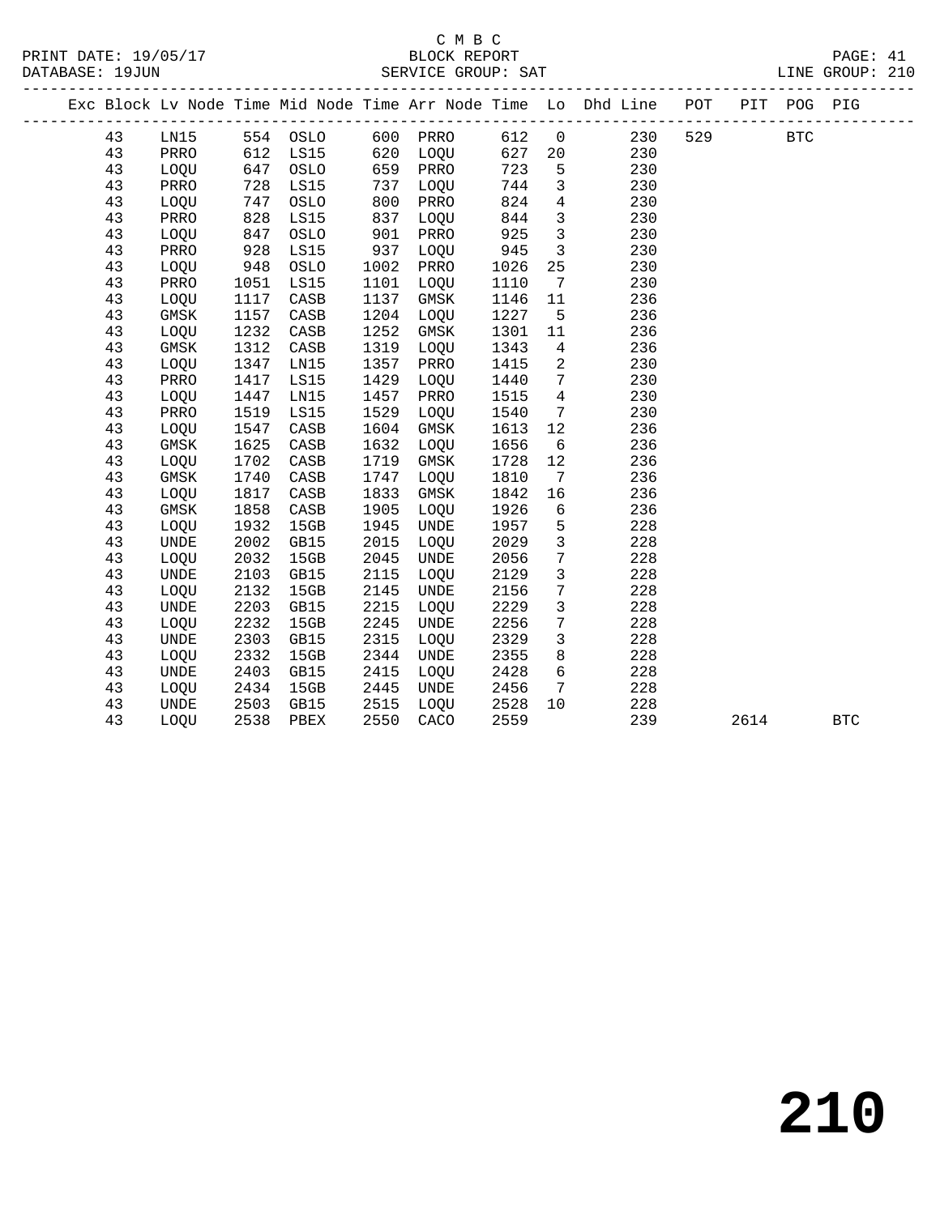C M B C
PRINT DATE: 19/05/17 BLOCK REPORT
DATABASE: 19JUN SERVICE GROUP: SAT LINE GROUP: 210

| Exc | Block | Lv | Node | Time | Mid Node | Time | Arr Node | Time | Lo | Dhd Line | POT | PIT | POG | PIG |
|---|---|---|---|---|---|---|---|---|---|---|---|---|---|---|
| | 43 | | LN15 | 554 | OSLO | 600 | PRRO | 612 | 0 | 230 | 529 | | BTC | |
| | 43 | | PRRO | 612 | LS15 | 620 | LOQU | 627 | 20 | 230 | | | | |
| | 43 | | LOQU | 647 | OSLO | 659 | PRRO | 723 | 5 | 230 | | | | |
| | 43 | | PRRO | 728 | LS15 | 737 | LOQU | 744 | 3 | 230 | | | | |
| | 43 | | LOQU | 747 | OSLO | 800 | PRRO | 824 | 4 | 230 | | | | |
| | 43 | | PRRO | 828 | LS15 | 837 | LOQU | 844 | 3 | 230 | | | | |
| | 43 | | LOQU | 847 | OSLO | 901 | PRRO | 925 | 3 | 230 | | | | |
| | 43 | | PRRO | 928 | LS15 | 937 | LOQU | 945 | 3 | 230 | | | | |
| | 43 | | LOQU | 948 | OSLO | 1002 | PRRO | 1026 | 25 | 230 | | | | |
| | 43 | | PRRO | 1051 | LS15 | 1101 | LOQU | 1110 | 7 | 230 | | | | |
| | 43 | | LOQU | 1117 | CASB | 1137 | GMSK | 1146 | 11 | 236 | | | | |
| | 43 | | GMSK | 1157 | CASB | 1204 | LOQU | 1227 | 5 | 236 | | | | |
| | 43 | | LOQU | 1232 | CASB | 1252 | GMSK | 1301 | 11 | 236 | | | | |
| | 43 | | GMSK | 1312 | CASB | 1319 | LOQU | 1343 | 4 | 236 | | | | |
| | 43 | | LOQU | 1347 | LN15 | 1357 | PRRO | 1415 | 2 | 230 | | | | |
| | 43 | | PRRO | 1417 | LS15 | 1429 | LOQU | 1440 | 7 | 230 | | | | |
| | 43 | | LOQU | 1447 | LN15 | 1457 | PRRO | 1515 | 4 | 230 | | | | |
| | 43 | | PRRO | 1519 | LS15 | 1529 | LOQU | 1540 | 7 | 230 | | | | |
| | 43 | | LOQU | 1547 | CASB | 1604 | GMSK | 1613 | 12 | 236 | | | | |
| | 43 | | GMSK | 1625 | CASB | 1632 | LOQU | 1656 | 6 | 236 | | | | |
| | 43 | | LOQU | 1702 | CASB | 1719 | GMSK | 1728 | 12 | 236 | | | | |
| | 43 | | GMSK | 1740 | CASB | 1747 | LOQU | 1810 | 7 | 236 | | | | |
| | 43 | | LOQU | 1817 | CASB | 1833 | GMSK | 1842 | 16 | 236 | | | | |
| | 43 | | GMSK | 1858 | CASB | 1905 | LOQU | 1926 | 6 | 236 | | | | |
| | 43 | | LOQU | 1932 | 15GB | 1945 | UNDE | 1957 | 5 | 228 | | | | |
| | 43 | | UNDE | 2002 | GB15 | 2015 | LOQU | 2029 | 3 | 228 | | | | |
| | 43 | | LOQU | 2032 | 15GB | 2045 | UNDE | 2056 | 7 | 228 | | | | |
| | 43 | | UNDE | 2103 | GB15 | 2115 | LOQU | 2129 | 3 | 228 | | | | |
| | 43 | | LOQU | 2132 | 15GB | 2145 | UNDE | 2156 | 7 | 228 | | | | |
| | 43 | | UNDE | 2203 | GB15 | 2215 | LOQU | 2229 | 3 | 228 | | | | |
| | 43 | | LOQU | 2232 | 15GB | 2245 | UNDE | 2256 | 7 | 228 | | | | |
| | 43 | | UNDE | 2303 | GB15 | 2315 | LOQU | 2329 | 3 | 228 | | | | |
| | 43 | | LOQU | 2332 | 15GB | 2344 | UNDE | 2355 | 8 | 228 | | | | |
| | 43 | | UNDE | 2403 | GB15 | 2415 | LOQU | 2428 | 6 | 228 | | | | |
| | 43 | | LOQU | 2434 | 15GB | 2445 | UNDE | 2456 | 7 | 228 | | | | |
| | 43 | | UNDE | 2503 | GB15 | 2515 | LOQU | 2528 | 10 | 228 | | | | |
| | 43 | | LOQU | 2538 | PBEX | 2550 | CACO | 2559 | | 239 | | 2614 | | BTC |

# 210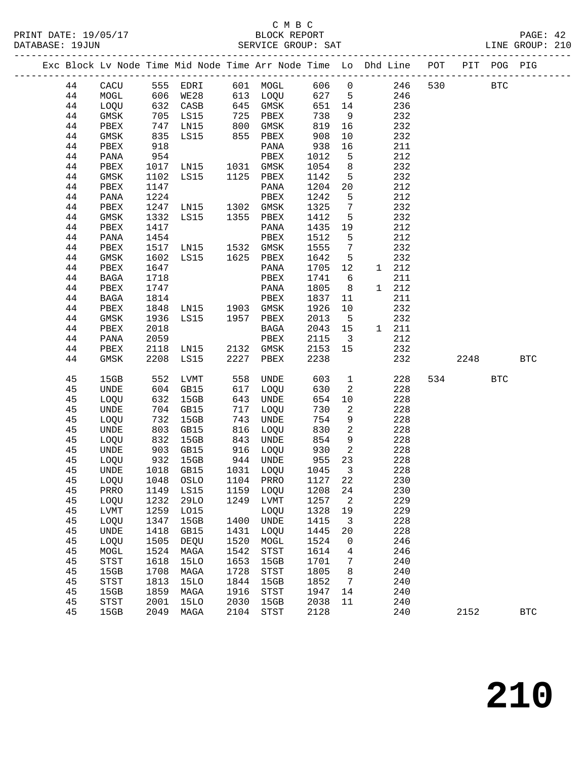C M B C

PRINT DATE: 19/05/17 BLOCK REPORT PAGE: 42
DATABASE: 19JUN SERVICE GROUP: SAT LINE GROUP: 210

| Exc | Block | Lv Node | Time | Mid Node | Time | Arr Node | Time | Lo | Dhd | Line | POT | PIT | POG | PIG |
|---|---|---|---|---|---|---|---|---|---|---|---|---|---|---|
| | 44 | CACU | 555 | EDRI | 601 | MOGL | 606 | 0 | | 246 | 530 | | BTC | |
| | 44 | MOGL | 606 | WE28 | 613 | LOQU | 627 | 5 | | 246 | | | | |
| | 44 | LOQU | 632 | CASB | 645 | GMSK | 651 | 14 | | 236 | | | | |
| | 44 | GMSK | 705 | LS15 | 725 | PBEX | 738 | 9 | | 232 | | | | |
| | 44 | PBEX | 747 | LN15 | 800 | GMSK | 819 | 16 | | 232 | | | | |
| | 44 | GMSK | 835 | LS15 | 855 | PBEX | 908 | 10 | | 232 | | | | |
| | 44 | PBEX | 918 | | | PANA | 938 | 16 | | 211 | | | | |
| | 44 | PANA | 954 | | | PBEX | 1012 | 5 | | 212 | | | | |
| | 44 | PBEX | 1017 | LN15 | 1031 | GMSK | 1054 | 8 | | 232 | | | | |
| | 44 | GMSK | 1102 | LS15 | 1125 | PBEX | 1142 | 5 | | 232 | | | | |
| | 44 | PBEX | 1147 | | | PANA | 1204 | 20 | | 212 | | | | |
| | 44 | PANA | 1224 | | | PBEX | 1242 | 5 | | 212 | | | | |
| | 44 | PBEX | 1247 | LN15 | 1302 | GMSK | 1325 | 7 | | 232 | | | | |
| | 44 | GMSK | 1332 | LS15 | 1355 | PBEX | 1412 | 5 | | 232 | | | | |
| | 44 | PBEX | 1417 | | | PANA | 1435 | 19 | | 212 | | | | |
| | 44 | PANA | 1454 | | | PBEX | 1512 | 5 | | 212 | | | | |
| | 44 | PBEX | 1517 | LN15 | 1532 | GMSK | 1555 | 7 | | 232 | | | | |
| | 44 | GMSK | 1602 | LS15 | 1625 | PBEX | 1642 | 5 | | 232 | | | | |
| | 44 | PBEX | 1647 | | | PANA | 1705 | 12 | 1 | 212 | | | | |
| | 44 | BAGA | 1718 | | | PBEX | 1741 | 6 | | 211 | | | | |
| | 44 | PBEX | 1747 | | | PANA | 1805 | 8 | 1 | 212 | | | | |
| | 44 | BAGA | 1814 | | | PBEX | 1837 | 11 | | 211 | | | | |
| | 44 | PBEX | 1848 | LN15 | 1903 | GMSK | 1926 | 10 | | 232 | | | | |
| | 44 | GMSK | 1936 | LS15 | 1957 | PBEX | 2013 | 5 | | 232 | | | | |
| | 44 | PBEX | 2018 | | | BAGA | 2043 | 15 | 1 | 211 | | | | |
| | 44 | PANA | 2059 | | | PBEX | 2115 | 3 | | 212 | | | | |
| | 44 | PBEX | 2118 | LN15 | 2132 | GMSK | 2153 | 15 | | 232 | | | | |
| | 44 | GMSK | 2208 | LS15 | 2227 | PBEX | 2238 | | | 232 | | 2248 | | BTC |
| | 45 | 15GB | 552 | LVMT | 558 | UNDE | 603 | 1 | | 228 | 534 | | BTC | |
| | 45 | UNDE | 604 | GB15 | 617 | LOQU | 630 | 2 | | 228 | | | | |
| | 45 | LOQU | 632 | 15GB | 643 | UNDE | 654 | 10 | | 228 | | | | |
| | 45 | UNDE | 704 | GB15 | 717 | LOQU | 730 | 2 | | 228 | | | | |
| | 45 | LOQU | 732 | 15GB | 743 | UNDE | 754 | 9 | | 228 | | | | |
| | 45 | UNDE | 803 | GB15 | 816 | LOQU | 830 | 2 | | 228 | | | | |
| | 45 | LOQU | 832 | 15GB | 843 | UNDE | 854 | 9 | | 228 | | | | |
| | 45 | UNDE | 903 | GB15 | 916 | LOQU | 930 | 2 | | 228 | | | | |
| | 45 | LOQU | 932 | 15GB | 944 | UNDE | 955 | 23 | | 228 | | | | |
| | 45 | UNDE | 1018 | GB15 | 1031 | LOQU | 1045 | 3 | | 228 | | | | |
| | 45 | LOQU | 1048 | OSLO | 1104 | PRRO | 1127 | 22 | | 230 | | | | |
| | 45 | PRRO | 1149 | LS15 | 1159 | LOQU | 1208 | 24 | | 230 | | | | |
| | 45 | LOQU | 1232 | 29LO | 1249 | LVMT | 1257 | 2 | | 229 | | | | |
| | 45 | LVMT | 1259 | LO15 | | LOQU | 1328 | 19 | | 229 | | | | |
| | 45 | LOQU | 1347 | 15GB | 1400 | UNDE | 1415 | 3 | | 228 | | | | |
| | 45 | UNDE | 1418 | GB15 | 1431 | LOQU | 1445 | 20 | | 228 | | | | |
| | 45 | LOQU | 1505 | DEQU | 1520 | MOGL | 1524 | 0 | | 246 | | | | |
| | 45 | MOGL | 1524 | MAGA | 1542 | STST | 1614 | 4 | | 246 | | | | |
| | 45 | STST | 1618 | 15LO | 1653 | 15GB | 1701 | 7 | | 240 | | | | |
| | 45 | 15GB | 1708 | MAGA | 1728 | STST | 1805 | 8 | | 240 | | | | |
| | 45 | STST | 1813 | 15LO | 1844 | 15GB | 1852 | 7 | | 240 | | | | |
| | 45 | 15GB | 1859 | MAGA | 1916 | STST | 1947 | 14 | | 240 | | | | |
| | 45 | STST | 2001 | 15LO | 2030 | 15GB | 2038 | 11 | | 240 | | | | |
| | 45 | 15GB | 2049 | MAGA | 2104 | STST | 2128 | | | 240 | | 2152 | | BTC |

# 210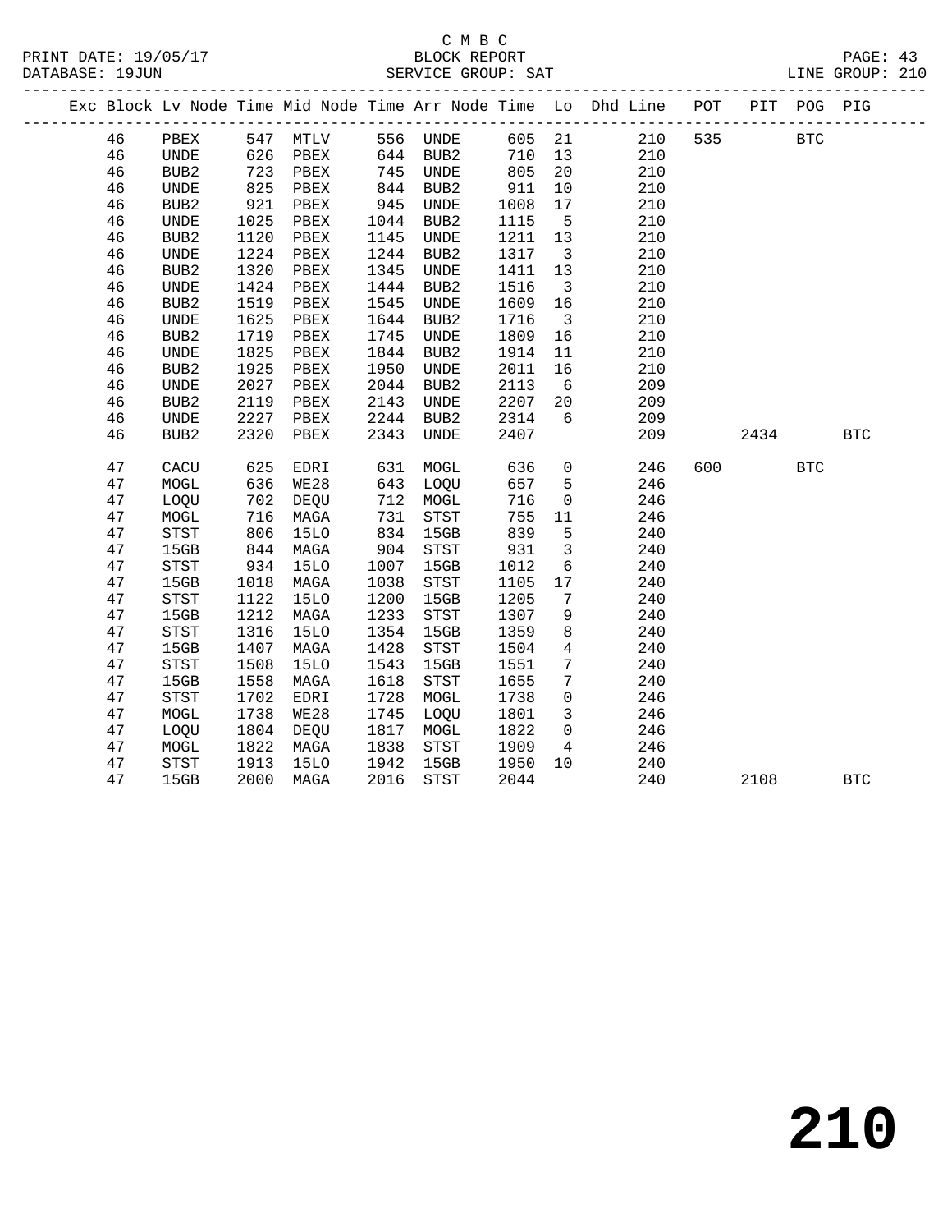C M B C
PRINT DATE: 19/05/17 BLOCK REPORT
DATABASE: 19JUN SERVICE GROUP: SAT LINE GROUP: 210

| Exc | Block | Lv | Node | Time | Mid Node | Time | Arr Node | Time | Lo | Dhd Line | POT | PIT | POG | PIG |
|---|---|---|---|---|---|---|---|---|---|---|---|---|---|---|
| | 46 | | PBEX | 547 | MTLV | 556 | UNDE | 605 | 21 | 210 | 535 | | BTC | |
| | 46 | | UNDE | 626 | PBEX | 644 | BUB2 | 710 | 13 | 210 | | | | |
| | 46 | | BUB2 | 723 | PBEX | 745 | UNDE | 805 | 20 | 210 | | | | |
| | 46 | | UNDE | 825 | PBEX | 844 | BUB2 | 911 | 10 | 210 | | | | |
| | 46 | | BUB2 | 921 | PBEX | 945 | UNDE | 1008 | 17 | 210 | | | | |
| | 46 | | UNDE | 1025 | PBEX | 1044 | BUB2 | 1115 | 5 | 210 | | | | |
| | 46 | | BUB2 | 1120 | PBEX | 1145 | UNDE | 1211 | 13 | 210 | | | | |
| | 46 | | UNDE | 1224 | PBEX | 1244 | BUB2 | 1317 | 3 | 210 | | | | |
| | 46 | | BUB2 | 1320 | PBEX | 1345 | UNDE | 1411 | 13 | 210 | | | | |
| | 46 | | UNDE | 1424 | PBEX | 1444 | BUB2 | 1516 | 3 | 210 | | | | |
| | 46 | | BUB2 | 1519 | PBEX | 1545 | UNDE | 1609 | 16 | 210 | | | | |
| | 46 | | UNDE | 1625 | PBEX | 1644 | BUB2 | 1716 | 3 | 210 | | | | |
| | 46 | | BUB2 | 1719 | PBEX | 1745 | UNDE | 1809 | 16 | 210 | | | | |
| | 46 | | UNDE | 1825 | PBEX | 1844 | BUB2 | 1914 | 11 | 210 | | | | |
| | 46 | | BUB2 | 1925 | PBEX | 1950 | UNDE | 2011 | 16 | 210 | | | | |
| | 46 | | UNDE | 2027 | PBEX | 2044 | BUB2 | 2113 | 6 | 209 | | | | |
| | 46 | | BUB2 | 2119 | PBEX | 2143 | UNDE | 2207 | 20 | 209 | | | | |
| | 46 | | UNDE | 2227 | PBEX | 2244 | BUB2 | 2314 | 6 | 209 | | | | |
| | 46 | | BUB2 | 2320 | PBEX | 2343 | UNDE | 2407 | | 209 | | 2434 | | BTC |
| | 47 | | CACU | 625 | EDRI | 631 | MOGL | 636 | 0 | 246 | 600 | | BTC | |
| | 47 | | MOGL | 636 | WE28 | 643 | LOQU | 657 | 5 | 246 | | | | |
| | 47 | | LOQU | 702 | DEQU | 712 | MOGL | 716 | 0 | 246 | | | | |
| | 47 | | MOGL | 716 | MAGA | 731 | STST | 755 | 11 | 246 | | | | |
| | 47 | | STST | 806 | 15LO | 834 | 15GB | 839 | 5 | 240 | | | | |
| | 47 | | 15GB | 844 | MAGA | 904 | STST | 931 | 3 | 240 | | | | |
| | 47 | | STST | 934 | 15LO | 1007 | 15GB | 1012 | 6 | 240 | | | | |
| | 47 | | 15GB | 1018 | MAGA | 1038 | STST | 1105 | 17 | 240 | | | | |
| | 47 | | STST | 1122 | 15LO | 1200 | 15GB | 1205 | 7 | 240 | | | | |
| | 47 | | 15GB | 1212 | MAGA | 1233 | STST | 1307 | 9 | 240 | | | | |
| | 47 | | STST | 1316 | 15LO | 1354 | 15GB | 1359 | 8 | 240 | | | | |
| | 47 | | 15GB | 1407 | MAGA | 1428 | STST | 1504 | 4 | 240 | | | | |
| | 47 | | STST | 1508 | 15LO | 1543 | 15GB | 1551 | 7 | 240 | | | | |
| | 47 | | 15GB | 1558 | MAGA | 1618 | STST | 1655 | 7 | 240 | | | | |
| | 47 | | STST | 1702 | EDRI | 1728 | MOGL | 1738 | 0 | 246 | | | | |
| | 47 | | MOGL | 1738 | WE28 | 1745 | LOQU | 1801 | 3 | 246 | | | | |
| | 47 | | LOQU | 1804 | DEQU | 1817 | MOGL | 1822 | 0 | 246 | | | | |
| | 47 | | MOGL | 1822 | MAGA | 1838 | STST | 1909 | 4 | 246 | | | | |
| | 47 | | STST | 1913 | 15LO | 1942 | 15GB | 1950 | 10 | 240 | | | | |
| | 47 | | 15GB | 2000 | MAGA | 2016 | STST | 2044 | | 240 | | 2108 | | BTC |

210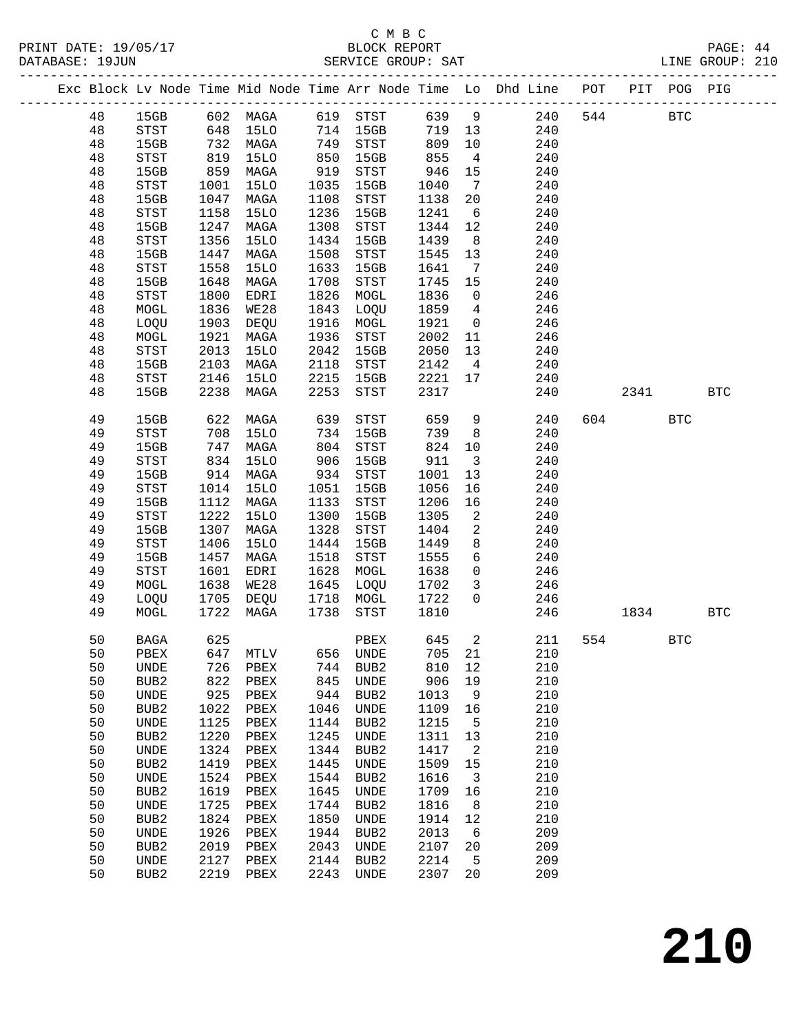C M B C

PRINT DATE: 19/05/17 BLOCK REPORT

DATABASE: 19JUN SERVICE GROUP: SAT LINE GROUP: 210

| Exc | Block | Lv | Node | Time | Mid Node | Time | Arr Node | Time | Lo | Dhd Line | POT | PIT | POG | PIG |
|---|---|---|---|---|---|---|---|---|---|---|---|---|---|---|
| | 48 | | 15GB | 602 | MAGA | 619 | STST | 639 | 9 | 240 | 544 | | BTC | |
| | 48 | | STST | 648 | 15LO | 714 | 15GB | 719 | 13 | 240 | | | | |
| | 48 | | 15GB | 732 | MAGA | 749 | STST | 809 | 10 | 240 | | | | |
| | 48 | | STST | 819 | 15LO | 850 | 15GB | 855 | 4 | 240 | | | | |
| | 48 | | 15GB | 859 | MAGA | 919 | STST | 946 | 15 | 240 | | | | |
| | 48 | | STST | 1001 | 15LO | 1035 | 15GB | 1040 | 7 | 240 | | | | |
| | 48 | | 15GB | 1047 | MAGA | 1108 | STST | 1138 | 20 | 240 | | | | |
| | 48 | | STST | 1158 | 15LO | 1236 | 15GB | 1241 | 6 | 240 | | | | |
| | 48 | | 15GB | 1247 | MAGA | 1308 | STST | 1344 | 12 | 240 | | | | |
| | 48 | | STST | 1356 | 15LO | 1434 | 15GB | 1439 | 8 | 240 | | | | |
| | 48 | | 15GB | 1447 | MAGA | 1508 | STST | 1545 | 13 | 240 | | | | |
| | 48 | | STST | 1558 | 15LO | 1633 | 15GB | 1641 | 7 | 240 | | | | |
| | 48 | | 15GB | 1648 | MAGA | 1708 | STST | 1745 | 15 | 240 | | | | |
| | 48 | | STST | 1800 | EDRI | 1826 | MOGL | 1836 | 0 | 246 | | | | |
| | 48 | | MOGL | 1836 | WE28 | 1843 | LOQU | 1859 | 4 | 246 | | | | |
| | 48 | | LOQU | 1903 | DEQU | 1916 | MOGL | 1921 | 0 | 246 | | | | |
| | 48 | | MOGL | 1921 | MAGA | 1936 | STST | 2002 | 11 | 246 | | | | |
| | 48 | | STST | 2013 | 15LO | 2042 | 15GB | 2050 | 13 | 240 | | | | |
| | 48 | | 15GB | 2103 | MAGA | 2118 | STST | 2142 | 4 | 240 | | | | |
| | 48 | | STST | 2146 | 15LO | 2215 | 15GB | 2221 | 17 | 240 | | | | |
| | 48 | | 15GB | 2238 | MAGA | 2253 | STST | 2317 | | 240 | | 2341 | | BTC |
| | 49 | | 15GB | 622 | MAGA | 639 | STST | 659 | 9 | 240 | 604 | | BTC | |
| | 49 | | STST | 708 | 15LO | 734 | 15GB | 739 | 8 | 240 | | | | |
| | 49 | | 15GB | 747 | MAGA | 804 | STST | 824 | 10 | 240 | | | | |
| | 49 | | STST | 834 | 15LO | 906 | 15GB | 911 | 3 | 240 | | | | |
| | 49 | | 15GB | 914 | MAGA | 934 | STST | 1001 | 13 | 240 | | | | |
| | 49 | | STST | 1014 | 15LO | 1051 | 15GB | 1056 | 16 | 240 | | | | |
| | 49 | | 15GB | 1112 | MAGA | 1133 | STST | 1206 | 16 | 240 | | | | |
| | 49 | | STST | 1222 | 15LO | 1300 | 15GB | 1305 | 2 | 240 | | | | |
| | 49 | | 15GB | 1307 | MAGA | 1328 | STST | 1404 | 2 | 240 | | | | |
| | 49 | | STST | 1406 | 15LO | 1444 | 15GB | 1449 | 8 | 240 | | | | |
| | 49 | | 15GB | 1457 | MAGA | 1518 | STST | 1555 | 6 | 240 | | | | |
| | 49 | | STST | 1601 | EDRI | 1628 | MOGL | 1638 | 0 | 246 | | | | |
| | 49 | | MOGL | 1638 | WE28 | 1645 | LOQU | 1702 | 3 | 246 | | | | |
| | 49 | | LOQU | 1705 | DEQU | 1718 | MOGL | 1722 | 0 | 246 | | | | |
| | 49 | | MOGL | 1722 | MAGA | 1738 | STST | 1810 | | 246 | | 1834 | | BTC |
| | 50 | | BAGA | 625 | | | PBEX | 645 | 2 | 211 | 554 | | BTC | |
| | 50 | | PBEX | 647 | MTLV | 656 | UNDE | 705 | 21 | 210 | | | | |
| | 50 | | UNDE | 726 | PBEX | 744 | BUB2 | 810 | 12 | 210 | | | | |
| | 50 | | BUB2 | 822 | PBEX | 845 | UNDE | 906 | 19 | 210 | | | | |
| | 50 | | UNDE | 925 | PBEX | 944 | BUB2 | 1013 | 9 | 210 | | | | |
| | 50 | | BUB2 | 1022 | PBEX | 1046 | UNDE | 1109 | 16 | 210 | | | | |
| | 50 | | UNDE | 1125 | PBEX | 1144 | BUB2 | 1215 | 5 | 210 | | | | |
| | 50 | | BUB2 | 1220 | PBEX | 1245 | UNDE | 1311 | 13 | 210 | | | | |
| | 50 | | UNDE | 1324 | PBEX | 1344 | BUB2 | 1417 | 2 | 210 | | | | |
| | 50 | | BUB2 | 1419 | PBEX | 1445 | UNDE | 1509 | 15 | 210 | | | | |
| | 50 | | UNDE | 1524 | PBEX | 1544 | BUB2 | 1616 | 3 | 210 | | | | |
| | 50 | | BUB2 | 1619 | PBEX | 1645 | UNDE | 1709 | 16 | 210 | | | | |
| | 50 | | UNDE | 1725 | PBEX | 1744 | BUB2 | 1816 | 8 | 210 | | | | |
| | 50 | | BUB2 | 1824 | PBEX | 1850 | UNDE | 1914 | 12 | 210 | | | | |
| | 50 | | UNDE | 1926 | PBEX | 1944 | BUB2 | 2013 | 6 | 209 | | | | |
| | 50 | | BUB2 | 2019 | PBEX | 2043 | UNDE | 2107 | 20 | 209 | | | | |
| | 50 | | UNDE | 2127 | PBEX | 2144 | BUB2 | 2214 | 5 | 209 | | | | |
| | 50 | | BUB2 | 2219 | PBEX | 2243 | UNDE | 2307 | 20 | 209 | | | | |

210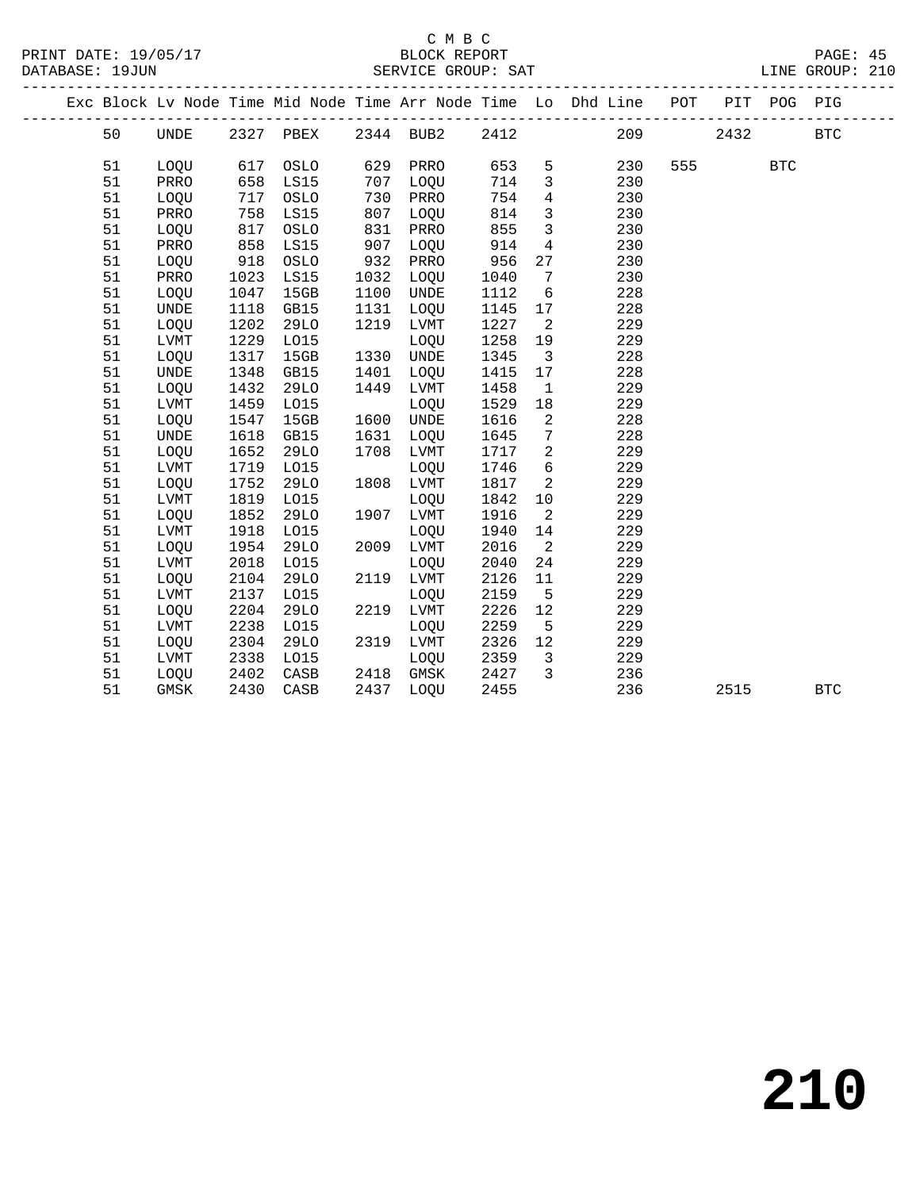C M B C
BLOCK REPORT
SERVICE GROUP: SAT

PRINT DATE: 19/05/17
DATABASE: 19JUN
LINE GROUP: 210

| Exc | Block | Lv Node | Time | Mid Node | Time | Arr Node | Time | Lo | Dhd Line | POT | PIT | POG | PIG |
|---|---|---|---|---|---|---|---|---|---|---|---|---|---|
| | 50 | UNDE | 2327 | PBEX | 2344 | BUB2 | 2412 | | 209 | | 2432 | | BTC |
| | 51 | LOQU | 617 | OSLO | 629 | PRRO | 653 | 5 | 230 | 555 | | BTC | |
| | 51 | PRRO | 658 | LS15 | 707 | LOQU | 714 | 3 | 230 | | | | |
| | 51 | LOQU | 717 | OSLO | 730 | PRRO | 754 | 4 | 230 | | | | |
| | 51 | PRRO | 758 | LS15 | 807 | LOQU | 814 | 3 | 230 | | | | |
| | 51 | LOQU | 817 | OSLO | 831 | PRRO | 855 | 3 | 230 | | | | |
| | 51 | PRRO | 858 | LS15 | 907 | LOQU | 914 | 4 | 230 | | | | |
| | 51 | LOQU | 918 | OSLO | 932 | PRRO | 956 | 27 | 230 | | | | |
| | 51 | PRRO | 1023 | LS15 | 1032 | LOQU | 1040 | 7 | 230 | | | | |
| | 51 | LOQU | 1047 | 15GB | 1100 | UNDE | 1112 | 6 | 228 | | | | |
| | 51 | UNDE | 1118 | GB15 | 1131 | LOQU | 1145 | 17 | 228 | | | | |
| | 51 | LOQU | 1202 | 29LO | 1219 | LVMT | 1227 | 2 | 229 | | | | |
| | 51 | LVMT | 1229 | LO15 | | LOQU | 1258 | 19 | 229 | | | | |
| | 51 | LOQU | 1317 | 15GB | 1330 | UNDE | 1345 | 3 | 228 | | | | |
| | 51 | UNDE | 1348 | GB15 | 1401 | LOQU | 1415 | 17 | 228 | | | | |
| | 51 | LOQU | 1432 | 29LO | 1449 | LVMT | 1458 | 1 | 229 | | | | |
| | 51 | LVMT | 1459 | LO15 | | LOQU | 1529 | 18 | 229 | | | | |
| | 51 | LOQU | 1547 | 15GB | 1600 | UNDE | 1616 | 2 | 228 | | | | |
| | 51 | UNDE | 1618 | GB15 | 1631 | LOQU | 1645 | 7 | 228 | | | | |
| | 51 | LOQU | 1652 | 29LO | 1708 | LVMT | 1717 | 2 | 229 | | | | |
| | 51 | LVMT | 1719 | LO15 | | LOQU | 1746 | 6 | 229 | | | | |
| | 51 | LOQU | 1752 | 29LO | 1808 | LVMT | 1817 | 2 | 229 | | | | |
| | 51 | LVMT | 1819 | LO15 | | LOQU | 1842 | 10 | 229 | | | | |
| | 51 | LOQU | 1852 | 29LO | 1907 | LVMT | 1916 | 2 | 229 | | | | |
| | 51 | LVMT | 1918 | LO15 | | LOQU | 1940 | 14 | 229 | | | | |
| | 51 | LOQU | 1954 | 29LO | 2009 | LVMT | 2016 | 2 | 229 | | | | |
| | 51 | LVMT | 2018 | LO15 | | LOQU | 2040 | 24 | 229 | | | | |
| | 51 | LOQU | 2104 | 29LO | 2119 | LVMT | 2126 | 11 | 229 | | | | |
| | 51 | LVMT | 2137 | LO15 | | LOQU | 2159 | 5 | 229 | | | | |
| | 51 | LOQU | 2204 | 29LO | 2219 | LVMT | 2226 | 12 | 229 | | | | |
| | 51 | LVMT | 2238 | LO15 | | LOQU | 2259 | 5 | 229 | | | | |
| | 51 | LOQU | 2304 | 29LO | 2319 | LVMT | 2326 | 12 | 229 | | | | |
| | 51 | LVMT | 2338 | LO15 | | LOQU | 2359 | 3 | 229 | | | | |
| | 51 | LOQU | 2402 | CASB | 2418 | GMSK | 2427 | 3 | 236 | | | | |
| | 51 | GMSK | 2430 | CASB | 2437 | LOQU | 2455 | | 236 | | 2515 | | BTC |

210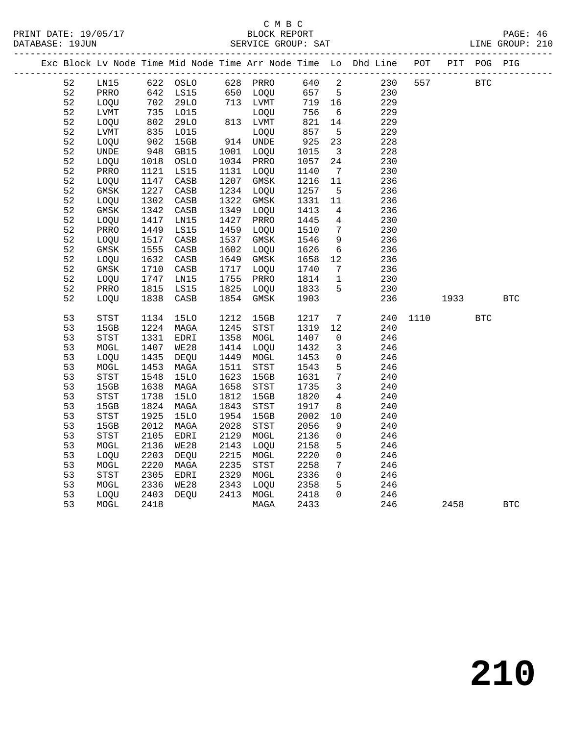C M B C
BLOCK REPORT
SERVICE GROUP: SAT

PRINT DATE: 19/05/17
DATABASE: 19JUN
LINE GROUP: 210

| Exc | Block | Lv | Node | Time | Mid Node | Time | Arr Node | Time | Lo | Dhd Line | POT | PIT | POG | PIG |
|---|---|---|---|---|---|---|---|---|---|---|---|---|---|---|
| | 52 | | LN15 | 622 | OSLO | 628 | PRRO | 640 | 2 | 230 | 557 | | BTC | |
| | 52 | | PRRO | 642 | LS15 | 650 | LOQU | 657 | 5 | 230 | | | | |
| | 52 | | LOQU | 702 | 29LO | 713 | LVMT | 719 | 16 | 229 | | | | |
| | 52 | | LVMT | 735 | LO15 | | LOQU | 756 | 6 | 229 | | | | |
| | 52 | | LOQU | 802 | 29LO | 813 | LVMT | 821 | 14 | 229 | | | | |
| | 52 | | LVMT | 835 | LO15 | | LOQU | 857 | 5 | 229 | | | | |
| | 52 | | LOQU | 902 | 15GB | 914 | UNDE | 925 | 23 | 228 | | | | |
| | 52 | | UNDE | 948 | GB15 | 1001 | LOQU | 1015 | 3 | 228 | | | | |
| | 52 | | LOQU | 1018 | OSLO | 1034 | PRRO | 1057 | 24 | 230 | | | | |
| | 52 | | PRRO | 1121 | LS15 | 1131 | LOQU | 1140 | 7 | 230 | | | | |
| | 52 | | LOQU | 1147 | CASB | 1207 | GMSK | 1216 | 11 | 236 | | | | |
| | 52 | | GMSK | 1227 | CASB | 1234 | LOQU | 1257 | 5 | 236 | | | | |
| | 52 | | LOQU | 1302 | CASB | 1322 | GMSK | 1331 | 11 | 236 | | | | |
| | 52 | | GMSK | 1342 | CASB | 1349 | LOQU | 1413 | 4 | 236 | | | | |
| | 52 | | LOQU | 1417 | LN15 | 1427 | PRRO | 1445 | 4 | 230 | | | | |
| | 52 | | PRRO | 1449 | LS15 | 1459 | LOQU | 1510 | 7 | 230 | | | | |
| | 52 | | LOQU | 1517 | CASB | 1537 | GMSK | 1546 | 9 | 236 | | | | |
| | 52 | | GMSK | 1555 | CASB | 1602 | LOQU | 1626 | 6 | 236 | | | | |
| | 52 | | LOQU | 1632 | CASB | 1649 | GMSK | 1658 | 12 | 236 | | | | |
| | 52 | | GMSK | 1710 | CASB | 1717 | LOQU | 1740 | 7 | 236 | | | | |
| | 52 | | LOQU | 1747 | LN15 | 1755 | PRRO | 1814 | 1 | 230 | | | | |
| | 52 | | PRRO | 1815 | LS15 | 1825 | LOQU | 1833 | 5 | 230 | | | | |
| | 52 | | LOQU | 1838 | CASB | 1854 | GMSK | 1903 | | 236 | | 1933 | | BTC |
| | 53 | | STST | 1134 | 15LO | 1212 | 15GB | 1217 | 7 | 240 | 1110 | | BTC | |
| | 53 | | 15GB | 1224 | MAGA | 1245 | STST | 1319 | 12 | 240 | | | | |
| | 53 | | STST | 1331 | EDRI | 1358 | MOGL | 1407 | 0 | 246 | | | | |
| | 53 | | MOGL | 1407 | WE28 | 1414 | LOQU | 1432 | 3 | 246 | | | | |
| | 53 | | LOQU | 1435 | DEQU | 1449 | MOGL | 1453 | 0 | 246 | | | | |
| | 53 | | MOGL | 1453 | MAGA | 1511 | STST | 1543 | 5 | 246 | | | | |
| | 53 | | STST | 1548 | 15LO | 1623 | 15GB | 1631 | 7 | 240 | | | | |
| | 53 | | 15GB | 1638 | MAGA | 1658 | STST | 1735 | 3 | 240 | | | | |
| | 53 | | STST | 1738 | 15LO | 1812 | 15GB | 1820 | 4 | 240 | | | | |
| | 53 | | 15GB | 1824 | MAGA | 1843 | STST | 1917 | 8 | 240 | | | | |
| | 53 | | STST | 1925 | 15LO | 1954 | 15GB | 2002 | 10 | 240 | | | | |
| | 53 | | 15GB | 2012 | MAGA | 2028 | STST | 2056 | 9 | 240 | | | | |
| | 53 | | STST | 2105 | EDRI | 2129 | MOGL | 2136 | 0 | 246 | | | | |
| | 53 | | MOGL | 2136 | WE28 | 2143 | LOQU | 2158 | 5 | 246 | | | | |
| | 53 | | LOQU | 2203 | DEQU | 2215 | MOGL | 2220 | 0 | 246 | | | | |
| | 53 | | MOGL | 2220 | MAGA | 2235 | STST | 2258 | 7 | 246 | | | | |
| | 53 | | STST | 2305 | EDRI | 2329 | MOGL | 2336 | 0 | 246 | | | | |
| | 53 | | MOGL | 2336 | WE28 | 2343 | LOQU | 2358 | 5 | 246 | | | | |
| | 53 | | LOQU | 2403 | DEQU | 2413 | MOGL | 2418 | 0 | 246 | | | | |
| | 53 | | MOGL | 2418 | | | MAGA | 2433 | | 246 | | 2458 | | BTC |

210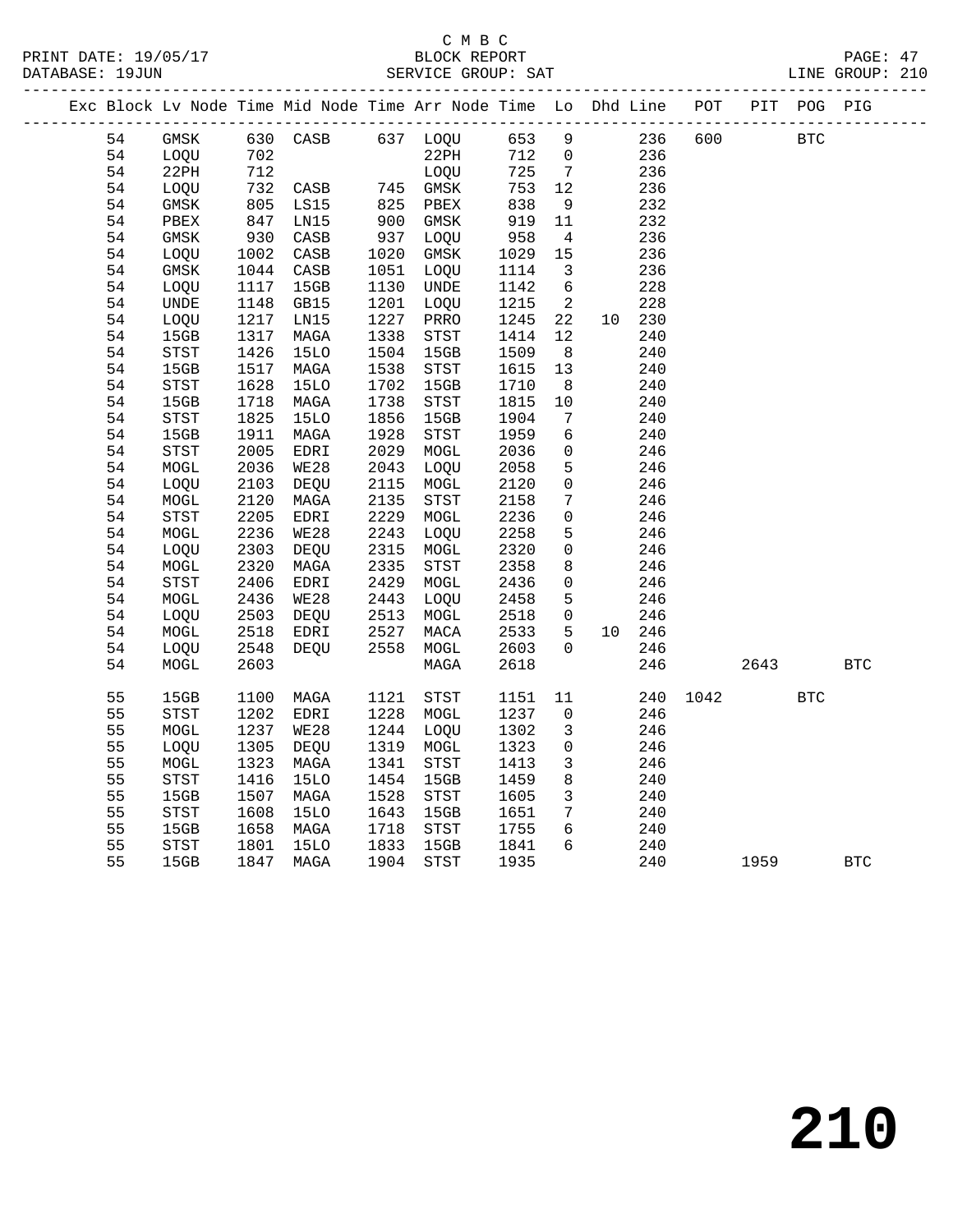C M B C
BLOCK REPORT
SERVICE GROUP: SAT

PRINT DATE: 19/05/17
DATABASE: 19JUN
LINE GROUP: 210

| Exc | Block | Lv Node | Time | Mid Node | Time | Arr Node | Time | Lo | Dhd | Line | POT | PIT | POG | PIG |
|---|---|---|---|---|---|---|---|---|---|---|---|---|---|---|
| | 54 | GMSK | 630 | CASB | 637 | LOQU | 653 | 9 | | 236 | 600 | | BTC | |
| | 54 | LOQU | 702 | | | 22PH | 712 | 0 | | 236 | | | | |
| | 54 | 22PH | 712 | | | LOQU | 725 | 7 | | 236 | | | | |
| | 54 | LOQU | 732 | CASB | 745 | GMSK | 753 | 12 | | 236 | | | | |
| | 54 | GMSK | 805 | LS15 | 825 | PBEX | 838 | 9 | | 232 | | | | |
| | 54 | PBEX | 847 | LN15 | 900 | GMSK | 919 | 11 | | 232 | | | | |
| | 54 | GMSK | 930 | CASB | 937 | LOQU | 958 | 4 | | 236 | | | | |
| | 54 | LOQU | 1002 | CASB | 1020 | GMSK | 1029 | 15 | | 236 | | | | |
| | 54 | GMSK | 1044 | CASB | 1051 | LOQU | 1114 | 3 | | 236 | | | | |
| | 54 | LOQU | 1117 | 15GB | 1130 | UNDE | 1142 | 6 | | 228 | | | | |
| | 54 | UNDE | 1148 | GB15 | 1201 | LOQU | 1215 | 2 | | 228 | | | | |
| | 54 | LOQU | 1217 | LN15 | 1227 | PRRO | 1245 | 22 | 10 | 230 | | | | |
| | 54 | 15GB | 1317 | MAGA | 1338 | STST | 1414 | 12 | | 240 | | | | |
| | 54 | STST | 1426 | 15LO | 1504 | 15GB | 1509 | 8 | | 240 | | | | |
| | 54 | 15GB | 1517 | MAGA | 1538 | STST | 1615 | 13 | | 240 | | | | |
| | 54 | STST | 1628 | 15LO | 1702 | 15GB | 1710 | 8 | | 240 | | | | |
| | 54 | 15GB | 1718 | MAGA | 1738 | STST | 1815 | 10 | | 240 | | | | |
| | 54 | STST | 1825 | 15LO | 1856 | 15GB | 1904 | 7 | | 240 | | | | |
| | 54 | 15GB | 1911 | MAGA | 1928 | STST | 1959 | 6 | | 240 | | | | |
| | 54 | STST | 2005 | EDRI | 2029 | MOGL | 2036 | 0 | | 246 | | | | |
| | 54 | MOGL | 2036 | WE28 | 2043 | LOQU | 2058 | 5 | | 246 | | | | |
| | 54 | LOQU | 2103 | DEQU | 2115 | MOGL | 2120 | 0 | | 246 | | | | |
| | 54 | MOGL | 2120 | MAGA | 2135 | STST | 2158 | 7 | | 246 | | | | |
| | 54 | STST | 2205 | EDRI | 2229 | MOGL | 2236 | 0 | | 246 | | | | |
| | 54 | MOGL | 2236 | WE28 | 2243 | LOQU | 2258 | 5 | | 246 | | | | |
| | 54 | LOQU | 2303 | DEQU | 2315 | MOGL | 2320 | 0 | | 246 | | | | |
| | 54 | MOGL | 2320 | MAGA | 2335 | STST | 2358 | 8 | | 246 | | | | |
| | 54 | STST | 2406 | EDRI | 2429 | MOGL | 2436 | 0 | | 246 | | | | |
| | 54 | MOGL | 2436 | WE28 | 2443 | LOQU | 2458 | 5 | | 246 | | | | |
| | 54 | LOQU | 2503 | DEQU | 2513 | MOGL | 2518 | 0 | | 246 | | | | |
| | 54 | MOGL | 2518 | EDRI | 2527 | MACA | 2533 | 5 | 10 | 246 | | | | |
| | 54 | LOQU | 2548 | DEQU | 2558 | MOGL | 2603 | 0 | | 246 | | | | |
| | 54 | MOGL | 2603 | | | MAGA | 2618 | | | 246 | | 2643 | | BTC |
| | 55 | 15GB | 1100 | MAGA | 1121 | STST | 1151 | 11 | | 240 | 1042 | | BTC | |
| | 55 | STST | 1202 | EDRI | 1228 | MOGL | 1237 | 0 | | 246 | | | | |
| | 55 | MOGL | 1237 | WE28 | 1244 | LOQU | 1302 | 3 | | 246 | | | | |
| | 55 | LOQU | 1305 | DEQU | 1319 | MOGL | 1323 | 0 | | 246 | | | | |
| | 55 | MOGL | 1323 | MAGA | 1341 | STST | 1413 | 3 | | 246 | | | | |
| | 55 | STST | 1416 | 15LO | 1454 | 15GB | 1459 | 8 | | 240 | | | | |
| | 55 | 15GB | 1507 | MAGA | 1528 | STST | 1605 | 3 | | 240 | | | | |
| | 55 | STST | 1608 | 15LO | 1643 | 15GB | 1651 | 7 | | 240 | | | | |
| | 55 | 15GB | 1658 | MAGA | 1718 | STST | 1755 | 6 | | 240 | | | | |
| | 55 | STST | 1801 | 15LO | 1833 | 15GB | 1841 | 6 | | 240 | | | | |
| | 55 | 15GB | 1847 | MAGA | 1904 | STST | 1935 | | | 240 | | 1959 | | BTC |

210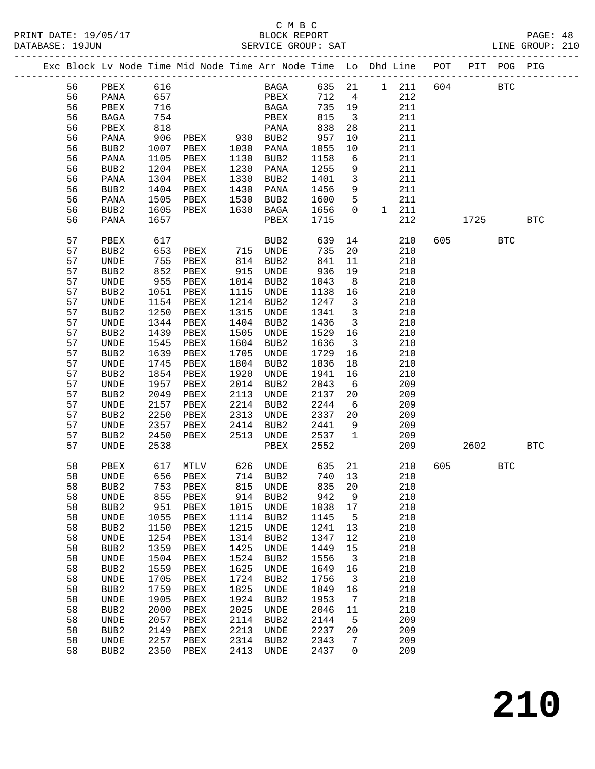C M B C
PRINT DATE: 19/05/17 BLOCK REPORT
DATABASE: 19JUN SERVICE GROUP: SAT LINE GROUP: 210

| Exc | Block | Lv | Node | Time | Mid Node | Time | Arr Node | Time | Lo | Dhd | Line | POT | PIT | POG | PIG |
|---|---|---|---|---|---|---|---|---|---|---|---|---|---|---|---|
| | 56 | | PBEX | 616 | | | BAGA | 635 | 21 | 1 | 211 | 604 | | BTC | |
| | 56 | | PANA | 657 | | | PBEX | 712 | 4 | | 212 | | | | |
| | 56 | | PBEX | 716 | | | BAGA | 735 | 19 | | 211 | | | | |
| | 56 | | BAGA | 754 | | | PBEX | 815 | 3 | | 211 | | | | |
| | 56 | | PBEX | 818 | | | PANA | 838 | 28 | | 211 | | | | |
| | 56 | | PANA | 906 | PBEX | 930 | BUB2 | 957 | 10 | | 211 | | | | |
| | 56 | | BUB2 | 1007 | PBEX | 1030 | PANA | 1055 | 10 | | 211 | | | | |
| | 56 | | PANA | 1105 | PBEX | 1130 | BUB2 | 1158 | 6 | | 211 | | | | |
| | 56 | | BUB2 | 1204 | PBEX | 1230 | PANA | 1255 | 9 | | 211 | | | | |
| | 56 | | PANA | 1304 | PBEX | 1330 | BUB2 | 1401 | 3 | | 211 | | | | |
| | 56 | | BUB2 | 1404 | PBEX | 1430 | PANA | 1456 | 9 | | 211 | | | | |
| | 56 | | PANA | 1505 | PBEX | 1530 | BUB2 | 1600 | 5 | | 211 | | | | |
| | 56 | | BUB2 | 1605 | PBEX | 1630 | BAGA | 1656 | 0 | 1 | 211 | | | | |
| | 56 | | PANA | 1657 | | | PBEX | 1715 | | | 212 | | 1725 | | BTC |
| | 57 | | PBEX | 617 | | | BUB2 | 639 | 14 | | 210 | 605 | | BTC | |
| | 57 | | BUB2 | 653 | PBEX | 715 | UNDE | 735 | 20 | | 210 | | | | |
| | 57 | | UNDE | 755 | PBEX | 814 | BUB2 | 841 | 11 | | 210 | | | | |
| | 57 | | BUB2 | 852 | PBEX | 915 | UNDE | 936 | 19 | | 210 | | | | |
| | 57 | | UNDE | 955 | PBEX | 1014 | BUB2 | 1043 | 8 | | 210 | | | | |
| | 57 | | BUB2 | 1051 | PBEX | 1115 | UNDE | 1138 | 16 | | 210 | | | | |
| | 57 | | UNDE | 1154 | PBEX | 1214 | BUB2 | 1247 | 3 | | 210 | | | | |
| | 57 | | BUB2 | 1250 | PBEX | 1315 | UNDE | 1341 | 3 | | 210 | | | | |
| | 57 | | UNDE | 1344 | PBEX | 1404 | BUB2 | 1436 | 3 | | 210 | | | | |
| | 57 | | BUB2 | 1439 | PBEX | 1505 | UNDE | 1529 | 16 | | 210 | | | | |
| | 57 | | UNDE | 1545 | PBEX | 1604 | BUB2 | 1636 | 3 | | 210 | | | | |
| | 57 | | BUB2 | 1639 | PBEX | 1705 | UNDE | 1729 | 16 | | 210 | | | | |
| | 57 | | UNDE | 1745 | PBEX | 1804 | BUB2 | 1836 | 18 | | 210 | | | | |
| | 57 | | BUB2 | 1854 | PBEX | 1920 | UNDE | 1941 | 16 | | 210 | | | | |
| | 57 | | UNDE | 1957 | PBEX | 2014 | BUB2 | 2043 | 6 | | 209 | | | | |
| | 57 | | BUB2 | 2049 | PBEX | 2113 | UNDE | 2137 | 20 | | 209 | | | | |
| | 57 | | UNDE | 2157 | PBEX | 2214 | BUB2 | 2244 | 6 | | 209 | | | | |
| | 57 | | BUB2 | 2250 | PBEX | 2313 | UNDE | 2337 | 20 | | 209 | | | | |
| | 57 | | UNDE | 2357 | PBEX | 2414 | BUB2 | 2441 | 9 | | 209 | | | | |
| | 57 | | BUB2 | 2450 | PBEX | 2513 | UNDE | 2537 | 1 | | 209 | | | | |
| | 57 | | UNDE | 2538 | | | PBEX | 2552 | | | 209 | | 2602 | | BTC |
| | 58 | | PBEX | 617 | MTLV | 626 | UNDE | 635 | 21 | | 210 | 605 | | BTC | |
| | 58 | | UNDE | 656 | PBEX | 714 | BUB2 | 740 | 13 | | 210 | | | | |
| | 58 | | BUB2 | 753 | PBEX | 815 | UNDE | 835 | 20 | | 210 | | | | |
| | 58 | | UNDE | 855 | PBEX | 914 | BUB2 | 942 | 9 | | 210 | | | | |
| | 58 | | BUB2 | 951 | PBEX | 1015 | UNDE | 1038 | 17 | | 210 | | | | |
| | 58 | | UNDE | 1055 | PBEX | 1114 | BUB2 | 1145 | 5 | | 210 | | | | |
| | 58 | | BUB2 | 1150 | PBEX | 1215 | UNDE | 1241 | 13 | | 210 | | | | |
| | 58 | | UNDE | 1254 | PBEX | 1314 | BUB2 | 1347 | 12 | | 210 | | | | |
| | 58 | | BUB2 | 1359 | PBEX | 1425 | UNDE | 1449 | 15 | | 210 | | | | |
| | 58 | | UNDE | 1504 | PBEX | 1524 | BUB2 | 1556 | 3 | | 210 | | | | |
| | 58 | | BUB2 | 1559 | PBEX | 1625 | UNDE | 1649 | 16 | | 210 | | | | |
| | 58 | | UNDE | 1705 | PBEX | 1724 | BUB2 | 1756 | 3 | | 210 | | | | |
| | 58 | | BUB2 | 1759 | PBEX | 1825 | UNDE | 1849 | 16 | | 210 | | | | |
| | 58 | | UNDE | 1905 | PBEX | 1924 | BUB2 | 1953 | 7 | | 210 | | | | |
| | 58 | | BUB2 | 2000 | PBEX | 2025 | UNDE | 2046 | 11 | | 210 | | | | |
| | 58 | | UNDE | 2057 | PBEX | 2114 | BUB2 | 2144 | 5 | | 209 | | | | |
| | 58 | | BUB2 | 2149 | PBEX | 2213 | UNDE | 2237 | 20 | | 209 | | | | |
| | 58 | | UNDE | 2257 | PBEX | 2314 | BUB2 | 2343 | 7 | | 209 | | | | |
| | 58 | | BUB2 | 2350 | PBEX | 2413 | UNDE | 2437 | 0 | | 209 | | | | |

210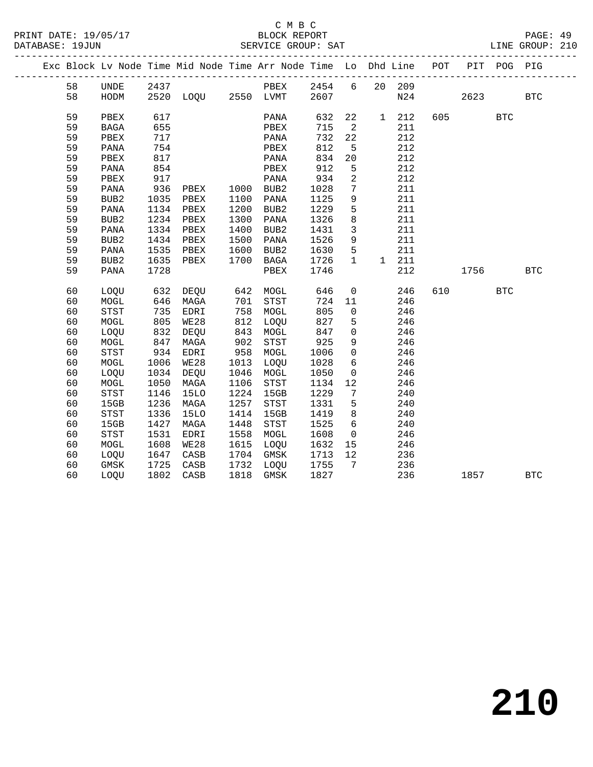C M B C

BLOCK REPORT

SERVICE GROUP: SAT

PRINT DATE: 19/05/17
DATABASE: 19JUN
LINE GROUP: 210

| Exc | Block | Lv | Node | Time | Mid Node | Time | Arr Node | Time | Lo | Dhd | Line | POT | PIT | POG | PIG |
|---|---|---|---|---|---|---|---|---|---|---|---|---|---|---|---|
| | 58 | | UNDE | 2437 | | | PBEX | 2454 | 6 | 20 | 209 | | | | |
| | 58 | | HODM | 2520 | LOQU | 2550 | LVMT | 2607 | | | N24 | | 2623 | | BTC |
| | 59 | | PBEX | 617 | | | PANA | 632 | 22 | 1 | 212 | 605 | | BTC | |
| | 59 | | BAGA | 655 | | | PBEX | 715 | 2 | | 211 | | | | |
| | 59 | | PBEX | 717 | | | PANA | 732 | 22 | | 212 | | | | |
| | 59 | | PANA | 754 | | | PBEX | 812 | 5 | | 212 | | | | |
| | 59 | | PBEX | 817 | | | PANA | 834 | 20 | | 212 | | | | |
| | 59 | | PANA | 854 | | | PBEX | 912 | 5 | | 212 | | | | |
| | 59 | | PBEX | 917 | | | PANA | 934 | 2 | | 212 | | | | |
| | 59 | | PANA | 936 | PBEX | 1000 | BUB2 | 1028 | 7 | | 211 | | | | |
| | 59 | | BUB2 | 1035 | PBEX | 1100 | PANA | 1125 | 9 | | 211 | | | | |
| | 59 | | PANA | 1134 | PBEX | 1200 | BUB2 | 1229 | 5 | | 211 | | | | |
| | 59 | | BUB2 | 1234 | PBEX | 1300 | PANA | 1326 | 8 | | 211 | | | | |
| | 59 | | PANA | 1334 | PBEX | 1400 | BUB2 | 1431 | 3 | | 211 | | | | |
| | 59 | | BUB2 | 1434 | PBEX | 1500 | PANA | 1526 | 9 | | 211 | | | | |
| | 59 | | PANA | 1535 | PBEX | 1600 | BUB2 | 1630 | 5 | | 211 | | | | |
| | 59 | | BUB2 | 1635 | PBEX | 1700 | BAGA | 1726 | 1 | 1 | 211 | | | | |
| | 59 | | PANA | 1728 | | | PBEX | 1746 | | | 212 | | 1756 | | BTC |
| | 60 | | LOQU | 632 | DEQU | 642 | MOGL | 646 | 0 | | 246 | 610 | | BTC | |
| | 60 | | MOGL | 646 | MAGA | 701 | STST | 724 | 11 | | 246 | | | | |
| | 60 | | STST | 735 | EDRI | 758 | MOGL | 805 | 0 | | 246 | | | | |
| | 60 | | MOGL | 805 | WE28 | 812 | LOQU | 827 | 5 | | 246 | | | | |
| | 60 | | LOQU | 832 | DEQU | 843 | MOGL | 847 | 0 | | 246 | | | | |
| | 60 | | MOGL | 847 | MAGA | 902 | STST | 925 | 9 | | 246 | | | | |
| | 60 | | STST | 934 | EDRI | 958 | MOGL | 1006 | 0 | | 246 | | | | |
| | 60 | | MOGL | 1006 | WE28 | 1013 | LOQU | 1028 | 6 | | 246 | | | | |
| | 60 | | LOQU | 1034 | DEQU | 1046 | MOGL | 1050 | 0 | | 246 | | | | |
| | 60 | | MOGL | 1050 | MAGA | 1106 | STST | 1134 | 12 | | 246 | | | | |
| | 60 | | STST | 1146 | 15LO | 1224 | 15GB | 1229 | 7 | | 240 | | | | |
| | 60 | | 15GB | 1236 | MAGA | 1257 | STST | 1331 | 5 | | 240 | | | | |
| | 60 | | STST | 1336 | 15LO | 1414 | 15GB | 1419 | 8 | | 240 | | | | |
| | 60 | | 15GB | 1427 | MAGA | 1448 | STST | 1525 | 6 | | 240 | | | | |
| | 60 | | STST | 1531 | EDRI | 1558 | MOGL | 1608 | 0 | | 246 | | | | |
| | 60 | | MOGL | 1608 | WE28 | 1615 | LOQU | 1632 | 15 | | 246 | | | | |
| | 60 | | LOQU | 1647 | CASB | 1704 | GMSK | 1713 | 12 | | 236 | | | | |
| | 60 | | GMSK | 1725 | CASB | 1732 | LOQU | 1755 | 7 | | 236 | | | | |
| | 60 | | LOQU | 1802 | CASB | 1818 | GMSK | 1827 | | | 236 | | 1857 | | BTC |

210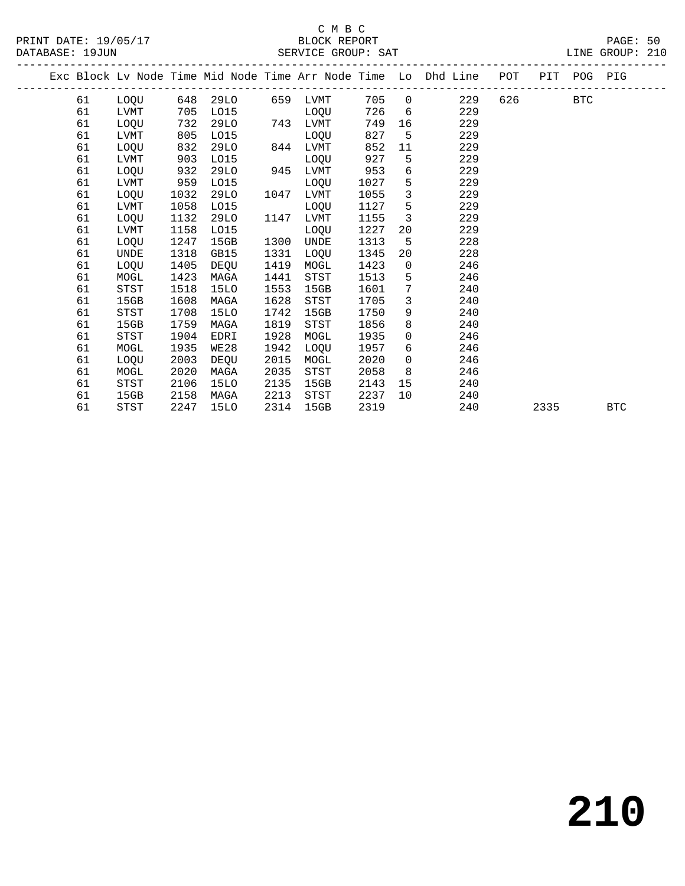C M B C

BLOCK REPORT

SERVICE GROUP: SAT

PRINT DATE: 19/05/17
DATABASE: 19JUN
LINE GROUP: 210

| Exc | Block | Lv | Node | Time | Mid Node | Time | Arr Node | Time | Lo | Dhd Line | POT | PIT | POG | PIG |
|---|---|---|---|---|---|---|---|---|---|---|---|---|---|---|
| | 61 | | LOQU | 648 | 29LO | 659 | LVMT | 705 | 0 | 229 | 626 | | BTC | |
| | 61 | | LVMT | 705 | LO15 | | LOQU | 726 | 6 | 229 | | | | |
| | 61 | | LOQU | 732 | 29LO | 743 | LVMT | 749 | 16 | 229 | | | | |
| | 61 | | LVMT | 805 | LO15 | | LOQU | 827 | 5 | 229 | | | | |
| | 61 | | LOQU | 832 | 29LO | 844 | LVMT | 852 | 11 | 229 | | | | |
| | 61 | | LVMT | 903 | LO15 | | LOQU | 927 | 5 | 229 | | | | |
| | 61 | | LOQU | 932 | 29LO | 945 | LVMT | 953 | 6 | 229 | | | | |
| | 61 | | LVMT | 959 | LO15 | | LOQU | 1027 | 5 | 229 | | | | |
| | 61 | | LOQU | 1032 | 29LO | 1047 | LVMT | 1055 | 3 | 229 | | | | |
| | 61 | | LVMT | 1058 | LO15 | | LOQU | 1127 | 5 | 229 | | | | |
| | 61 | | LOQU | 1132 | 29LO | 1147 | LVMT | 1155 | 3 | 229 | | | | |
| | 61 | | LVMT | 1158 | LO15 | | LOQU | 1227 | 20 | 229 | | | | |
| | 61 | | LOQU | 1247 | 15GB | 1300 | UNDE | 1313 | 5 | 228 | | | | |
| | 61 | | UNDE | 1318 | GB15 | 1331 | LOQU | 1345 | 20 | 228 | | | | |
| | 61 | | LOQU | 1405 | DEQU | 1419 | MOGL | 1423 | 0 | 246 | | | | |
| | 61 | | MOGL | 1423 | MAGA | 1441 | STST | 1513 | 5 | 246 | | | | |
| | 61 | | STST | 1518 | 15LO | 1553 | 15GB | 1601 | 7 | 240 | | | | |
| | 61 | | 15GB | 1608 | MAGA | 1628 | STST | 1705 | 3 | 240 | | | | |
| | 61 | | STST | 1708 | 15LO | 1742 | 15GB | 1750 | 9 | 240 | | | | |
| | 61 | | 15GB | 1759 | MAGA | 1819 | STST | 1856 | 8 | 240 | | | | |
| | 61 | | STST | 1904 | EDRI | 1928 | MOGL | 1935 | 0 | 246 | | | | |
| | 61 | | MOGL | 1935 | WE28 | 1942 | LOQU | 1957 | 6 | 246 | | | | |
| | 61 | | LOQU | 2003 | DEQU | 2015 | MOGL | 2020 | 0 | 246 | | | | |
| | 61 | | MOGL | 2020 | MAGA | 2035 | STST | 2058 | 8 | 246 | | | | |
| | 61 | | STST | 2106 | 15LO | 2135 | 15GB | 2143 | 15 | 240 | | | | |
| | 61 | | 15GB | 2158 | MAGA | 2213 | STST | 2237 | 10 | 240 | | | | |
| | 61 | | STST | 2247 | 15LO | 2314 | 15GB | 2319 | | 240 | | 2335 | | BTC |

# 210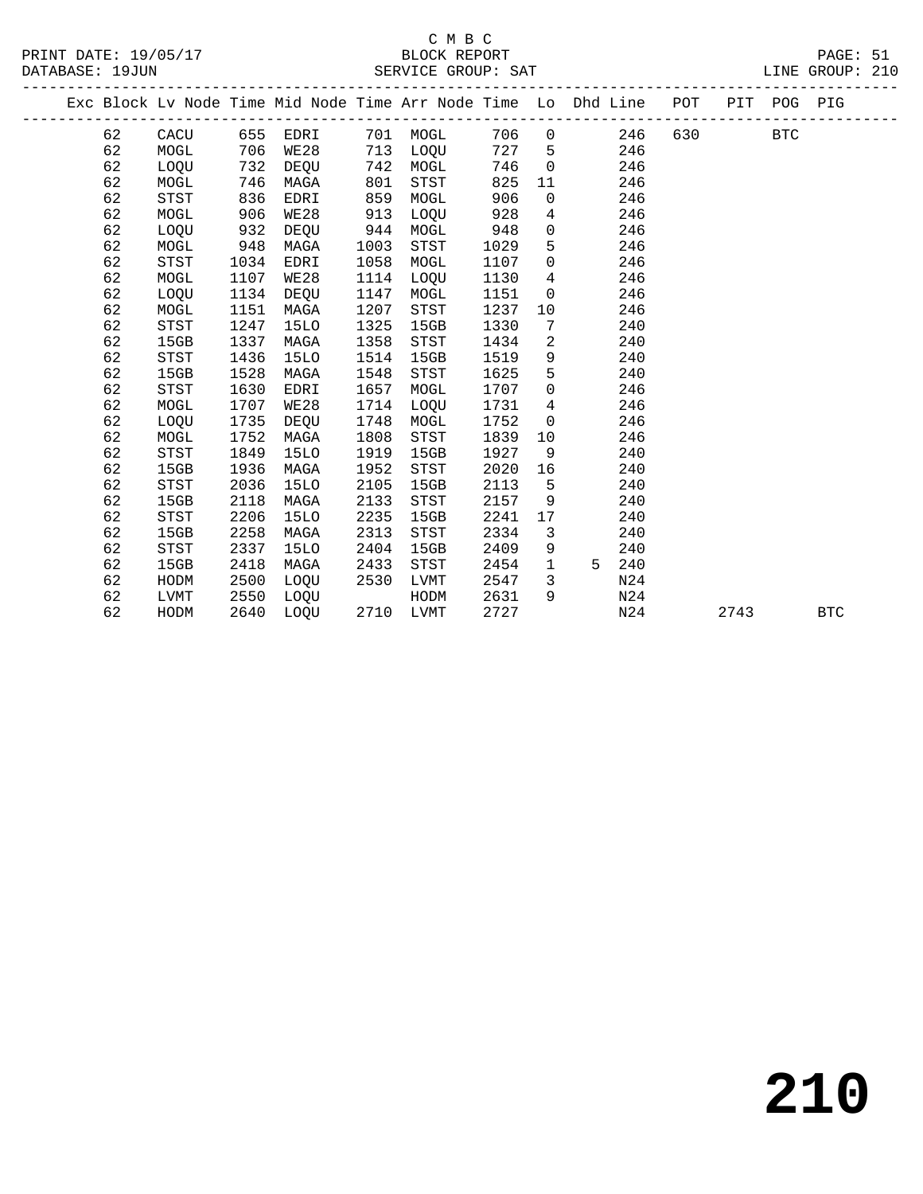C M B C

BLOCK REPORT

SERVICE GROUP: SAT

PRINT DATE: 19/05/17
DATABASE: 19JUN
LINE GROUP: 210

| Exc | Block | Lv Node | Time | Mid Node | Time | Arr Node | Time | Lo | Dhd | Line | POT | PIT | POG | PIG |
|---|---|---|---|---|---|---|---|---|---|---|---|---|---|---|
| | 62 | CACU | 655 | EDRI | 701 | MOGL | 706 | 0 | | 246 | 630 | | BTC | |
| | 62 | MOGL | 706 | WE28 | 713 | LOQU | 727 | 5 | | 246 | | | | |
| | 62 | LOQU | 732 | DEQU | 742 | MOGL | 746 | 0 | | 246 | | | | |
| | 62 | MOGL | 746 | MAGA | 801 | STST | 825 | 11 | | 246 | | | | |
| | 62 | STST | 836 | EDRI | 859 | MOGL | 906 | 0 | | 246 | | | | |
| | 62 | MOGL | 906 | WE28 | 913 | LOQU | 928 | 4 | | 246 | | | | |
| | 62 | LOQU | 932 | DEQU | 944 | MOGL | 948 | 0 | | 246 | | | | |
| | 62 | MOGL | 948 | MAGA | 1003 | STST | 1029 | 5 | | 246 | | | | |
| | 62 | STST | 1034 | EDRI | 1058 | MOGL | 1107 | 0 | | 246 | | | | |
| | 62 | MOGL | 1107 | WE28 | 1114 | LOQU | 1130 | 4 | | 246 | | | | |
| | 62 | LOQU | 1134 | DEQU | 1147 | MOGL | 1151 | 0 | | 246 | | | | |
| | 62 | MOGL | 1151 | MAGA | 1207 | STST | 1237 | 10 | | 246 | | | | |
| | 62 | STST | 1247 | 15LO | 1325 | 15GB | 1330 | 7 | | 240 | | | | |
| | 62 | 15GB | 1337 | MAGA | 1358 | STST | 1434 | 2 | | 240 | | | | |
| | 62 | STST | 1436 | 15LO | 1514 | 15GB | 1519 | 9 | | 240 | | | | |
| | 62 | 15GB | 1528 | MAGA | 1548 | STST | 1625 | 5 | | 240 | | | | |
| | 62 | STST | 1630 | EDRI | 1657 | MOGL | 1707 | 0 | | 246 | | | | |
| | 62 | MOGL | 1707 | WE28 | 1714 | LOQU | 1731 | 4 | | 246 | | | | |
| | 62 | LOQU | 1735 | DEQU | 1748 | MOGL | 1752 | 0 | | 246 | | | | |
| | 62 | MOGL | 1752 | MAGA | 1808 | STST | 1839 | 10 | | 246 | | | | |
| | 62 | STST | 1849 | 15LO | 1919 | 15GB | 1927 | 9 | | 240 | | | | |
| | 62 | 15GB | 1936 | MAGA | 1952 | STST | 2020 | 16 | | 240 | | | | |
| | 62 | STST | 2036 | 15LO | 2105 | 15GB | 2113 | 5 | | 240 | | | | |
| | 62 | 15GB | 2118 | MAGA | 2133 | STST | 2157 | 9 | | 240 | | | | |
| | 62 | STST | 2206 | 15LO | 2235 | 15GB | 2241 | 17 | | 240 | | | | |
| | 62 | 15GB | 2258 | MAGA | 2313 | STST | 2334 | 3 | | 240 | | | | |
| | 62 | STST | 2337 | 15LO | 2404 | 15GB | 2409 | 9 | | 240 | | | | |
| | 62 | 15GB | 2418 | MAGA | 2433 | STST | 2454 | 1 | 5 | 240 | | | | |
| | 62 | HODM | 2500 | LOQU | 2530 | LVMT | 2547 | 3 | | N24 | | | | |
| | 62 | LVMT | 2550 | LOQU | | HODM | 2631 | 9 | | N24 | | | | |
| | 62 | HODM | 2640 | LOQU | 2710 | LVMT | 2727 | | | N24 | | 2743 | | BTC |

210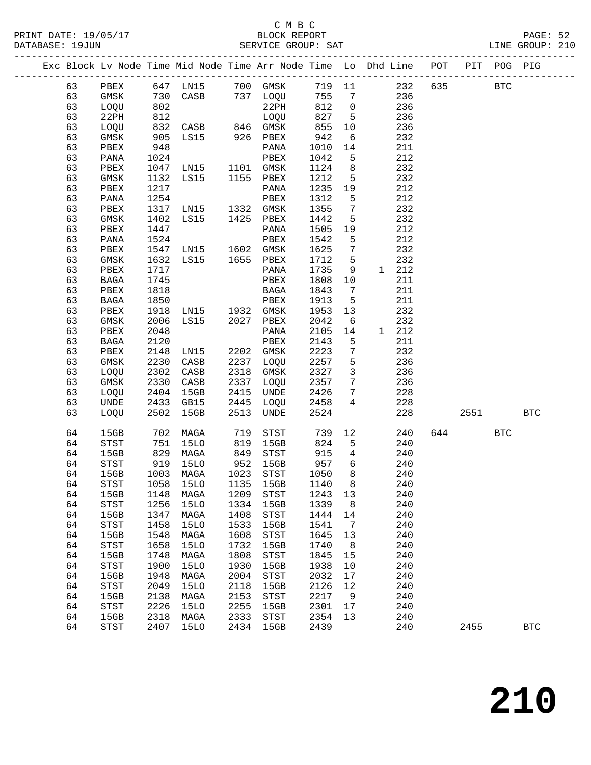C M B C

PRINT DATE: 19/05/17 BLOCK REPORT PAGE: 52
DATABASE: 19JUN SERVICE GROUP: SAT LINE GROUP: 210

| Exc | Block | Lv | Node | Time | Mid Node | Time | Arr Node | Time | Lo | Dhd | Line | POT | PIT | POG | PIG |
|---|---|---|---|---|---|---|---|---|---|---|---|---|---|---|---|
| | 63 | | PBEX | 647 | LN15 | 700 | GMSK | 719 | 11 | | 232 | 635 | | BTC | |
| | 63 | | GMSK | 730 | CASB | 737 | LOQU | 755 | 7 | | 236 | | | | |
| | 63 | | LOQU | 802 | | | 22PH | 812 | 0 | | 236 | | | | |
| | 63 | | 22PH | 812 | | | LOQU | 827 | 5 | | 236 | | | | |
| | 63 | | LOQU | 832 | CASB | 846 | GMSK | 855 | 10 | | 236 | | | | |
| | 63 | | GMSK | 905 | LS15 | 926 | PBEX | 942 | 6 | | 232 | | | | |
| | 63 | | PBEX | 948 | | | PANA | 1010 | 14 | | 211 | | | | |
| | 63 | | PANA | 1024 | | | PBEX | 1042 | 5 | | 212 | | | | |
| | 63 | | PBEX | 1047 | LN15 | 1101 | GMSK | 1124 | 8 | | 232 | | | | |
| | 63 | | GMSK | 1132 | LS15 | 1155 | PBEX | 1212 | 5 | | 232 | | | | |
| | 63 | | PBEX | 1217 | | | PANA | 1235 | 19 | | 212 | | | | |
| | 63 | | PANA | 1254 | | | PBEX | 1312 | 5 | | 212 | | | | |
| | 63 | | PBEX | 1317 | LN15 | 1332 | GMSK | 1355 | 7 | | 232 | | | | |
| | 63 | | GMSK | 1402 | LS15 | 1425 | PBEX | 1442 | 5 | | 232 | | | | |
| | 63 | | PBEX | 1447 | | | PANA | 1505 | 19 | | 212 | | | | |
| | 63 | | PANA | 1524 | | | PBEX | 1542 | 5 | | 212 | | | | |
| | 63 | | PBEX | 1547 | LN15 | 1602 | GMSK | 1625 | 7 | | 232 | | | | |
| | 63 | | GMSK | 1632 | LS15 | 1655 | PBEX | 1712 | 5 | | 232 | | | | |
| | 63 | | PBEX | 1717 | | | PANA | 1735 | 9 | 1 | 212 | | | | |
| | 63 | | BAGA | 1745 | | | PBEX | 1808 | 10 | | 211 | | | | |
| | 63 | | PBEX | 1818 | | | BAGA | 1843 | 7 | | 211 | | | | |
| | 63 | | BAGA | 1850 | | | PBEX | 1913 | 5 | | 211 | | | | |
| | 63 | | PBEX | 1918 | LN15 | 1932 | GMSK | 1953 | 13 | | 232 | | | | |
| | 63 | | GMSK | 2006 | LS15 | 2027 | PBEX | 2042 | 6 | | 232 | | | | |
| | 63 | | PBEX | 2048 | | | PANA | 2105 | 14 | 1 | 212 | | | | |
| | 63 | | BAGA | 2120 | | | PBEX | 2143 | 5 | | 211 | | | | |
| | 63 | | PBEX | 2148 | LN15 | 2202 | GMSK | 2223 | 7 | | 232 | | | | |
| | 63 | | GMSK | 2230 | CASB | 2237 | LOQU | 2257 | 5 | | 236 | | | | |
| | 63 | | LOQU | 2302 | CASB | 2318 | GMSK | 2327 | 3 | | 236 | | | | |
| | 63 | | GMSK | 2330 | CASB | 2337 | LOQU | 2357 | 7 | | 236 | | | | |
| | 63 | | LOQU | 2404 | 15GB | 2415 | UNDE | 2426 | 7 | | 228 | | | | |
| | 63 | | UNDE | 2433 | GB15 | 2445 | LOQU | 2458 | 4 | | 228 | | | | |
| | 63 | | LOQU | 2502 | 15GB | 2513 | UNDE | 2524 | | | 228 | | 2551 | | BTC |
| | 64 | | 15GB | 702 | MAGA | 719 | STST | 739 | 12 | | 240 | 644 | | BTC | |
| | 64 | | STST | 751 | 15LO | 819 | 15GB | 824 | 5 | | 240 | | | | |
| | 64 | | 15GB | 829 | MAGA | 849 | STST | 915 | 4 | | 240 | | | | |
| | 64 | | STST | 919 | 15LO | 952 | 15GB | 957 | 6 | | 240 | | | | |
| | 64 | | 15GB | 1003 | MAGA | 1023 | STST | 1050 | 8 | | 240 | | | | |
| | 64 | | STST | 1058 | 15LO | 1135 | 15GB | 1140 | 8 | | 240 | | | | |
| | 64 | | 15GB | 1148 | MAGA | 1209 | STST | 1243 | 13 | | 240 | | | | |
| | 64 | | STST | 1256 | 15LO | 1334 | 15GB | 1339 | 8 | | 240 | | | | |
| | 64 | | 15GB | 1347 | MAGA | 1408 | STST | 1444 | 14 | | 240 | | | | |
| | 64 | | STST | 1458 | 15LO | 1533 | 15GB | 1541 | 7 | | 240 | | | | |
| | 64 | | 15GB | 1548 | MAGA | 1608 | STST | 1645 | 13 | | 240 | | | | |
| | 64 | | STST | 1658 | 15LO | 1732 | 15GB | 1740 | 8 | | 240 | | | | |
| | 64 | | 15GB | 1748 | MAGA | 1808 | STST | 1845 | 15 | | 240 | | | | |
| | 64 | | STST | 1900 | 15LO | 1930 | 15GB | 1938 | 10 | | 240 | | | | |
| | 64 | | 15GB | 1948 | MAGA | 2004 | STST | 2032 | 17 | | 240 | | | | |
| | 64 | | STST | 2049 | 15LO | 2118 | 15GB | 2126 | 12 | | 240 | | | | |
| | 64 | | 15GB | 2138 | MAGA | 2153 | STST | 2217 | 9 | | 240 | | | | |
| | 64 | | STST | 2226 | 15LO | 2255 | 15GB | 2301 | 17 | | 240 | | | | |
| | 64 | | 15GB | 2318 | MAGA | 2333 | STST | 2354 | 13 | | 240 | | | | |
| | 64 | | STST | 2407 | 15LO | 2434 | 15GB | 2439 | | | 240 | | 2455 | | BTC |

210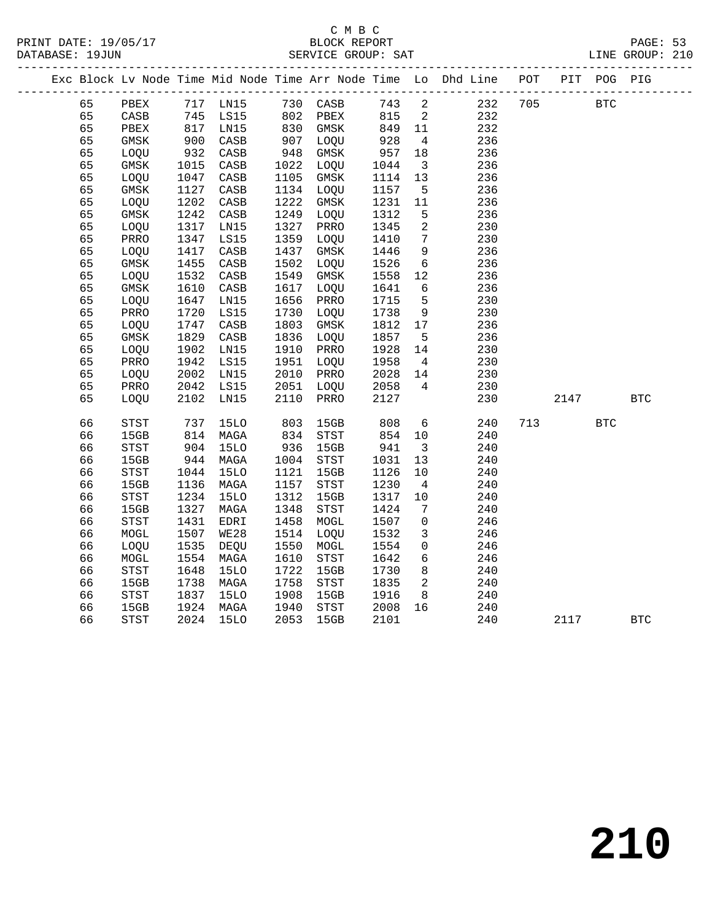C M B C
PRINT DATE: 19/05/17 BLOCK REPORT
DATABASE: 19JUN SERVICE GROUP: SAT LINE GROUP: 210

| Exc | Block | Lv | Node | Time | Mid Node | Time | Arr Node | Time | Lo | Dhd Line | POT | PIT | POG | PIG |
|---|---|---|---|---|---|---|---|---|---|---|---|---|---|---|
| | 65 | | PBEX | 717 | LN15 | 730 | CASB | 743 | 2 | 232 | 705 | | BTC | |
| | 65 | | CASB | 745 | LS15 | 802 | PBEX | 815 | 2 | 232 | | | | |
| | 65 | | PBEX | 817 | LN15 | 830 | GMSK | 849 | 11 | 232 | | | | |
| | 65 | | GMSK | 900 | CASB | 907 | LOQU | 928 | 4 | 236 | | | | |
| | 65 | | LOQU | 932 | CASB | 948 | GMSK | 957 | 18 | 236 | | | | |
| | 65 | | GMSK | 1015 | CASB | 1022 | LOQU | 1044 | 3 | 236 | | | | |
| | 65 | | LOQU | 1047 | CASB | 1105 | GMSK | 1114 | 13 | 236 | | | | |
| | 65 | | GMSK | 1127 | CASB | 1134 | LOQU | 1157 | 5 | 236 | | | | |
| | 65 | | LOQU | 1202 | CASB | 1222 | GMSK | 1231 | 11 | 236 | | | | |
| | 65 | | GMSK | 1242 | CASB | 1249 | LOQU | 1312 | 5 | 236 | | | | |
| | 65 | | LOQU | 1317 | LN15 | 1327 | PRRO | 1345 | 2 | 230 | | | | |
| | 65 | | PRRO | 1347 | LS15 | 1359 | LOQU | 1410 | 7 | 230 | | | | |
| | 65 | | LOQU | 1417 | CASB | 1437 | GMSK | 1446 | 9 | 236 | | | | |
| | 65 | | GMSK | 1455 | CASB | 1502 | LOQU | 1526 | 6 | 236 | | | | |
| | 65 | | LOQU | 1532 | CASB | 1549 | GMSK | 1558 | 12 | 236 | | | | |
| | 65 | | GMSK | 1610 | CASB | 1617 | LOQU | 1641 | 6 | 236 | | | | |
| | 65 | | LOQU | 1647 | LN15 | 1656 | PRRO | 1715 | 5 | 230 | | | | |
| | 65 | | PRRO | 1720 | LS15 | 1730 | LOQU | 1738 | 9 | 230 | | | | |
| | 65 | | LOQU | 1747 | CASB | 1803 | GMSK | 1812 | 17 | 236 | | | | |
| | 65 | | GMSK | 1829 | CASB | 1836 | LOQU | 1857 | 5 | 236 | | | | |
| | 65 | | LOQU | 1902 | LN15 | 1910 | PRRO | 1928 | 14 | 230 | | | | |
| | 65 | | PRRO | 1942 | LS15 | 1951 | LOQU | 1958 | 4 | 230 | | | | |
| | 65 | | LOQU | 2002 | LN15 | 2010 | PRRO | 2028 | 14 | 230 | | | | |
| | 65 | | PRRO | 2042 | LS15 | 2051 | LOQU | 2058 | 4 | 230 | | | | |
| | 65 | | LOQU | 2102 | LN15 | 2110 | PRRO | 2127 | | 230 | | 2147 | | BTC |
| | 66 | | STST | 737 | 15LO | 803 | 15GB | 808 | 6 | 240 | 713 | | BTC | |
| | 66 | | 15GB | 814 | MAGA | 834 | STST | 854 | 10 | 240 | | | | |
| | 66 | | STST | 904 | 15LO | 936 | 15GB | 941 | 3 | 240 | | | | |
| | 66 | | 15GB | 944 | MAGA | 1004 | STST | 1031 | 13 | 240 | | | | |
| | 66 | | STST | 1044 | 15LO | 1121 | 15GB | 1126 | 10 | 240 | | | | |
| | 66 | | 15GB | 1136 | MAGA | 1157 | STST | 1230 | 4 | 240 | | | | |
| | 66 | | STST | 1234 | 15LO | 1312 | 15GB | 1317 | 10 | 240 | | | | |
| | 66 | | 15GB | 1327 | MAGA | 1348 | STST | 1424 | 7 | 240 | | | | |
| | 66 | | STST | 1431 | EDRI | 1458 | MOGL | 1507 | 0 | 246 | | | | |
| | 66 | | MOGL | 1507 | WE28 | 1514 | LOQU | 1532 | 3 | 246 | | | | |
| | 66 | | LOQU | 1535 | DEQU | 1550 | MOGL | 1554 | 0 | 246 | | | | |
| | 66 | | MOGL | 1554 | MAGA | 1610 | STST | 1642 | 6 | 246 | | | | |
| | 66 | | STST | 1648 | 15LO | 1722 | 15GB | 1730 | 8 | 240 | | | | |
| | 66 | | 15GB | 1738 | MAGA | 1758 | STST | 1835 | 2 | 240 | | | | |
| | 66 | | STST | 1837 | 15LO | 1908 | 15GB | 1916 | 8 | 240 | | | | |
| | 66 | | 15GB | 1924 | MAGA | 1940 | STST | 2008 | 16 | 240 | | | | |
| | 66 | | STST | 2024 | 15LO | 2053 | 15GB | 2101 | | 240 | | 2117 | | BTC |

210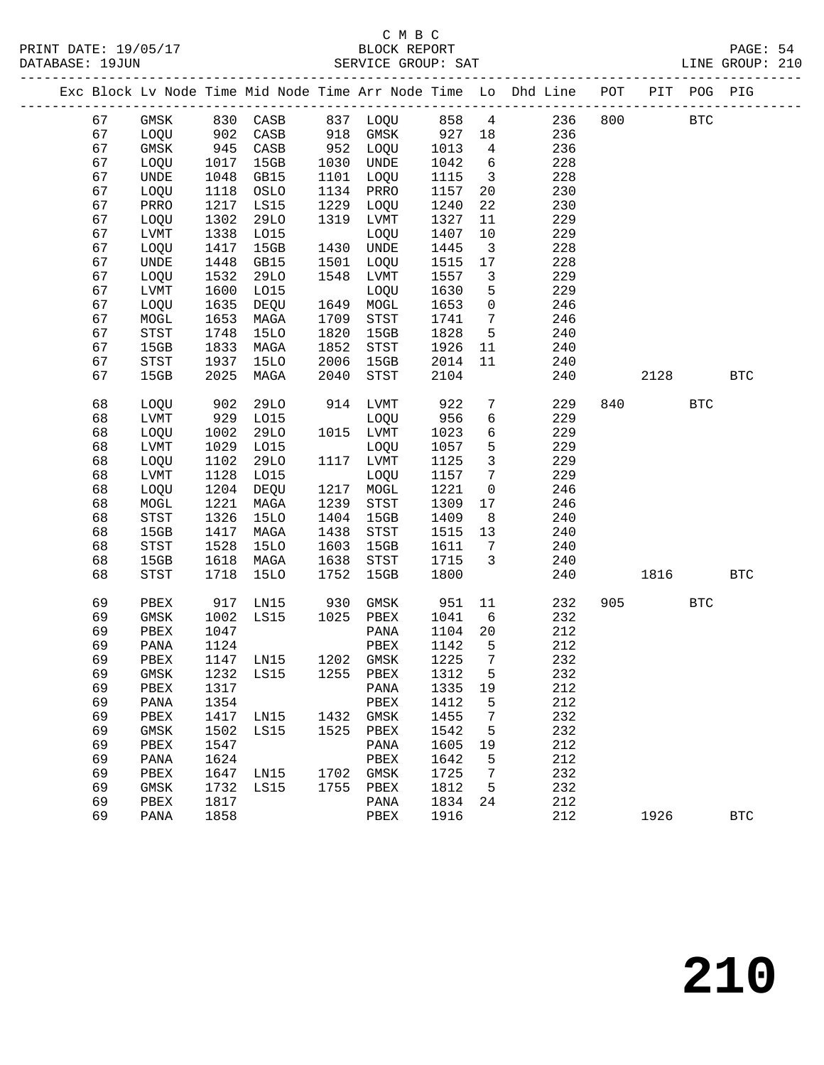C M B C
BLOCK REPORT
SERVICE GROUP: SAT

PRINT DATE: 19/05/17
DATABASE: 19JUN

LINE GROUP: 210

| Exc | Block | Lv Node | Time | Mid Node | Time | Arr Node | Time | Lo | Dhd Line | POT | PIT | POG | PIG |
|---|---|---|---|---|---|---|---|---|---|---|---|---|---|
| | 67 | GMSK | 830 | CASB | 837 | LOQU | 858 | 4 | 236 | 800 | | BTC | |
| | 67 | LOQU | 902 | CASB | 918 | GMSK | 927 | 18 | 236 | | | | |
| | 67 | GMSK | 945 | CASB | 952 | LOQU | 1013 | 4 | 236 | | | | |
| | 67 | LOQU | 1017 | 15GB | 1030 | UNDE | 1042 | 6 | 228 | | | | |
| | 67 | UNDE | 1048 | GB15 | 1101 | LOQU | 1115 | 3 | 228 | | | | |
| | 67 | LOQU | 1118 | OSLO | 1134 | PRRO | 1157 | 20 | 230 | | | | |
| | 67 | PRRO | 1217 | LS15 | 1229 | LOQU | 1240 | 22 | 230 | | | | |
| | 67 | LOQU | 1302 | 29LO | 1319 | LVMT | 1327 | 11 | 229 | | | | |
| | 67 | LVMT | 1338 | LO15 | | LOQU | 1407 | 10 | 229 | | | | |
| | 67 | LOQU | 1417 | 15GB | 1430 | UNDE | 1445 | 3 | 228 | | | | |
| | 67 | UNDE | 1448 | GB15 | 1501 | LOQU | 1515 | 17 | 228 | | | | |
| | 67 | LOQU | 1532 | 29LO | 1548 | LVMT | 1557 | 3 | 229 | | | | |
| | 67 | LVMT | 1600 | LO15 | | LOQU | 1630 | 5 | 229 | | | | |
| | 67 | LOQU | 1635 | DEQU | 1649 | MOGL | 1653 | 0 | 246 | | | | |
| | 67 | MOGL | 1653 | MAGA | 1709 | STST | 1741 | 7 | 246 | | | | |
| | 67 | STST | 1748 | 15LO | 1820 | 15GB | 1828 | 5 | 240 | | | | |
| | 67 | 15GB | 1833 | MAGA | 1852 | STST | 1926 | 11 | 240 | | | | |
| | 67 | STST | 1937 | 15LO | 2006 | 15GB | 2014 | 11 | 240 | | | | |
| | 67 | 15GB | 2025 | MAGA | 2040 | STST | 2104 | | 240 | | 2128 | | BTC |
| | 68 | LOQU | 902 | 29LO | 914 | LVMT | 922 | 7 | 229 | 840 | | BTC | |
| | 68 | LVMT | 929 | LO15 | | LOQU | 956 | 6 | 229 | | | | |
| | 68 | LOQU | 1002 | 29LO | 1015 | LVMT | 1023 | 6 | 229 | | | | |
| | 68 | LVMT | 1029 | LO15 | | LOQU | 1057 | 5 | 229 | | | | |
| | 68 | LOQU | 1102 | 29LO | 1117 | LVMT | 1125 | 3 | 229 | | | | |
| | 68 | LVMT | 1128 | LO15 | | LOQU | 1157 | 7 | 229 | | | | |
| | 68 | LOQU | 1204 | DEQU | 1217 | MOGL | 1221 | 0 | 246 | | | | |
| | 68 | MOGL | 1221 | MAGA | 1239 | STST | 1309 | 17 | 246 | | | | |
| | 68 | STST | 1326 | 15LO | 1404 | 15GB | 1409 | 8 | 240 | | | | |
| | 68 | 15GB | 1417 | MAGA | 1438 | STST | 1515 | 13 | 240 | | | | |
| | 68 | STST | 1528 | 15LO | 1603 | 15GB | 1611 | 7 | 240 | | | | |
| | 68 | 15GB | 1618 | MAGA | 1638 | STST | 1715 | 3 | 240 | | | | |
| | 68 | STST | 1718 | 15LO | 1752 | 15GB | 1800 | | 240 | | 1816 | | BTC |
| | 69 | PBEX | 917 | LN15 | 930 | GMSK | 951 | 11 | 232 | 905 | | BTC | |
| | 69 | GMSK | 1002 | LS15 | 1025 | PBEX | 1041 | 6 | 232 | | | | |
| | 69 | PBEX | 1047 | | | PANA | 1104 | 20 | 212 | | | | |
| | 69 | PANA | 1124 | | | PBEX | 1142 | 5 | 212 | | | | |
| | 69 | PBEX | 1147 | LN15 | 1202 | GMSK | 1225 | 7 | 232 | | | | |
| | 69 | GMSK | 1232 | LS15 | 1255 | PBEX | 1312 | 5 | 232 | | | | |
| | 69 | PBEX | 1317 | | | PANA | 1335 | 19 | 212 | | | | |
| | 69 | PANA | 1354 | | | PBEX | 1412 | 5 | 212 | | | | |
| | 69 | PBEX | 1417 | LN15 | 1432 | GMSK | 1455 | 7 | 232 | | | | |
| | 69 | GMSK | 1502 | LS15 | 1525 | PBEX | 1542 | 5 | 232 | | | | |
| | 69 | PBEX | 1547 | | | PANA | 1605 | 19 | 212 | | | | |
| | 69 | PANA | 1624 | | | PBEX | 1642 | 5 | 212 | | | | |
| | 69 | PBEX | 1647 | LN15 | 1702 | GMSK | 1725 | 7 | 232 | | | | |
| | 69 | GMSK | 1732 | LS15 | 1755 | PBEX | 1812 | 5 | 232 | | | | |
| | 69 | PBEX | 1817 | | | PANA | 1834 | 24 | 212 | | | | |
| | 69 | PANA | 1858 | | | PBEX | 1916 | | 212 | | 1926 | | BTC |

210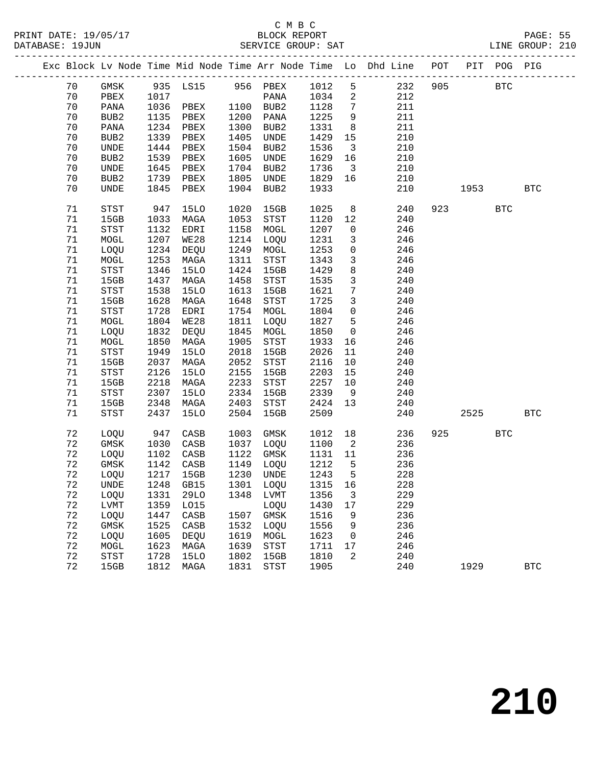C M B C
PRINT DATE: 19/05/17 BLOCK REPORT PAGE: 55
DATABASE: 19JUN SERVICE GROUP: SAT LINE GROUP: 210

| Exc | Block | Lv | Node | Time | Mid Node | Time | Arr Node | Time | Lo | Dhd Line | POT | PIT | POG | PIG |
|---|---|---|---|---|---|---|---|---|---|---|---|---|---|---|
| | 70 | | GMSK | 935 | LS15 | 956 | PBEX | 1012 | 5 | 232 | 905 | | BTC | |
| | 70 | | PBEX | 1017 | | | PANA | 1034 | 2 | 212 | | | | |
| | 70 | | PANA | 1036 | PBEX | 1100 | BUB2 | 1128 | 7 | 211 | | | | |
| | 70 | | BUB2 | 1135 | PBEX | 1200 | PANA | 1225 | 9 | 211 | | | | |
| | 70 | | PANA | 1234 | PBEX | 1300 | BUB2 | 1331 | 8 | 211 | | | | |
| | 70 | | BUB2 | 1339 | PBEX | 1405 | UNDE | 1429 | 15 | 210 | | | | |
| | 70 | | UNDE | 1444 | PBEX | 1504 | BUB2 | 1536 | 3 | 210 | | | | |
| | 70 | | BUB2 | 1539 | PBEX | 1605 | UNDE | 1629 | 16 | 210 | | | | |
| | 70 | | UNDE | 1645 | PBEX | 1704 | BUB2 | 1736 | 3 | 210 | | | | |
| | 70 | | BUB2 | 1739 | PBEX | 1805 | UNDE | 1829 | 16 | 210 | | | | |
| | 70 | | UNDE | 1845 | PBEX | 1904 | BUB2 | 1933 | | 210 | | 1953 | | BTC |
| | 71 | | STST | 947 | 15LO | 1020 | 15GB | 1025 | 8 | 240 | 923 | | BTC | |
| | 71 | | 15GB | 1033 | MAGA | 1053 | STST | 1120 | 12 | 240 | | | | |
| | 71 | | STST | 1132 | EDRI | 1158 | MOGL | 1207 | 0 | 246 | | | | |
| | 71 | | MOGL | 1207 | WE28 | 1214 | LOQU | 1231 | 3 | 246 | | | | |
| | 71 | | LOQU | 1234 | DEQU | 1249 | MOGL | 1253 | 0 | 246 | | | | |
| | 71 | | MOGL | 1253 | MAGA | 1311 | STST | 1343 | 3 | 246 | | | | |
| | 71 | | STST | 1346 | 15LO | 1424 | 15GB | 1429 | 8 | 240 | | | | |
| | 71 | | 15GB | 1437 | MAGA | 1458 | STST | 1535 | 3 | 240 | | | | |
| | 71 | | STST | 1538 | 15LO | 1613 | 15GB | 1621 | 7 | 240 | | | | |
| | 71 | | 15GB | 1628 | MAGA | 1648 | STST | 1725 | 3 | 240 | | | | |
| | 71 | | STST | 1728 | EDRI | 1754 | MOGL | 1804 | 0 | 246 | | | | |
| | 71 | | MOGL | 1804 | WE28 | 1811 | LOQU | 1827 | 5 | 246 | | | | |
| | 71 | | LOQU | 1832 | DEQU | 1845 | MOGL | 1850 | 0 | 246 | | | | |
| | 71 | | MOGL | 1850 | MAGA | 1905 | STST | 1933 | 16 | 246 | | | | |
| | 71 | | STST | 1949 | 15LO | 2018 | 15GB | 2026 | 11 | 240 | | | | |
| | 71 | | 15GB | 2037 | MAGA | 2052 | STST | 2116 | 10 | 240 | | | | |
| | 71 | | STST | 2126 | 15LO | 2155 | 15GB | 2203 | 15 | 240 | | | | |
| | 71 | | 15GB | 2218 | MAGA | 2233 | STST | 2257 | 10 | 240 | | | | |
| | 71 | | STST | 2307 | 15LO | 2334 | 15GB | 2339 | 9 | 240 | | | | |
| | 71 | | 15GB | 2348 | MAGA | 2403 | STST | 2424 | 13 | 240 | | | | |
| | 71 | | STST | 2437 | 15LO | 2504 | 15GB | 2509 | | 240 | | 2525 | | BTC |
| | 72 | | LOQU | 947 | CASB | 1003 | GMSK | 1012 | 18 | 236 | 925 | | BTC | |
| | 72 | | GMSK | 1030 | CASB | 1037 | LOQU | 1100 | 2 | 236 | | | | |
| | 72 | | LOQU | 1102 | CASB | 1122 | GMSK | 1131 | 11 | 236 | | | | |
| | 72 | | GMSK | 1142 | CASB | 1149 | LOQU | 1212 | 5 | 236 | | | | |
| | 72 | | LOQU | 1217 | 15GB | 1230 | UNDE | 1243 | 5 | 228 | | | | |
| | 72 | | UNDE | 1248 | GB15 | 1301 | LOQU | 1315 | 16 | 228 | | | | |
| | 72 | | LOQU | 1331 | 29LO | 1348 | LVMT | 1356 | 3 | 229 | | | | |
| | 72 | | LVMT | 1359 | LO15 | | LOQU | 1430 | 17 | 229 | | | | |
| | 72 | | LOQU | 1447 | CASB | 1507 | GMSK | 1516 | 9 | 236 | | | | |
| | 72 | | GMSK | 1525 | CASB | 1532 | LOQU | 1556 | 9 | 236 | | | | |
| | 72 | | LOQU | 1605 | DEQU | 1619 | MOGL | 1623 | 0 | 246 | | | | |
| | 72 | | MOGL | 1623 | MAGA | 1639 | STST | 1711 | 17 | 246 | | | | |
| | 72 | | STST | 1728 | 15LO | 1802 | 15GB | 1810 | 2 | 240 | | | | |
| | 72 | | 15GB | 1812 | MAGA | 1831 | STST | 1905 | | 240 | | 1929 | | BTC |

210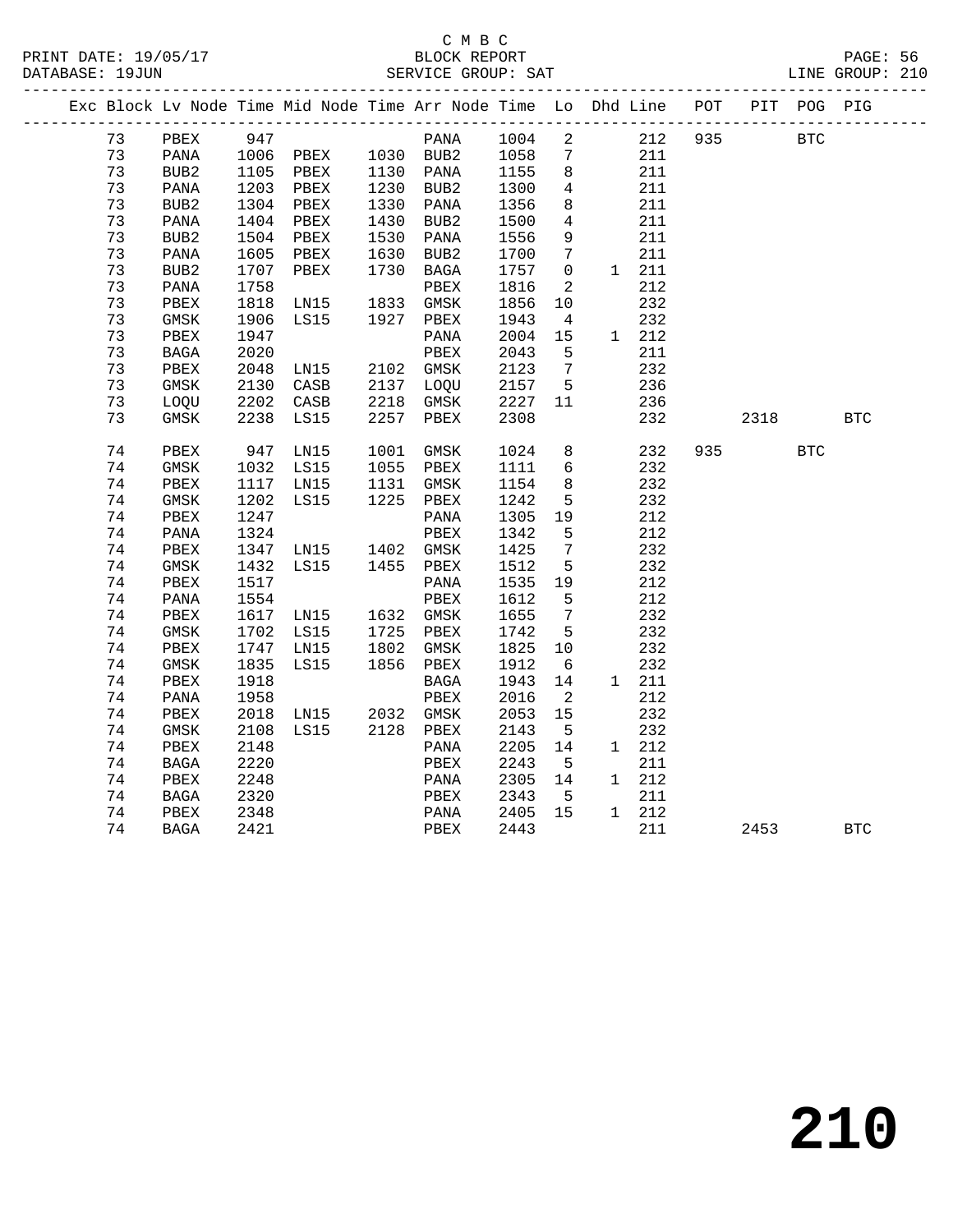C M B C

BLOCK REPORT

SERVICE GROUP: SAT

LINE GROUP: 210

PRINT DATE: 19/05/17

DATABASE: 19JUN

| Exc | Block | Lv | Node | Time | Mid Node | Time | Arr Node | Time | Lo | Dhd | Line | POT | PIT | POG | PIG |
|---|---|---|---|---|---|---|---|---|---|---|---|---|---|---|---|
| | 73 | | PBEX | 947 | | | PANA | 1004 | 2 | | 212 | 935 | | BTC | |
| | 73 | | PANA | 1006 | PBEX | 1030 | BUB2 | 1058 | 7 | | 211 | | | | |
| | 73 | | BUB2 | 1105 | PBEX | 1130 | PANA | 1155 | 8 | | 211 | | | | |
| | 73 | | PANA | 1203 | PBEX | 1230 | BUB2 | 1300 | 4 | | 211 | | | | |
| | 73 | | BUB2 | 1304 | PBEX | 1330 | PANA | 1356 | 8 | | 211 | | | | |
| | 73 | | PANA | 1404 | PBEX | 1430 | BUB2 | 1500 | 4 | | 211 | | | | |
| | 73 | | BUB2 | 1504 | PBEX | 1530 | PANA | 1556 | 9 | | 211 | | | | |
| | 73 | | PANA | 1605 | PBEX | 1630 | BUB2 | 1700 | 7 | | 211 | | | | |
| | 73 | | BUB2 | 1707 | PBEX | 1730 | BAGA | 1757 | 0 | 1 | 211 | | | | |
| | 73 | | PANA | 1758 | | | PBEX | 1816 | 2 | | 212 | | | | |
| | 73 | | PBEX | 1818 | LN15 | 1833 | GMSK | 1856 | 10 | | 232 | | | | |
| | 73 | | GMSK | 1906 | LS15 | 1927 | PBEX | 1943 | 4 | | 232 | | | | |
| | 73 | | PBEX | 1947 | | | PANA | 2004 | 15 | 1 | 212 | | | | |
| | 73 | | BAGA | 2020 | | | PBEX | 2043 | 5 | | 211 | | | | |
| | 73 | | PBEX | 2048 | LN15 | 2102 | GMSK | 2123 | 7 | | 232 | | | | |
| | 73 | | GMSK | 2130 | CASB | 2137 | LOQU | 2157 | 5 | | 236 | | | | |
| | 73 | | LOQU | 2202 | CASB | 2218 | GMSK | 2227 | 11 | | 236 | | | | |
| | 73 | | GMSK | 2238 | LS15 | 2257 | PBEX | 2308 | | | 232 | | 2318 | | BTC |
| | 74 | | PBEX | 947 | LN15 | 1001 | GMSK | 1024 | 8 | | 232 | 935 | | BTC | |
| | 74 | | GMSK | 1032 | LS15 | 1055 | PBEX | 1111 | 6 | | 232 | | | | |
| | 74 | | PBEX | 1117 | LN15 | 1131 | GMSK | 1154 | 8 | | 232 | | | | |
| | 74 | | GMSK | 1202 | LS15 | 1225 | PBEX | 1242 | 5 | | 232 | | | | |
| | 74 | | PBEX | 1247 | | | PANA | 1305 | 19 | | 212 | | | | |
| | 74 | | PANA | 1324 | | | PBEX | 1342 | 5 | | 212 | | | | |
| | 74 | | PBEX | 1347 | LN15 | 1402 | GMSK | 1425 | 7 | | 232 | | | | |
| | 74 | | GMSK | 1432 | LS15 | 1455 | PBEX | 1512 | 5 | | 232 | | | | |
| | 74 | | PBEX | 1517 | | | PANA | 1535 | 19 | | 212 | | | | |
| | 74 | | PANA | 1554 | | | PBEX | 1612 | 5 | | 212 | | | | |
| | 74 | | PBEX | 1617 | LN15 | 1632 | GMSK | 1655 | 7 | | 232 | | | | |
| | 74 | | GMSK | 1702 | LS15 | 1725 | PBEX | 1742 | 5 | | 232 | | | | |
| | 74 | | PBEX | 1747 | LN15 | 1802 | GMSK | 1825 | 10 | | 232 | | | | |
| | 74 | | GMSK | 1835 | LS15 | 1856 | PBEX | 1912 | 6 | | 232 | | | | |
| | 74 | | PBEX | 1918 | | | BAGA | 1943 | 14 | 1 | 211 | | | | |
| | 74 | | PANA | 1958 | | | PBEX | 2016 | 2 | | 212 | | | | |
| | 74 | | PBEX | 2018 | LN15 | 2032 | GMSK | 2053 | 15 | | 232 | | | | |
| | 74 | | GMSK | 2108 | LS15 | 2128 | PBEX | 2143 | 5 | | 232 | | | | |
| | 74 | | PBEX | 2148 | | | PANA | 2205 | 14 | 1 | 212 | | | | |
| | 74 | | BAGA | 2220 | | | PBEX | 2243 | 5 | | 211 | | | | |
| | 74 | | PBEX | 2248 | | | PANA | 2305 | 14 | 1 | 212 | | | | |
| | 74 | | BAGA | 2320 | | | PBEX | 2343 | 5 | | 211 | | | | |
| | 74 | | PBEX | 2348 | | | PANA | 2405 | 15 | 1 | 212 | | | | |
| | 74 | | BAGA | 2421 | | | PBEX | 2443 | | | 211 | | 2453 | | BTC |

210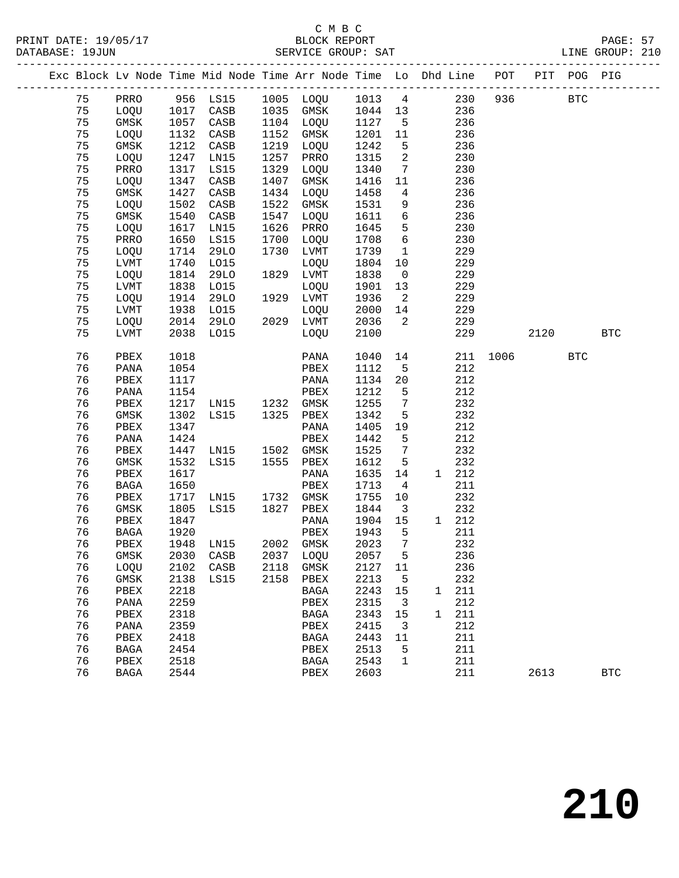C M B C

BLOCK REPORT

SERVICE GROUP: SAT

PRINT DATE: 19/05/17
DATABASE: 19JUN
LINE GROUP: 210

| Exc | Block | Lv | Node | Time | Mid Node | Time | Arr Node | Time | Lo | Dhd | Line | POT | PIT | POG | PIG |
|---|---|---|---|---|---|---|---|---|---|---|---|---|---|---|---|
| | 75 | | PRRO | 956 | LS15 | 1005 | LOQU | 1013 | 4 | | 230 | 936 | | BTC | |
| | 75 | | LOQU | 1017 | CASB | 1035 | GMSK | 1044 | 13 | | 236 | | | | |
| | 75 | | GMSK | 1057 | CASB | 1104 | LOQU | 1127 | 5 | | 236 | | | | |
| | 75 | | LOQU | 1132 | CASB | 1152 | GMSK | 1201 | 11 | | 236 | | | | |
| | 75 | | GMSK | 1212 | CASB | 1219 | LOQU | 1242 | 5 | | 236 | | | | |
| | 75 | | LOQU | 1247 | LN15 | 1257 | PRRO | 1315 | 2 | | 230 | | | | |
| | 75 | | PRRO | 1317 | LS15 | 1329 | LOQU | 1340 | 7 | | 230 | | | | |
| | 75 | | LOQU | 1347 | CASB | 1407 | GMSK | 1416 | 11 | | 236 | | | | |
| | 75 | | GMSK | 1427 | CASB | 1434 | LOQU | 1458 | 4 | | 236 | | | | |
| | 75 | | LOQU | 1502 | CASB | 1522 | GMSK | 1531 | 9 | | 236 | | | | |
| | 75 | | GMSK | 1540 | CASB | 1547 | LOQU | 1611 | 6 | | 236 | | | | |
| | 75 | | LOQU | 1617 | LN15 | 1626 | PRRO | 1645 | 5 | | 230 | | | | |
| | 75 | | PRRO | 1650 | LS15 | 1700 | LOQU | 1708 | 6 | | 230 | | | | |
| | 75 | | LOQU | 1714 | 29LO | 1730 | LVMT | 1739 | 1 | | 229 | | | | |
| | 75 | | LVMT | 1740 | LO15 | | LOQU | 1804 | 10 | | 229 | | | | |
| | 75 | | LOQU | 1814 | 29LO | 1829 | LVMT | 1838 | 0 | | 229 | | | | |
| | 75 | | LVMT | 1838 | LO15 | | LOQU | 1901 | 13 | | 229 | | | | |
| | 75 | | LOQU | 1914 | 29LO | 1929 | LVMT | 1936 | 2 | | 229 | | | | |
| | 75 | | LVMT | 1938 | LO15 | | LOQU | 2000 | 14 | | 229 | | | | |
| | 75 | | LOQU | 2014 | 29LO | 2029 | LVMT | 2036 | 2 | | 229 | | | | |
| | 75 | | LVMT | 2038 | LO15 | | LOQU | 2100 | | | 229 | | 2120 | | BTC |
| | 76 | | PBEX | 1018 | | | PANA | 1040 | 14 | | 211 | 1006 | | BTC | |
| | 76 | | PANA | 1054 | | | PBEX | 1112 | 5 | | 212 | | | | |
| | 76 | | PBEX | 1117 | | | PANA | 1134 | 20 | | 212 | | | | |
| | 76 | | PANA | 1154 | | | PBEX | 1212 | 5 | | 212 | | | | |
| | 76 | | PBEX | 1217 | LN15 | 1232 | GMSK | 1255 | 7 | | 232 | | | | |
| | 76 | | GMSK | 1302 | LS15 | 1325 | PBEX | 1342 | 5 | | 232 | | | | |
| | 76 | | PBEX | 1347 | | | PANA | 1405 | 19 | | 212 | | | | |
| | 76 | | PANA | 1424 | | | PBEX | 1442 | 5 | | 212 | | | | |
| | 76 | | PBEX | 1447 | LN15 | 1502 | GMSK | 1525 | 7 | | 232 | | | | |
| | 76 | | GMSK | 1532 | LS15 | 1555 | PBEX | 1612 | 5 | | 232 | | | | |
| | 76 | | PBEX | 1617 | | | PANA | 1635 | 14 | 1 | 212 | | | | |
| | 76 | | BAGA | 1650 | | | PBEX | 1713 | 4 | | 211 | | | | |
| | 76 | | PBEX | 1717 | LN15 | 1732 | GMSK | 1755 | 10 | | 232 | | | | |
| | 76 | | GMSK | 1805 | LS15 | 1827 | PBEX | 1844 | 3 | | 232 | | | | |
| | 76 | | PBEX | 1847 | | | PANA | 1904 | 15 | 1 | 212 | | | | |
| | 76 | | BAGA | 1920 | | | PBEX | 1943 | 5 | | 211 | | | | |
| | 76 | | PBEX | 1948 | LN15 | 2002 | GMSK | 2023 | 7 | | 232 | | | | |
| | 76 | | GMSK | 2030 | CASB | 2037 | LOQU | 2057 | 5 | | 236 | | | | |
| | 76 | | LOQU | 2102 | CASB | 2118 | GMSK | 2127 | 11 | | 236 | | | | |
| | 76 | | GMSK | 2138 | LS15 | 2158 | PBEX | 2213 | 5 | | 232 | | | | |
| | 76 | | PBEX | 2218 | | | BAGA | 2243 | 15 | 1 | 211 | | | | |
| | 76 | | PANA | 2259 | | | PBEX | 2315 | 3 | | 212 | | | | |
| | 76 | | PBEX | 2318 | | | BAGA | 2343 | 15 | 1 | 211 | | | | |
| | 76 | | PANA | 2359 | | | PBEX | 2415 | 3 | | 212 | | | | |
| | 76 | | PBEX | 2418 | | | BAGA | 2443 | 11 | | 211 | | | | |
| | 76 | | BAGA | 2454 | | | PBEX | 2513 | 5 | | 211 | | | | |
| | 76 | | PBEX | 2518 | | | BAGA | 2543 | 1 | | 211 | | | | |
| | 76 | | BAGA | 2544 | | | PBEX | 2603 | | | 211 | | 2613 | | BTC |

210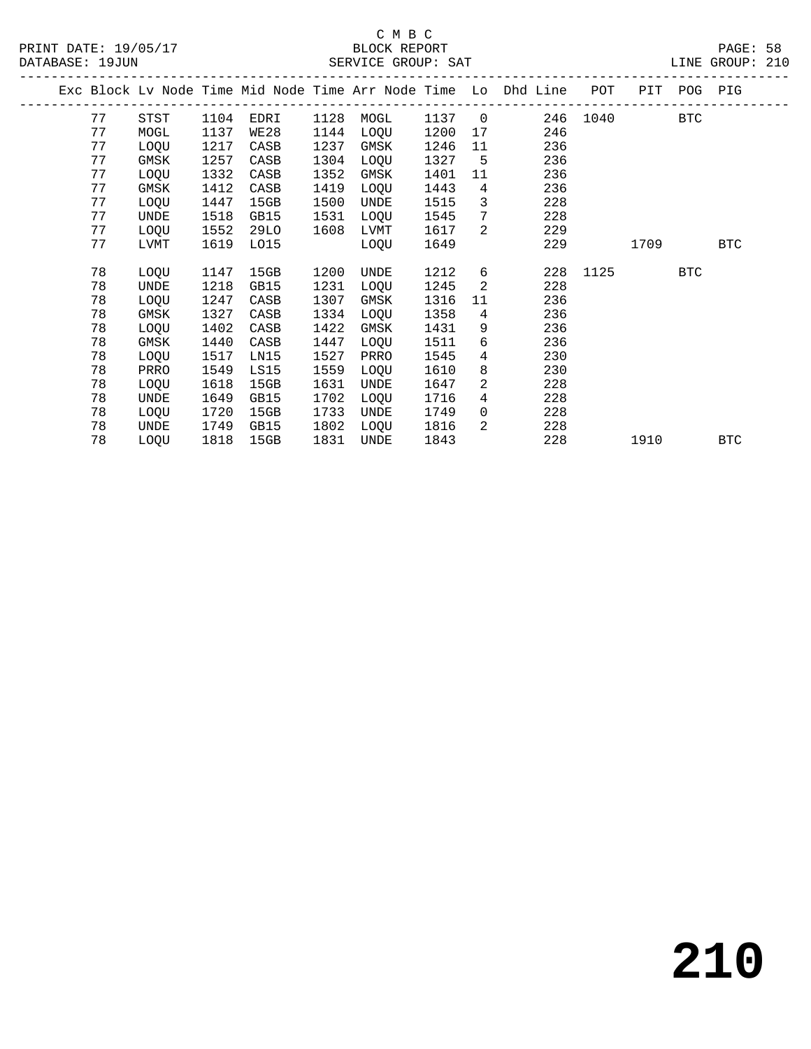C M B C

BLOCK REPORT

SERVICE GROUP: SAT

PRINT DATE: 19/05/17
DATABASE: 19JUN
LINE GROUP: 210

| Exc | Block | Lv Node | Time | Mid Node | Time | Arr Node | Time | Lo | Dhd Line | POT | PIT | POG | PIG |
|---|---|---|---|---|---|---|---|---|---|---|---|---|---|
| | 77 | STST | 1104 | EDRI | 1128 | MOGL | 1137 | 0 | 246 | 1040 | | BTC | |
| | 77 | MOGL | 1137 | WE28 | 1144 | LOQU | 1200 | 17 | 246 | | | | |
| | 77 | LOQU | 1217 | CASB | 1237 | GMSK | 1246 | 11 | 236 | | | | |
| | 77 | GMSK | 1257 | CASB | 1304 | LOQU | 1327 | 5 | 236 | | | | |
| | 77 | LOQU | 1332 | CASB | 1352 | GMSK | 1401 | 11 | 236 | | | | |
| | 77 | GMSK | 1412 | CASB | 1419 | LOQU | 1443 | 4 | 236 | | | | |
| | 77 | LOQU | 1447 | 15GB | 1500 | UNDE | 1515 | 3 | 228 | | | | |
| | 77 | UNDE | 1518 | GB15 | 1531 | LOQU | 1545 | 7 | 228 | | | | |
| | 77 | LOQU | 1552 | 29LO | 1608 | LVMT | 1617 | 2 | 229 | | | | |
| | 77 | LVMT | 1619 | LO15 | | LOQU | 1649 | | 229 | | 1709 | | BTC |
| | 78 | LOQU | 1147 | 15GB | 1200 | UNDE | 1212 | 6 | 228 | 1125 | | BTC | |
| | 78 | UNDE | 1218 | GB15 | 1231 | LOQU | 1245 | 2 | 228 | | | | |
| | 78 | LOQU | 1247 | CASB | 1307 | GMSK | 1316 | 11 | 236 | | | | |
| | 78 | GMSK | 1327 | CASB | 1334 | LOQU | 1358 | 4 | 236 | | | | |
| | 78 | LOQU | 1402 | CASB | 1422 | GMSK | 1431 | 9 | 236 | | | | |
| | 78 | GMSK | 1440 | CASB | 1447 | LOQU | 1511 | 6 | 236 | | | | |
| | 78 | LOQU | 1517 | LN15 | 1527 | PRRO | 1545 | 4 | 230 | | | | |
| | 78 | PRRO | 1549 | LS15 | 1559 | LOQU | 1610 | 8 | 230 | | | | |
| | 78 | LOQU | 1618 | 15GB | 1631 | UNDE | 1647 | 2 | 228 | | | | |
| | 78 | UNDE | 1649 | GB15 | 1702 | LOQU | 1716 | 4 | 228 | | | | |
| | 78 | LOQU | 1720 | 15GB | 1733 | UNDE | 1749 | 0 | 228 | | | | |
| | 78 | UNDE | 1749 | GB15 | 1802 | LOQU | 1816 | 2 | 228 | | | | |
| | 78 | LOQU | 1818 | 15GB | 1831 | UNDE | 1843 | | 228 | | 1910 | | BTC |

# 210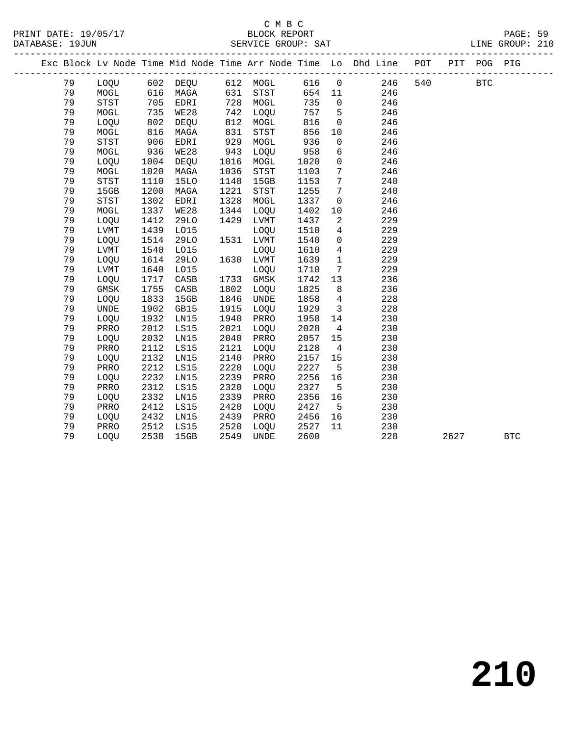C M B C
BLOCK REPORT
SERVICE GROUP: SAT

PRINT DATE: 19/05/17
DATABASE: 19JUN
LINE GROUP: 210

| Exc | Block | Lv | Node | Time | Mid Node | Time | Arr Node | Time | Lo | Dhd Line | POT | PIT | POG | PIG |
|---|---|---|---|---|---|---|---|---|---|---|---|---|---|---|
| | 79 | | LOQU | 602 | DEQU | 612 | MOGL | 616 | 0 | 246 | 540 | | BTC | |
| | 79 | | MOGL | 616 | MAGA | 631 | STST | 654 | 11 | 246 | | | | |
| | 79 | | STST | 705 | EDRI | 728 | MOGL | 735 | 0 | 246 | | | | |
| | 79 | | MOGL | 735 | WE28 | 742 | LOQU | 757 | 5 | 246 | | | | |
| | 79 | | LOQU | 802 | DEQU | 812 | MOGL | 816 | 0 | 246 | | | | |
| | 79 | | MOGL | 816 | MAGA | 831 | STST | 856 | 10 | 246 | | | | |
| | 79 | | STST | 906 | EDRI | 929 | MOGL | 936 | 0 | 246 | | | | |
| | 79 | | MOGL | 936 | WE28 | 943 | LOQU | 958 | 6 | 246 | | | | |
| | 79 | | LOQU | 1004 | DEQU | 1016 | MOGL | 1020 | 0 | 246 | | | | |
| | 79 | | MOGL | 1020 | MAGA | 1036 | STST | 1103 | 7 | 246 | | | | |
| | 79 | | STST | 1110 | 15LO | 1148 | 15GB | 1153 | 7 | 240 | | | | |
| | 79 | | 15GB | 1200 | MAGA | 1221 | STST | 1255 | 7 | 240 | | | | |
| | 79 | | STST | 1302 | EDRI | 1328 | MOGL | 1337 | 0 | 246 | | | | |
| | 79 | | MOGL | 1337 | WE28 | 1344 | LOQU | 1402 | 10 | 246 | | | | |
| | 79 | | LOQU | 1412 | 29LO | 1429 | LVMT | 1437 | 2 | 229 | | | | |
| | 79 | | LVMT | 1439 | LO15 | | LOQU | 1510 | 4 | 229 | | | | |
| | 79 | | LOQU | 1514 | 29LO | 1531 | LVMT | 1540 | 0 | 229 | | | | |
| | 79 | | LVMT | 1540 | LO15 | | LOQU | 1610 | 4 | 229 | | | | |
| | 79 | | LOQU | 1614 | 29LO | 1630 | LVMT | 1639 | 1 | 229 | | | | |
| | 79 | | LVMT | 1640 | LO15 | | LOQU | 1710 | 7 | 229 | | | | |
| | 79 | | LOQU | 1717 | CASB | 1733 | GMSK | 1742 | 13 | 236 | | | | |
| | 79 | | GMSK | 1755 | CASB | 1802 | LOQU | 1825 | 8 | 236 | | | | |
| | 79 | | LOQU | 1833 | 15GB | 1846 | UNDE | 1858 | 4 | 228 | | | | |
| | 79 | | UNDE | 1902 | GB15 | 1915 | LOQU | 1929 | 3 | 228 | | | | |
| | 79 | | LOQU | 1932 | LN15 | 1940 | PRRO | 1958 | 14 | 230 | | | | |
| | 79 | | PRRO | 2012 | LS15 | 2021 | LOQU | 2028 | 4 | 230 | | | | |
| | 79 | | LOQU | 2032 | LN15 | 2040 | PRRO | 2057 | 15 | 230 | | | | |
| | 79 | | PRRO | 2112 | LS15 | 2121 | LOQU | 2128 | 4 | 230 | | | | |
| | 79 | | LOQU | 2132 | LN15 | 2140 | PRRO | 2157 | 15 | 230 | | | | |
| | 79 | | PRRO | 2212 | LS15 | 2220 | LOQU | 2227 | 5 | 230 | | | | |
| | 79 | | LOQU | 2232 | LN15 | 2239 | PRRO | 2256 | 16 | 230 | | | | |
| | 79 | | PRRO | 2312 | LS15 | 2320 | LOQU | 2327 | 5 | 230 | | | | |
| | 79 | | LOQU | 2332 | LN15 | 2339 | PRRO | 2356 | 16 | 230 | | | | |
| | 79 | | PRRO | 2412 | LS15 | 2420 | LOQU | 2427 | 5 | 230 | | | | |
| | 79 | | LOQU | 2432 | LN15 | 2439 | PRRO | 2456 | 16 | 230 | | | | |
| | 79 | | PRRO | 2512 | LS15 | 2520 | LOQU | 2527 | 11 | 230 | | | | |
| | 79 | | LOQU | 2538 | 15GB | 2549 | UNDE | 2600 | | 228 | | 2627 | | BTC |

# 210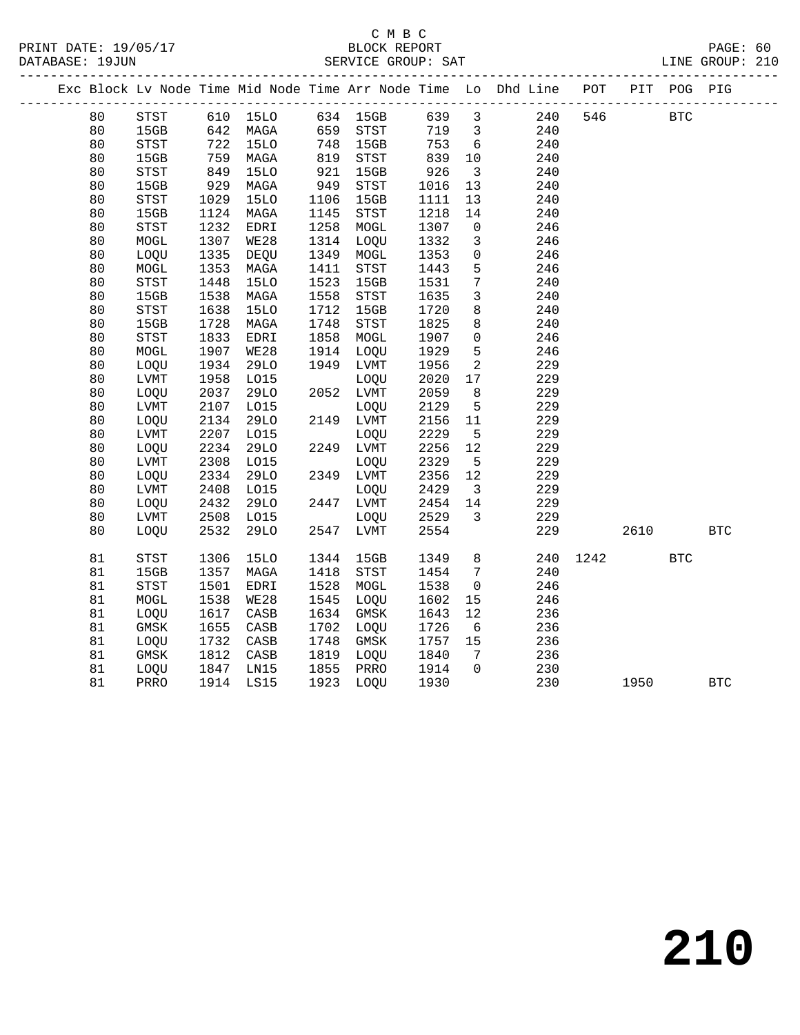C M B C

PRINT DATE: 19/05/17 BLOCK REPORT

DATABASE: 19JUN SERVICE GROUP: SAT LINE GROUP: 210

| Exc | Block | Lv | Node | Time | Mid Node | Time | Arr Node | Time | Lo | Dhd Line | POT | PIT | POG | PIG |
|---|---|---|---|---|---|---|---|---|---|---|---|---|---|---|
| | 80 | | STST | 610 | 15LO | 634 | 15GB | 639 | 3 | 240 | 546 | | BTC | |
| | 80 | | 15GB | 642 | MAGA | 659 | STST | 719 | 3 | 240 | | | | |
| | 80 | | STST | 722 | 15LO | 748 | 15GB | 753 | 6 | 240 | | | | |
| | 80 | | 15GB | 759 | MAGA | 819 | STST | 839 | 10 | 240 | | | | |
| | 80 | | STST | 849 | 15LO | 921 | 15GB | 926 | 3 | 240 | | | | |
| | 80 | | 15GB | 929 | MAGA | 949 | STST | 1016 | 13 | 240 | | | | |
| | 80 | | STST | 1029 | 15LO | 1106 | 15GB | 1111 | 13 | 240 | | | | |
| | 80 | | 15GB | 1124 | MAGA | 1145 | STST | 1218 | 14 | 240 | | | | |
| | 80 | | STST | 1232 | EDRI | 1258 | MOGL | 1307 | 0 | 246 | | | | |
| | 80 | | MOGL | 1307 | WE28 | 1314 | LOQU | 1332 | 3 | 246 | | | | |
| | 80 | | LOQU | 1335 | DEQU | 1349 | MOGL | 1353 | 0 | 246 | | | | |
| | 80 | | MOGL | 1353 | MAGA | 1411 | STST | 1443 | 5 | 246 | | | | |
| | 80 | | STST | 1448 | 15LO | 1523 | 15GB | 1531 | 7 | 240 | | | | |
| | 80 | | 15GB | 1538 | MAGA | 1558 | STST | 1635 | 3 | 240 | | | | |
| | 80 | | STST | 1638 | 15LO | 1712 | 15GB | 1720 | 8 | 240 | | | | |
| | 80 | | 15GB | 1728 | MAGA | 1748 | STST | 1825 | 8 | 240 | | | | |
| | 80 | | STST | 1833 | EDRI | 1858 | MOGL | 1907 | 0 | 246 | | | | |
| | 80 | | MOGL | 1907 | WE28 | 1914 | LOQU | 1929 | 5 | 246 | | | | |
| | 80 | | LOQU | 1934 | 29LO | 1949 | LVMT | 1956 | 2 | 229 | | | | |
| | 80 | | LVMT | 1958 | LO15 | | LOQU | 2020 | 17 | 229 | | | | |
| | 80 | | LOQU | 2037 | 29LO | 2052 | LVMT | 2059 | 8 | 229 | | | | |
| | 80 | | LVMT | 2107 | LO15 | | LOQU | 2129 | 5 | 229 | | | | |
| | 80 | | LOQU | 2134 | 29LO | 2149 | LVMT | 2156 | 11 | 229 | | | | |
| | 80 | | LVMT | 2207 | LO15 | | LOQU | 2229 | 5 | 229 | | | | |
| | 80 | | LOQU | 2234 | 29LO | 2249 | LVMT | 2256 | 12 | 229 | | | | |
| | 80 | | LVMT | 2308 | LO15 | | LOQU | 2329 | 5 | 229 | | | | |
| | 80 | | LOQU | 2334 | 29LO | 2349 | LVMT | 2356 | 12 | 229 | | | | |
| | 80 | | LVMT | 2408 | LO15 | | LOQU | 2429 | 3 | 229 | | | | |
| | 80 | | LOQU | 2432 | 29LO | 2447 | LVMT | 2454 | 14 | 229 | | | | |
| | 80 | | LVMT | 2508 | LO15 | | LOQU | 2529 | 3 | 229 | | | | |
| | 80 | | LOQU | 2532 | 29LO | 2547 | LVMT | 2554 | | 229 | | 2610 | | BTC |
| | 81 | | STST | 1306 | 15LO | 1344 | 15GB | 1349 | 8 | 240 | 1242 | | BTC | |
| | 81 | | 15GB | 1357 | MAGA | 1418 | STST | 1454 | 7 | 240 | | | | |
| | 81 | | STST | 1501 | EDRI | 1528 | MOGL | 1538 | 0 | 246 | | | | |
| | 81 | | MOGL | 1538 | WE28 | 1545 | LOQU | 1602 | 15 | 246 | | | | |
| | 81 | | LOQU | 1617 | CASB | 1634 | GMSK | 1643 | 12 | 236 | | | | |
| | 81 | | GMSK | 1655 | CASB | 1702 | LOQU | 1726 | 6 | 236 | | | | |
| | 81 | | LOQU | 1732 | CASB | 1748 | GMSK | 1757 | 15 | 236 | | | | |
| | 81 | | GMSK | 1812 | CASB | 1819 | LOQU | 1840 | 7 | 236 | | | | |
| | 81 | | LOQU | 1847 | LN15 | 1855 | PRRO | 1914 | 0 | 230 | | | | |
| | 81 | | PRRO | 1914 | LS15 | 1923 | LOQU | 1930 | | 230 | | 1950 | | BTC |

# 210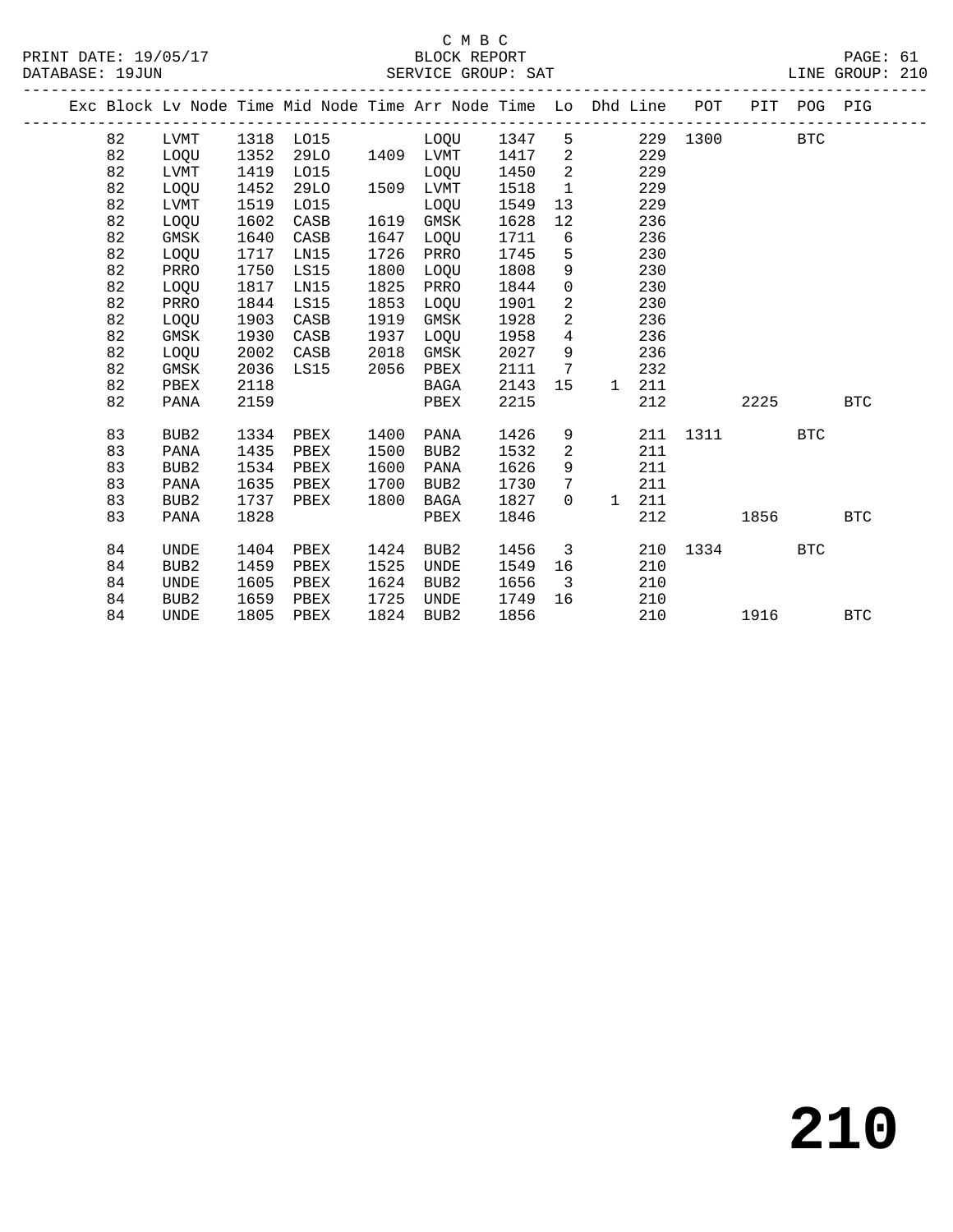C M B C
PRINT DATE: 19/05/17 BLOCK REPORT
DATABASE: 19JUN SERVICE GROUP: SAT LINE GROUP: 210

| Exc | Block | Lv | Node | Time | Mid Node | Time | Arr Node | Time | Lo | Dhd | Line | POT | PIT | POG | PIG |
|---|---|---|---|---|---|---|---|---|---|---|---|---|---|---|---|
| | 82 | | LVMT | 1318 | LO15 | | LOQU | 1347 | 5 | | 229 | 1300 | | BTC | |
| | 82 | | LOQU | 1352 | 29LO | 1409 | LVMT | 1417 | 2 | | 229 | | | | |
| | 82 | | LVMT | 1419 | LO15 | | LOQU | 1450 | 2 | | 229 | | | | |
| | 82 | | LOQU | 1452 | 29LO | 1509 | LVMT | 1518 | 1 | | 229 | | | | |
| | 82 | | LVMT | 1519 | LO15 | | LOQU | 1549 | 13 | | 229 | | | | |
| | 82 | | LOQU | 1602 | CASB | 1619 | GMSK | 1628 | 12 | | 236 | | | | |
| | 82 | | GMSK | 1640 | CASB | 1647 | LOQU | 1711 | 6 | | 236 | | | | |
| | 82 | | LOQU | 1717 | LN15 | 1726 | PRRO | 1745 | 5 | | 230 | | | | |
| | 82 | | PRRO | 1750 | LS15 | 1800 | LOQU | 1808 | 9 | | 230 | | | | |
| | 82 | | LOQU | 1817 | LN15 | 1825 | PRRO | 1844 | 0 | | 230 | | | | |
| | 82 | | PRRO | 1844 | LS15 | 1853 | LOQU | 1901 | 2 | | 230 | | | | |
| | 82 | | LOQU | 1903 | CASB | 1919 | GMSK | 1928 | 2 | | 236 | | | | |
| | 82 | | GMSK | 1930 | CASB | 1937 | LOQU | 1958 | 4 | | 236 | | | | |
| | 82 | | LOQU | 2002 | CASB | 2018 | GMSK | 2027 | 9 | | 236 | | | | |
| | 82 | | GMSK | 2036 | LS15 | 2056 | PBEX | 2111 | 7 | | 232 | | | | |
| | 82 | | PBEX | 2118 | | | BAGA | 2143 | 15 | 1 | 211 | | | | |
| | 82 | | PANA | 2159 | | | PBEX | 2215 | | | 212 | | 2225 | | BTC |
| | 83 | | BUB2 | 1334 | PBEX | 1400 | PANA | 1426 | 9 | | 211 | 1311 | | BTC | |
| | 83 | | PANA | 1435 | PBEX | 1500 | BUB2 | 1532 | 2 | | 211 | | | | |
| | 83 | | BUB2 | 1534 | PBEX | 1600 | PANA | 1626 | 9 | | 211 | | | | |
| | 83 | | PANA | 1635 | PBEX | 1700 | BUB2 | 1730 | 7 | | 211 | | | | |
| | 83 | | BUB2 | 1737 | PBEX | 1800 | BAGA | 1827 | 0 | 1 | 211 | | | | |
| | 83 | | PANA | 1828 | | | PBEX | 1846 | | | 212 | | 1856 | | BTC |
| | 84 | | UNDE | 1404 | PBEX | 1424 | BUB2 | 1456 | 3 | | 210 | 1334 | | BTC | |
| | 84 | | BUB2 | 1459 | PBEX | 1525 | UNDE | 1549 | 16 | | 210 | | | | |
| | 84 | | UNDE | 1605 | PBEX | 1624 | BUB2 | 1656 | 3 | | 210 | | | | |
| | 84 | | BUB2 | 1659 | PBEX | 1725 | UNDE | 1749 | 16 | | 210 | | | | |
| | 84 | | UNDE | 1805 | PBEX | 1824 | BUB2 | 1856 | | | 210 | | 1916 | | BTC |

210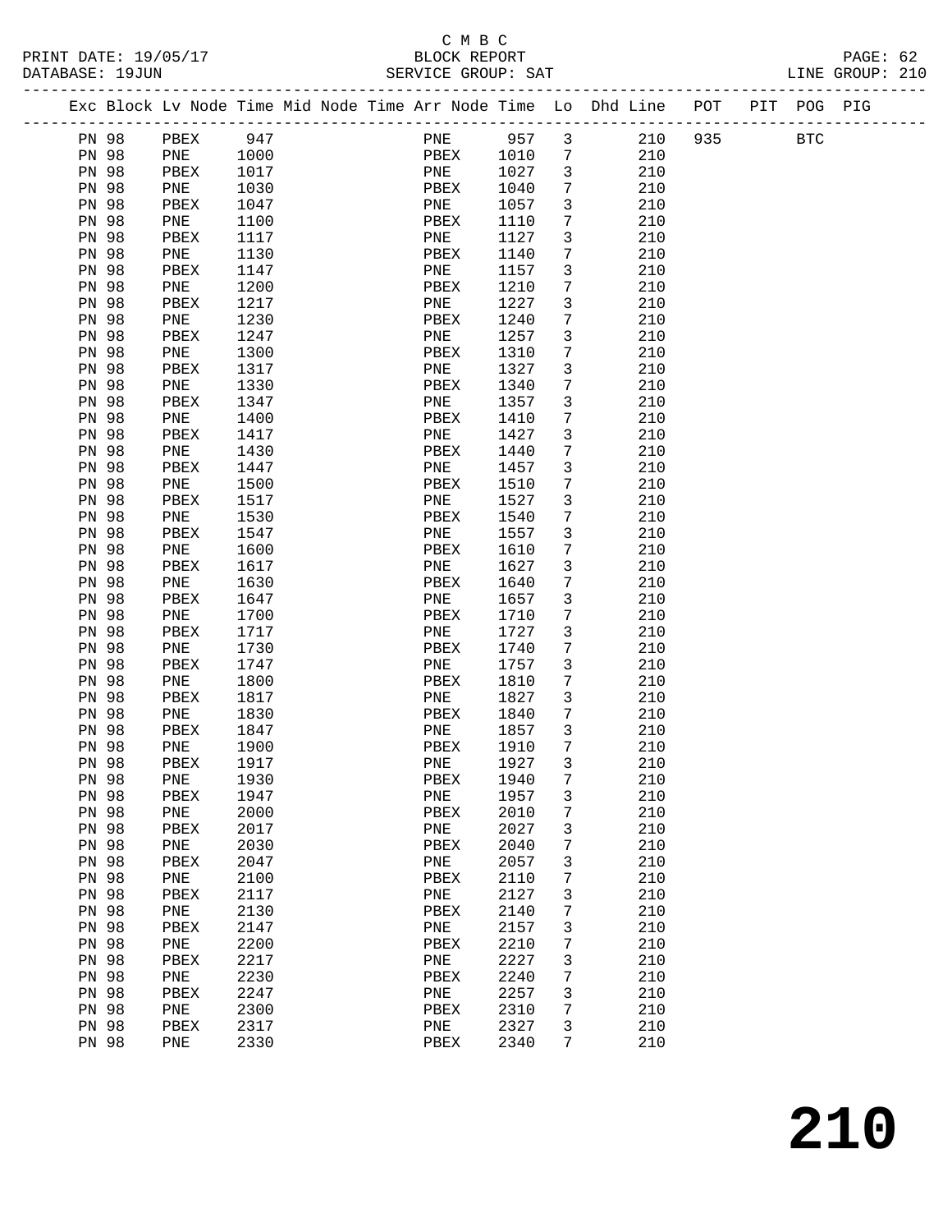C M B C

PRINT DATE: 19/05/17 BLOCK REPORT

DATABASE: 19JUN SERVICE GROUP: SAT LINE GROUP: 210

| Exc | Block | Lv | Node | Time | Mid Node | Time | Arr Node | Time | Lo | Dhd Line | POT | PIT | POG | PIG |
|---|---|---|---|---|---|---|---|---|---|---|---|---|---|---|
| | PN 98 | | PBEX | 947 | | | PNE | 957 | 3 | 210 | 935 | | BTC | |
| | PN 98 | | PNE | 1000 | | | PBEX | 1010 | 7 | 210 | | | | |
| | PN 98 | | PBEX | 1017 | | | PNE | 1027 | 3 | 210 | | | | |
| | PN 98 | | PNE | 1030 | | | PBEX | 1040 | 7 | 210 | | | | |
| | PN 98 | | PBEX | 1047 | | | PNE | 1057 | 3 | 210 | | | | |
| | PN 98 | | PNE | 1100 | | | PBEX | 1110 | 7 | 210 | | | | |
| | PN 98 | | PBEX | 1117 | | | PNE | 1127 | 3 | 210 | | | | |
| | PN 98 | | PNE | 1130 | | | PBEX | 1140 | 7 | 210 | | | | |
| | PN 98 | | PBEX | 1147 | | | PNE | 1157 | 3 | 210 | | | | |
| | PN 98 | | PNE | 1200 | | | PBEX | 1210 | 7 | 210 | | | | |
| | PN 98 | | PBEX | 1217 | | | PNE | 1227 | 3 | 210 | | | | |
| | PN 98 | | PNE | 1230 | | | PBEX | 1240 | 7 | 210 | | | | |
| | PN 98 | | PBEX | 1247 | | | PNE | 1257 | 3 | 210 | | | | |
| | PN 98 | | PNE | 1300 | | | PBEX | 1310 | 7 | 210 | | | | |
| | PN 98 | | PBEX | 1317 | | | PNE | 1327 | 3 | 210 | | | | |
| | PN 98 | | PNE | 1330 | | | PBEX | 1340 | 7 | 210 | | | | |
| | PN 98 | | PBEX | 1347 | | | PNE | 1357 | 3 | 210 | | | | |
| | PN 98 | | PNE | 1400 | | | PBEX | 1410 | 7 | 210 | | | | |
| | PN 98 | | PBEX | 1417 | | | PNE | 1427 | 3 | 210 | | | | |
| | PN 98 | | PNE | 1430 | | | PBEX | 1440 | 7 | 210 | | | | |
| | PN 98 | | PBEX | 1447 | | | PNE | 1457 | 3 | 210 | | | | |
| | PN 98 | | PNE | 1500 | | | PBEX | 1510 | 7 | 210 | | | | |
| | PN 98 | | PBEX | 1517 | | | PNE | 1527 | 3 | 210 | | | | |
| | PN 98 | | PNE | 1530 | | | PBEX | 1540 | 7 | 210 | | | | |
| | PN 98 | | PBEX | 1547 | | | PNE | 1557 | 3 | 210 | | | | |
| | PN 98 | | PNE | 1600 | | | PBEX | 1610 | 7 | 210 | | | | |
| | PN 98 | | PBEX | 1617 | | | PNE | 1627 | 3 | 210 | | | | |
| | PN 98 | | PNE | 1630 | | | PBEX | 1640 | 7 | 210 | | | | |
| | PN 98 | | PBEX | 1647 | | | PNE | 1657 | 3 | 210 | | | | |
| | PN 98 | | PNE | 1700 | | | PBEX | 1710 | 7 | 210 | | | | |
| | PN 98 | | PBEX | 1717 | | | PNE | 1727 | 3 | 210 | | | | |
| | PN 98 | | PNE | 1730 | | | PBEX | 1740 | 7 | 210 | | | | |
| | PN 98 | | PBEX | 1747 | | | PNE | 1757 | 3 | 210 | | | | |
| | PN 98 | | PNE | 1800 | | | PBEX | 1810 | 7 | 210 | | | | |
| | PN 98 | | PBEX | 1817 | | | PNE | 1827 | 3 | 210 | | | | |
| | PN 98 | | PNE | 1830 | | | PBEX | 1840 | 7 | 210 | | | | |
| | PN 98 | | PBEX | 1847 | | | PNE | 1857 | 3 | 210 | | | | |
| | PN 98 | | PNE | 1900 | | | PBEX | 1910 | 7 | 210 | | | | |
| | PN 98 | | PBEX | 1917 | | | PNE | 1927 | 3 | 210 | | | | |
| | PN 98 | | PNE | 1930 | | | PBEX | 1940 | 7 | 210 | | | | |
| | PN 98 | | PBEX | 1947 | | | PNE | 1957 | 3 | 210 | | | | |
| | PN 98 | | PNE | 2000 | | | PBEX | 2010 | 7 | 210 | | | | |
| | PN 98 | | PBEX | 2017 | | | PNE | 2027 | 3 | 210 | | | | |
| | PN 98 | | PNE | 2030 | | | PBEX | 2040 | 7 | 210 | | | | |
| | PN 98 | | PBEX | 2047 | | | PNE | 2057 | 3 | 210 | | | | |
| | PN 98 | | PNE | 2100 | | | PBEX | 2110 | 7 | 210 | | | | |
| | PN 98 | | PBEX | 2117 | | | PNE | 2127 | 3 | 210 | | | | |
| | PN 98 | | PNE | 2130 | | | PBEX | 2140 | 7 | 210 | | | | |
| | PN 98 | | PBEX | 2147 | | | PNE | 2157 | 3 | 210 | | | | |
| | PN 98 | | PNE | 2200 | | | PBEX | 2210 | 7 | 210 | | | | |
| | PN 98 | | PBEX | 2217 | | | PNE | 2227 | 3 | 210 | | | | |
| | PN 98 | | PNE | 2230 | | | PBEX | 2240 | 7 | 210 | | | | |
| | PN 98 | | PBEX | 2247 | | | PNE | 2257 | 3 | 210 | | | | |
| | PN 98 | | PNE | 2300 | | | PBEX | 2310 | 7 | 210 | | | | |
| | PN 98 | | PBEX | 2317 | | | PNE | 2327 | 3 | 210 | | | | |
| | PN 98 | | PNE | 2330 | | | PBEX | 2340 | 7 | 210 | | | | |

# 210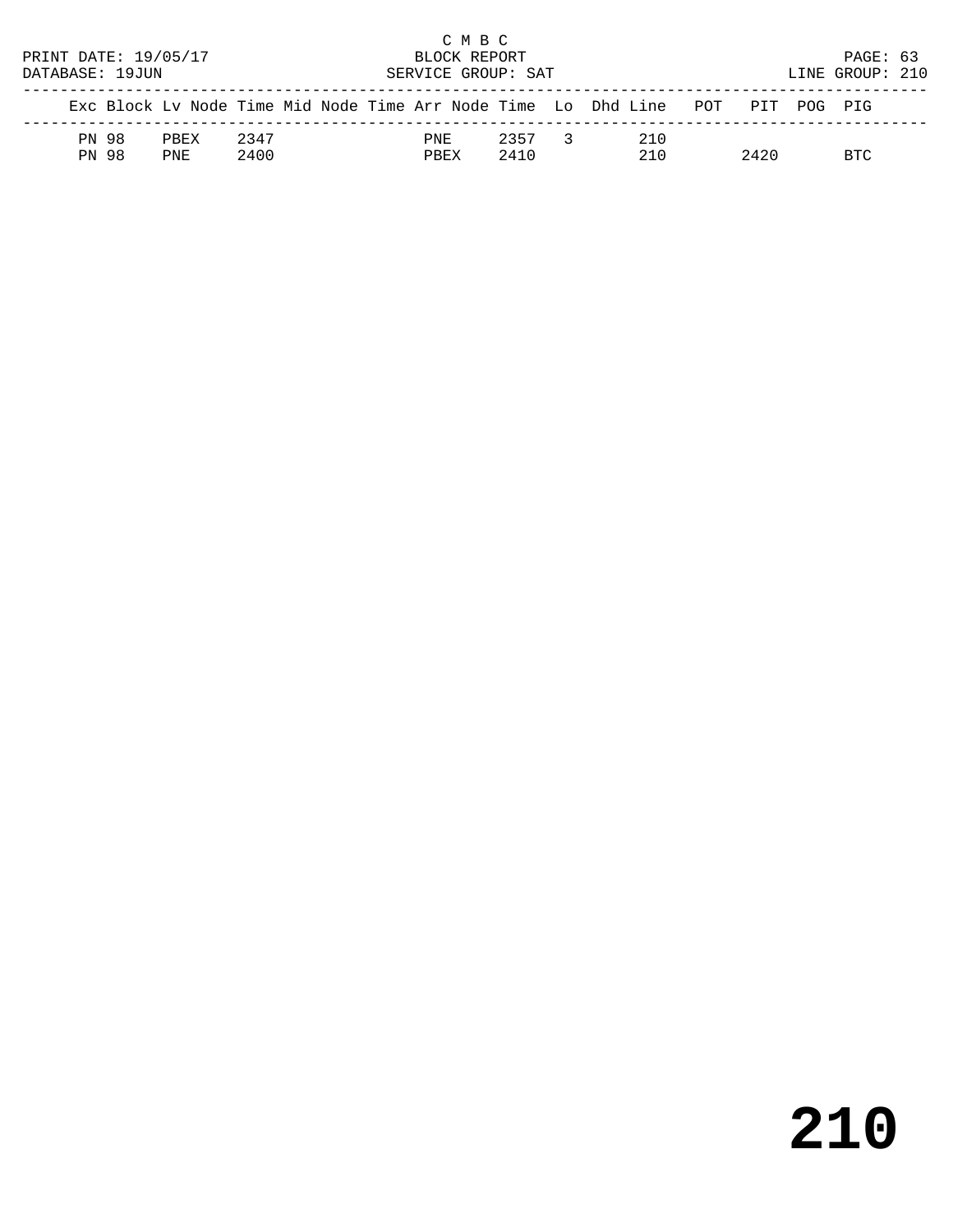C M B C
PRINT DATE: 19/05/17 BLOCK REPORT
DATABASE: 19JUN SERVICE GROUP: SAT LINE GROUP: 210

| Exc | Block | Lv | Node | Time | Mid | Node | Time | Arr | Node | Time | Lo | Dhd | Line | POT | PIT | POG | PIG |
|---|---|---|---|---|---|---|---|---|---|---|---|---|---|---|---|---|---|
| PN | 98 | | PBEX | 2347 | | | | | PNE | 2357 | 3 | | 210 | | | | |
| PN | 98 | | PNE | 2400 | | | | | PBEX | 2410 | | | 210 | | 2420 | | BTC |

# 210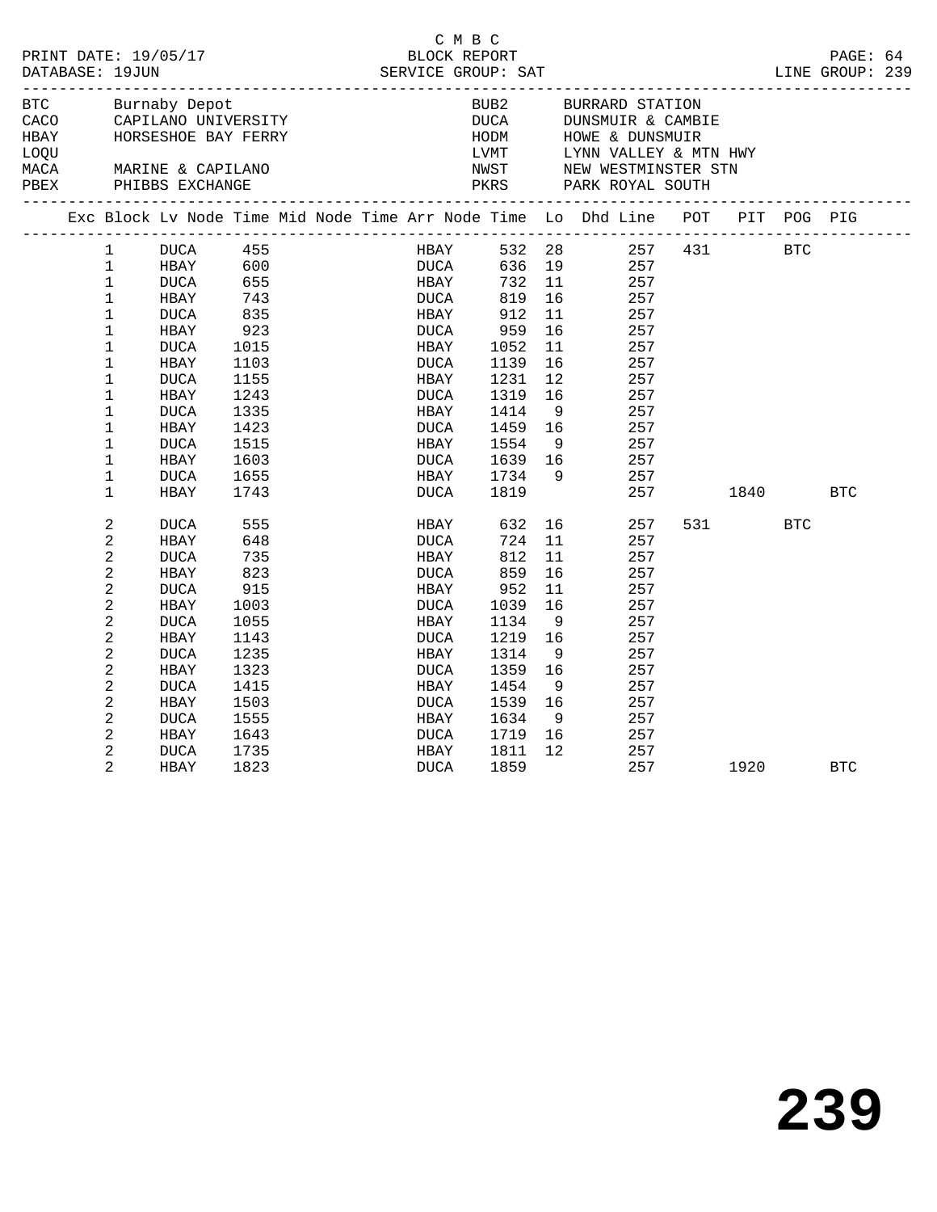C M B C

PRINT DATE: 19/05/17 BLOCK REPORT

DATABASE: 19JUN SERVICE GROUP: SAT LINE GROUP: 239

| Code | Name | Code | Name |
|---|---|---|---|
| BTC | Burnaby Depot | BUB2 | BURRARD STATION |
| CACO | CAPILANO UNIVERSITY | DUCA | DUNSMUIR & CAMBIE |
| HBAY | HORSESHOE BAY FERRY | HODM | HOWE & DUNSMUIR |
| LOQU | | LVMT | LYNN VALLEY & MTN HWY |
| MACA | MARINE & CAPILANO | NWST | NEW WESTMINSTER STN |
| PBEX | PHIBBS EXCHANGE | PKRS | PARK ROYAL SOUTH |

| Exc | Block | Lv Node | Time | Mid Node | Time | Arr Node | Time | Lo | Dhd Line | POT | PIT | POG | PIG |
|---|---|---|---|---|---|---|---|---|---|---|---|---|---|
| | 1 | DUCA | 455 | | | HBAY | 532 | 28 | 257 | 431 | | BTC | |
| | 1 | HBAY | 600 | | | DUCA | 636 | 19 | 257 | | | | |
| | 1 | DUCA | 655 | | | HBAY | 732 | 11 | 257 | | | | |
| | 1 | HBAY | 743 | | | DUCA | 819 | 16 | 257 | | | | |
| | 1 | DUCA | 835 | | | HBAY | 912 | 11 | 257 | | | | |
| | 1 | HBAY | 923 | | | DUCA | 959 | 16 | 257 | | | | |
| | 1 | DUCA | 1015 | | | HBAY | 1052 | 11 | 257 | | | | |
| | 1 | HBAY | 1103 | | | DUCA | 1139 | 16 | 257 | | | | |
| | 1 | DUCA | 1155 | | | HBAY | 1231 | 12 | 257 | | | | |
| | 1 | HBAY | 1243 | | | DUCA | 1319 | 16 | 257 | | | | |
| | 1 | DUCA | 1335 | | | HBAY | 1414 | 9 | 257 | | | | |
| | 1 | HBAY | 1423 | | | DUCA | 1459 | 16 | 257 | | | | |
| | 1 | DUCA | 1515 | | | HBAY | 1554 | 9 | 257 | | | | |
| | 1 | HBAY | 1603 | | | DUCA | 1639 | 16 | 257 | | | | |
| | 1 | DUCA | 1655 | | | HBAY | 1734 | 9 | 257 | | | | |
| | 1 | HBAY | 1743 | | | DUCA | 1819 | | 257 | | 1840 | | BTC |
| | 2 | DUCA | 555 | | | HBAY | 632 | 16 | 257 | 531 | | BTC | |
| | 2 | HBAY | 648 | | | DUCA | 724 | 11 | 257 | | | | |
| | 2 | DUCA | 735 | | | HBAY | 812 | 11 | 257 | | | | |
| | 2 | HBAY | 823 | | | DUCA | 859 | 16 | 257 | | | | |
| | 2 | DUCA | 915 | | | HBAY | 952 | 11 | 257 | | | | |
| | 2 | HBAY | 1003 | | | DUCA | 1039 | 16 | 257 | | | | |
| | 2 | DUCA | 1055 | | | HBAY | 1134 | 9 | 257 | | | | |
| | 2 | HBAY | 1143 | | | DUCA | 1219 | 16 | 257 | | | | |
| | 2 | DUCA | 1235 | | | HBAY | 1314 | 9 | 257 | | | | |
| | 2 | HBAY | 1323 | | | DUCA | 1359 | 16 | 257 | | | | |
| | 2 | DUCA | 1415 | | | HBAY | 1454 | 9 | 257 | | | | |
| | 2 | HBAY | 1503 | | | DUCA | 1539 | 16 | 257 | | | | |
| | 2 | DUCA | 1555 | | | HBAY | 1634 | 9 | 257 | | | | |
| | 2 | HBAY | 1643 | | | DUCA | 1719 | 16 | 257 | | | | |
| | 2 | DUCA | 1735 | | | HBAY | 1811 | 12 | 257 | | | | |
| | 2 | HBAY | 1823 | | | DUCA | 1859 | | 257 | | 1920 | | BTC |

# 239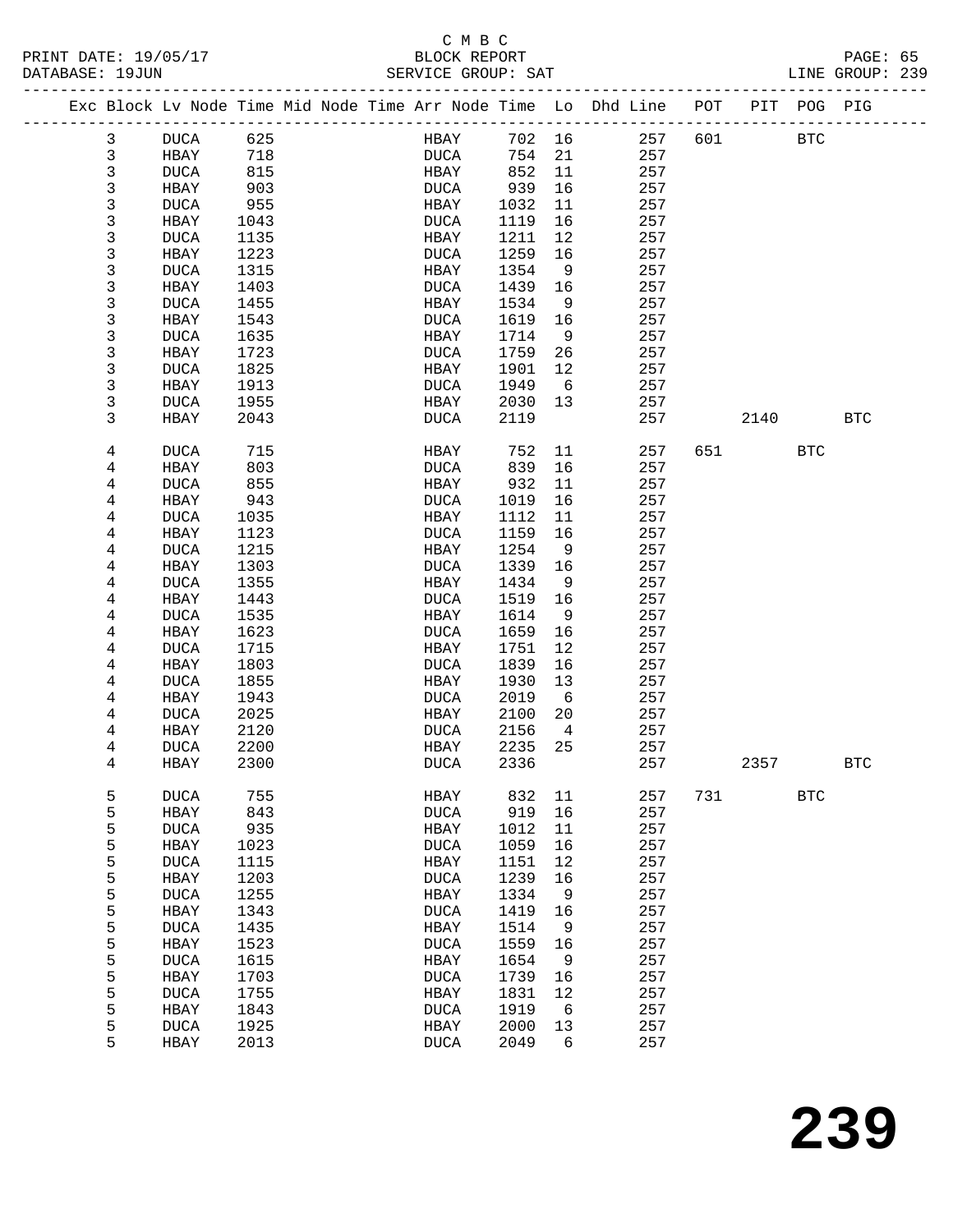C M B C

PRINT DATE: 19/05/17 BLOCK REPORT
DATABASE: 19JUN SERVICE GROUP: SAT LINE GROUP: 239

| Exc | Block | Lv | Node | Time | Mid | Node | Time | Arr | Node | Time | Lo | Dhd | Line | POT | PIT | POG | PIG |
|---|---|---|---|---|---|---|---|---|---|---|---|---|---|---|---|---|---|
| | 3 | | DUCA | 625 | | | | | HBAY | 702 | 16 | | 257 | 601 | | BTC | |
| | 3 | | HBAY | 718 | | | | | DUCA | 754 | 21 | | 257 | | | | |
| | 3 | | DUCA | 815 | | | | | HBAY | 852 | 11 | | 257 | | | | |
| | 3 | | HBAY | 903 | | | | | DUCA | 939 | 16 | | 257 | | | | |
| | 3 | | DUCA | 955 | | | | | HBAY | 1032 | 11 | | 257 | | | | |
| | 3 | | HBAY | 1043 | | | | | DUCA | 1119 | 16 | | 257 | | | | |
| | 3 | | DUCA | 1135 | | | | | HBAY | 1211 | 12 | | 257 | | | | |
| | 3 | | HBAY | 1223 | | | | | DUCA | 1259 | 16 | | 257 | | | | |
| | 3 | | DUCA | 1315 | | | | | HBAY | 1354 | 9 | | 257 | | | | |
| | 3 | | HBAY | 1403 | | | | | DUCA | 1439 | 16 | | 257 | | | | |
| | 3 | | DUCA | 1455 | | | | | HBAY | 1534 | 9 | | 257 | | | | |
| | 3 | | HBAY | 1543 | | | | | DUCA | 1619 | 16 | | 257 | | | | |
| | 3 | | DUCA | 1635 | | | | | HBAY | 1714 | 9 | | 257 | | | | |
| | 3 | | HBAY | 1723 | | | | | DUCA | 1759 | 26 | | 257 | | | | |
| | 3 | | DUCA | 1825 | | | | | HBAY | 1901 | 12 | | 257 | | | | |
| | 3 | | HBAY | 1913 | | | | | DUCA | 1949 | 6 | | 257 | | | | |
| | 3 | | DUCA | 1955 | | | | | HBAY | 2030 | 13 | | 257 | | | | |
| | 3 | | HBAY | 2043 | | | | | DUCA | 2119 | | | 257 | | 2140 | | BTC |
| | 4 | | DUCA | 715 | | | | | HBAY | 752 | 11 | | 257 | 651 | | BTC | |
| | 4 | | HBAY | 803 | | | | | DUCA | 839 | 16 | | 257 | | | | |
| | 4 | | DUCA | 855 | | | | | HBAY | 932 | 11 | | 257 | | | | |
| | 4 | | HBAY | 943 | | | | | DUCA | 1019 | 16 | | 257 | | | | |
| | 4 | | DUCA | 1035 | | | | | HBAY | 1112 | 11 | | 257 | | | | |
| | 4 | | HBAY | 1123 | | | | | DUCA | 1159 | 16 | | 257 | | | | |
| | 4 | | DUCA | 1215 | | | | | HBAY | 1254 | 9 | | 257 | | | | |
| | 4 | | HBAY | 1303 | | | | | DUCA | 1339 | 16 | | 257 | | | | |
| | 4 | | DUCA | 1355 | | | | | HBAY | 1434 | 9 | | 257 | | | | |
| | 4 | | HBAY | 1443 | | | | | DUCA | 1519 | 16 | | 257 | | | | |
| | 4 | | DUCA | 1535 | | | | | HBAY | 1614 | 9 | | 257 | | | | |
| | 4 | | HBAY | 1623 | | | | | DUCA | 1659 | 16 | | 257 | | | | |
| | 4 | | DUCA | 1715 | | | | | HBAY | 1751 | 12 | | 257 | | | | |
| | 4 | | HBAY | 1803 | | | | | DUCA | 1839 | 16 | | 257 | | | | |
| | 4 | | DUCA | 1855 | | | | | HBAY | 1930 | 13 | | 257 | | | | |
| | 4 | | HBAY | 1943 | | | | | DUCA | 2019 | 6 | | 257 | | | | |
| | 4 | | DUCA | 2025 | | | | | HBAY | 2100 | 20 | | 257 | | | | |
| | 4 | | HBAY | 2120 | | | | | DUCA | 2156 | 4 | | 257 | | | | |
| | 4 | | DUCA | 2200 | | | | | HBAY | 2235 | 25 | | 257 | | | | |
| | 4 | | HBAY | 2300 | | | | | DUCA | 2336 | | | 257 | | 2357 | | BTC |
| | 5 | | DUCA | 755 | | | | | HBAY | 832 | 11 | | 257 | 731 | | BTC | |
| | 5 | | HBAY | 843 | | | | | DUCA | 919 | 16 | | 257 | | | | |
| | 5 | | DUCA | 935 | | | | | HBAY | 1012 | 11 | | 257 | | | | |
| | 5 | | HBAY | 1023 | | | | | DUCA | 1059 | 16 | | 257 | | | | |
| | 5 | | DUCA | 1115 | | | | | HBAY | 1151 | 12 | | 257 | | | | |
| | 5 | | HBAY | 1203 | | | | | DUCA | 1239 | 16 | | 257 | | | | |
| | 5 | | DUCA | 1255 | | | | | HBAY | 1334 | 9 | | 257 | | | | |
| | 5 | | HBAY | 1343 | | | | | DUCA | 1419 | 16 | | 257 | | | | |
| | 5 | | DUCA | 1435 | | | | | HBAY | 1514 | 9 | | 257 | | | | |
| | 5 | | HBAY | 1523 | | | | | DUCA | 1559 | 16 | | 257 | | | | |
| | 5 | | DUCA | 1615 | | | | | HBAY | 1654 | 9 | | 257 | | | | |
| | 5 | | HBAY | 1703 | | | | | DUCA | 1739 | 16 | | 257 | | | | |
| | 5 | | DUCA | 1755 | | | | | HBAY | 1831 | 12 | | 257 | | | | |
| | 5 | | HBAY | 1843 | | | | | DUCA | 1919 | 6 | | 257 | | | | |
| | 5 | | DUCA | 1925 | | | | | HBAY | 2000 | 13 | | 257 | | | | |
| | 5 | | HBAY | 2013 | | | | | DUCA | 2049 | 6 | | 257 | | | | |

239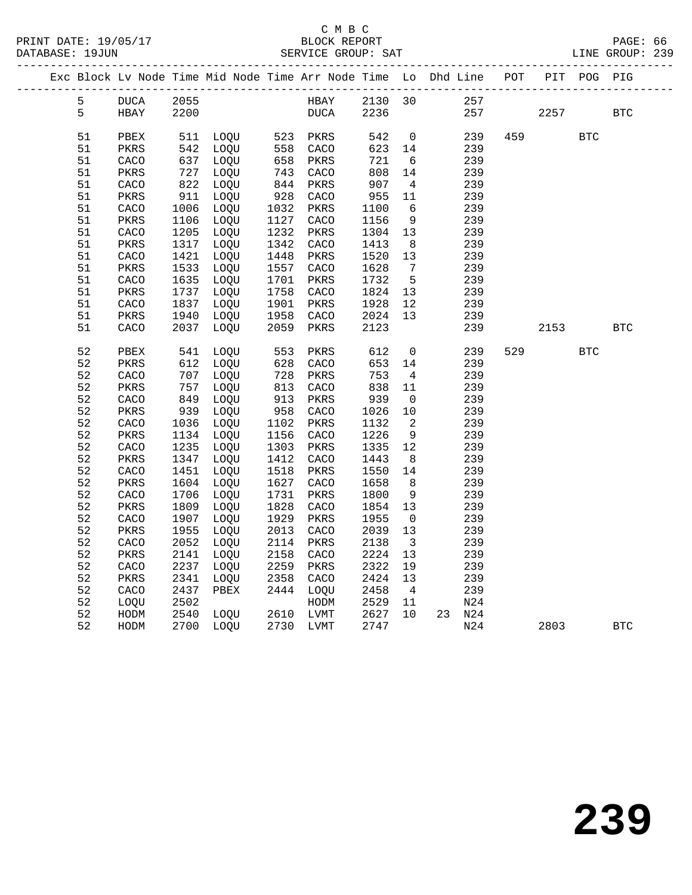C M B C

BLOCK REPORT

SERVICE GROUP: SAT

LINE GROUP: 239

| Exc | Block | Lv Node | Time | Mid Node | Time | Arr Node | Time | Lo | Dhd | Line | POT | PIT | POG | PIG |
|---|---|---|---|---|---|---|---|---|---|---|---|---|---|---|
| | 5 | DUCA | 2055 | | | HBAY | 2130 | 30 | | 257 | | | | |
| | 5 | HBAY | 2200 | | | DUCA | 2236 | | | 257 | | 2257 | | BTC |
| | 51 | PBEX | 511 | LOQU | 523 | PKRS | 542 | 0 | | 239 | 459 | | BTC | |
| | 51 | PKRS | 542 | LOQU | 558 | CACO | 623 | 14 | | 239 | | | | |
| | 51 | CACO | 637 | LOQU | 658 | PKRS | 721 | 6 | | 239 | | | | |
| | 51 | PKRS | 727 | LOQU | 743 | CACO | 808 | 14 | | 239 | | | | |
| | 51 | CACO | 822 | LOQU | 844 | PKRS | 907 | 4 | | 239 | | | | |
| | 51 | PKRS | 911 | LOQU | 928 | CACO | 955 | 11 | | 239 | | | | |
| | 51 | CACO | 1006 | LOQU | 1032 | PKRS | 1100 | 6 | | 239 | | | | |
| | 51 | PKRS | 1106 | LOQU | 1127 | CACO | 1156 | 9 | | 239 | | | | |
| | 51 | CACO | 1205 | LOQU | 1232 | PKRS | 1304 | 13 | | 239 | | | | |
| | 51 | PKRS | 1317 | LOQU | 1342 | CACO | 1413 | 8 | | 239 | | | | |
| | 51 | CACO | 1421 | LOQU | 1448 | PKRS | 1520 | 13 | | 239 | | | | |
| | 51 | PKRS | 1533 | LOQU | 1557 | CACO | 1628 | 7 | | 239 | | | | |
| | 51 | CACO | 1635 | LOQU | 1701 | PKRS | 1732 | 5 | | 239 | | | | |
| | 51 | PKRS | 1737 | LOQU | 1758 | CACO | 1824 | 13 | | 239 | | | | |
| | 51 | CACO | 1837 | LOQU | 1901 | PKRS | 1928 | 12 | | 239 | | | | |
| | 51 | PKRS | 1940 | LOQU | 1958 | CACO | 2024 | 13 | | 239 | | | | |
| | 51 | CACO | 2037 | LOQU | 2059 | PKRS | 2123 | | | 239 | | 2153 | | BTC |
| | 52 | PBEX | 541 | LOQU | 553 | PKRS | 612 | 0 | | 239 | 529 | | BTC | |
| | 52 | PKRS | 612 | LOQU | 628 | CACO | 653 | 14 | | 239 | | | | |
| | 52 | CACO | 707 | LOQU | 728 | PKRS | 753 | 4 | | 239 | | | | |
| | 52 | PKRS | 757 | LOQU | 813 | CACO | 838 | 11 | | 239 | | | | |
| | 52 | CACO | 849 | LOQU | 913 | PKRS | 939 | 0 | | 239 | | | | |
| | 52 | PKRS | 939 | LOQU | 958 | CACO | 1026 | 10 | | 239 | | | | |
| | 52 | CACO | 1036 | LOQU | 1102 | PKRS | 1132 | 2 | | 239 | | | | |
| | 52 | PKRS | 1134 | LOQU | 1156 | CACO | 1226 | 9 | | 239 | | | | |
| | 52 | CACO | 1235 | LOQU | 1303 | PKRS | 1335 | 12 | | 239 | | | | |
| | 52 | PKRS | 1347 | LOQU | 1412 | CACO | 1443 | 8 | | 239 | | | | |
| | 52 | CACO | 1451 | LOQU | 1518 | PKRS | 1550 | 14 | | 239 | | | | |
| | 52 | PKRS | 1604 | LOQU | 1627 | CACO | 1658 | 8 | | 239 | | | | |
| | 52 | CACO | 1706 | LOQU | 1731 | PKRS | 1800 | 9 | | 239 | | | | |
| | 52 | PKRS | 1809 | LOQU | 1828 | CACO | 1854 | 13 | | 239 | | | | |
| | 52 | CACO | 1907 | LOQU | 1929 | PKRS | 1955 | 0 | | 239 | | | | |
| | 52 | PKRS | 1955 | LOQU | 2013 | CACO | 2039 | 13 | | 239 | | | | |
| | 52 | CACO | 2052 | LOQU | 2114 | PKRS | 2138 | 3 | | 239 | | | | |
| | 52 | PKRS | 2141 | LOQU | 2158 | CACO | 2224 | 13 | | 239 | | | | |
| | 52 | CACO | 2237 | LOQU | 2259 | PKRS | 2322 | 19 | | 239 | | | | |
| | 52 | PKRS | 2341 | LOQU | 2358 | CACO | 2424 | 13 | | 239 | | | | |
| | 52 | CACO | 2437 | PBEX | 2444 | LOQU | 2458 | 4 | | 239 | | | | |
| | 52 | LOQU | 2502 | | | HODM | 2529 | 11 | | N24 | | | | |
| | 52 | HODM | 2540 | LOQU | 2610 | LVMT | 2627 | 10 | 23 | N24 | | | | |
| | 52 | HODM | 2700 | LOQU | 2730 | LVMT | 2747 | | | N24 | | 2803 | | BTC |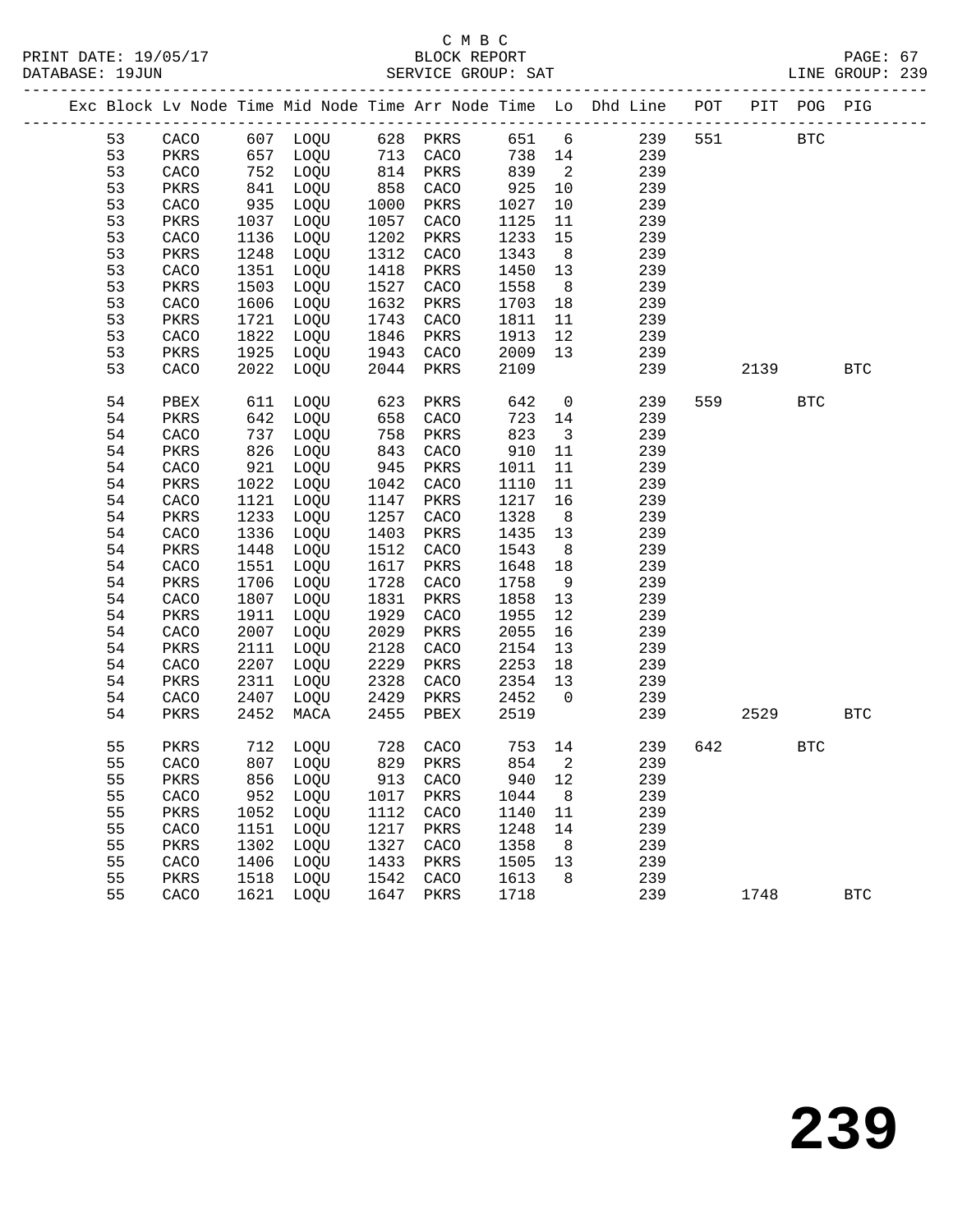C M B C

BLOCK REPORT

SERVICE GROUP: SAT

PRINT DATE: 19/05/17
DATABASE: 19JUN
LINE GROUP: 239

| Exc | Block | Lv | Node | Time | Mid Node | Time | Arr Node | Time | Lo | Dhd Line | POT | PIT | POG | PIG |
|---|---|---|---|---|---|---|---|---|---|---|---|---|---|---|
| | 53 | | CACO | 607 | LOQU | 628 | PKRS | 651 | 6 | 239 | 551 | | BTC | |
| | 53 | | PKRS | 657 | LOQU | 713 | CACO | 738 | 14 | 239 | | | | |
| | 53 | | CACO | 752 | LOQU | 814 | PKRS | 839 | 2 | 239 | | | | |
| | 53 | | PKRS | 841 | LOQU | 858 | CACO | 925 | 10 | 239 | | | | |
| | 53 | | CACO | 935 | LOQU | 1000 | PKRS | 1027 | 10 | 239 | | | | |
| | 53 | | PKRS | 1037 | LOQU | 1057 | CACO | 1125 | 11 | 239 | | | | |
| | 53 | | CACO | 1136 | LOQU | 1202 | PKRS | 1233 | 15 | 239 | | | | |
| | 53 | | PKRS | 1248 | LOQU | 1312 | CACO | 1343 | 8 | 239 | | | | |
| | 53 | | CACO | 1351 | LOQU | 1418 | PKRS | 1450 | 13 | 239 | | | | |
| | 53 | | PKRS | 1503 | LOQU | 1527 | CACO | 1558 | 8 | 239 | | | | |
| | 53 | | CACO | 1606 | LOQU | 1632 | PKRS | 1703 | 18 | 239 | | | | |
| | 53 | | PKRS | 1721 | LOQU | 1743 | CACO | 1811 | 11 | 239 | | | | |
| | 53 | | CACO | 1822 | LOQU | 1846 | PKRS | 1913 | 12 | 239 | | | | |
| | 53 | | PKRS | 1925 | LOQU | 1943 | CACO | 2009 | 13 | 239 | | | | |
| | 53 | | CACO | 2022 | LOQU | 2044 | PKRS | 2109 | | 239 | | 2139 | | BTC |
| | 54 | | PBEX | 611 | LOQU | 623 | PKRS | 642 | 0 | 239 | 559 | | BTC | |
| | 54 | | PKRS | 642 | LOQU | 658 | CACO | 723 | 14 | 239 | | | | |
| | 54 | | CACO | 737 | LOQU | 758 | PKRS | 823 | 3 | 239 | | | | |
| | 54 | | PKRS | 826 | LOQU | 843 | CACO | 910 | 11 | 239 | | | | |
| | 54 | | CACO | 921 | LOQU | 945 | PKRS | 1011 | 11 | 239 | | | | |
| | 54 | | PKRS | 1022 | LOQU | 1042 | CACO | 1110 | 11 | 239 | | | | |
| | 54 | | CACO | 1121 | LOQU | 1147 | PKRS | 1217 | 16 | 239 | | | | |
| | 54 | | PKRS | 1233 | LOQU | 1257 | CACO | 1328 | 8 | 239 | | | | |
| | 54 | | CACO | 1336 | LOQU | 1403 | PKRS | 1435 | 13 | 239 | | | | |
| | 54 | | PKRS | 1448 | LOQU | 1512 | CACO | 1543 | 8 | 239 | | | | |
| | 54 | | CACO | 1551 | LOQU | 1617 | PKRS | 1648 | 18 | 239 | | | | |
| | 54 | | PKRS | 1706 | LOQU | 1728 | CACO | 1758 | 9 | 239 | | | | |
| | 54 | | CACO | 1807 | LOQU | 1831 | PKRS | 1858 | 13 | 239 | | | | |
| | 54 | | PKRS | 1911 | LOQU | 1929 | CACO | 1955 | 12 | 239 | | | | |
| | 54 | | CACO | 2007 | LOQU | 2029 | PKRS | 2055 | 16 | 239 | | | | |
| | 54 | | PKRS | 2111 | LOQU | 2128 | CACO | 2154 | 13 | 239 | | | | |
| | 54 | | CACO | 2207 | LOQU | 2229 | PKRS | 2253 | 18 | 239 | | | | |
| | 54 | | PKRS | 2311 | LOQU | 2328 | CACO | 2354 | 13 | 239 | | | | |
| | 54 | | CACO | 2407 | LOQU | 2429 | PKRS | 2452 | 0 | 239 | | | | |
| | 54 | | PKRS | 2452 | MACA | 2455 | PBEX | 2519 | | 239 | | 2529 | | BTC |
| | 55 | | PKRS | 712 | LOQU | 728 | CACO | 753 | 14 | 239 | 642 | | BTC | |
| | 55 | | CACO | 807 | LOQU | 829 | PKRS | 854 | 2 | 239 | | | | |
| | 55 | | PKRS | 856 | LOQU | 913 | CACO | 940 | 12 | 239 | | | | |
| | 55 | | CACO | 952 | LOQU | 1017 | PKRS | 1044 | 8 | 239 | | | | |
| | 55 | | PKRS | 1052 | LOQU | 1112 | CACO | 1140 | 11 | 239 | | | | |
| | 55 | | CACO | 1151 | LOQU | 1217 | PKRS | 1248 | 14 | 239 | | | | |
| | 55 | | PKRS | 1302 | LOQU | 1327 | CACO | 1358 | 8 | 239 | | | | |
| | 55 | | CACO | 1406 | LOQU | 1433 | PKRS | 1505 | 13 | 239 | | | | |
| | 55 | | PKRS | 1518 | LOQU | 1542 | CACO | 1613 | 8 | 239 | | | | |
| | 55 | | CACO | 1621 | LOQU | 1647 | PKRS | 1718 | | 239 | | 1748 | | BTC |

239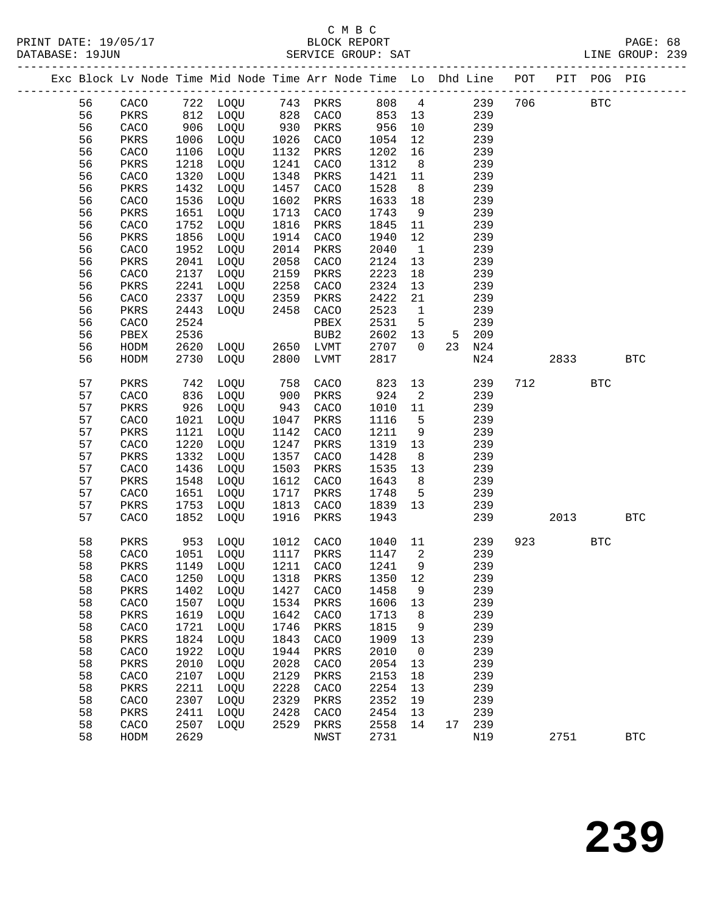C M B C

BLOCK REPORT

SERVICE GROUP: SAT

LINE GROUP: 239

| Exc | Block | Lv Node | Time | Mid Node | Time | Arr Node | Time | Lo | Dhd | Line | POT | PIT | POG | PIG |
|---|---|---|---|---|---|---|---|---|---|---|---|---|---|---|
| | 56 | CACO | 722 | LOQU | 743 | PKRS | 808 | 4 | | 239 | 706 | | BTC | |
| | 56 | PKRS | 812 | LOQU | 828 | CACO | 853 | 13 | | 239 | | | | |
| | 56 | CACO | 906 | LOQU | 930 | PKRS | 956 | 10 | | 239 | | | | |
| | 56 | PKRS | 1006 | LOQU | 1026 | CACO | 1054 | 12 | | 239 | | | | |
| | 56 | CACO | 1106 | LOQU | 1132 | PKRS | 1202 | 16 | | 239 | | | | |
| | 56 | PKRS | 1218 | LOQU | 1241 | CACO | 1312 | 8 | | 239 | | | | |
| | 56 | CACO | 1320 | LOQU | 1348 | PKRS | 1421 | 11 | | 239 | | | | |
| | 56 | PKRS | 1432 | LOQU | 1457 | CACO | 1528 | 8 | | 239 | | | | |
| | 56 | CACO | 1536 | LOQU | 1602 | PKRS | 1633 | 18 | | 239 | | | | |
| | 56 | PKRS | 1651 | LOQU | 1713 | CACO | 1743 | 9 | | 239 | | | | |
| | 56 | CACO | 1752 | LOQU | 1816 | PKRS | 1845 | 11 | | 239 | | | | |
| | 56 | PKRS | 1856 | LOQU | 1914 | CACO | 1940 | 12 | | 239 | | | | |
| | 56 | CACO | 1952 | LOQU | 2014 | PKRS | 2040 | 1 | | 239 | | | | |
| | 56 | PKRS | 2041 | LOQU | 2058 | CACO | 2124 | 13 | | 239 | | | | |
| | 56 | CACO | 2137 | LOQU | 2159 | PKRS | 2223 | 18 | | 239 | | | | |
| | 56 | PKRS | 2241 | LOQU | 2258 | CACO | 2324 | 13 | | 239 | | | | |
| | 56 | CACO | 2337 | LOQU | 2359 | PKRS | 2422 | 21 | | 239 | | | | |
| | 56 | PKRS | 2443 | LOQU | 2458 | CACO | 2523 | 1 | | 239 | | | | |
| | 56 | CACO | 2524 | | | PBEX | 2531 | 5 | | 239 | | | | |
| | 56 | PBEX | 2536 | | | BUB2 | 2602 | 13 | 5 | 209 | | | | |
| | 56 | HODM | 2620 | LOQU | 2650 | LVMT | 2707 | 0 | 23 | N24 | | | | |
| | 56 | HODM | 2730 | LOQU | 2800 | LVMT | 2817 | | | N24 | | 2833 | | BTC |
| | 57 | PKRS | 742 | LOQU | 758 | CACO | 823 | 13 | | 239 | 712 | | BTC | |
| | 57 | CACO | 836 | LOQU | 900 | PKRS | 924 | 2 | | 239 | | | | |
| | 57 | PKRS | 926 | LOQU | 943 | CACO | 1010 | 11 | | 239 | | | | |
| | 57 | CACO | 1021 | LOQU | 1047 | PKRS | 1116 | 5 | | 239 | | | | |
| | 57 | PKRS | 1121 | LOQU | 1142 | CACO | 1211 | 9 | | 239 | | | | |
| | 57 | CACO | 1220 | LOQU | 1247 | PKRS | 1319 | 13 | | 239 | | | | |
| | 57 | PKRS | 1332 | LOQU | 1357 | CACO | 1428 | 8 | | 239 | | | | |
| | 57 | CACO | 1436 | LOQU | 1503 | PKRS | 1535 | 13 | | 239 | | | | |
| | 57 | PKRS | 1548 | LOQU | 1612 | CACO | 1643 | 8 | | 239 | | | | |
| | 57 | CACO | 1651 | LOQU | 1717 | PKRS | 1748 | 5 | | 239 | | | | |
| | 57 | PKRS | 1753 | LOQU | 1813 | CACO | 1839 | 13 | | 239 | | | | |
| | 57 | CACO | 1852 | LOQU | 1916 | PKRS | 1943 | | | 239 | | 2013 | | BTC |
| | 58 | PKRS | 953 | LOQU | 1012 | CACO | 1040 | 11 | | 239 | 923 | | BTC | |
| | 58 | CACO | 1051 | LOQU | 1117 | PKRS | 1147 | 2 | | 239 | | | | |
| | 58 | PKRS | 1149 | LOQU | 1211 | CACO | 1241 | 9 | | 239 | | | | |
| | 58 | CACO | 1250 | LOQU | 1318 | PKRS | 1350 | 12 | | 239 | | | | |
| | 58 | PKRS | 1402 | LOQU | 1427 | CACO | 1458 | 9 | | 239 | | | | |
| | 58 | CACO | 1507 | LOQU | 1534 | PKRS | 1606 | 13 | | 239 | | | | |
| | 58 | PKRS | 1619 | LOQU | 1642 | CACO | 1713 | 8 | | 239 | | | | |
| | 58 | CACO | 1721 | LOQU | 1746 | PKRS | 1815 | 9 | | 239 | | | | |
| | 58 | PKRS | 1824 | LOQU | 1843 | CACO | 1909 | 13 | | 239 | | | | |
| | 58 | CACO | 1922 | LOQU | 1944 | PKRS | 2010 | 0 | | 239 | | | | |
| | 58 | PKRS | 2010 | LOQU | 2028 | CACO | 2054 | 13 | | 239 | | | | |
| | 58 | CACO | 2107 | LOQU | 2129 | PKRS | 2153 | 18 | | 239 | | | | |
| | 58 | PKRS | 2211 | LOQU | 2228 | CACO | 2254 | 13 | | 239 | | | | |
| | 58 | CACO | 2307 | LOQU | 2329 | PKRS | 2352 | 19 | | 239 | | | | |
| | 58 | PKRS | 2411 | LOQU | 2428 | CACO | 2454 | 13 | | 239 | | | | |
| | 58 | CACO | 2507 | LOQU | 2529 | PKRS | 2558 | 14 | 17 | 239 | | | | |
| | 58 | HODM | 2629 | | | NWST | 2731 | | | N19 | | 2751 | | BTC |

239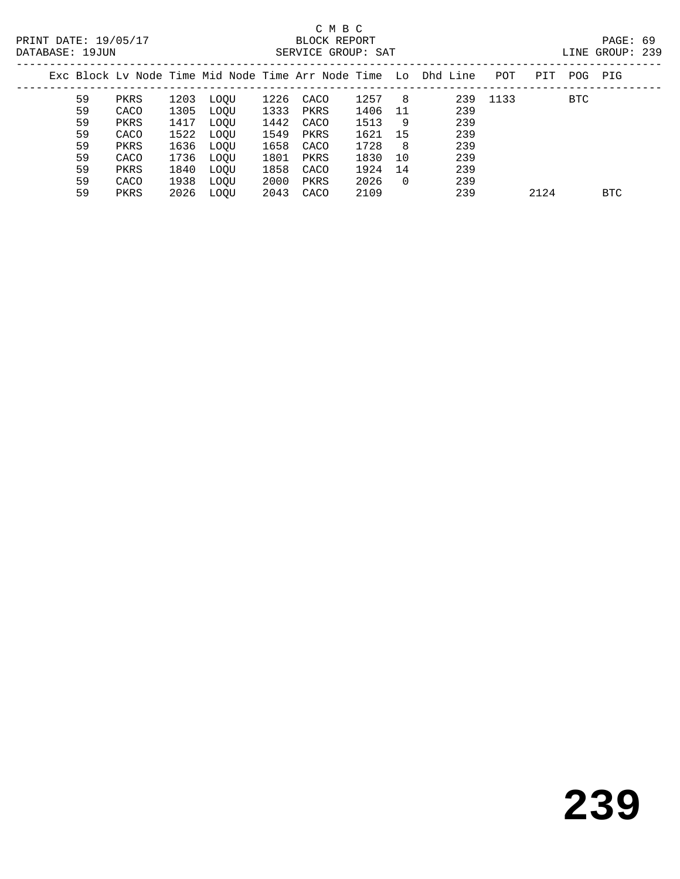C M B C

BLOCK REPORT

SERVICE GROUP: SAT

PRINT DATE: 19/05/17

DATABASE: 19JUN

LINE GROUP: 239

| Exc | Block | Lv Node | Time | Mid Node | Time | Arr Node | Time | Lo | Dhd Line | POT | PIT | POG | PIG |
|---|---|---|---|---|---|---|---|---|---|---|---|---|---|
| | 59 | PKRS | 1203 | LOQU | 1226 | CACO | 1257 | 8 | 239 | 1133 | | BTC | |
| | 59 | CACO | 1305 | LOQU | 1333 | PKRS | 1406 | 11 | 239 | | | | |
| | 59 | PKRS | 1417 | LOQU | 1442 | CACO | 1513 | 9 | 239 | | | | |
| | 59 | CACO | 1522 | LOQU | 1549 | PKRS | 1621 | 15 | 239 | | | | |
| | 59 | PKRS | 1636 | LOQU | 1658 | CACO | 1728 | 8 | 239 | | | | |
| | 59 | CACO | 1736 | LOQU | 1801 | PKRS | 1830 | 10 | 239 | | | | |
| | 59 | PKRS | 1840 | LOQU | 1858 | CACO | 1924 | 14 | 239 | | | | |
| | 59 | CACO | 1938 | LOQU | 2000 | PKRS | 2026 | 0 | 239 | | | | |
| | 59 | PKRS | 2026 | LOQU | 2043 | CACO | 2109 | | 239 | | 2124 | | BTC |

# 239